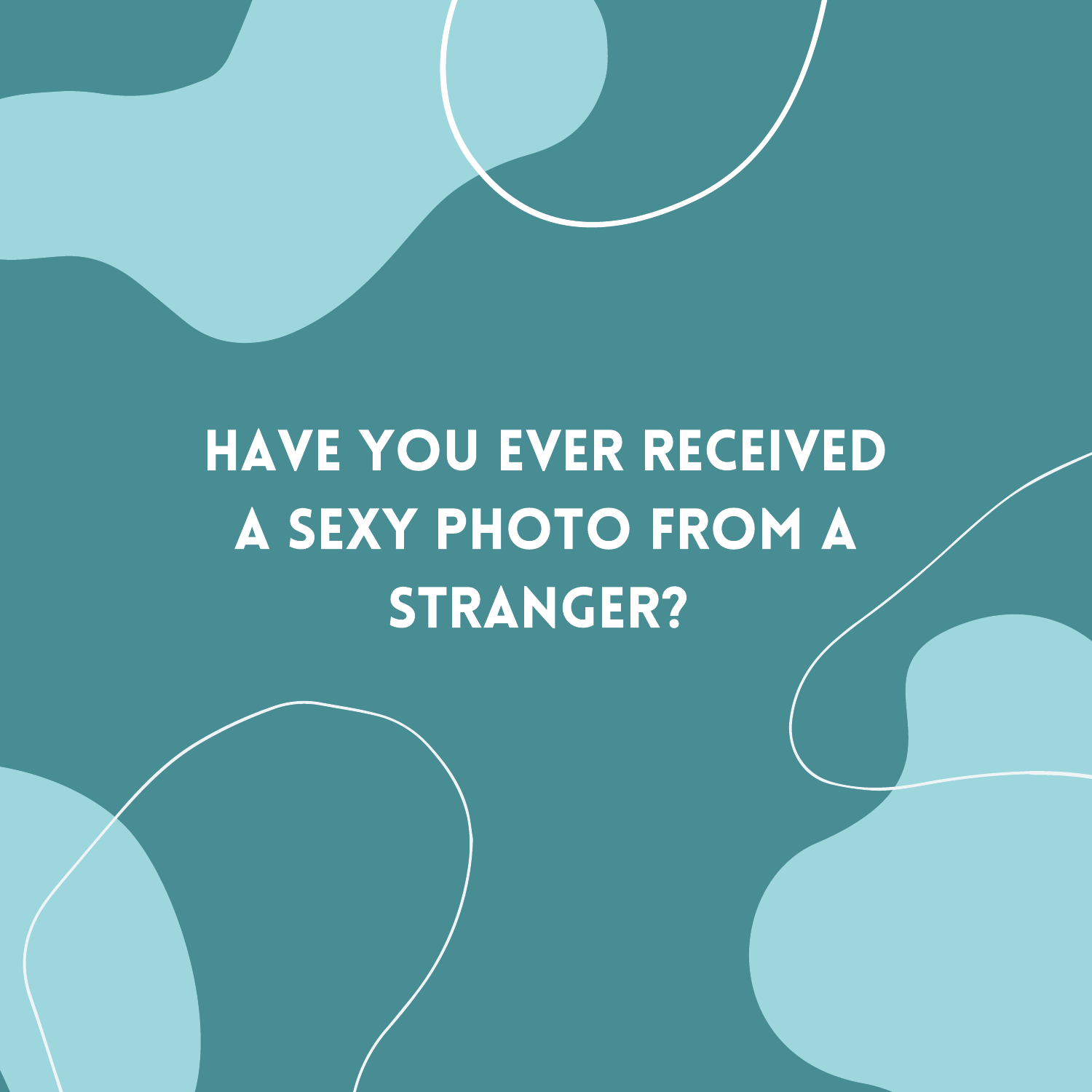# HAVE YOU EVER RECEIVED A SEXY PHOTO FROM A STRANGER?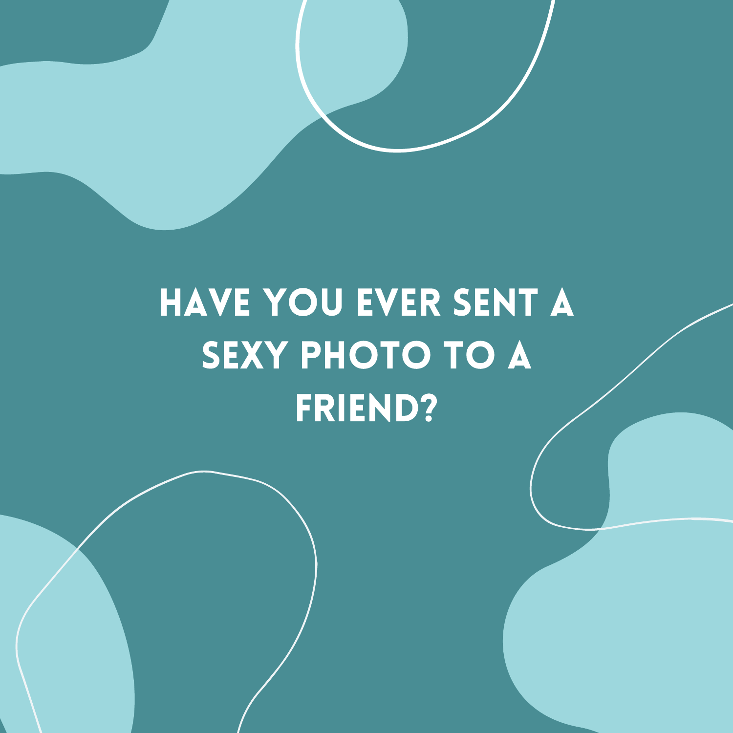HAVE YOU EVER SENT A SEXY PHOTO TO A FRIEND?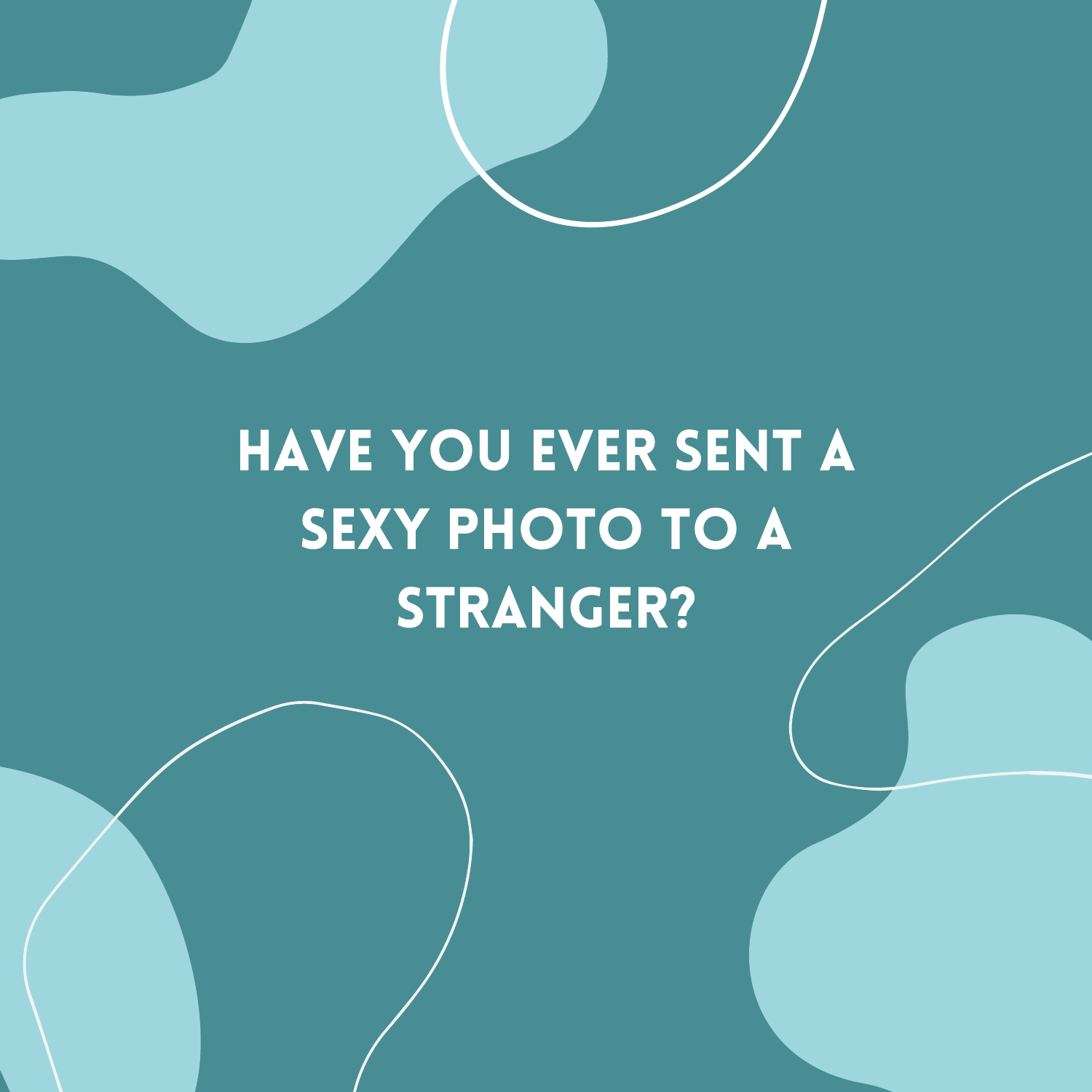HAVE YOU EVER SENT A SEXY PHOTO TO A STRANGER?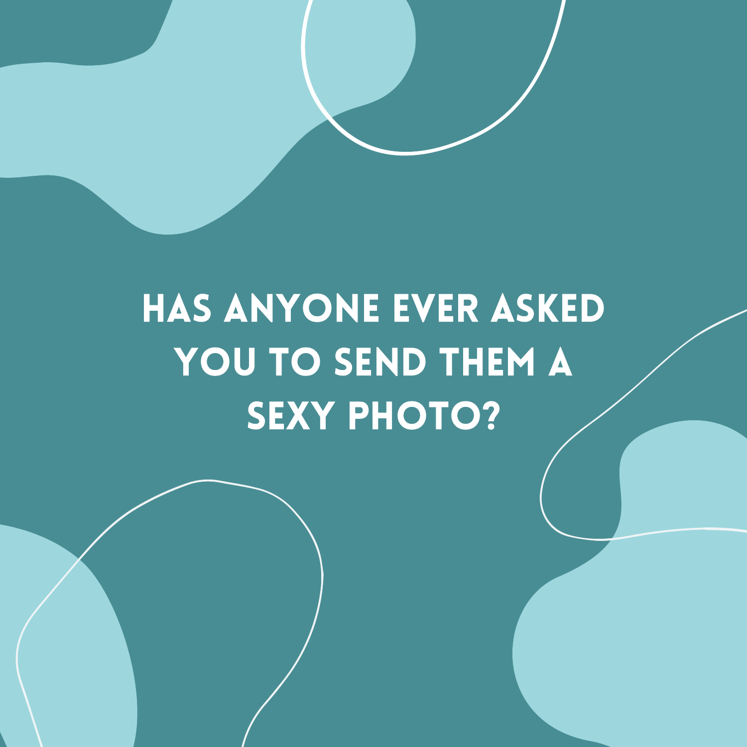# HAS ANYONE EVER ASKED YOU TO SEND THEM A SEXY PHOTO?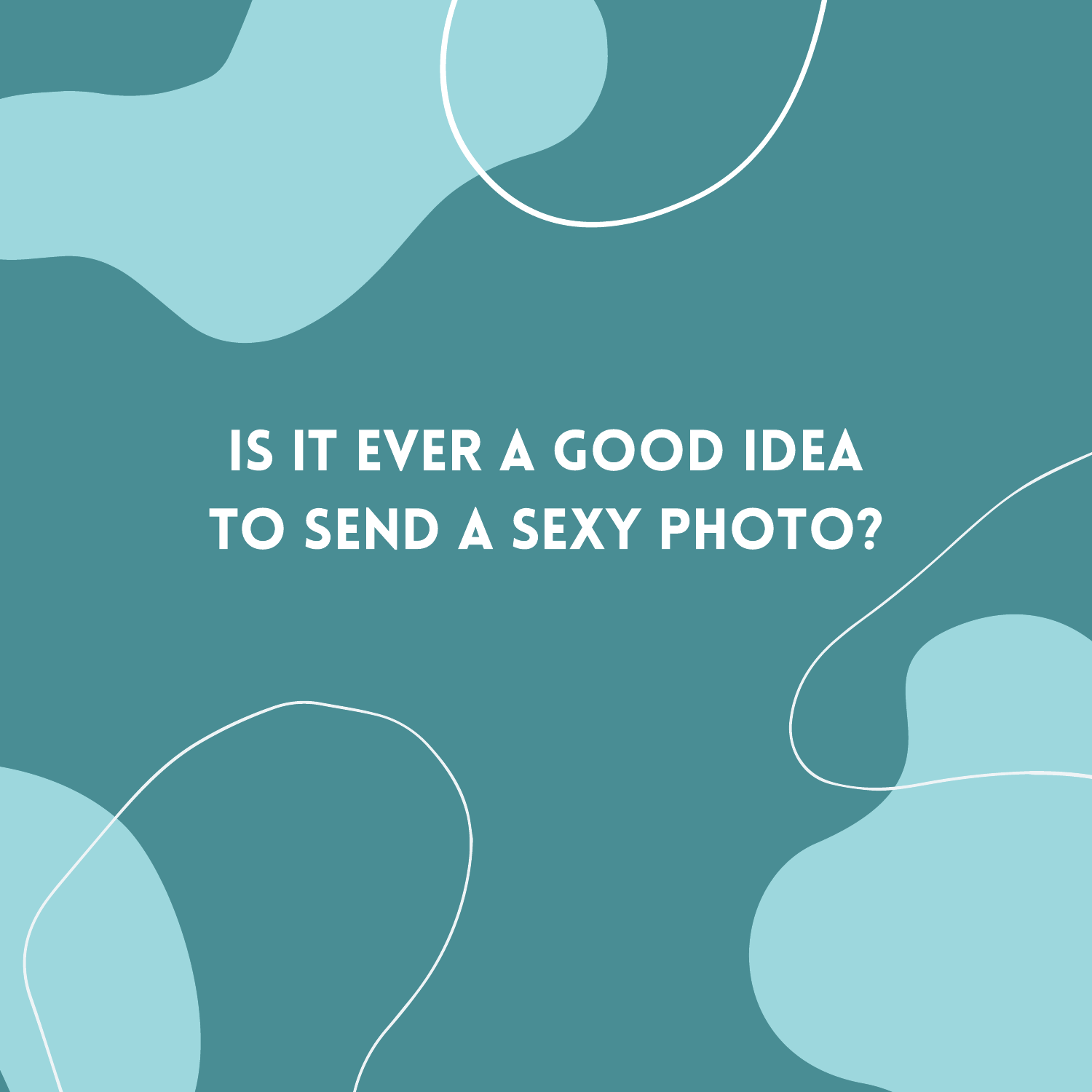# IS IT EVER A GOOD IDEA TO SEND A SEXY PHOTO?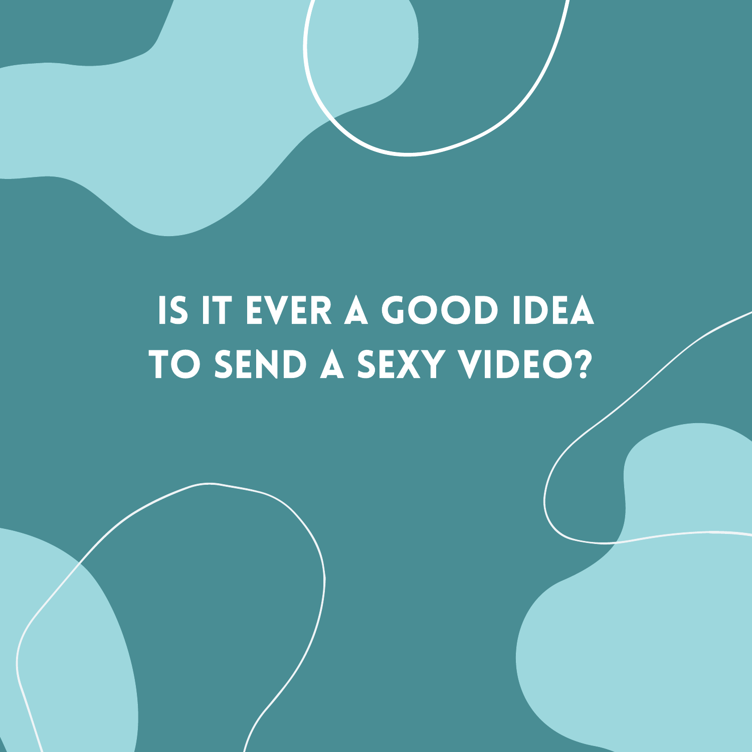# IS IT EVER A GOOD IDEA TO SEND A SEXY VIDEO?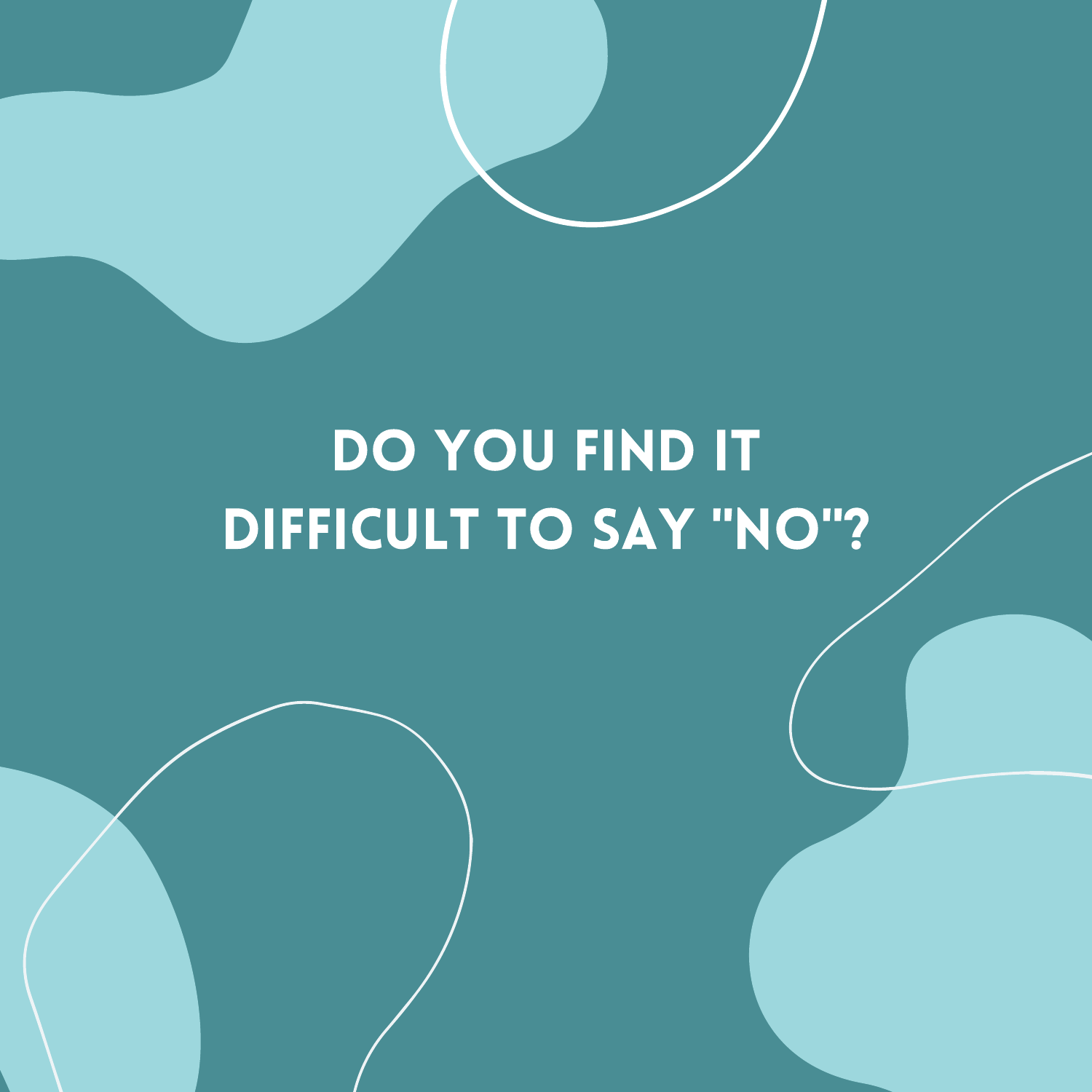# DO YOU FIND IT DIFFICULT TO SAY "NO"?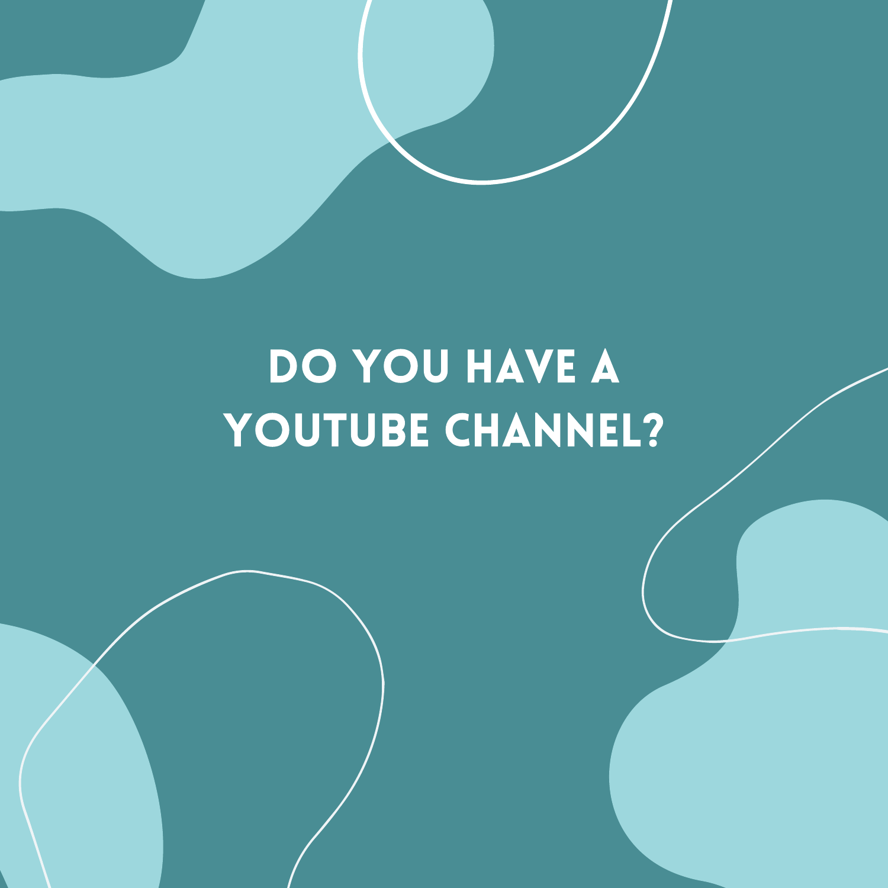# DO YOU HAVE A YOUTUBE CHANNEL?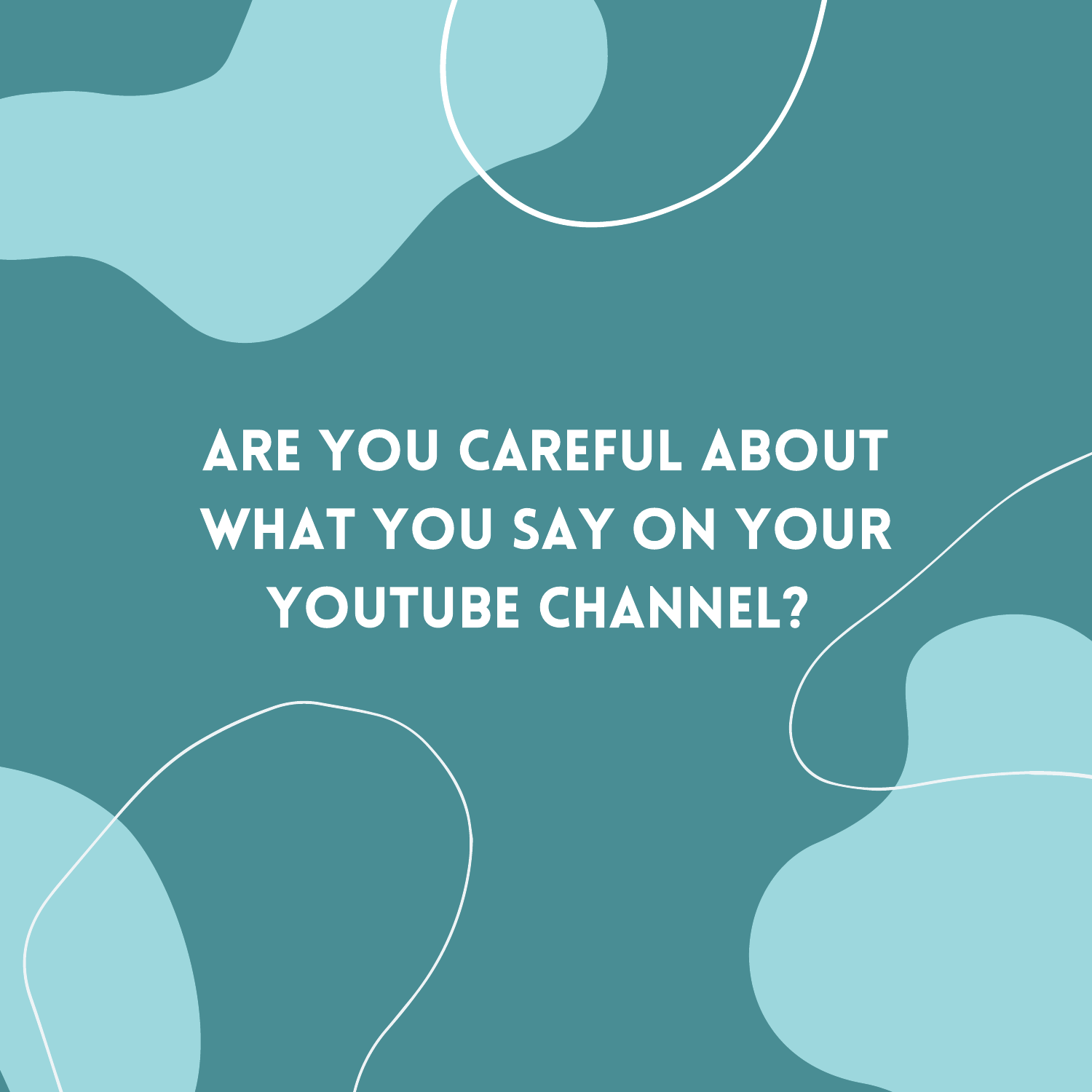# ARE YOU CAREFUL ABOUT WHAT YOU SAY ON YOUR YOUTUBE CHANNEL?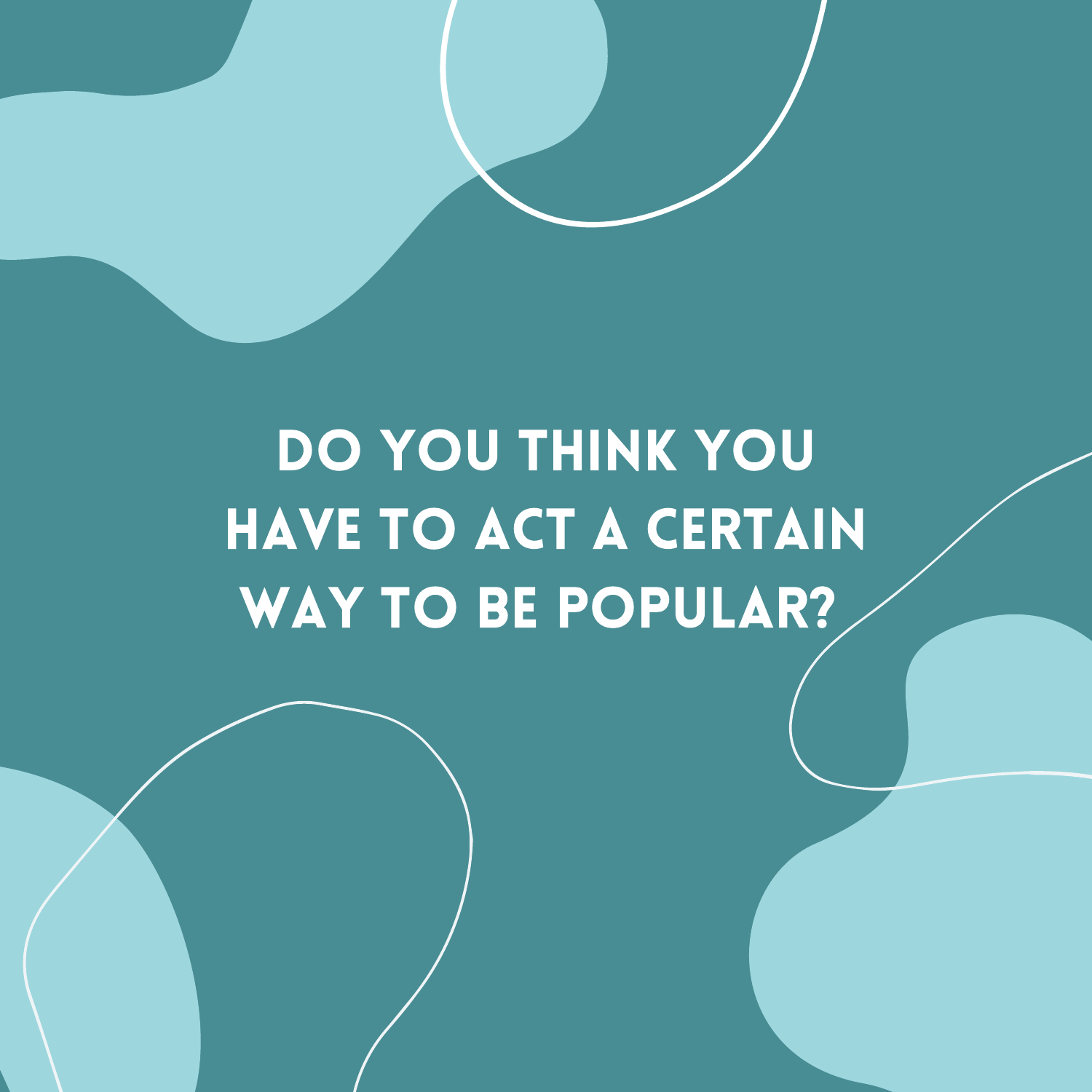# DO YOU THINK YOU HAVE TO ACT A CERTAIN WAY TO BE POPULAR?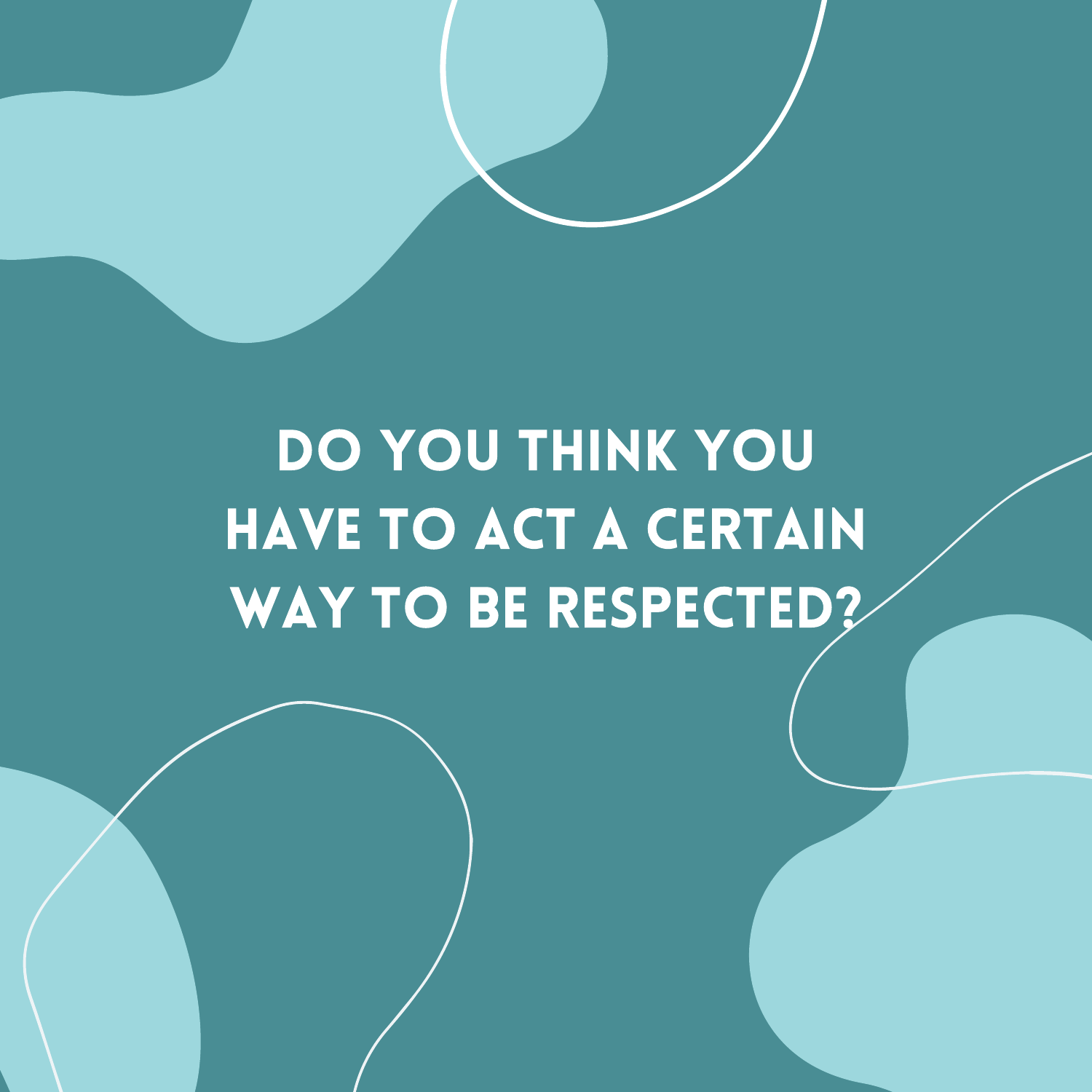# DO YOU THINK YOU HAVE TO ACT A CERTAIN WAY TO BE RESPECTED?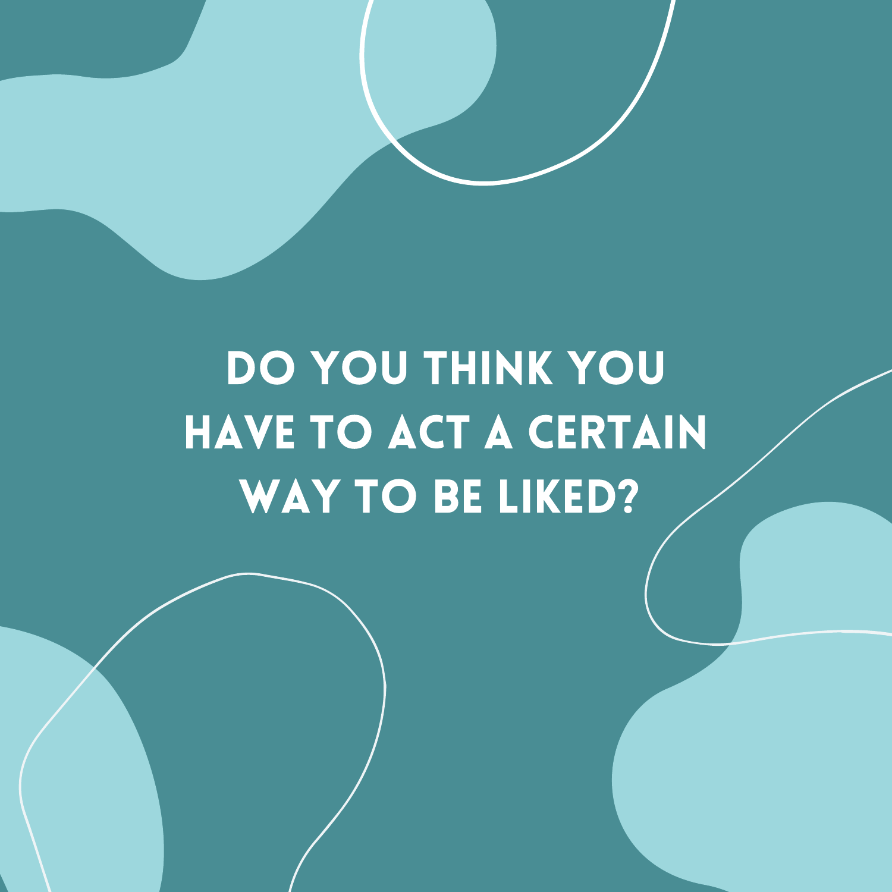DO YOU THINK YOU HAVE TO ACT A CERTAIN WAY TO BE LIKED?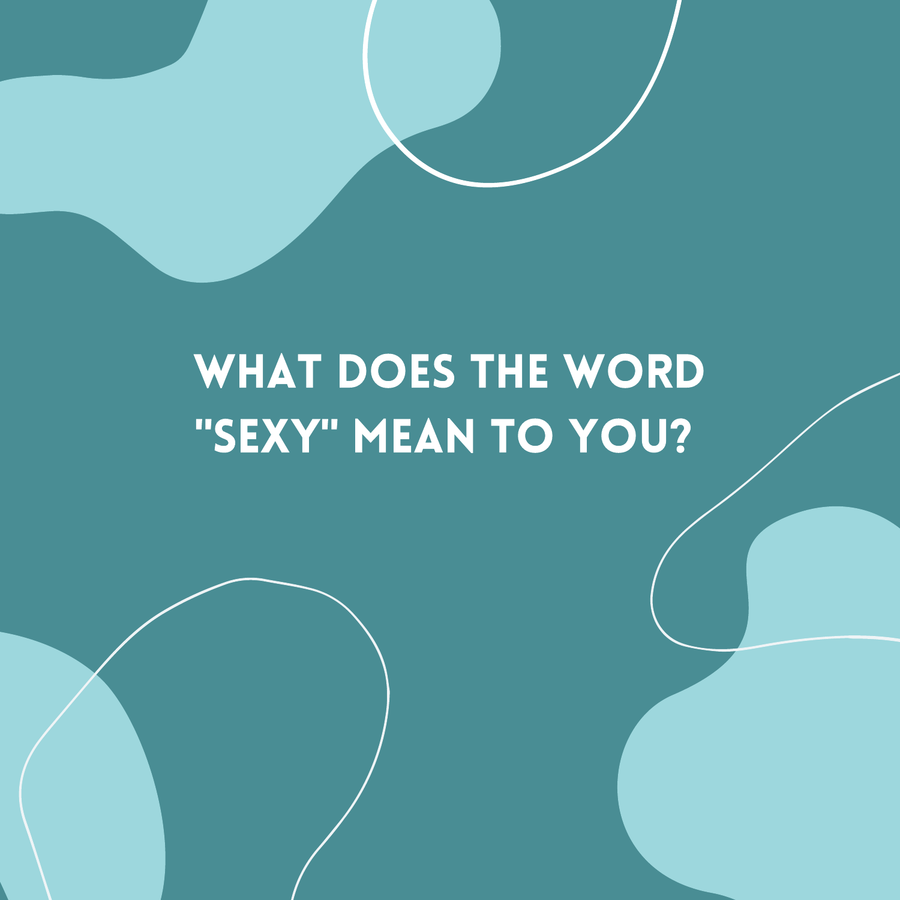# WHAT DOES THE WORD "SEXY" MEAN TO YOU?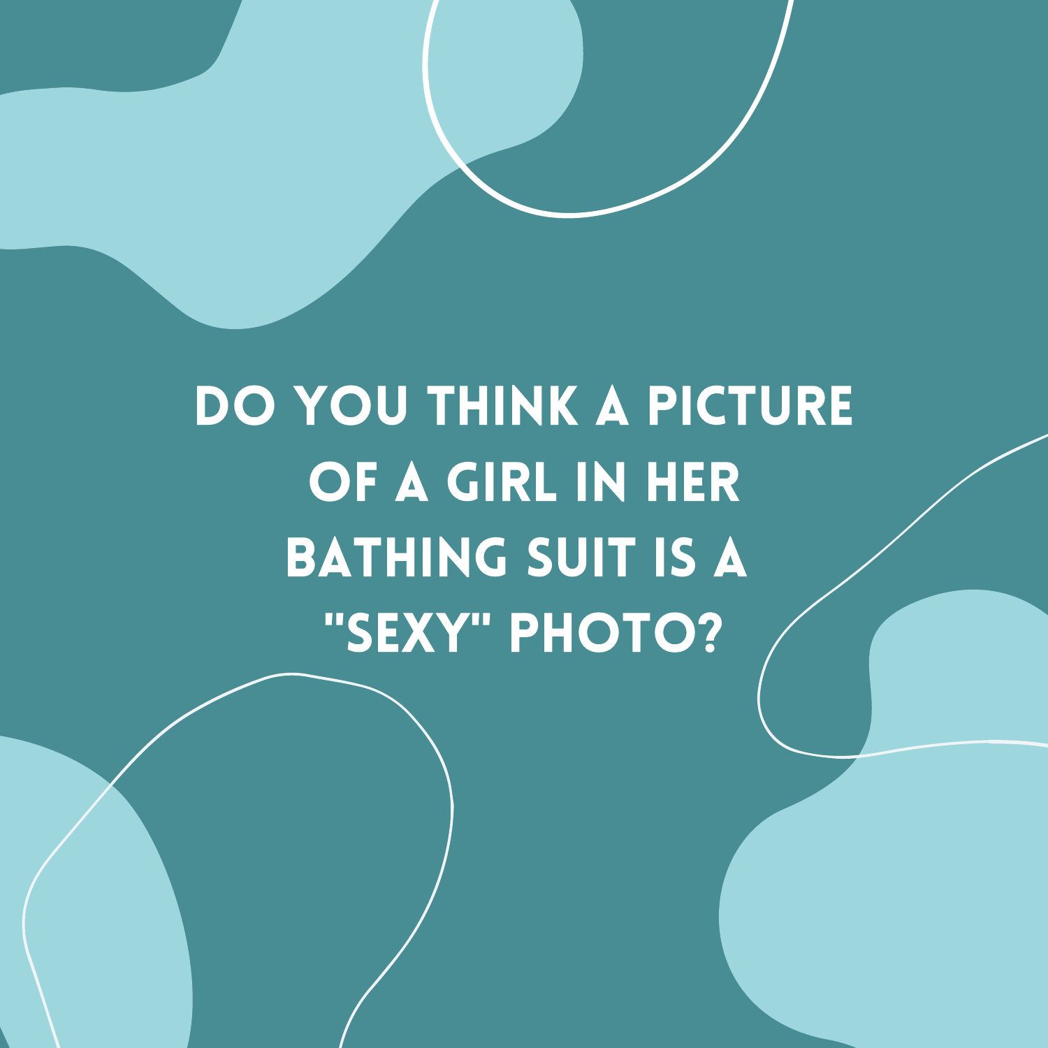# DO YOU THINK A PICTURE OF A GIRL IN HER BATHING SUIT IS A "SEXY" PHOTO?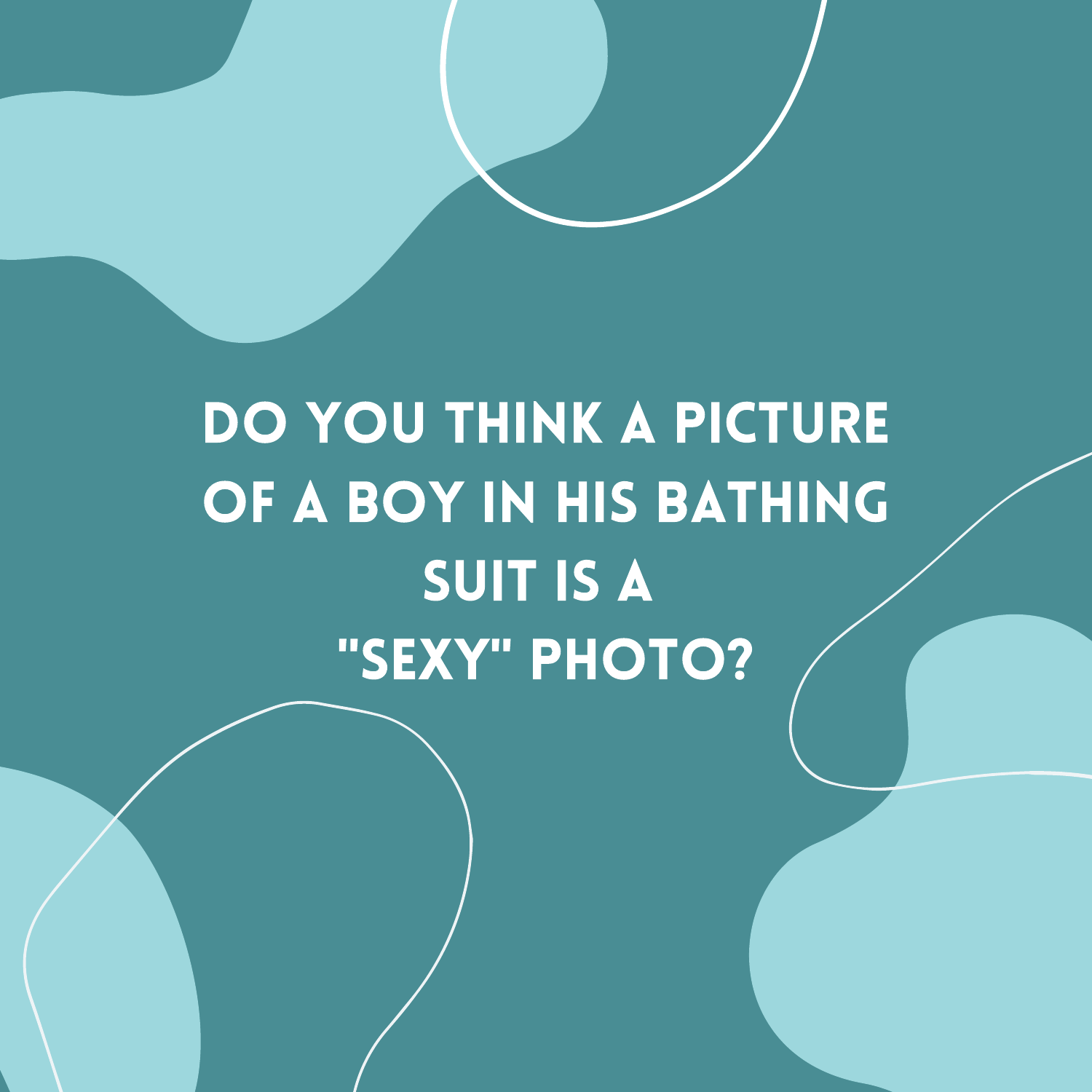DO YOU THINK A PICTURE OF A BOY IN HIS BATHING SUIT IS A "SEXY" PHOTO?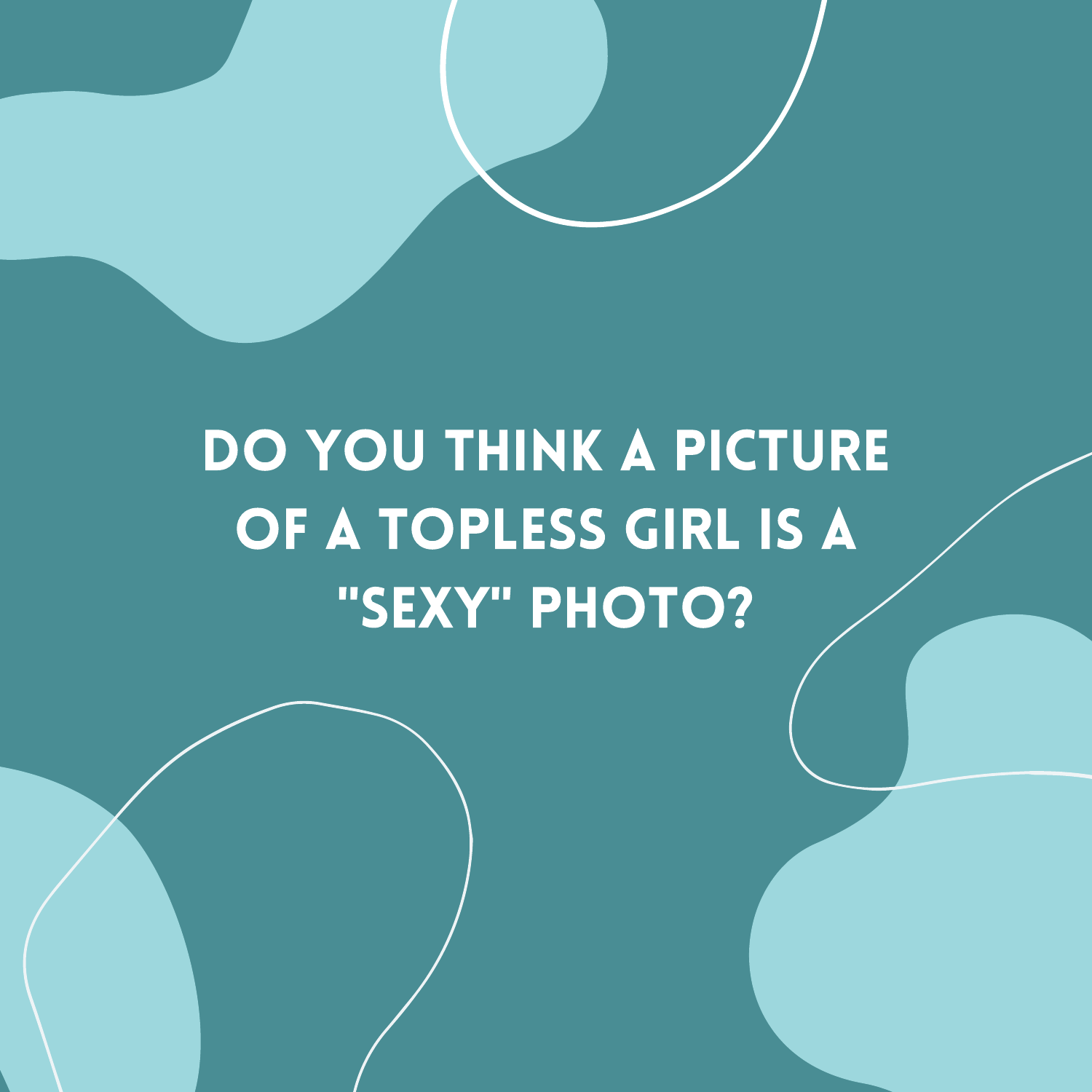# DO YOU THINK A PICTURE OF A TOPLESS GIRL IS A "SEXY" PHOTO?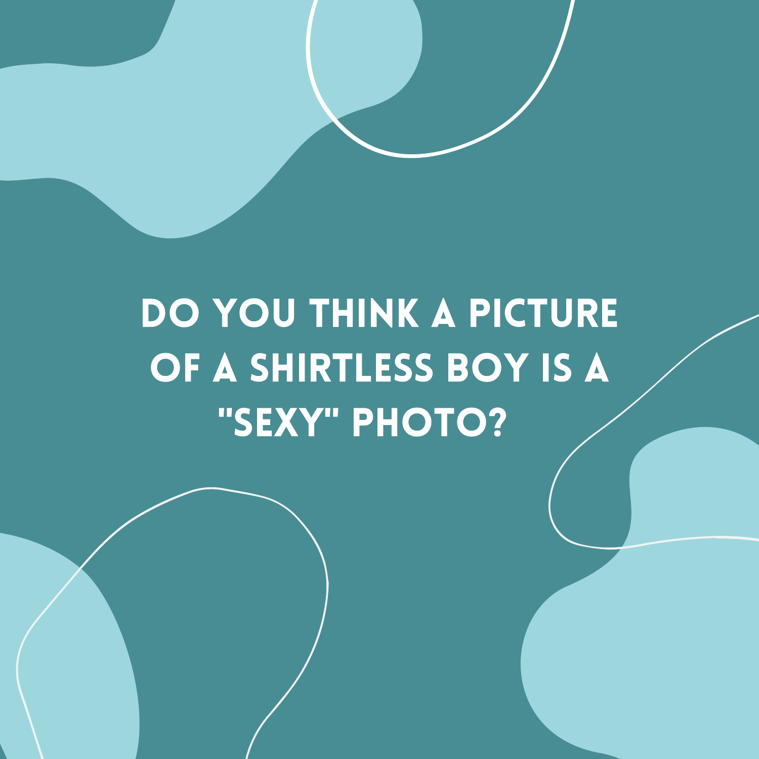# DO YOU THINK A PICTURE OF A SHIRTLESS BOY IS A "SEXY" PHOTO?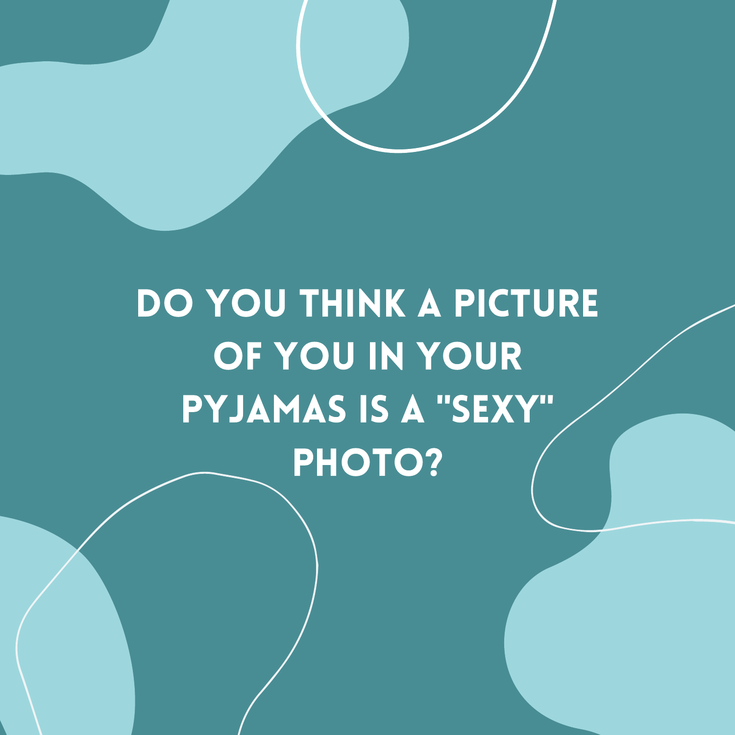DO YOU THINK A PICTURE OF YOU IN YOUR PYJAMAS IS A "SEXY" PHOTO?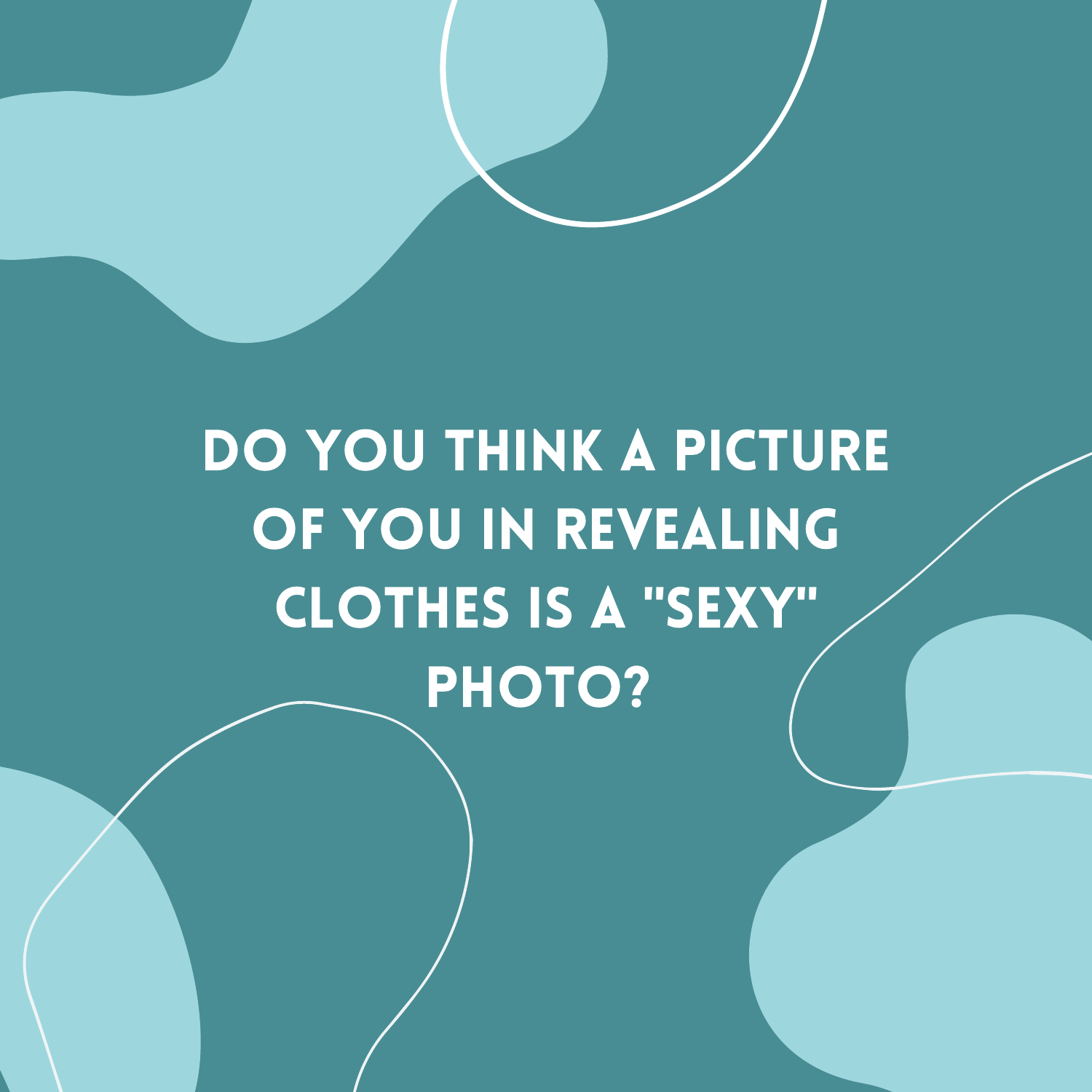DO YOU THINK A PICTURE OF YOU IN REVEALING CLOTHES IS A "SEXY" PHOTO?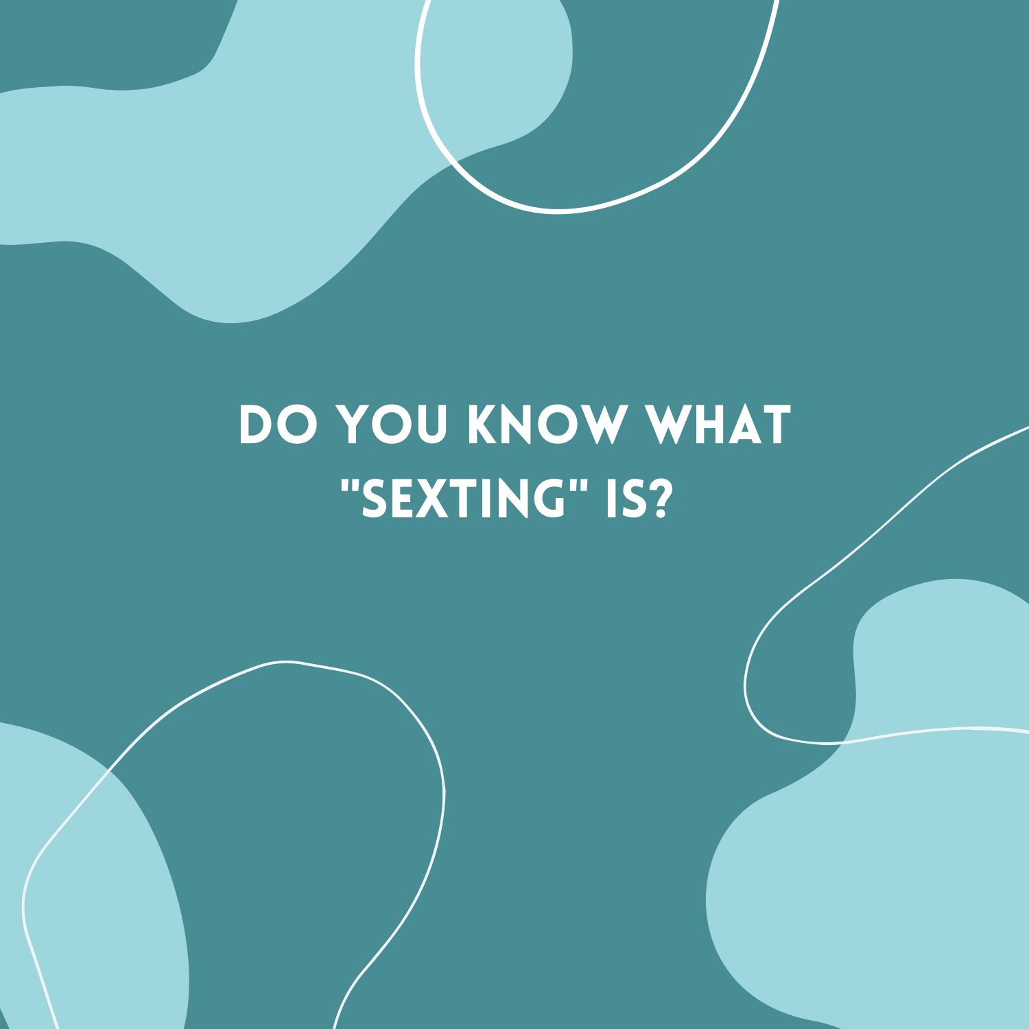# DO YOU KNOW WHAT "SEXTING" IS?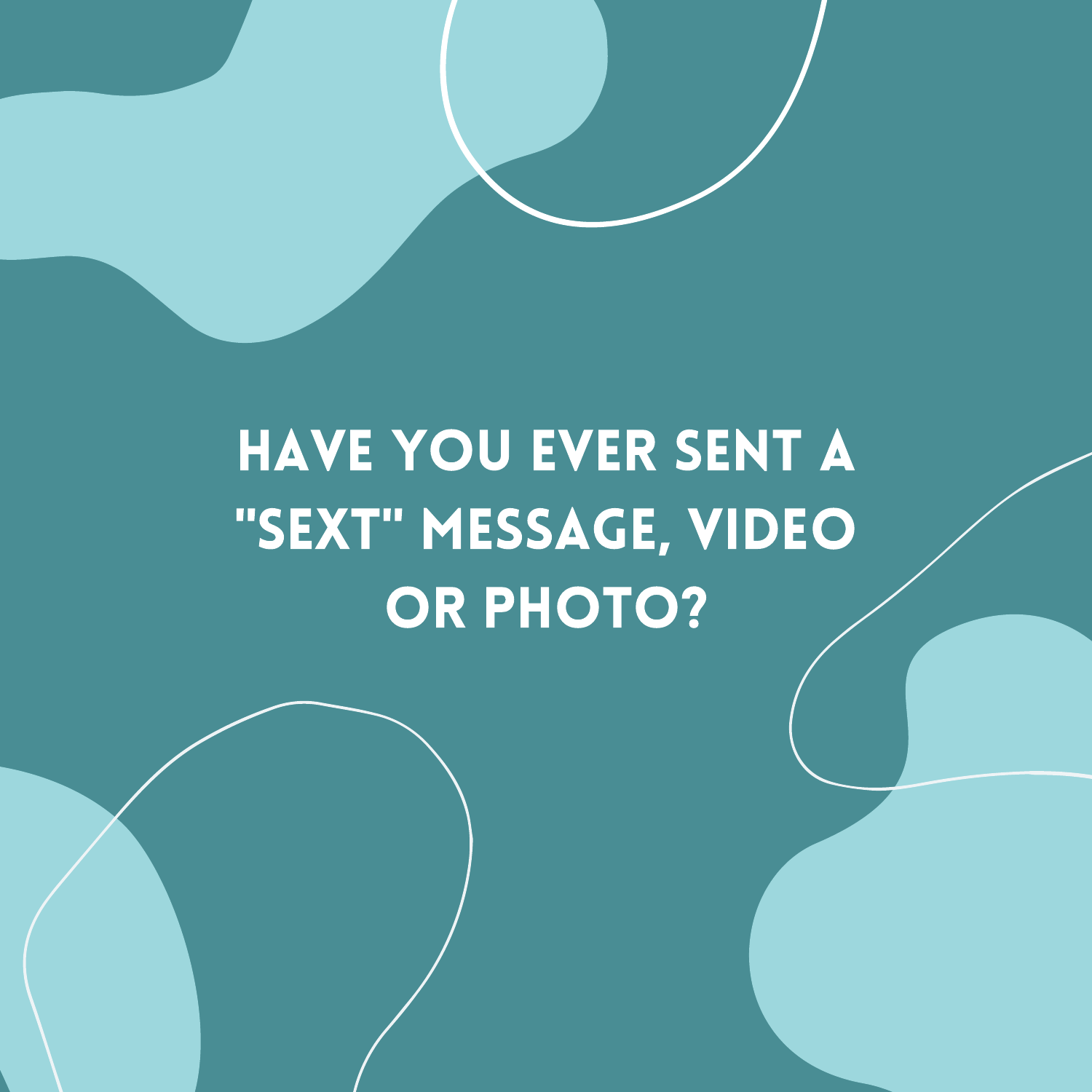**HAVE YOU EVER SENT A "SEXT" MESSAGE, VIDEO OR PHOTO?**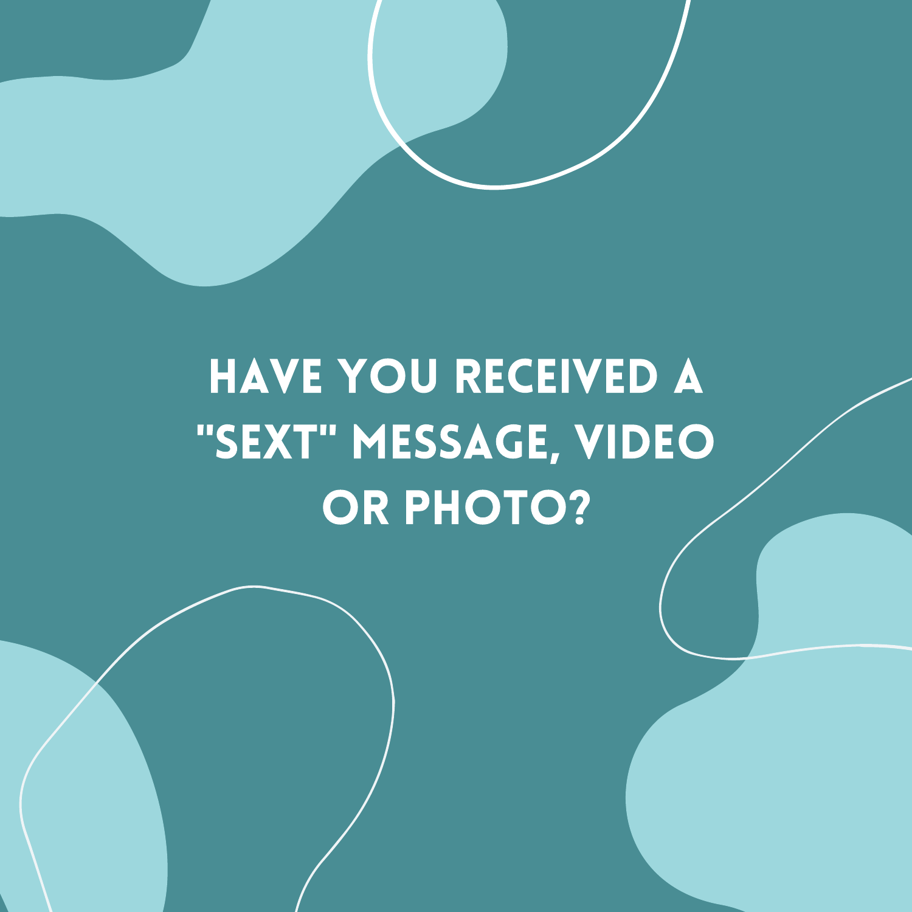# HAVE YOU RECEIVED A "SEXT" MESSAGE, VIDEO OR PHOTO?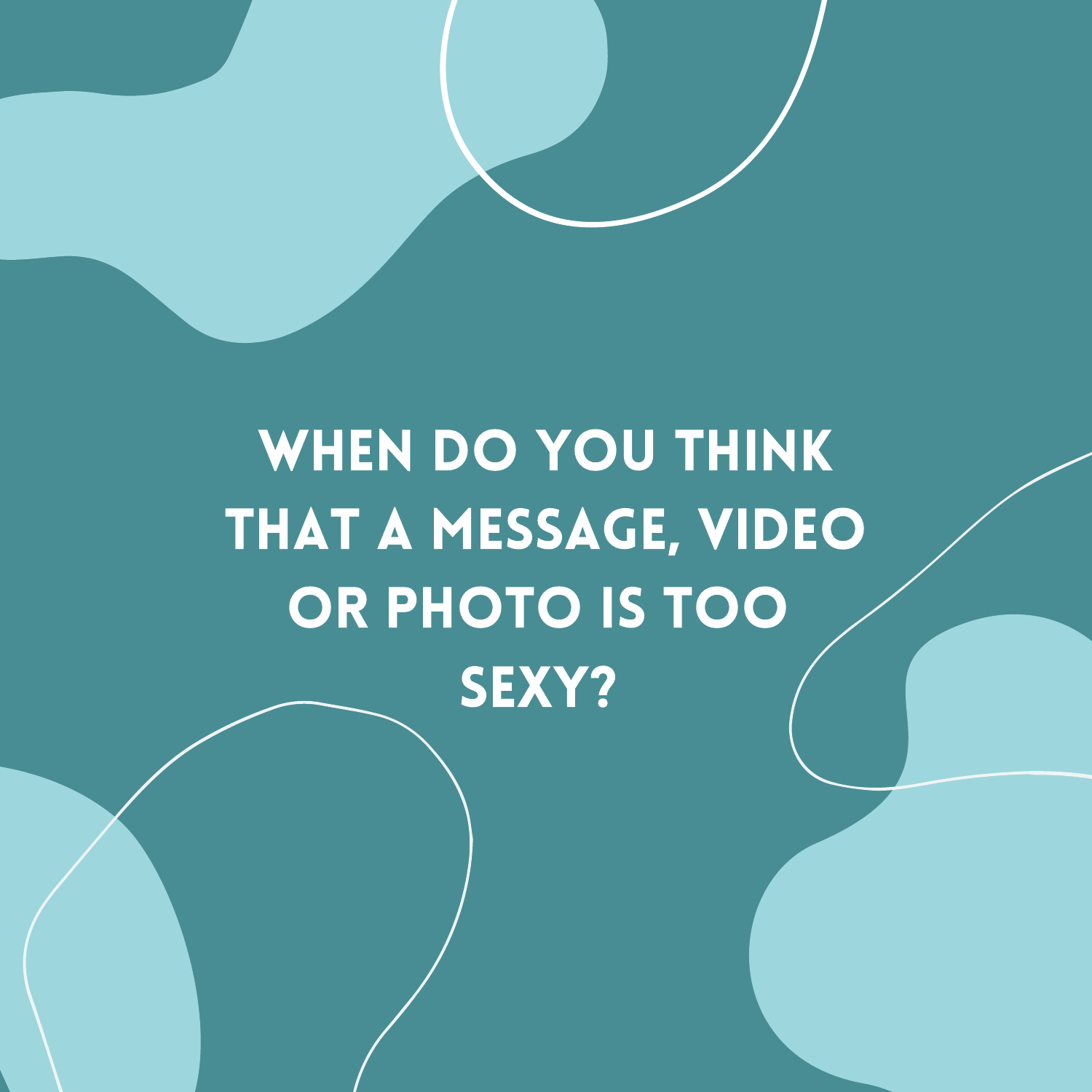# WHEN DO YOU THINK THAT A MESSAGE, VIDEO OR PHOTO IS TOO SEXY?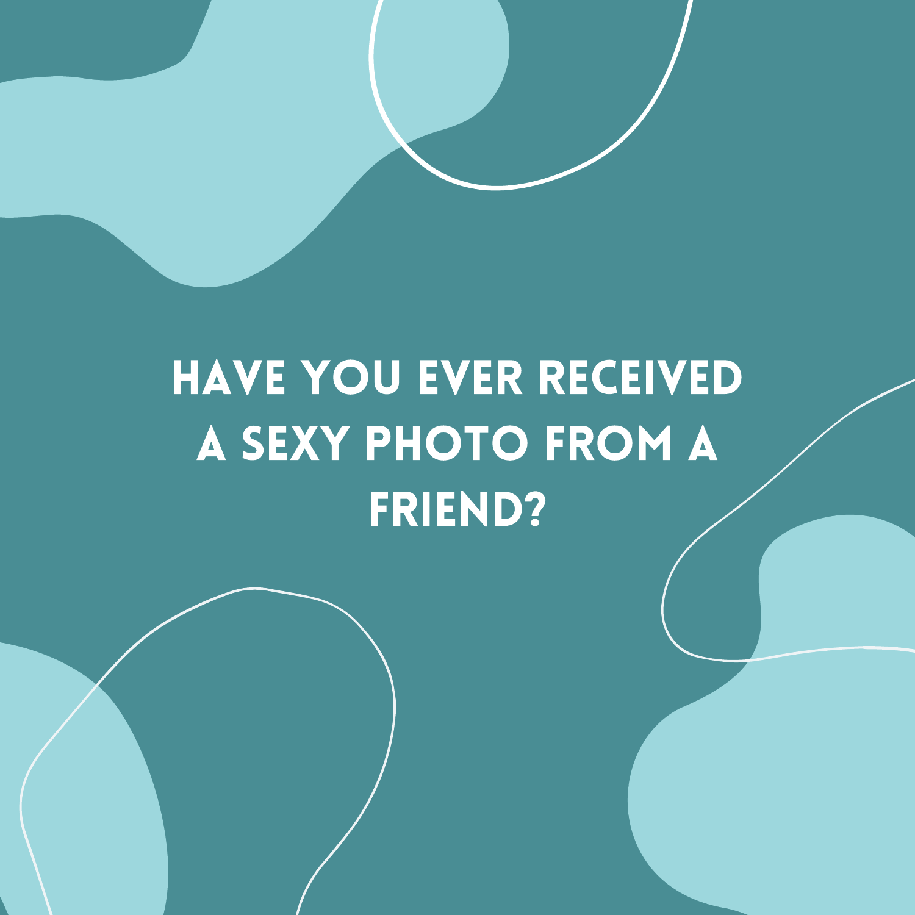HAVE YOU EVER RECEIVED A SEXY PHOTO FROM A FRIEND?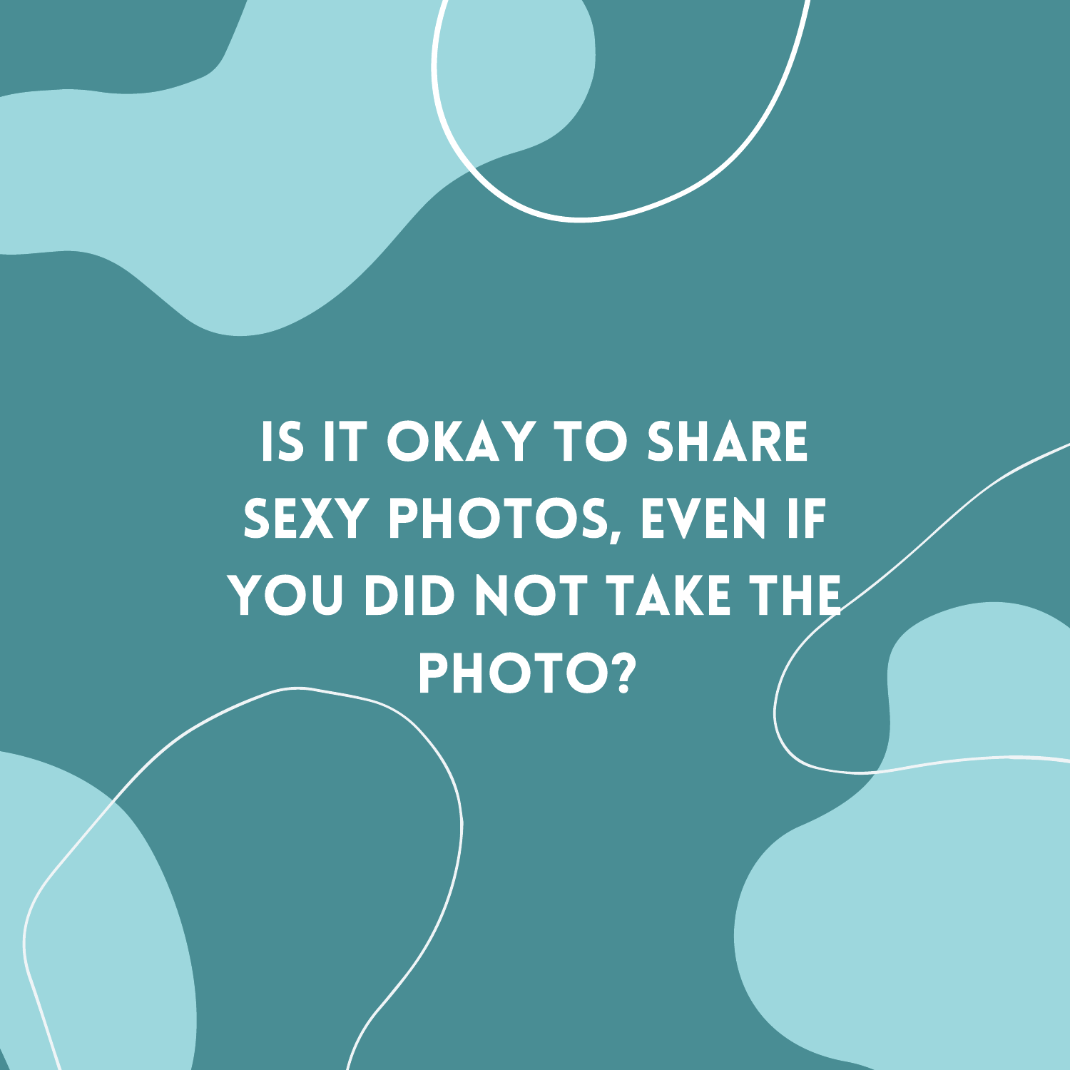# IS IT OKAY TO SHARE SEXY PHOTOS, EVEN IF YOU DID NOT TAKE THE PHOTO?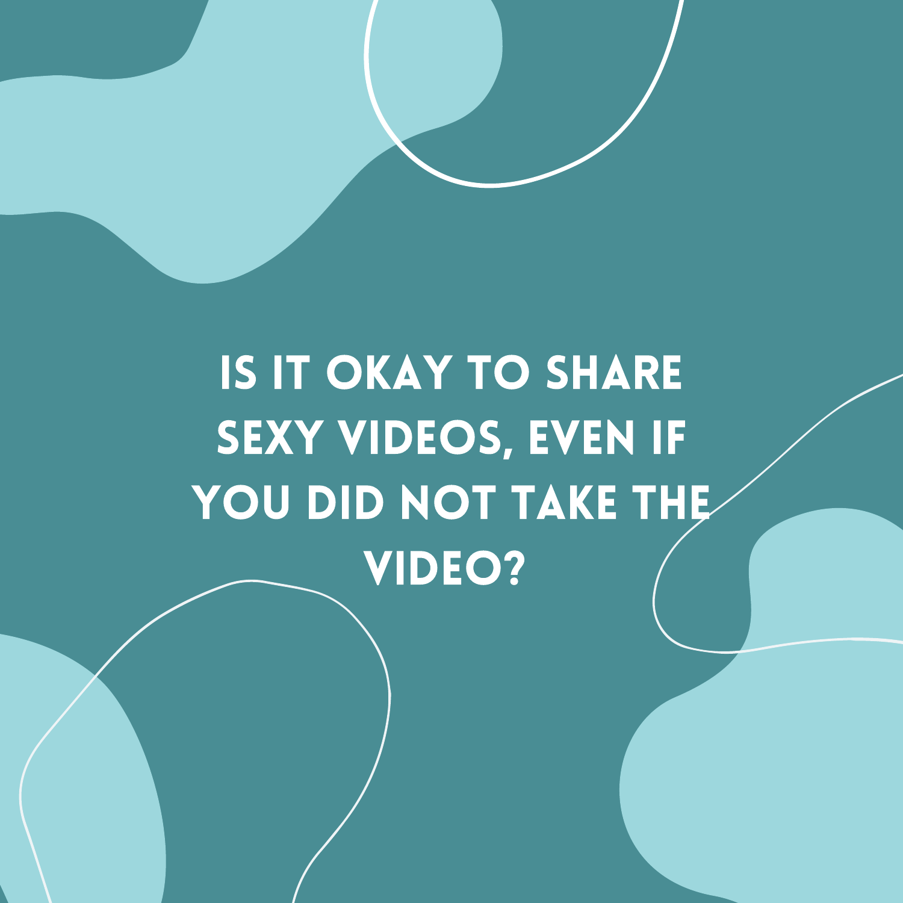# IS IT OKAY TO SHARE SEXY VIDEOS, EVEN IF YOU DID NOT TAKE THE VIDEO?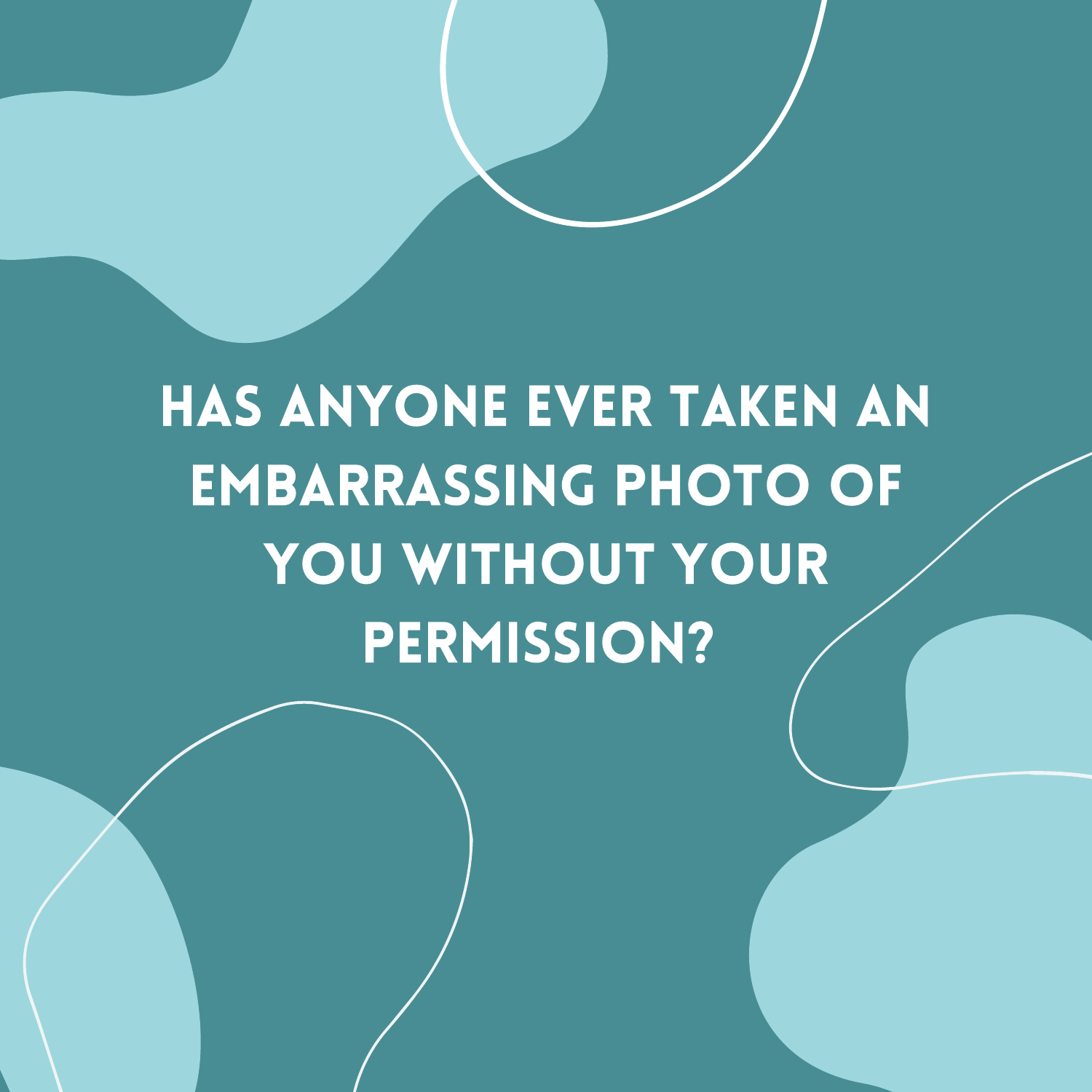# HAS ANYONE EVER TAKEN AN EMBARRASSING PHOTO OF YOU WITHOUT YOUR PERMISSION?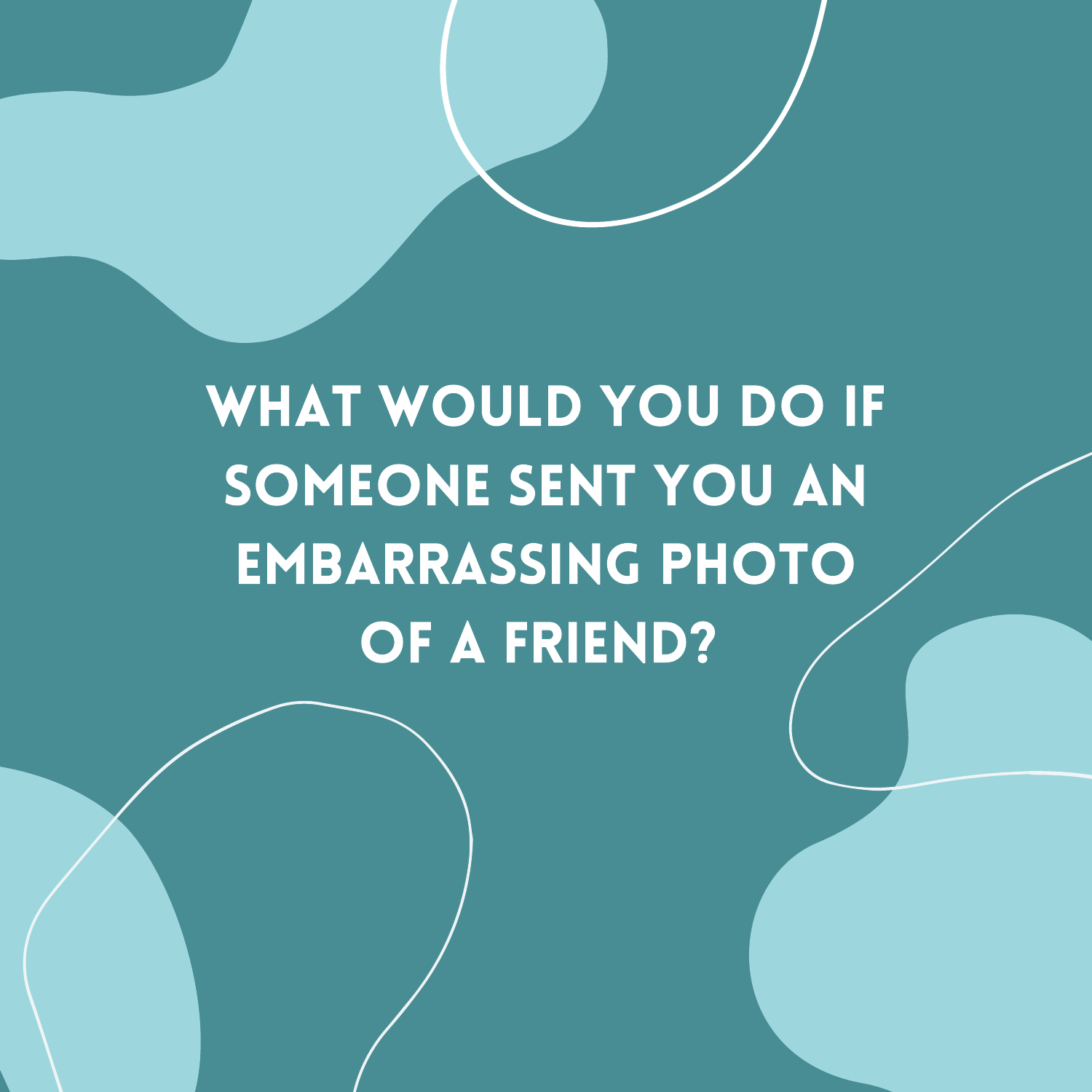# WHAT WOULD YOU DO IF SOMEONE SENT YOU AN EMBARRASSING PHOTO OF A FRIEND?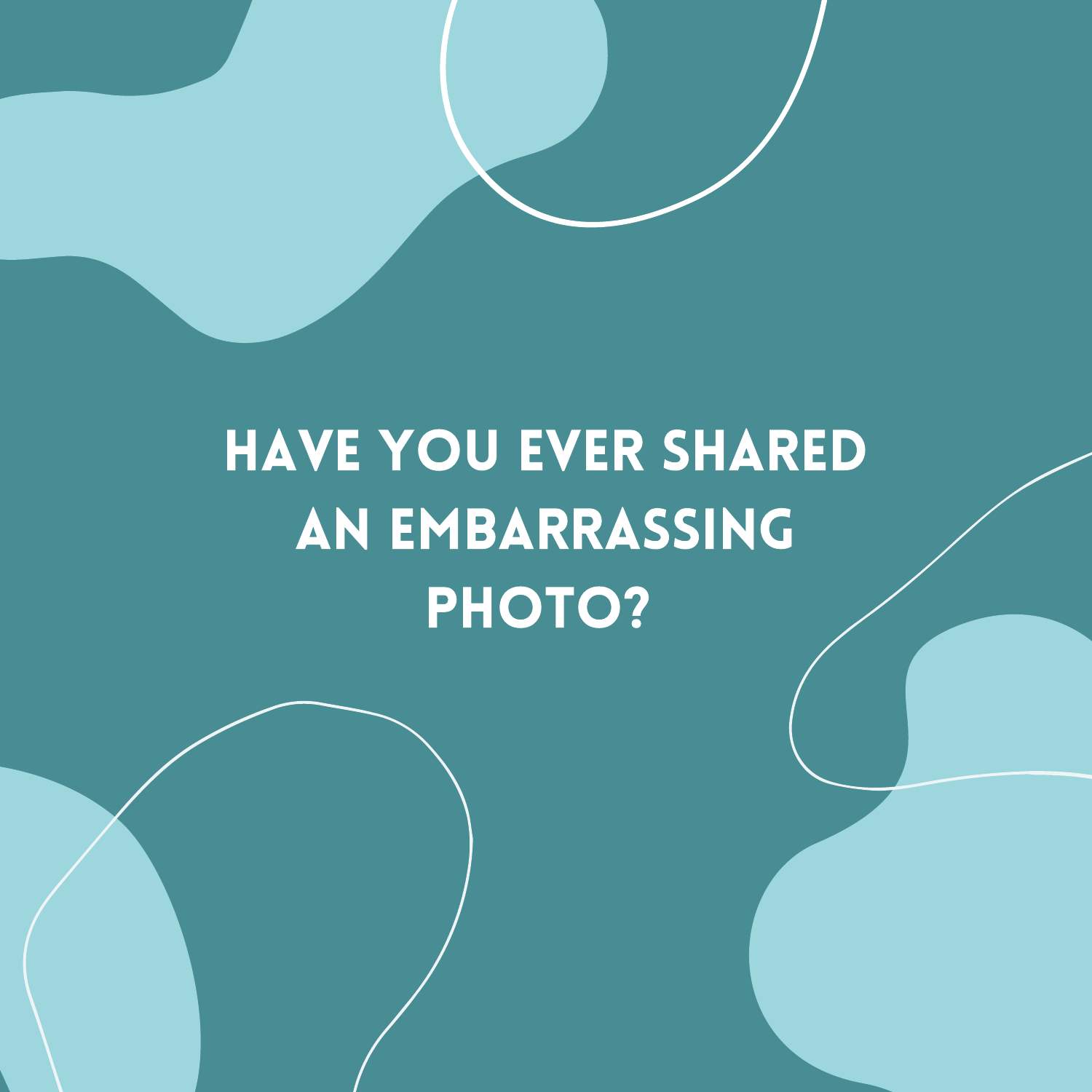# HAVE YOU EVER SHARED AN EMBARRASSING PHOTO?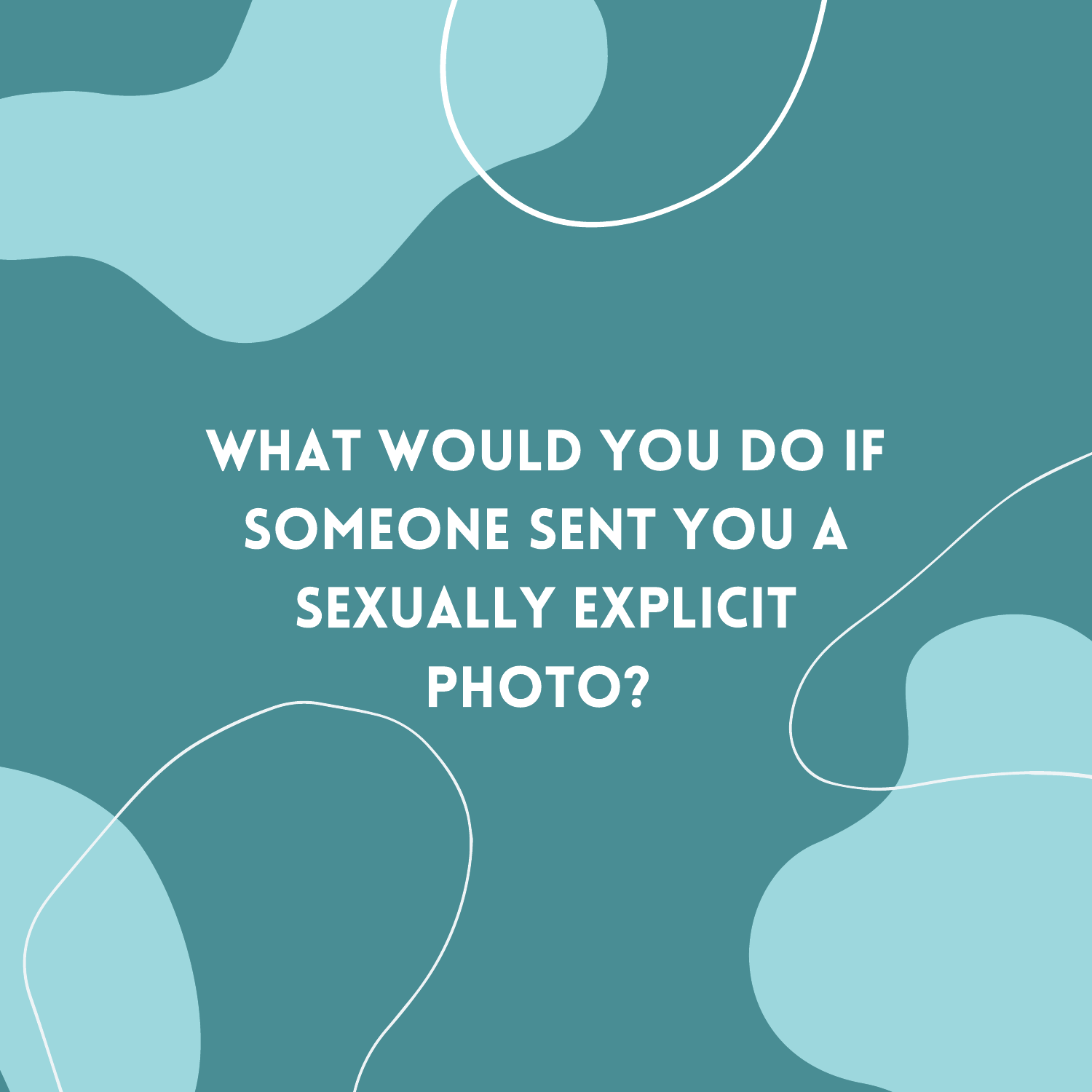# WHAT WOULD YOU DO IF SOMEONE SENT YOU A SEXUALLY EXPLICIT PHOTO?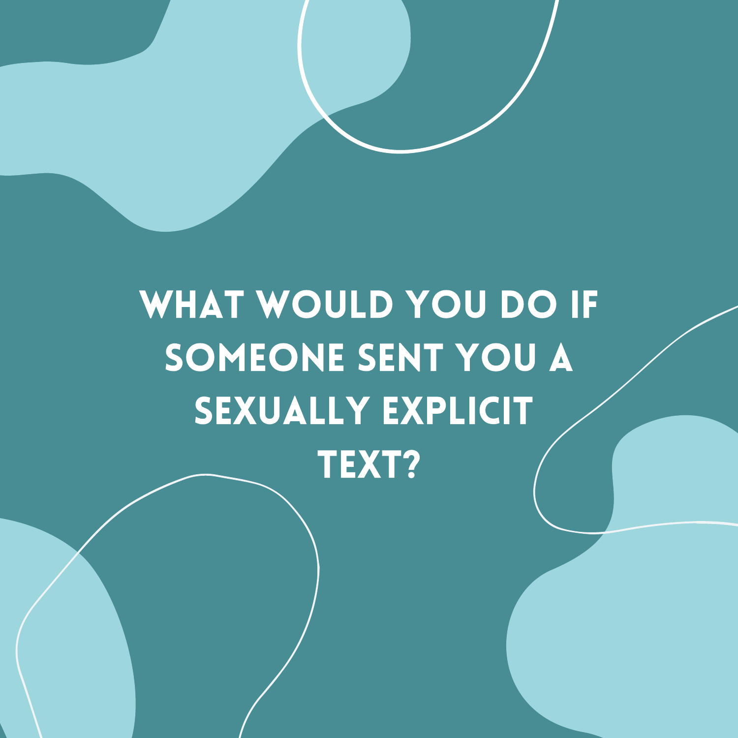# WHAT WOULD YOU DO IF SOMEONE SENT YOU A SEXUALLY EXPLICIT TEXT?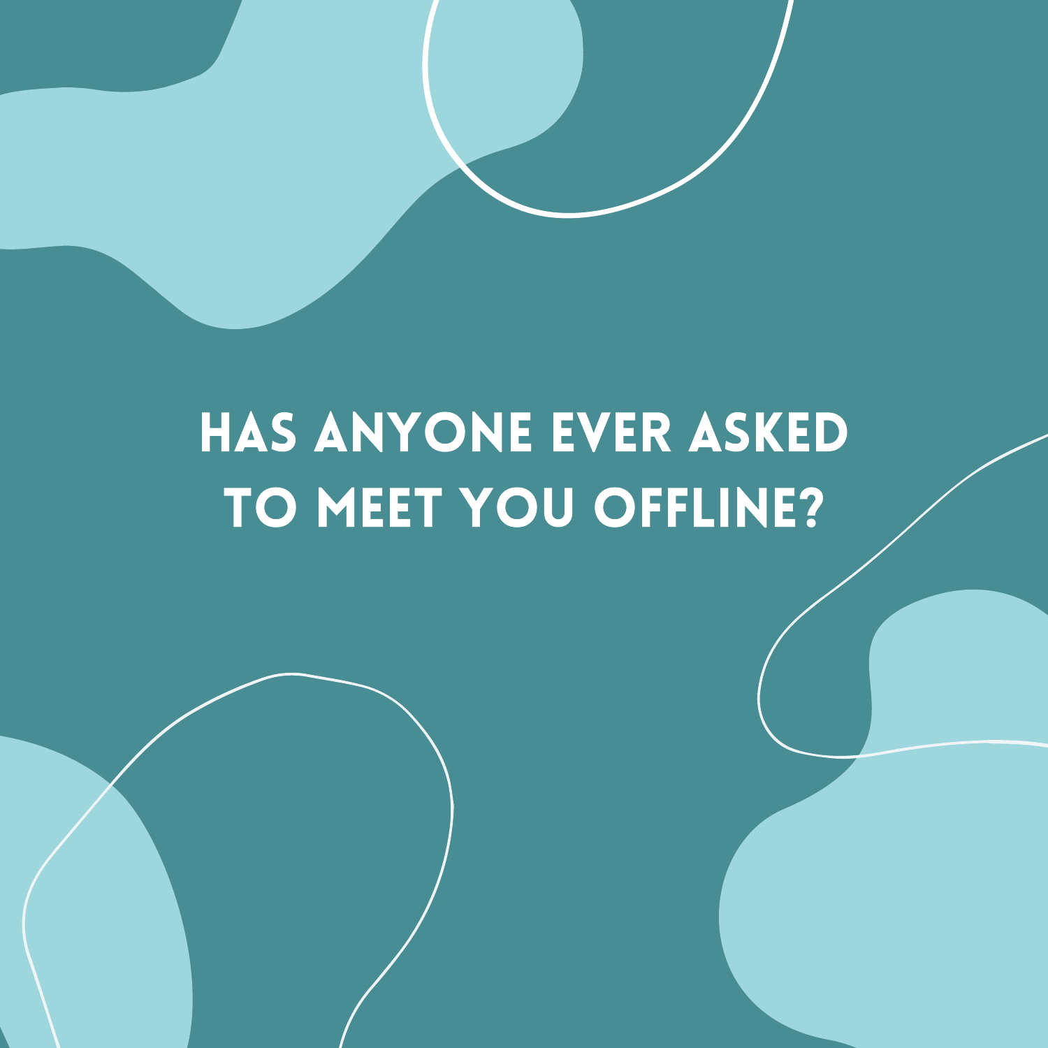# HAS ANYONE EVER ASKED TO MEET YOU OFFLINE?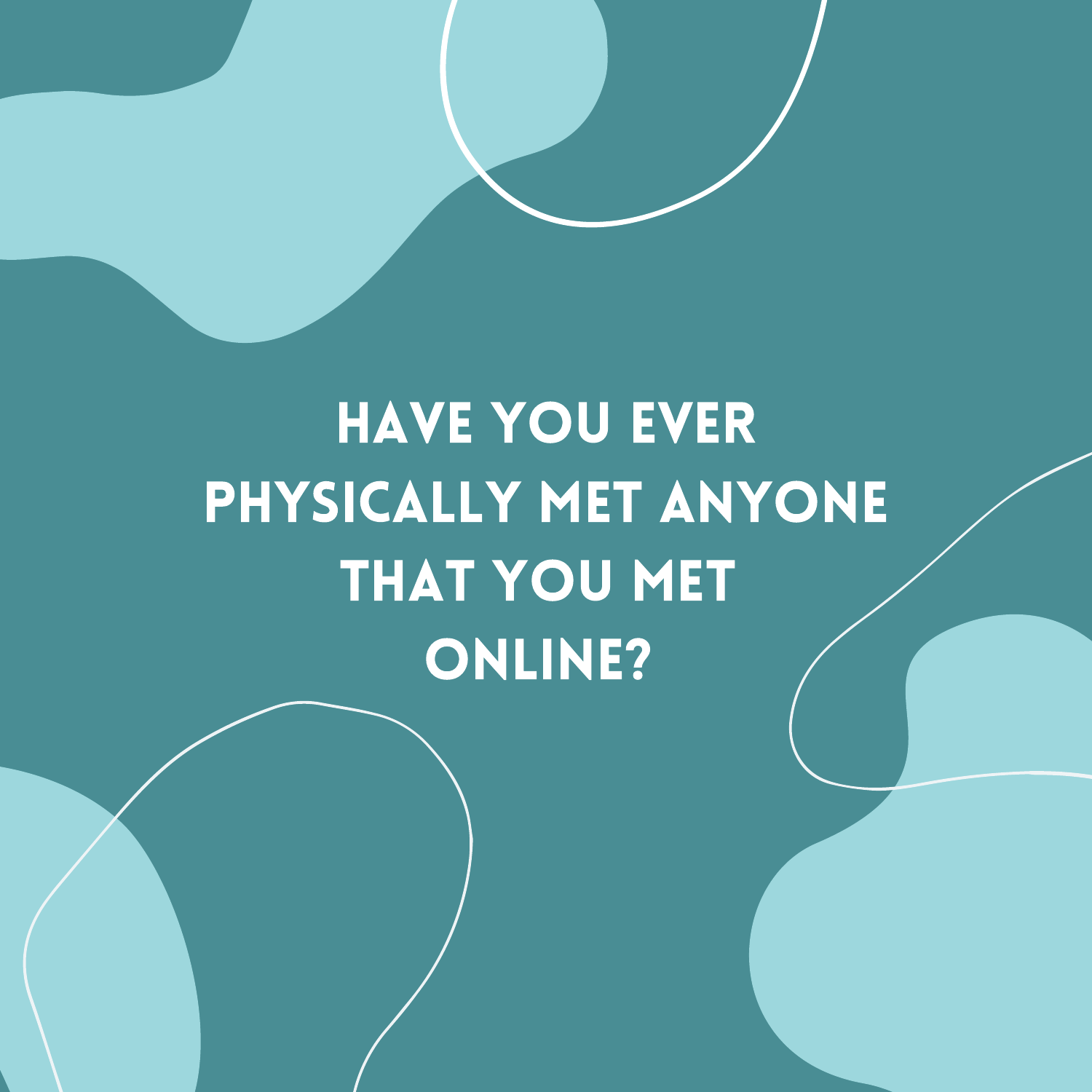# HAVE YOU EVER PHYSICALLY MET ANYONE THAT YOU MET ONLINE?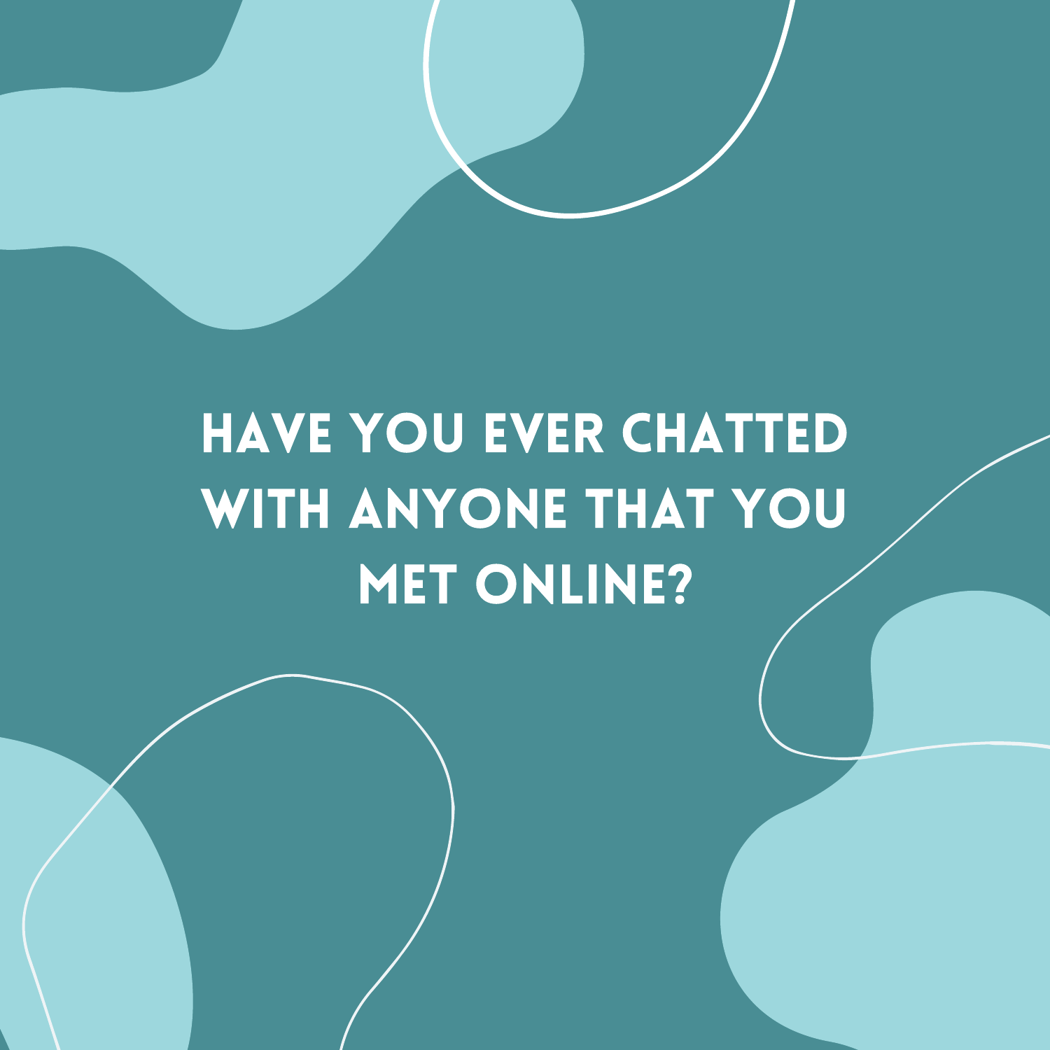# HAVE YOU EVER CHATTED WITH ANYONE THAT YOU MET ONLINE?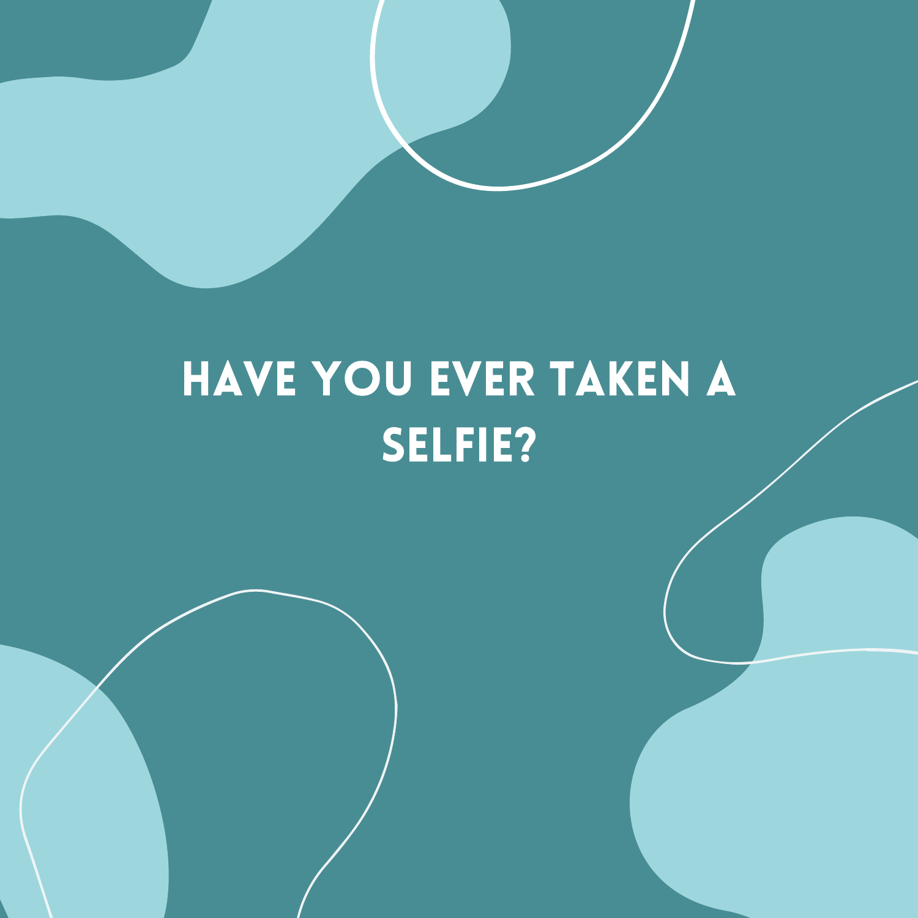# HAVE YOU EVER TAKEN A SELFIE?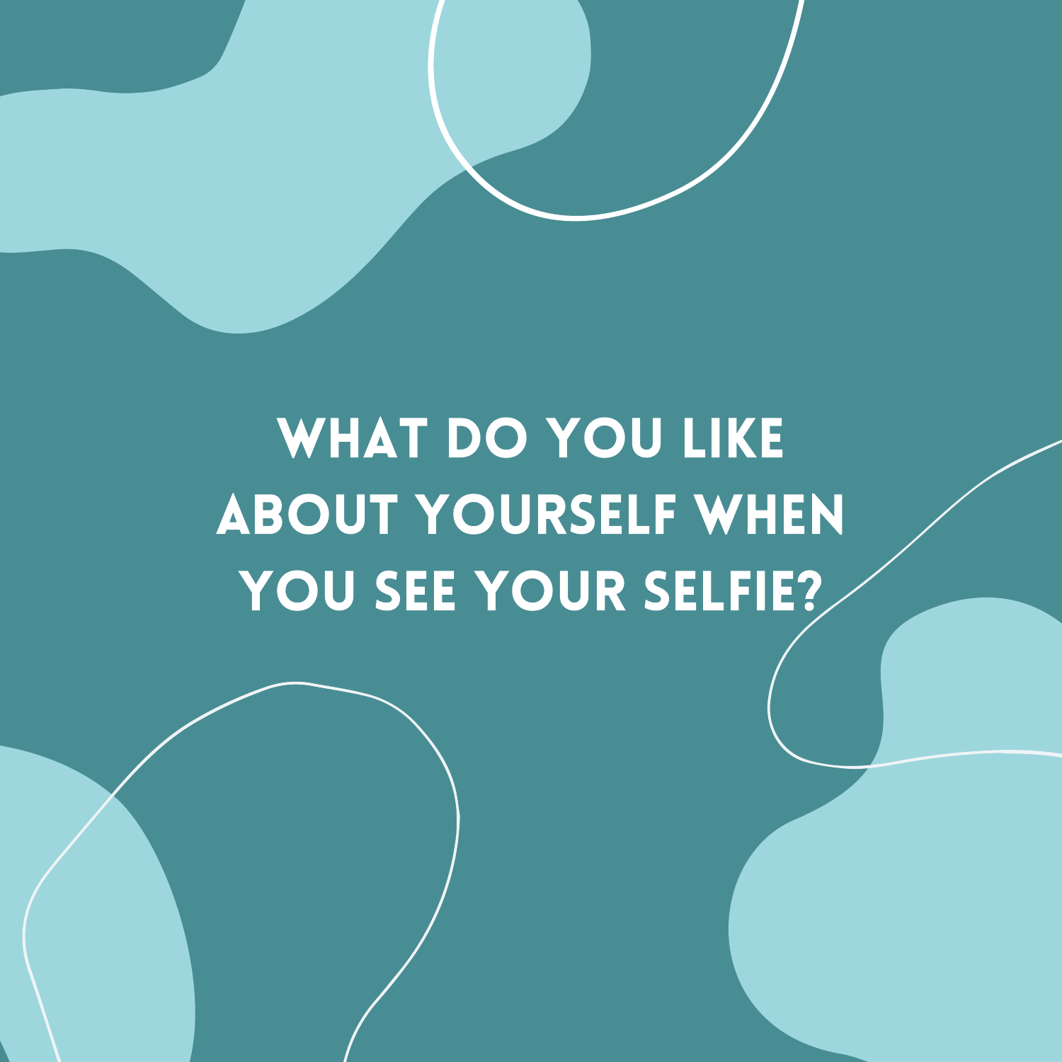# WHAT DO YOU LIKE ABOUT YOURSELF WHEN YOU SEE YOUR SELFIE?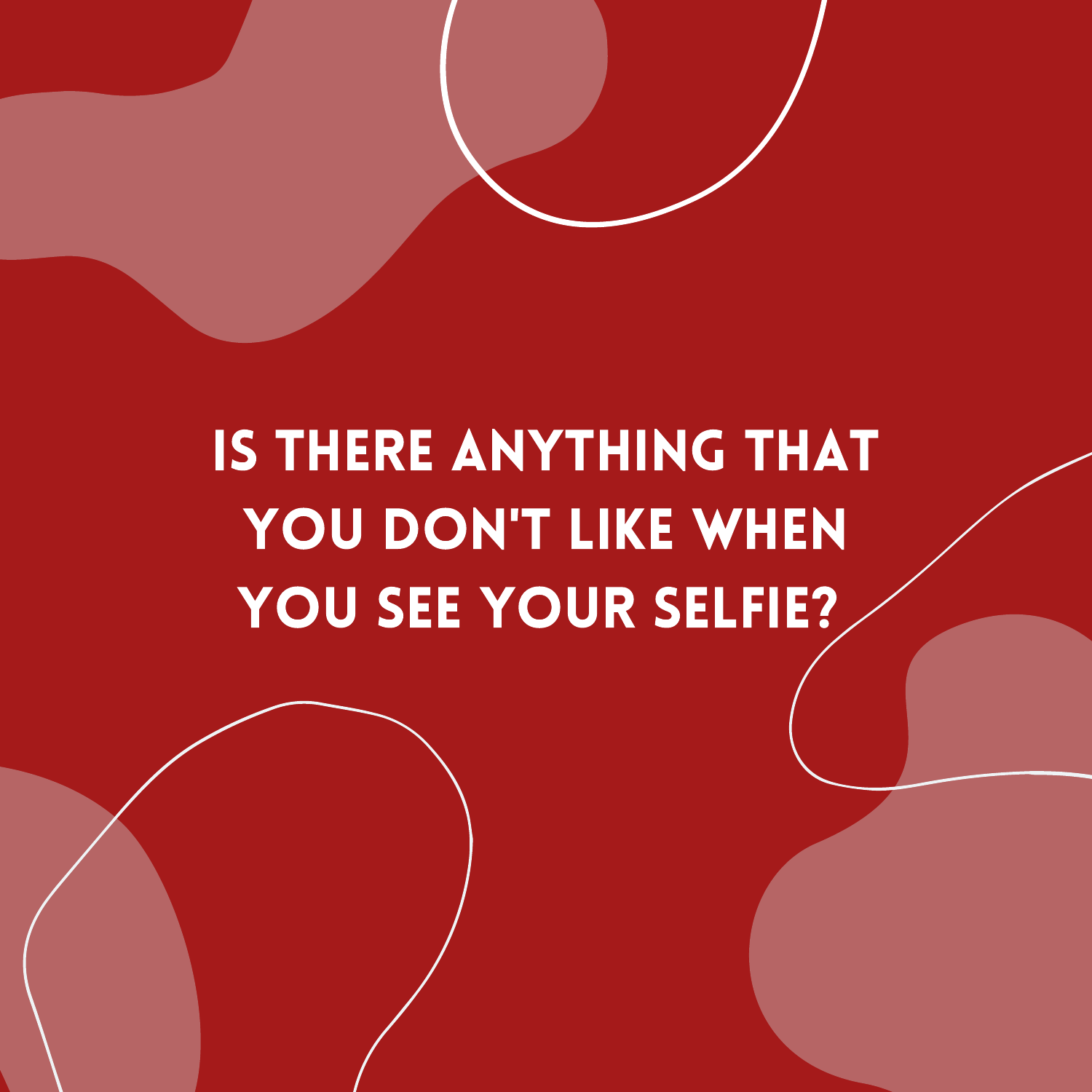# IS THERE ANYTHING THAT YOU DON'T LIKE WHEN YOU SEE YOUR SELFIE?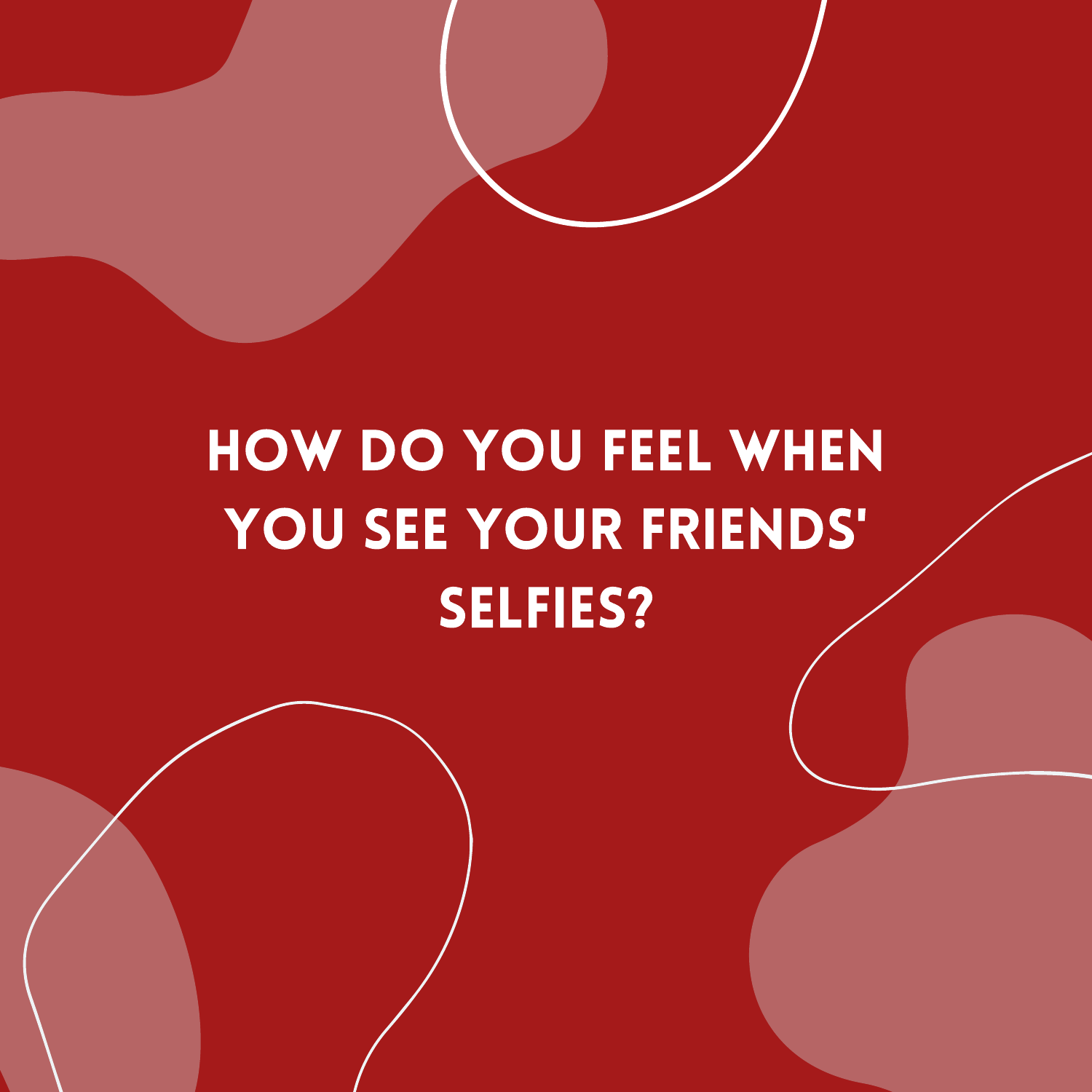# HOW DO YOU FEEL WHEN YOU SEE YOUR FRIENDS' SELFIES?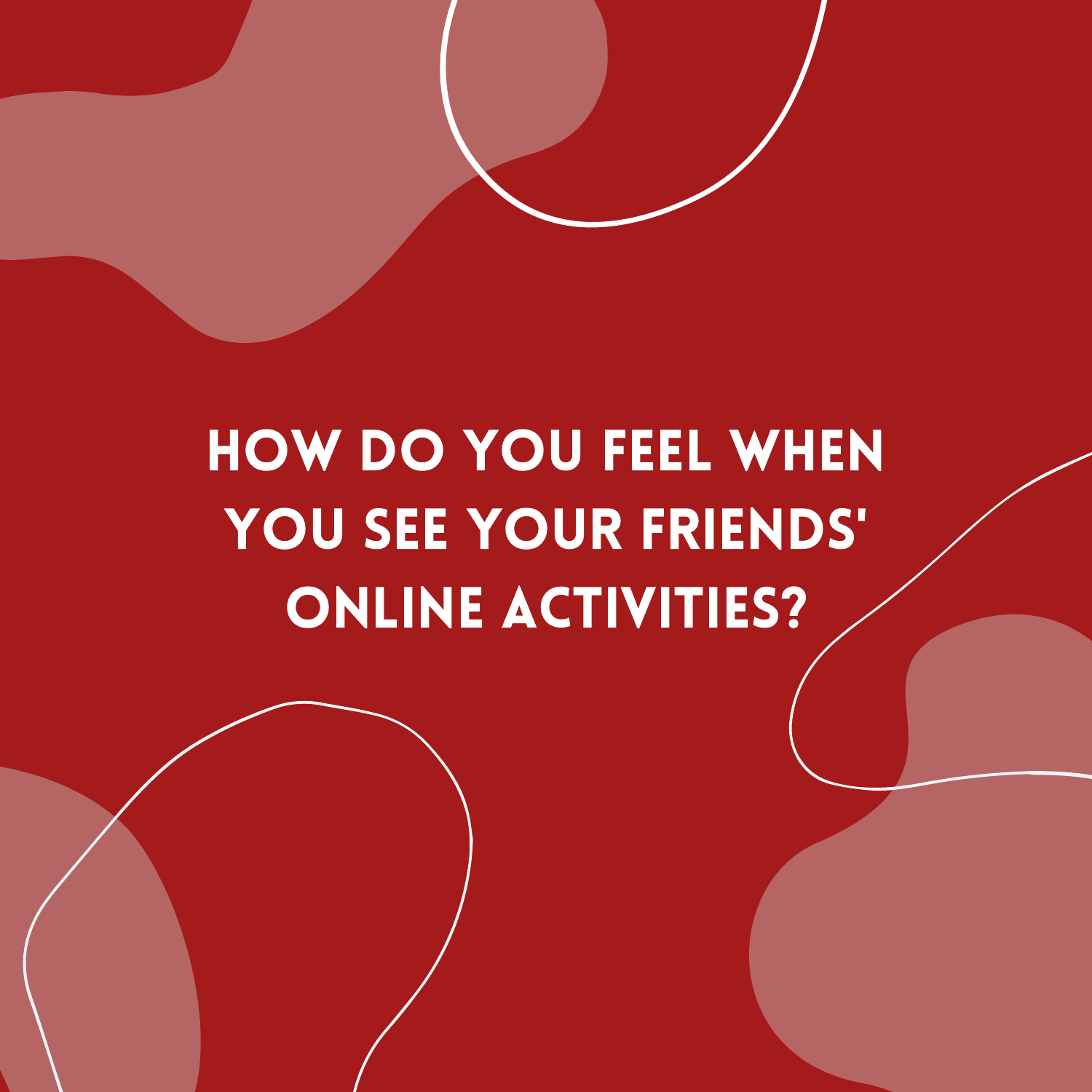# HOW DO YOU FEEL WHEN YOU SEE YOUR FRIENDS' ONLINE ACTIVITIES?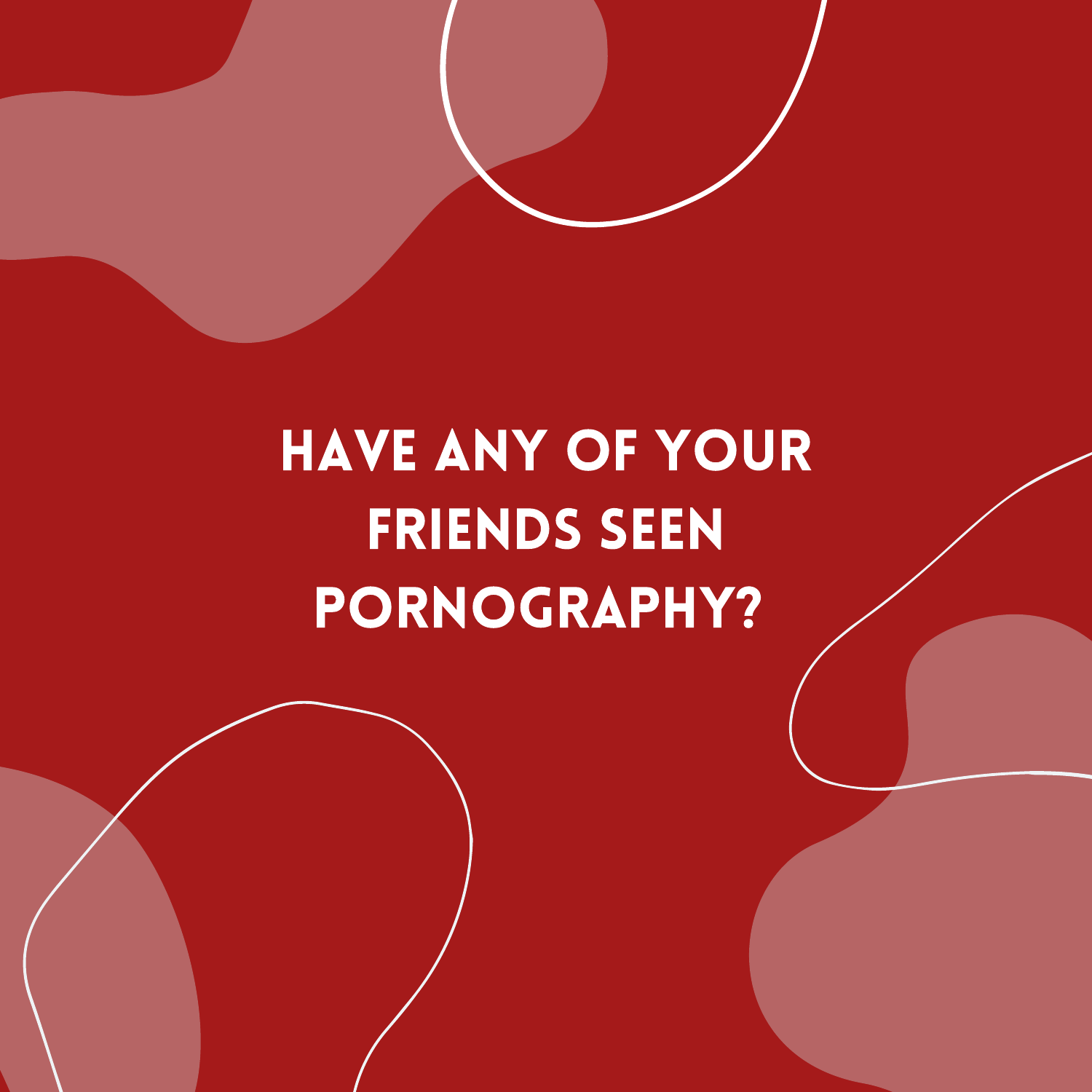# HAVE ANY OF YOUR FRIENDS SEEN PORNOGRAPHY?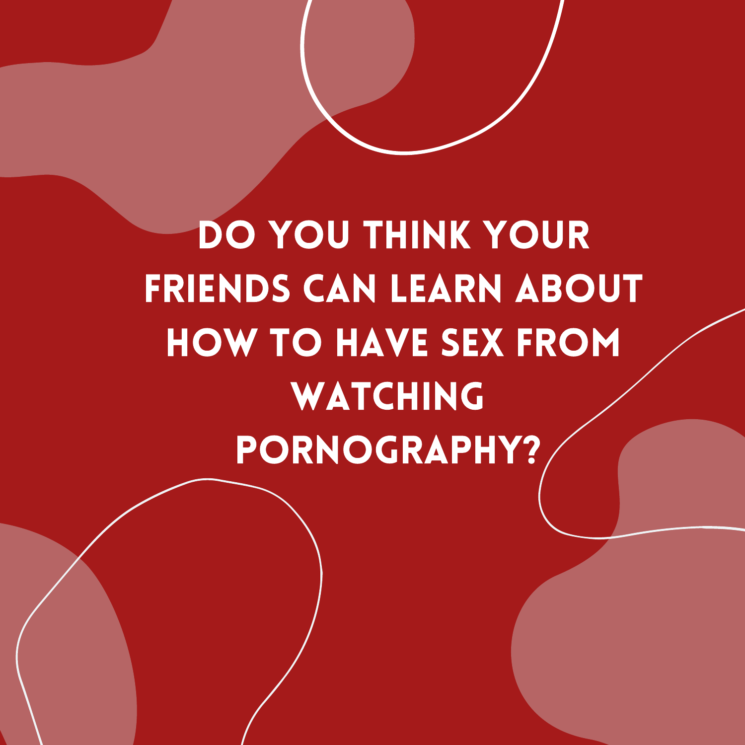DO YOU THINK YOUR FRIENDS CAN LEARN ABOUT HOW TO HAVE SEX FROM WATCHING PORNOGRAPHY?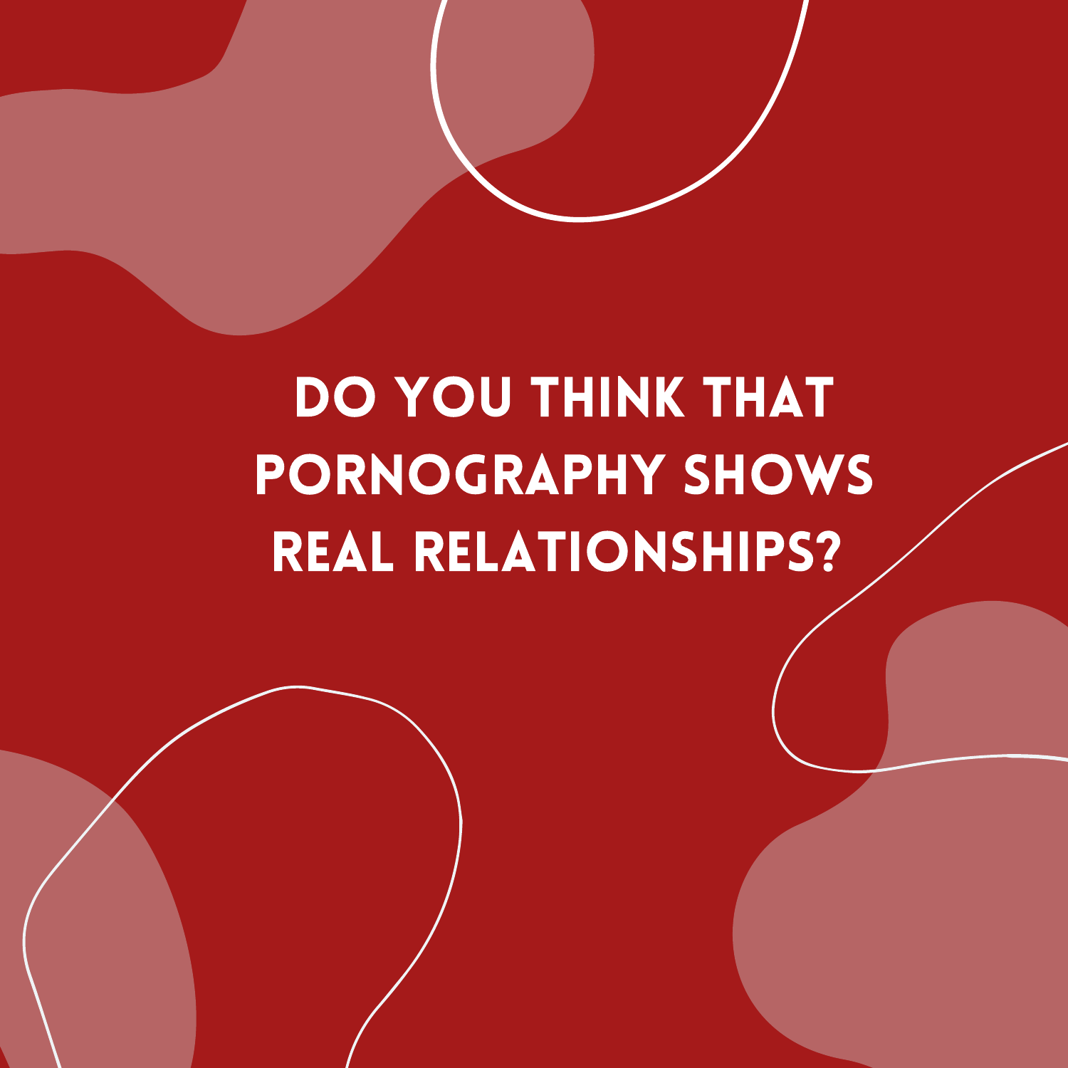# DO YOU THINK THAT PORNOGRAPHY SHOWS REAL RELATIONSHIPS?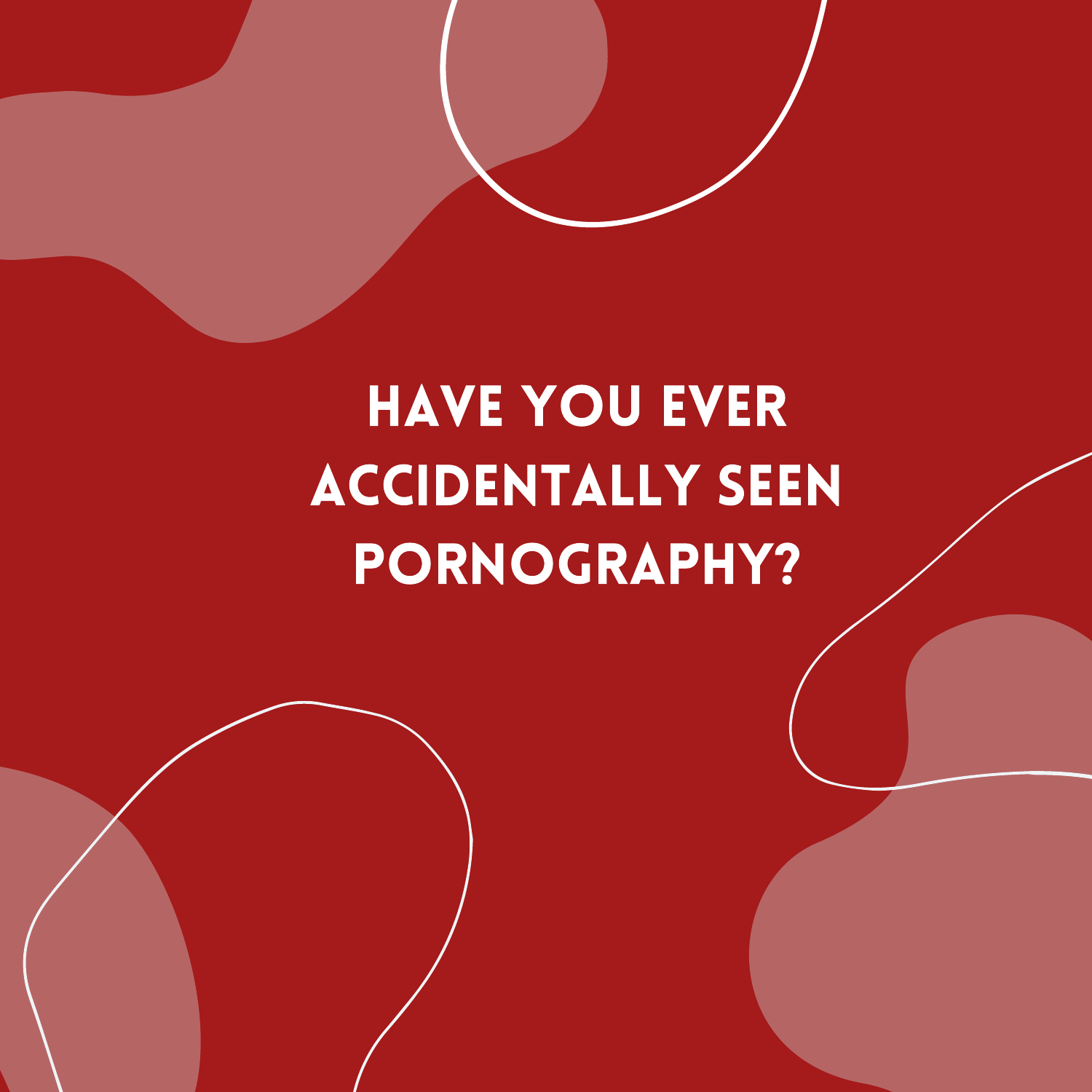# HAVE YOU EVER ACCIDENTALLY SEEN PORNOGRAPHY?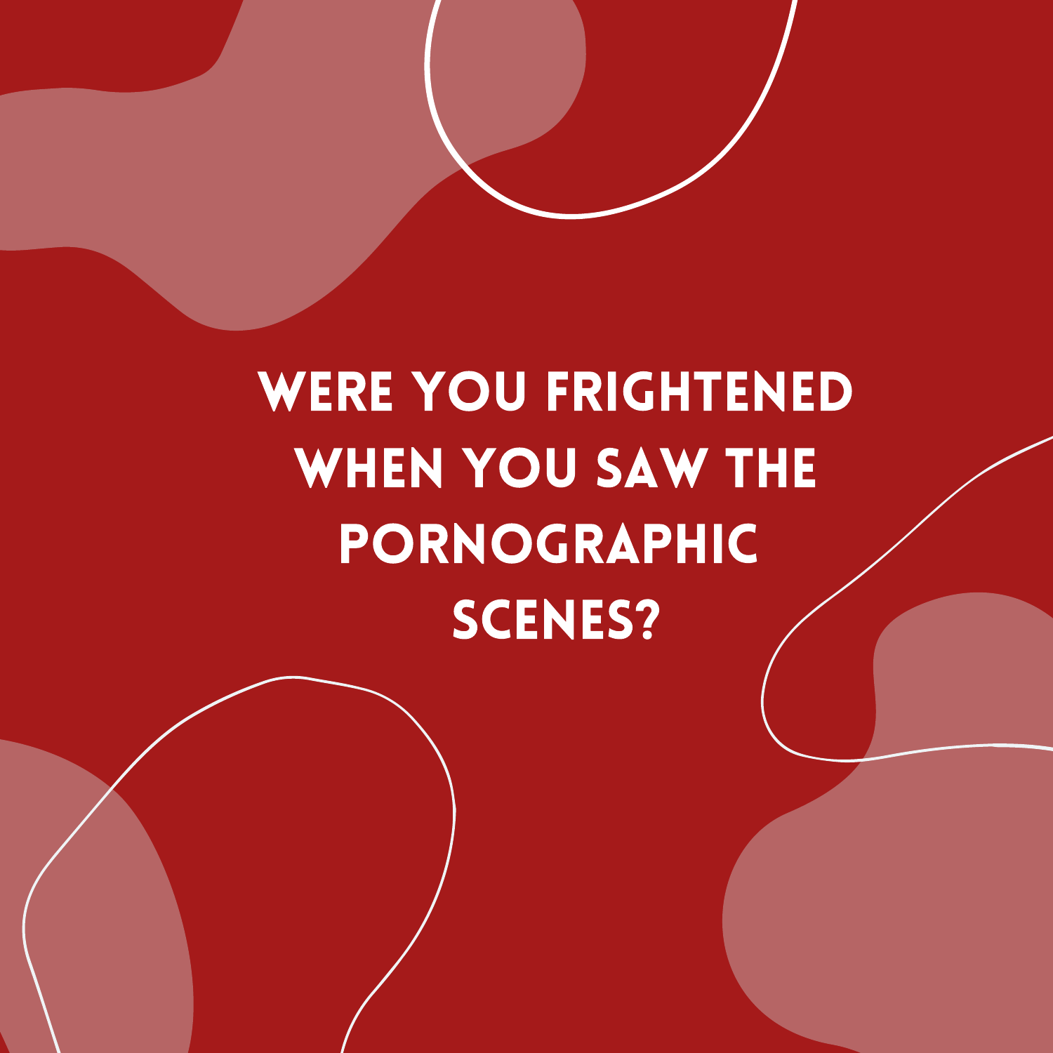# WERE YOU FRIGHTENED WHEN YOU SAW THE PORNOGRAPHIC SCENES?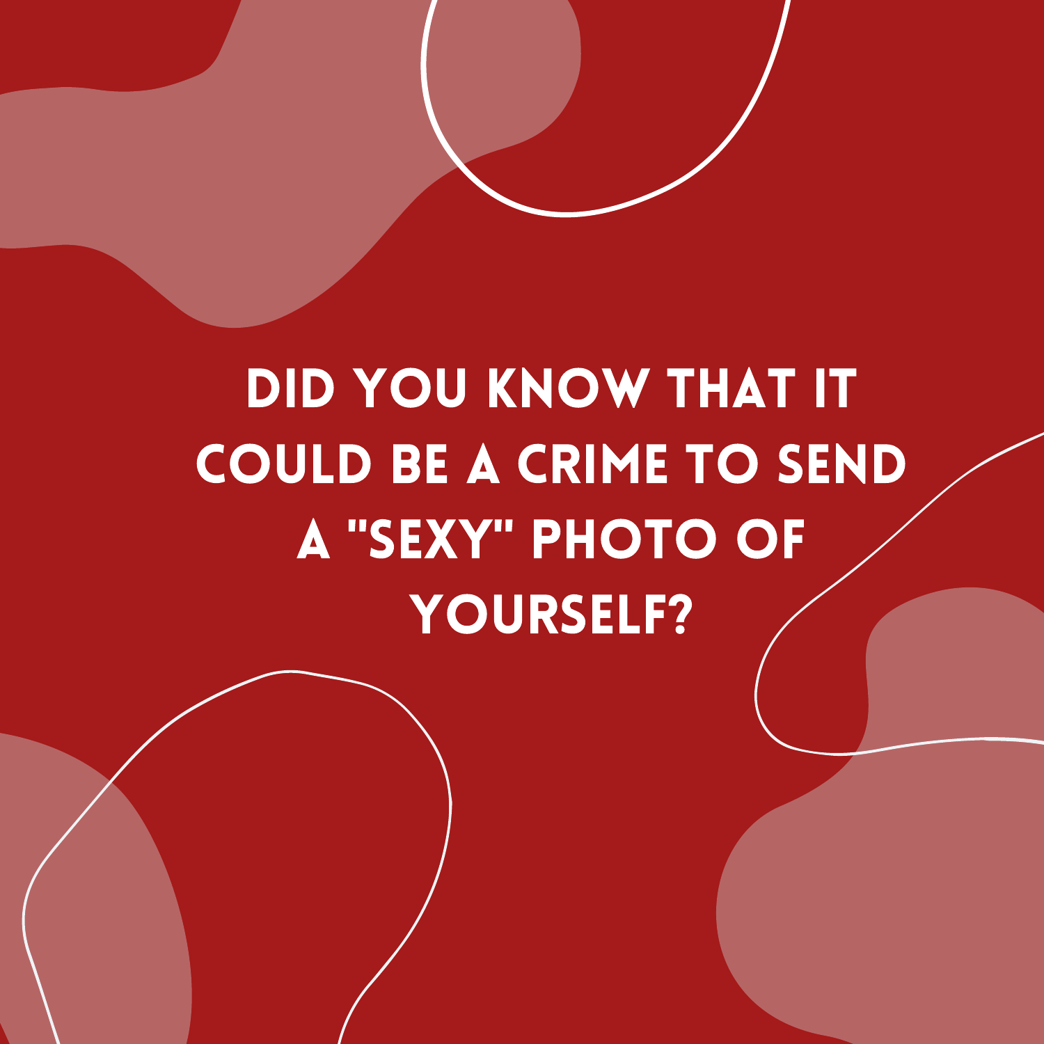# DID YOU KNOW THAT IT COULD BE A CRIME TO SEND A "SEXY" PHOTO OF YOURSELF?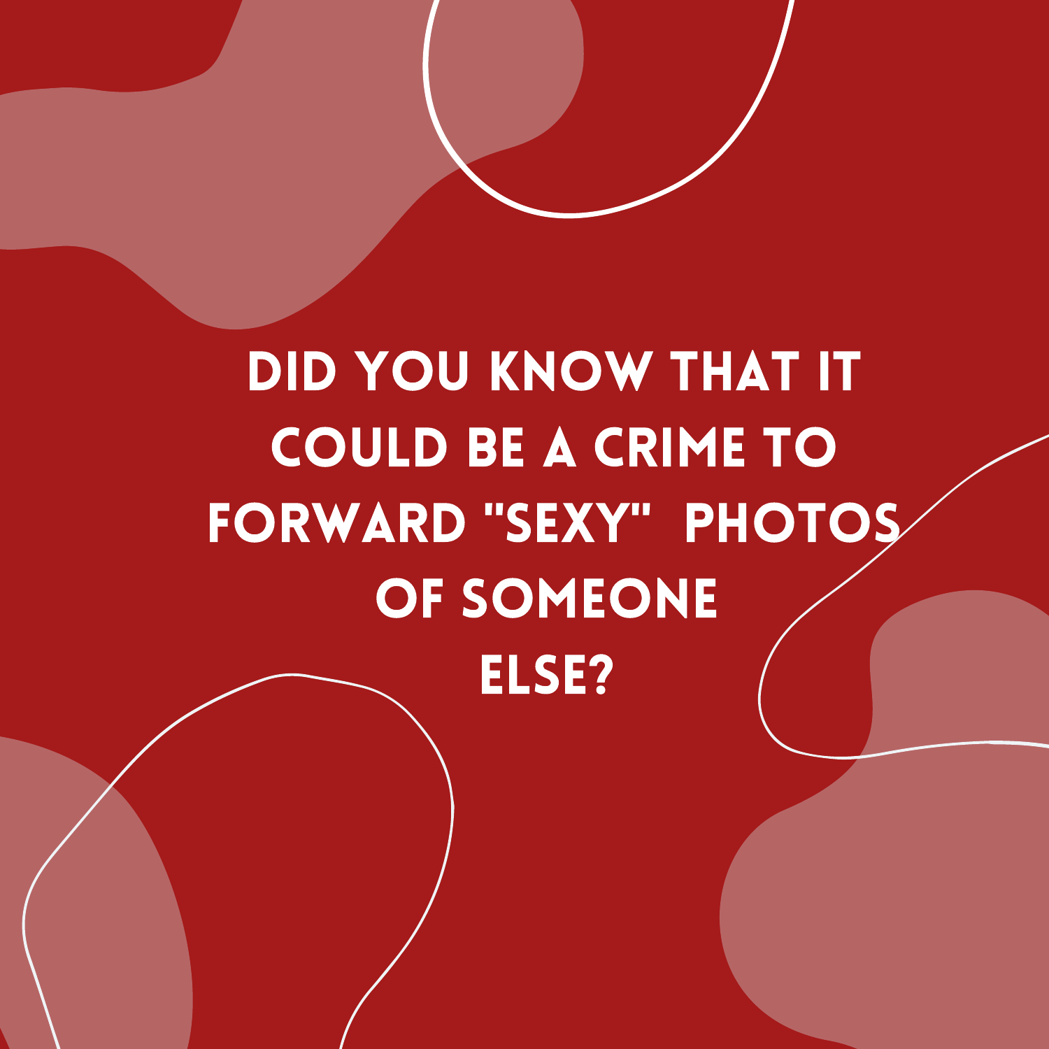# DID YOU KNOW THAT IT COULD BE A CRIME TO FORWARD "SEXY" PHOTOS OF SOMEONE ELSE?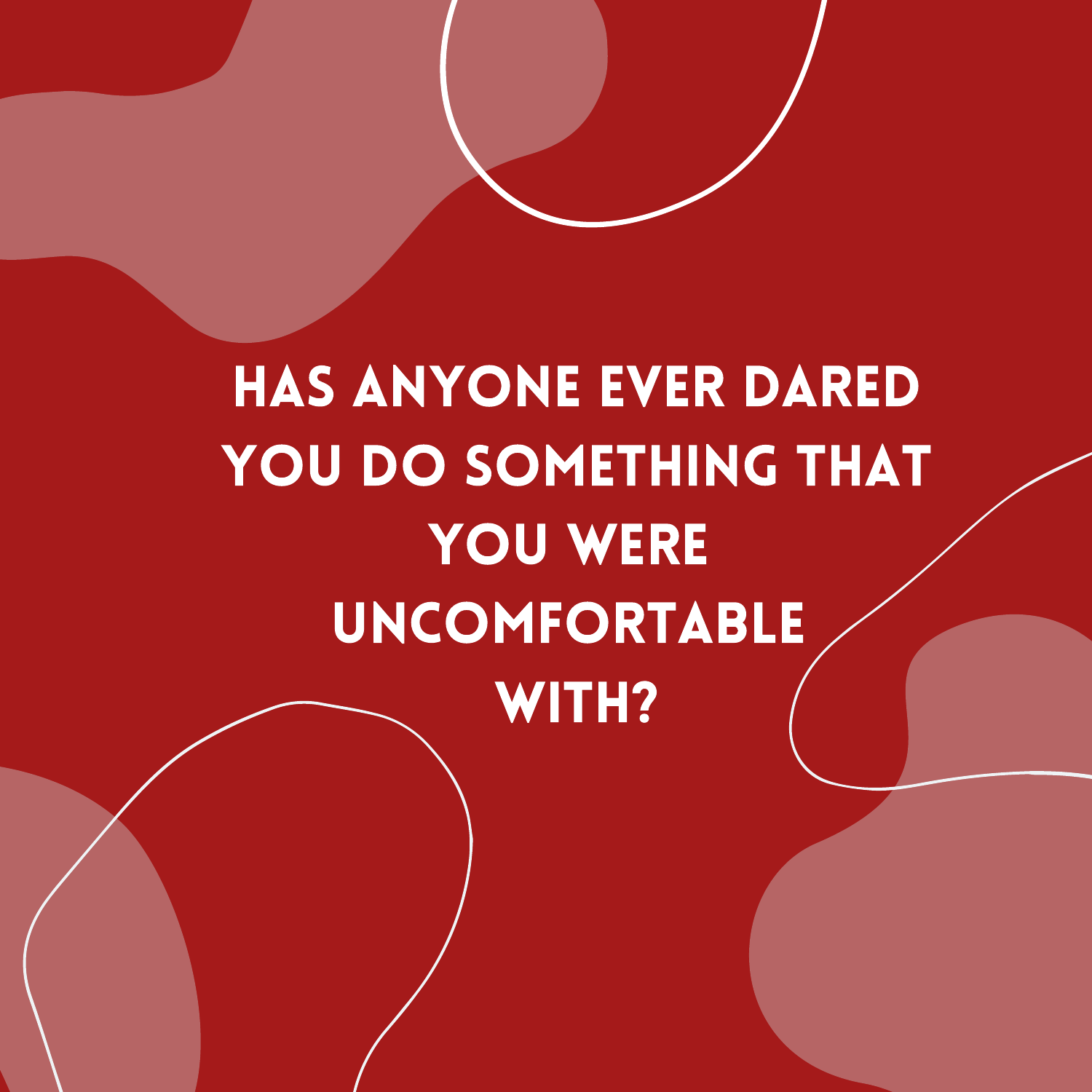# HAS ANYONE EVER DARED YOU DO SOMETHING THAT YOU WERE UNCOMFORTABLE WITH?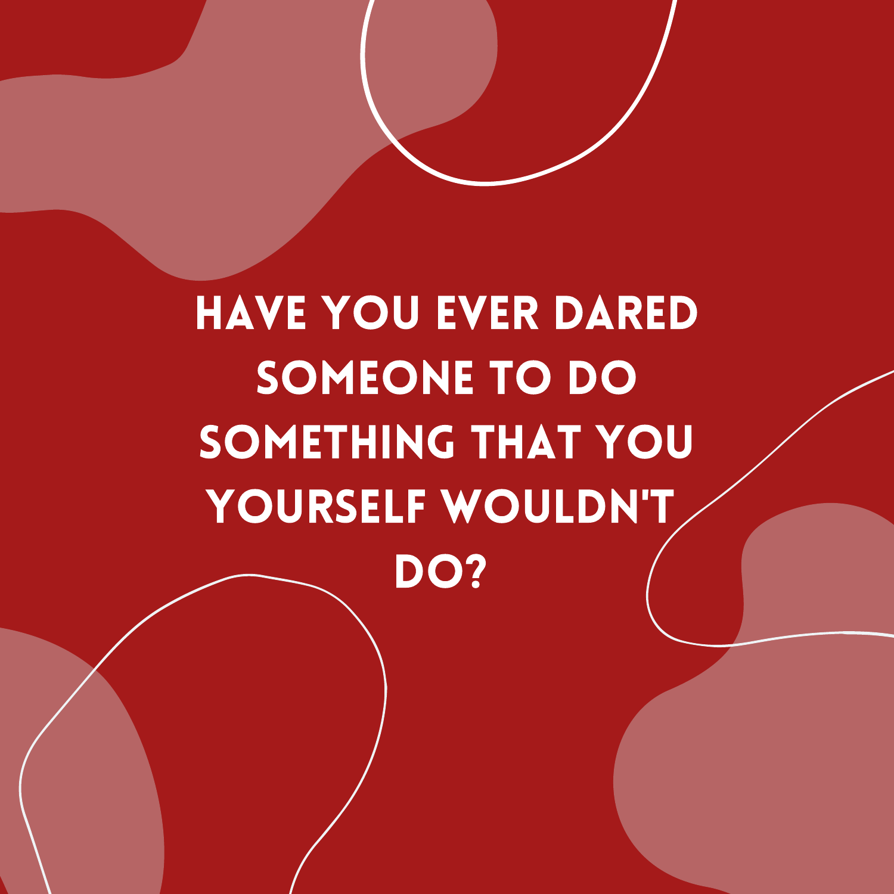HAVE YOU EVER DARED SOMEONE TO DO SOMETHING THAT YOU YOURSELF WOULDN'T DO?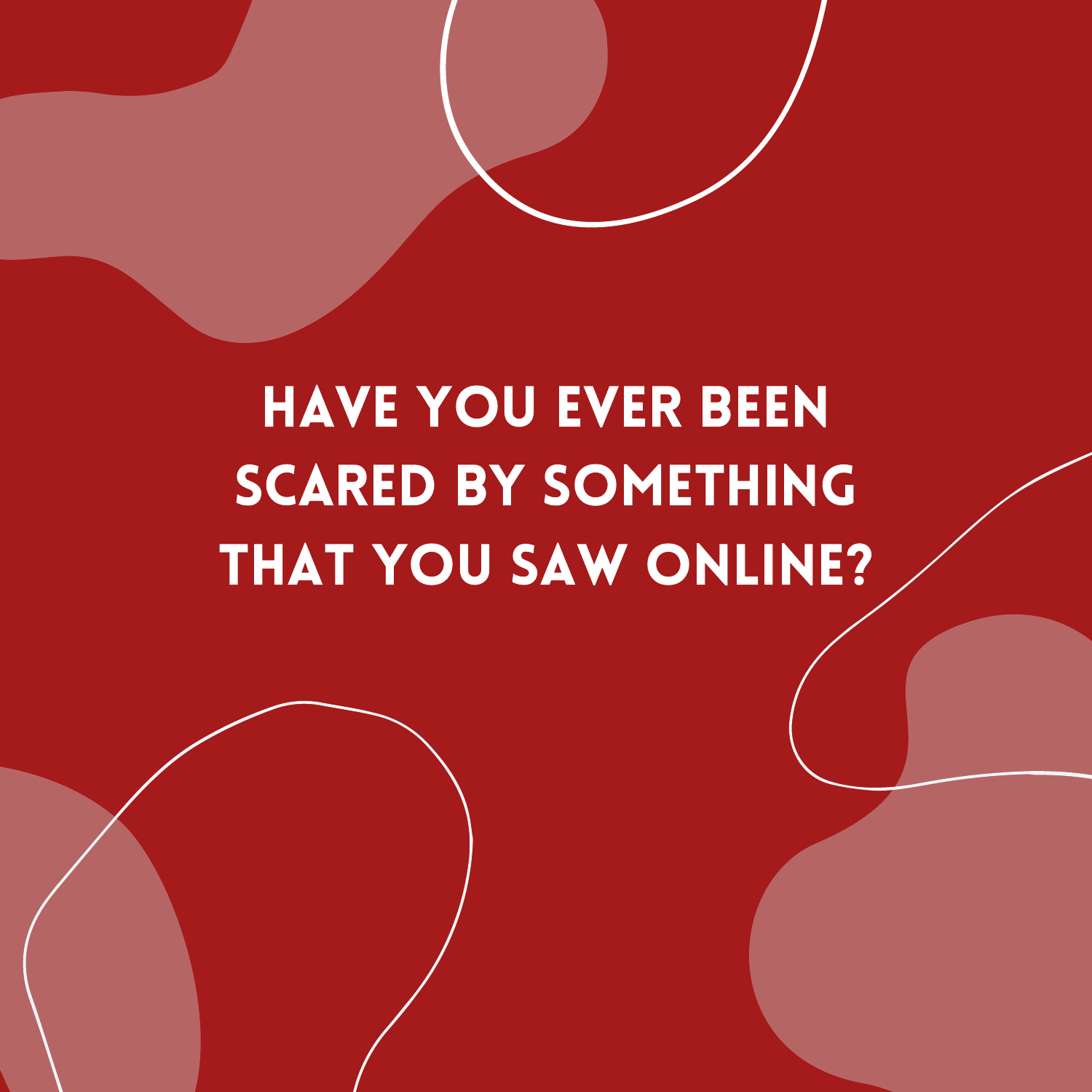# HAVE YOU EVER BEEN SCARED BY SOMETHING THAT YOU SAW ONLINE?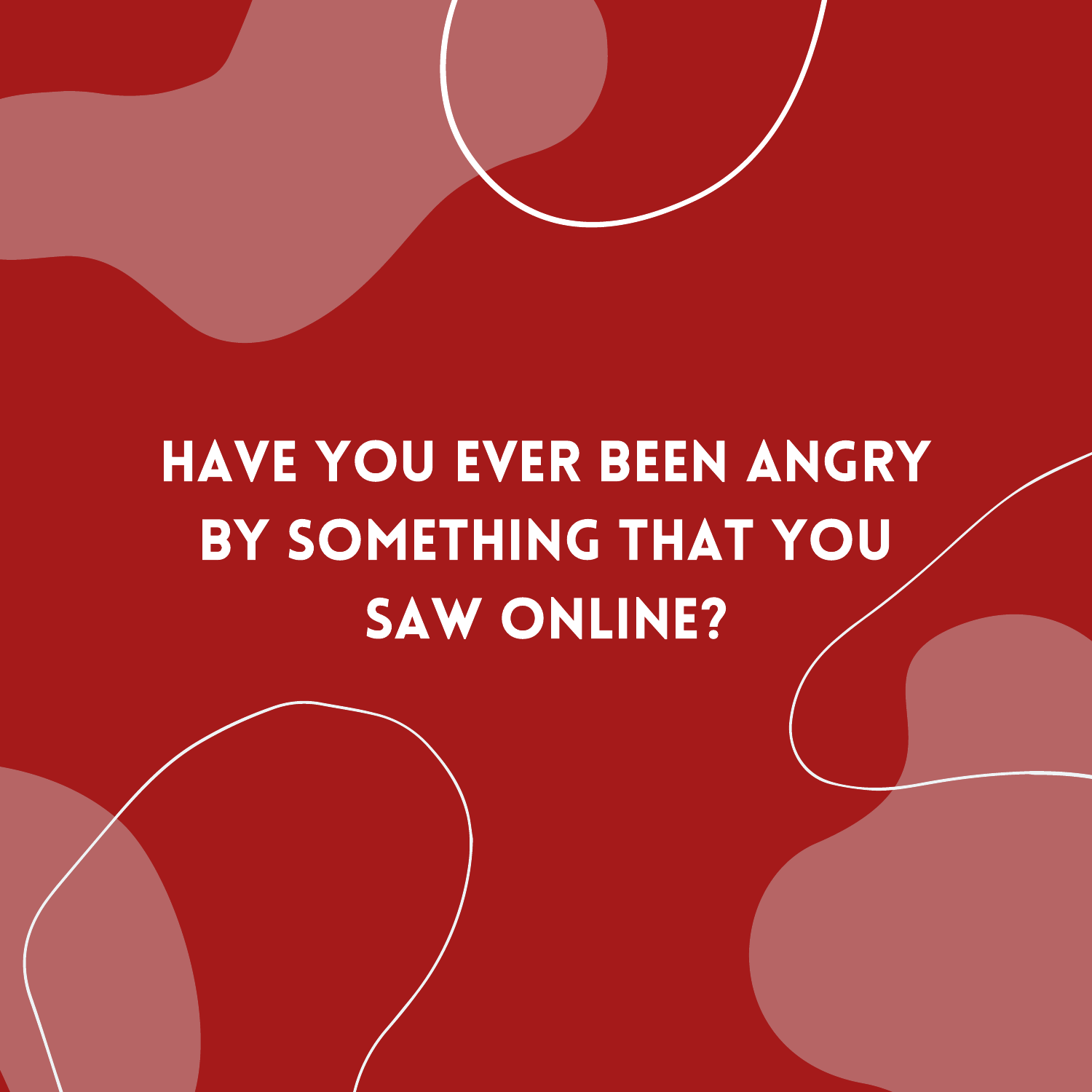# HAVE YOU EVER BEEN ANGRY BY SOMETHING THAT YOU SAW ONLINE?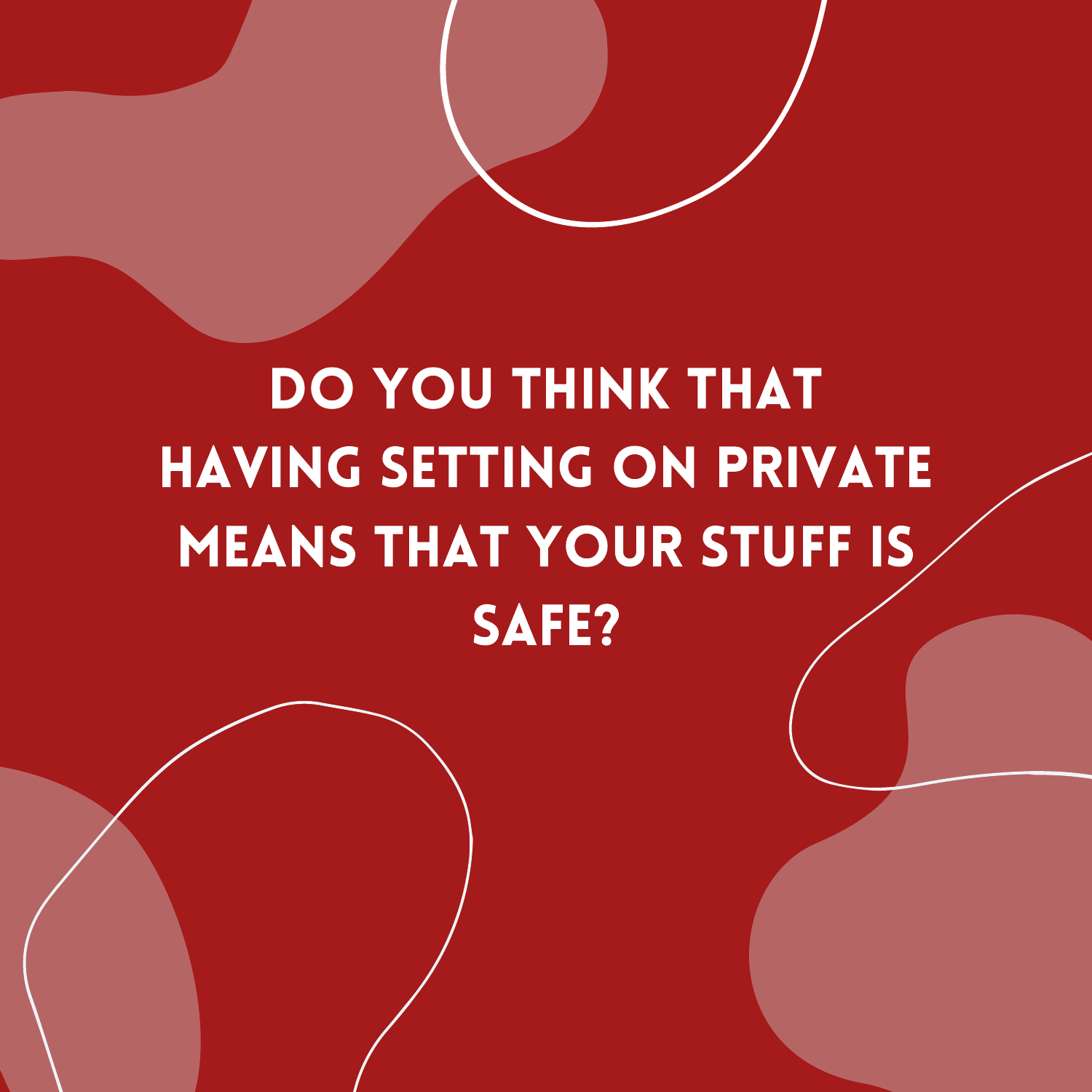# DO YOU THINK THAT HAVING SETTING ON PRIVATE MEANS THAT YOUR STUFF IS SAFE?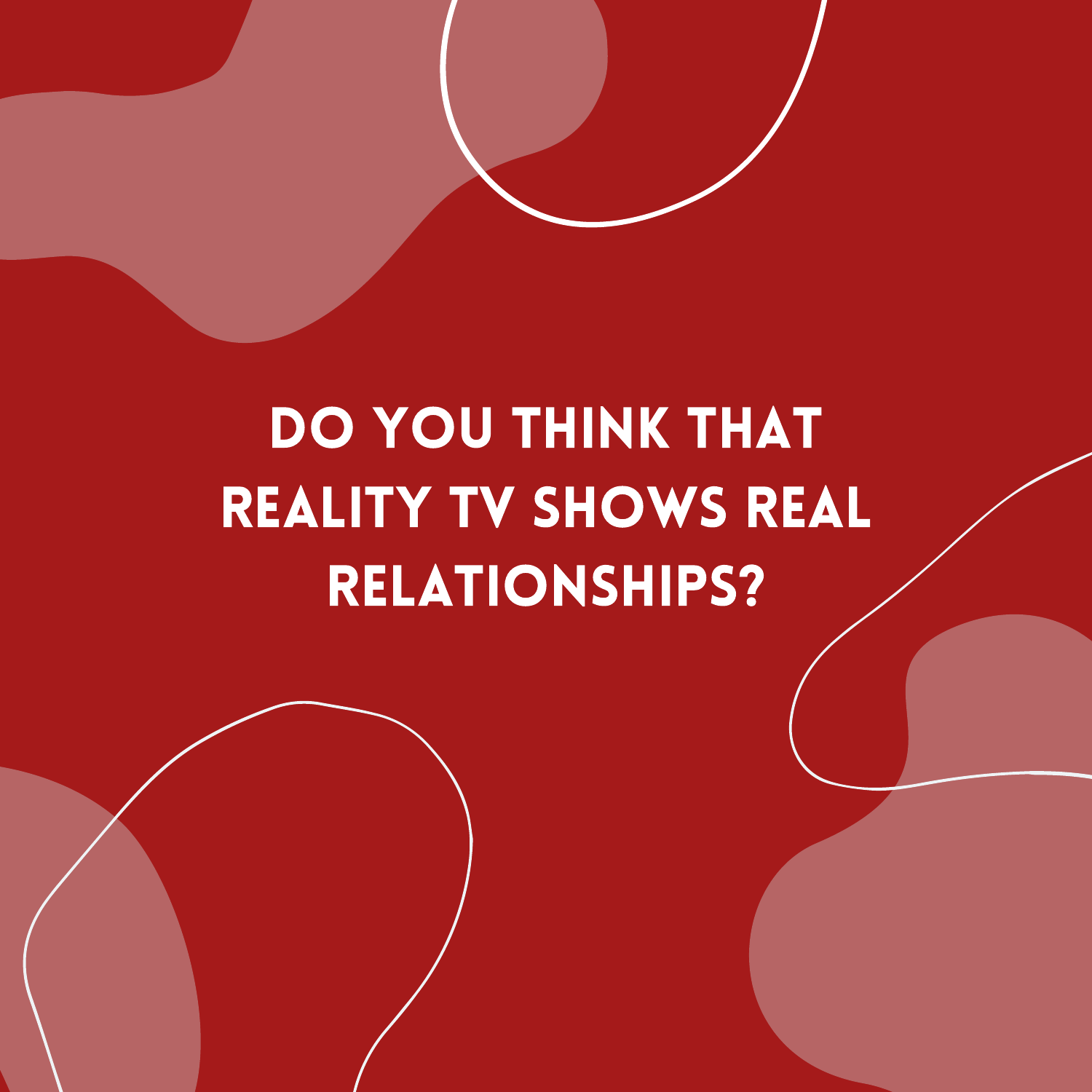# DO YOU THINK THAT REALITY TV SHOWS REAL RELATIONSHIPS?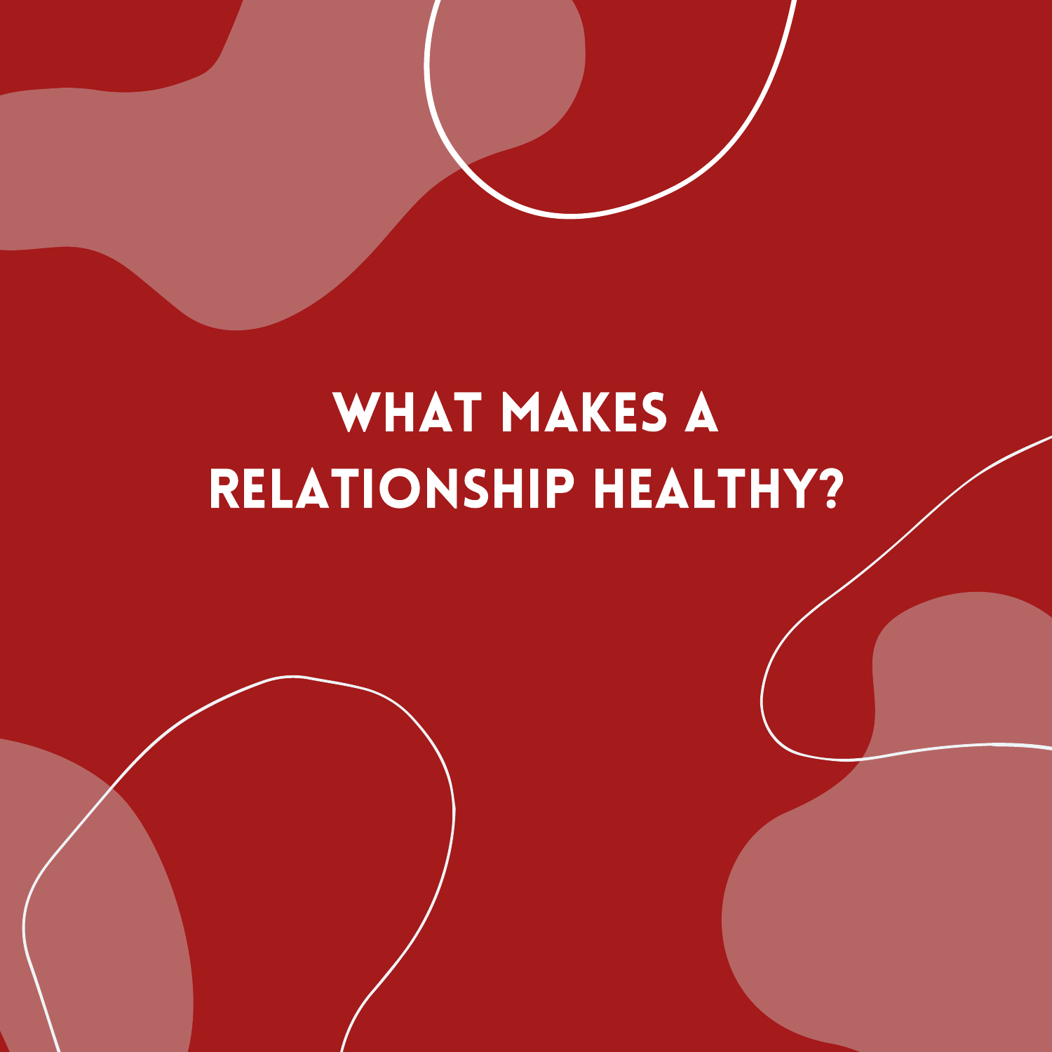# WHAT MAKES A RELATIONSHIP HEALTHY?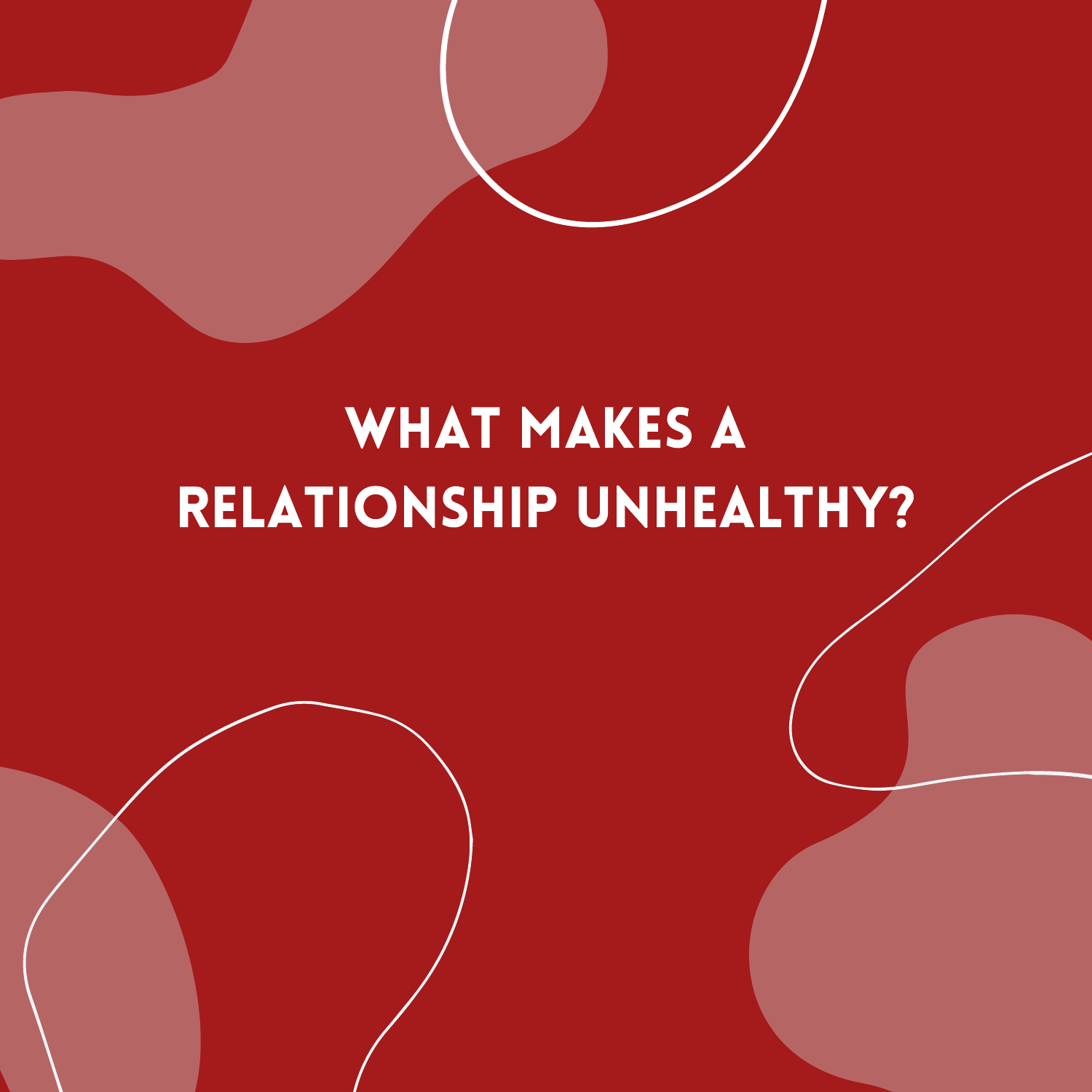# WHAT MAKES A RELATIONSHIP UNHEALTHY?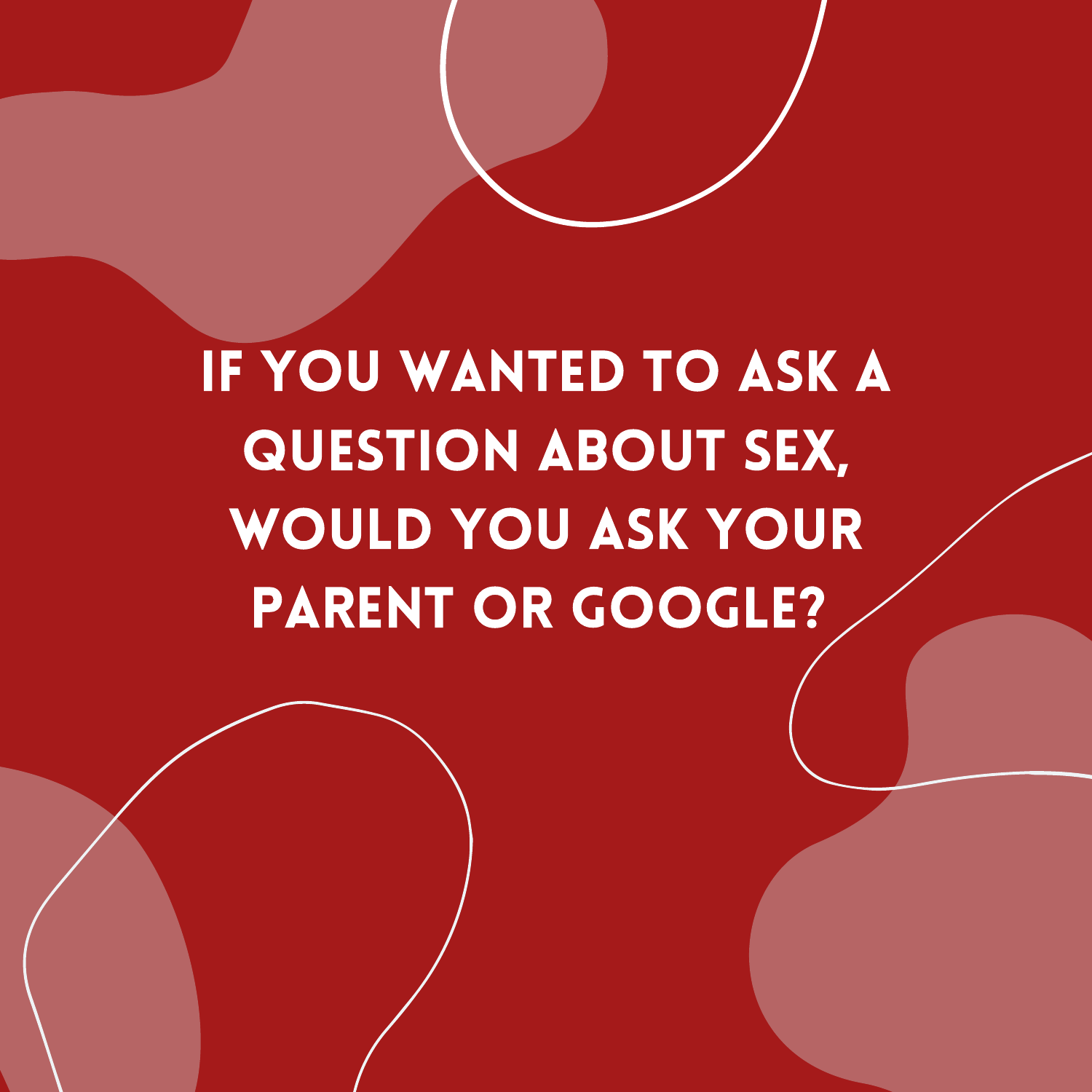# IF YOU WANTED TO ASK A QUESTION ABOUT SEX, WOULD YOU ASK YOUR PARENT OR GOOGLE?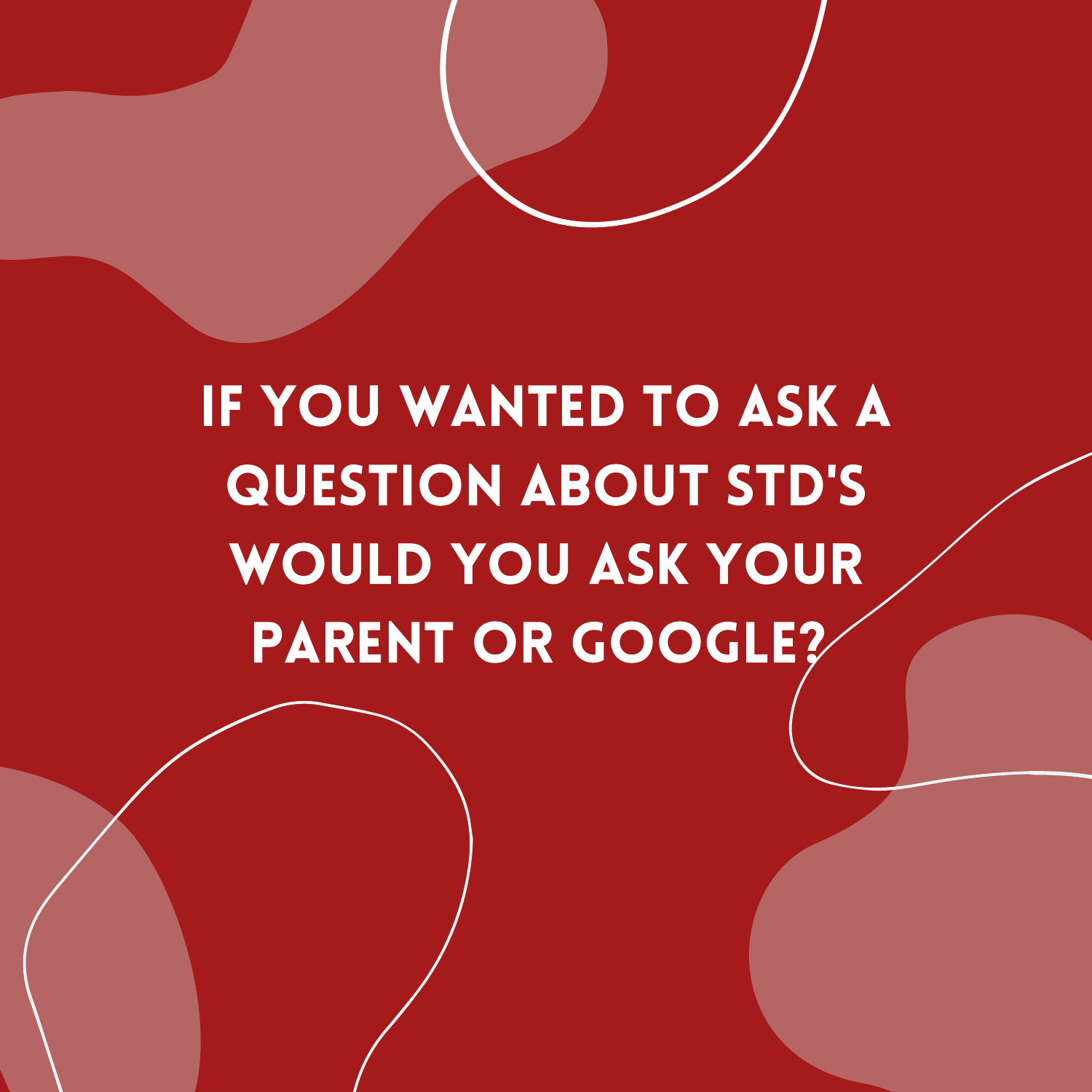IF YOU WANTED TO ASK A QUESTION ABOUT STD'S WOULD YOU ASK YOUR PARENT OR GOOGLE?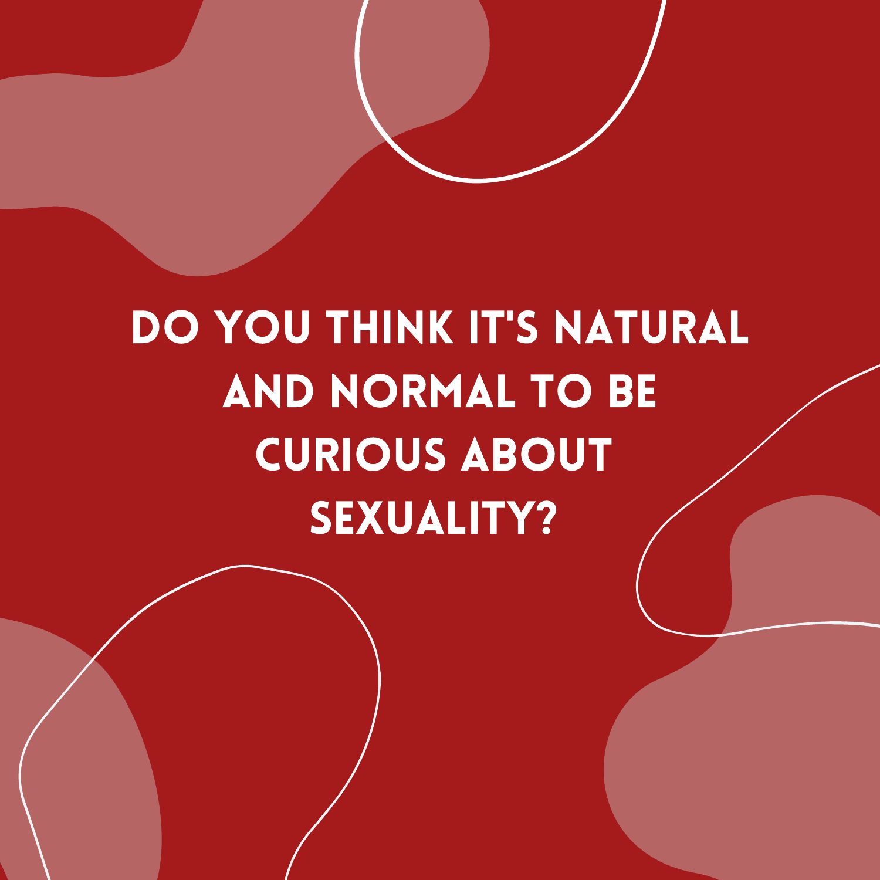# DO YOU THINK IT'S NATURAL AND NORMAL TO BE CURIOUS ABOUT SEXUALITY?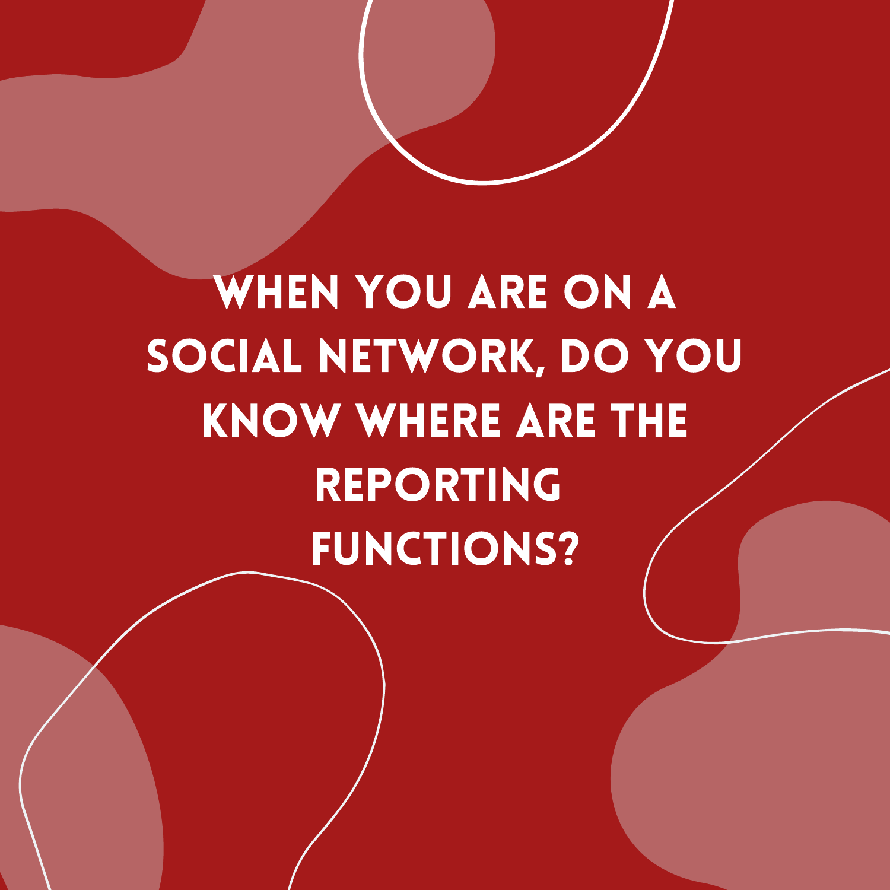# WHEN YOU ARE ON A SOCIAL NETWORK, DO YOU KNOW WHERE ARE THE REPORTING FUNCTIONS?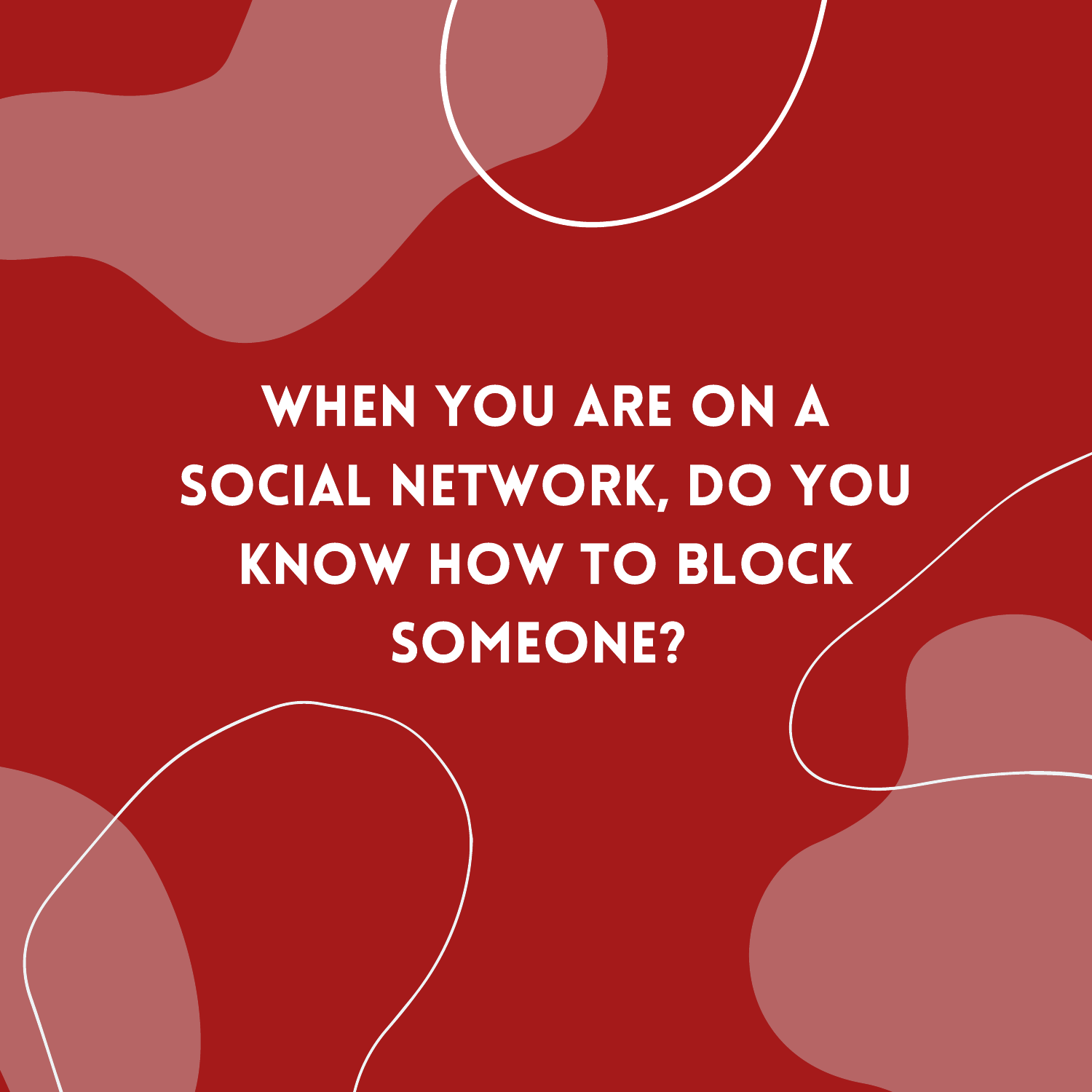# WHEN YOU ARE ON A SOCIAL NETWORK, DO YOU KNOW HOW TO BLOCK SOMEONE?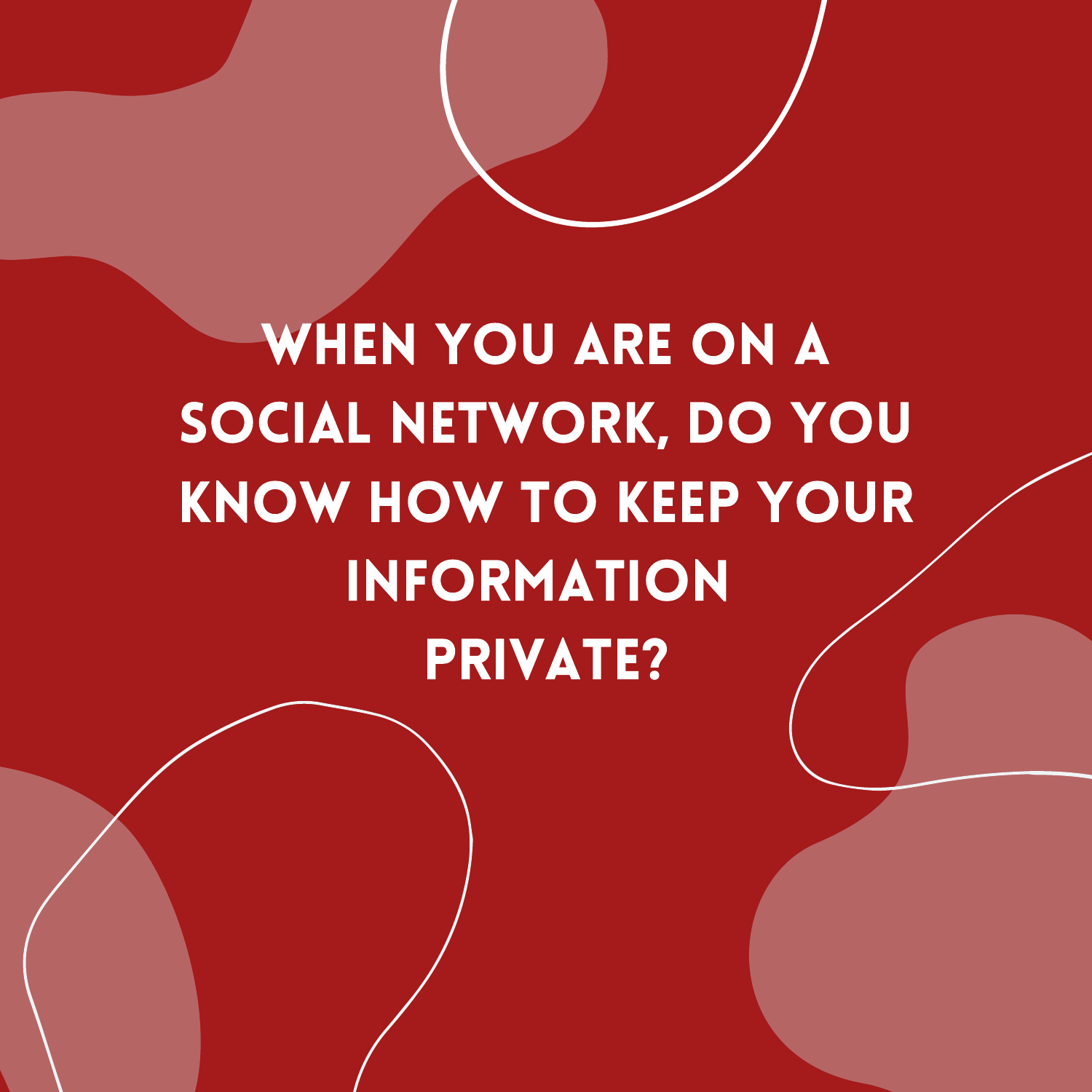# WHEN YOU ARE ON A SOCIAL NETWORK, DO YOU KNOW HOW TO KEEP YOUR INFORMATION PRIVATE?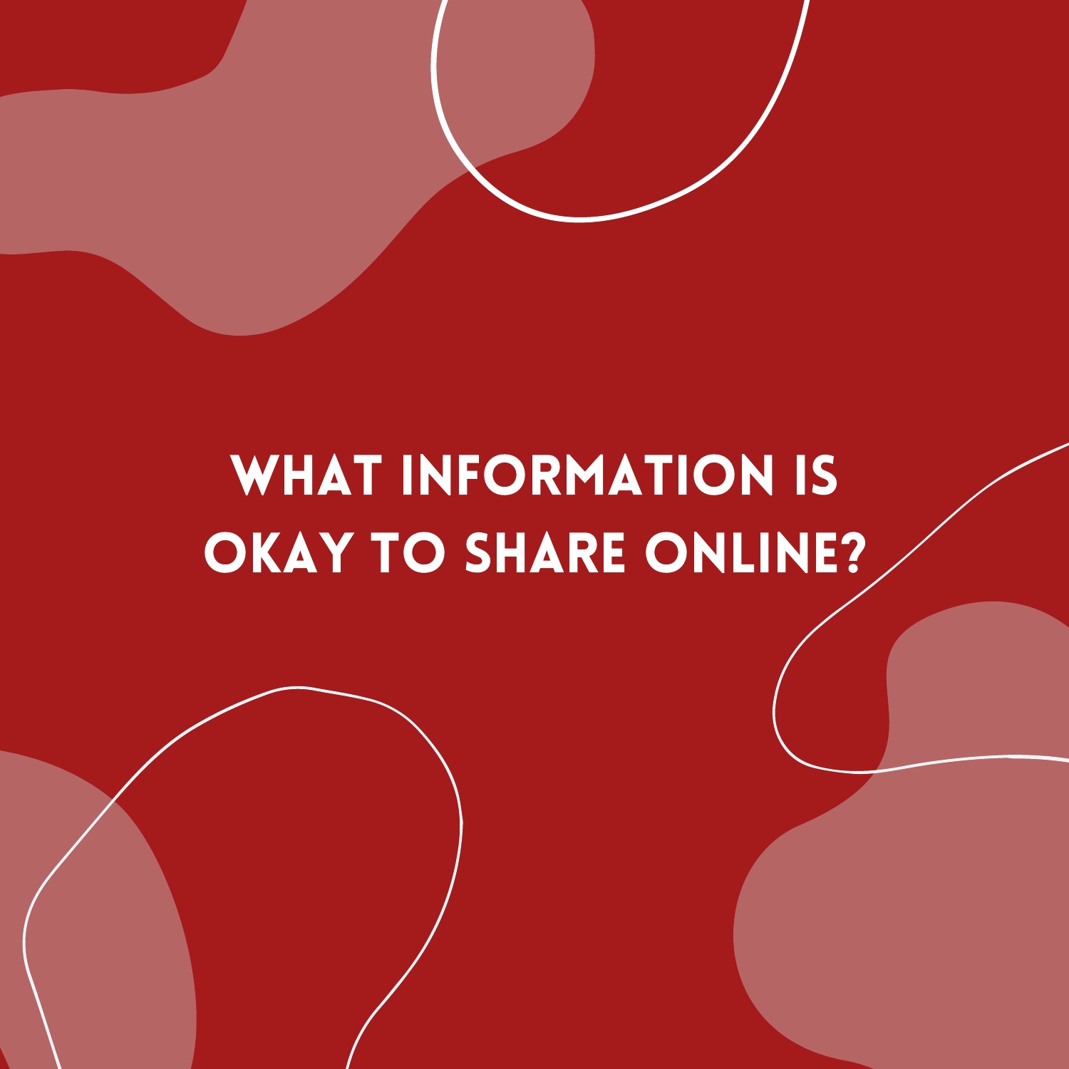# WHAT INFORMATION IS OKAY TO SHARE ONLINE?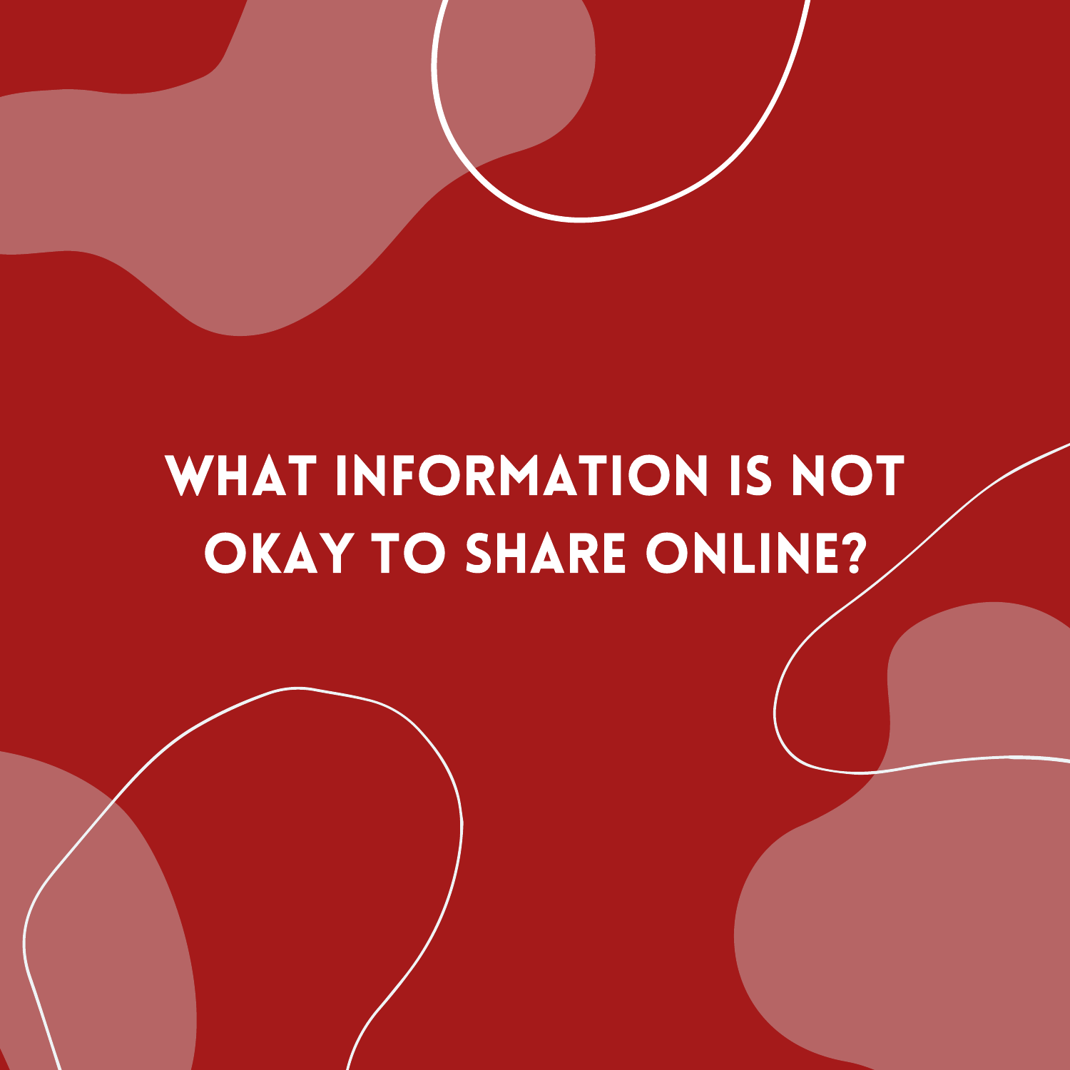# WHAT INFORMATION IS NOT OKAY TO SHARE ONLINE?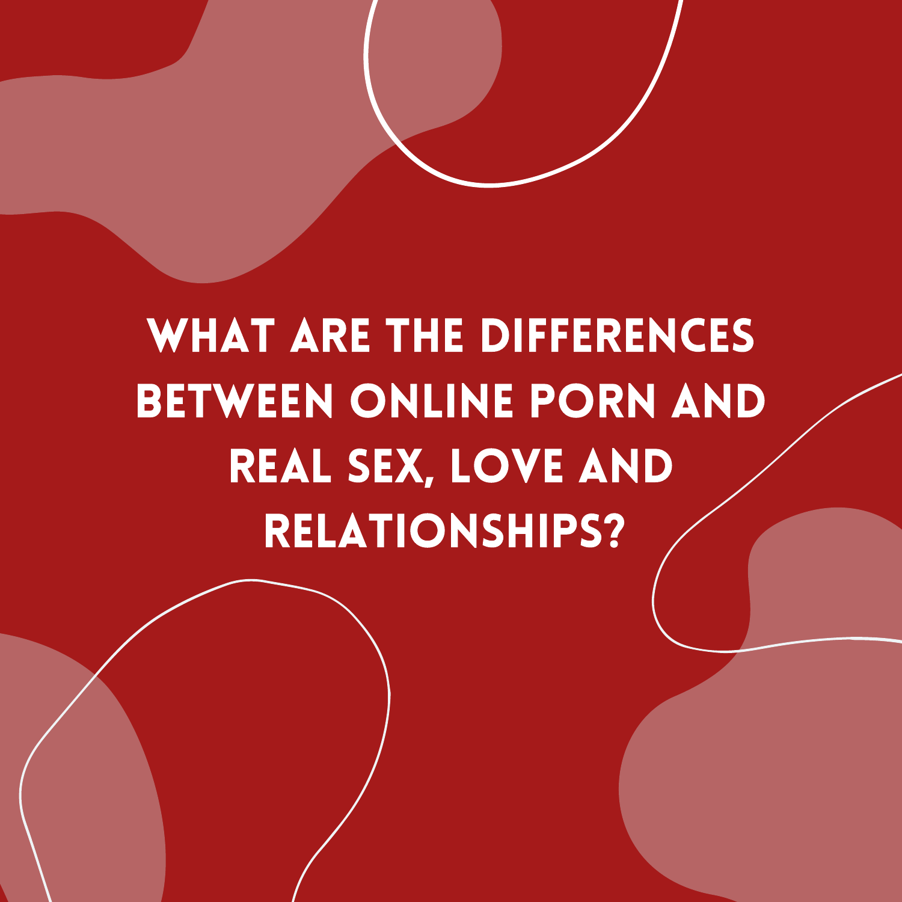# WHAT ARE THE DIFFERENCES BETWEEN ONLINE PORN AND REAL SEX, LOVE AND RELATIONSHIPS?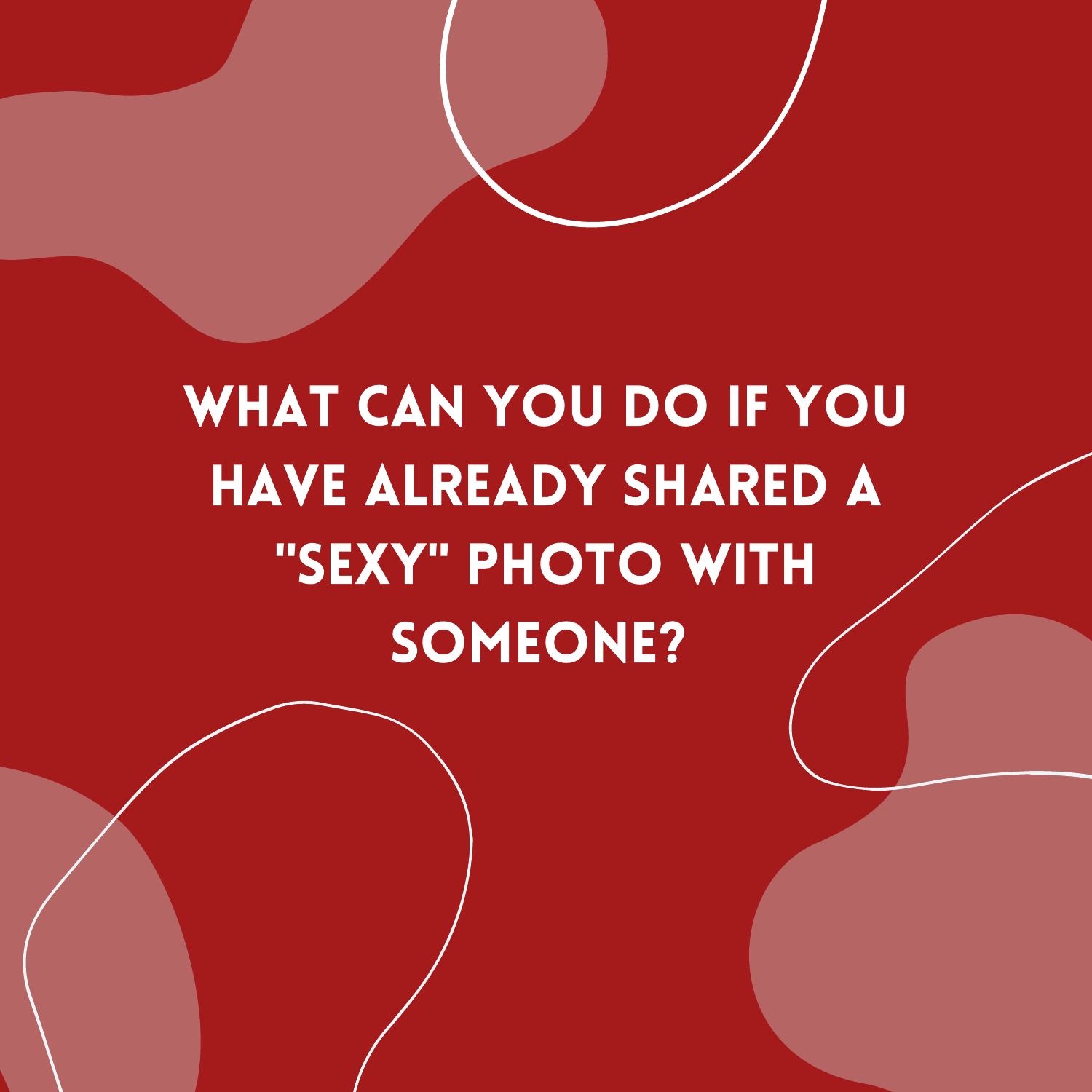# WHAT CAN YOU DO IF YOU HAVE ALREADY SHARED A "SEXY" PHOTO WITH SOMEONE?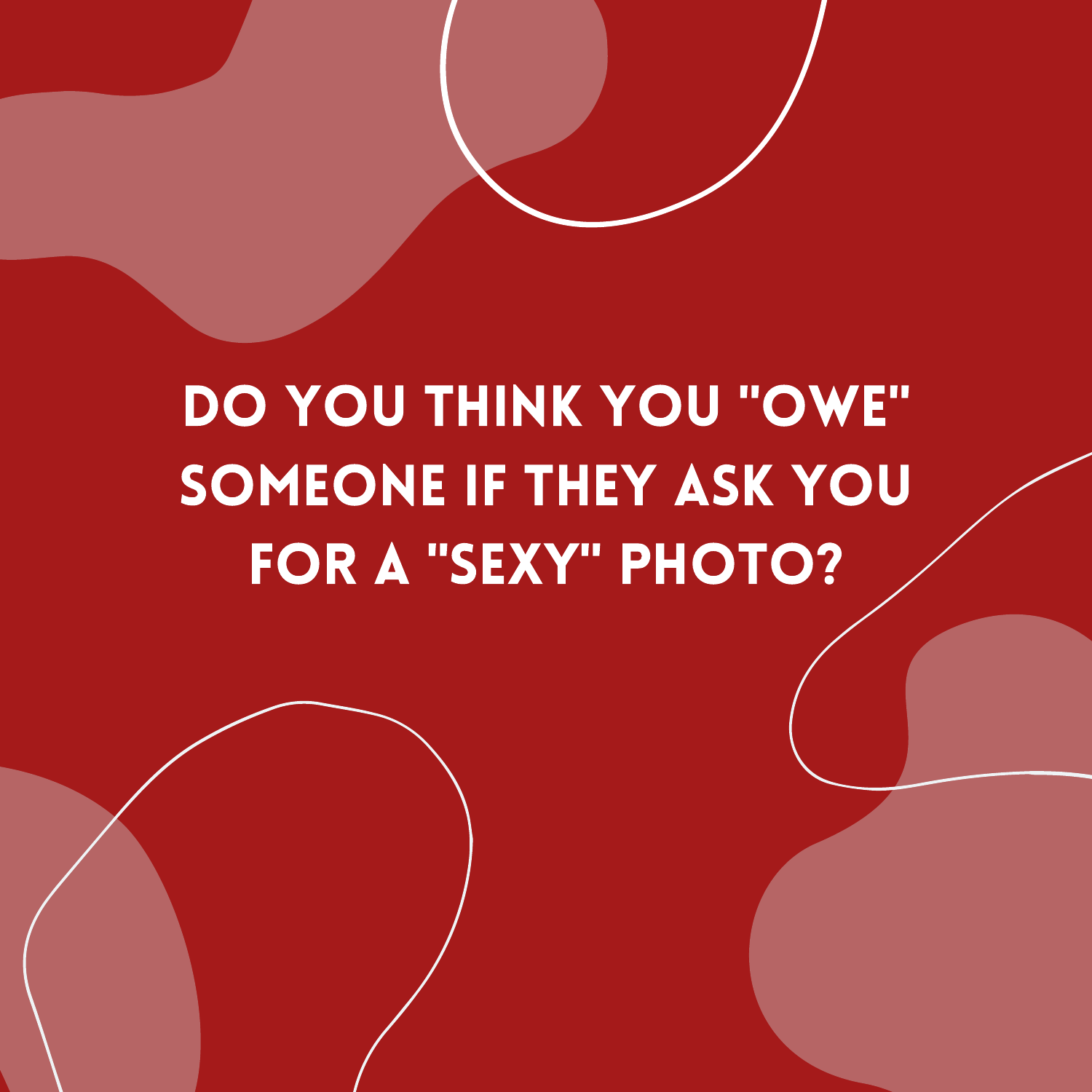# DO YOU THINK YOU "OWE" SOMEONE IF THEY ASK YOU FOR A "SEXY" PHOTO?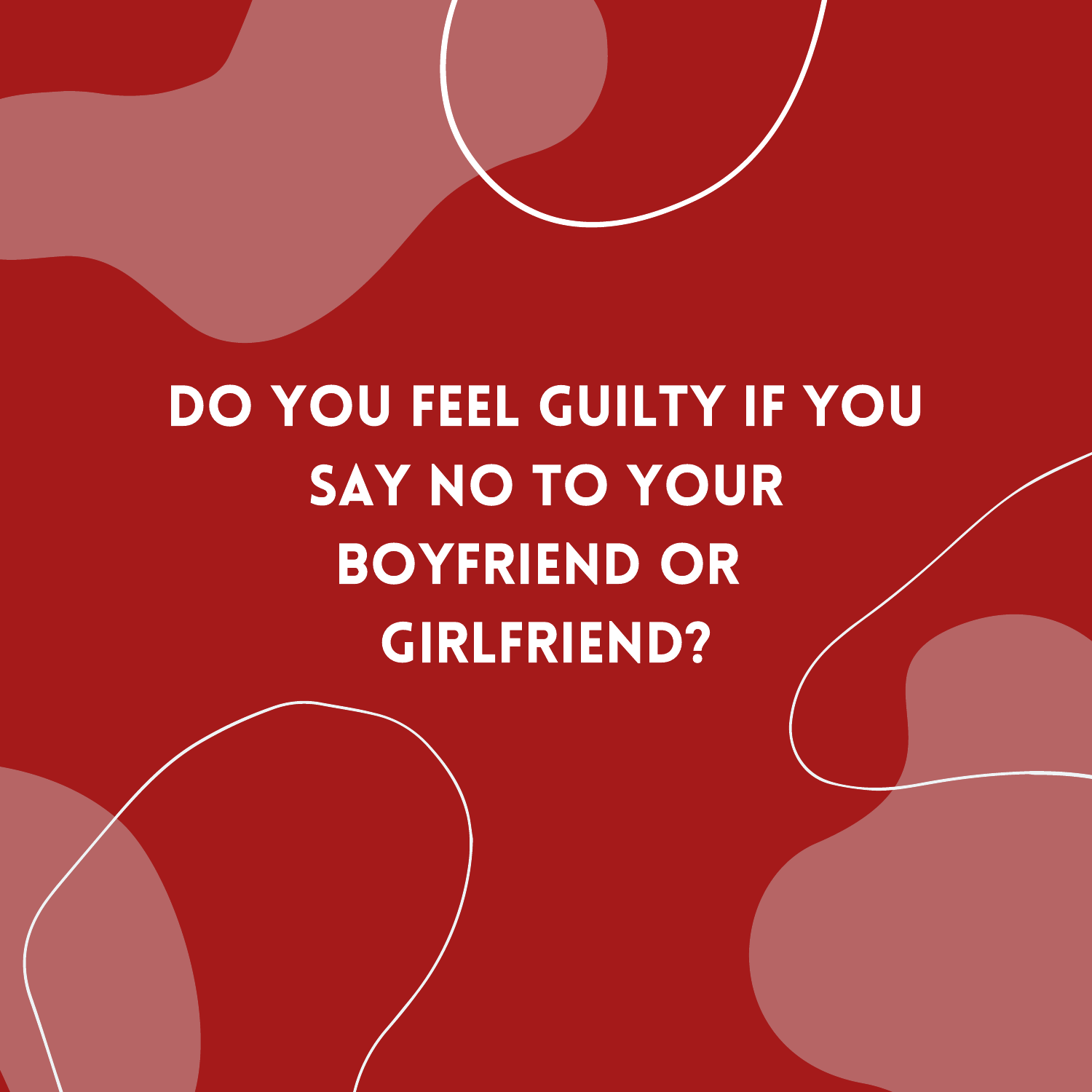# DO YOU FEEL GUILTY IF YOU SAY NO TO YOUR BOYFRIEND OR GIRLFRIEND?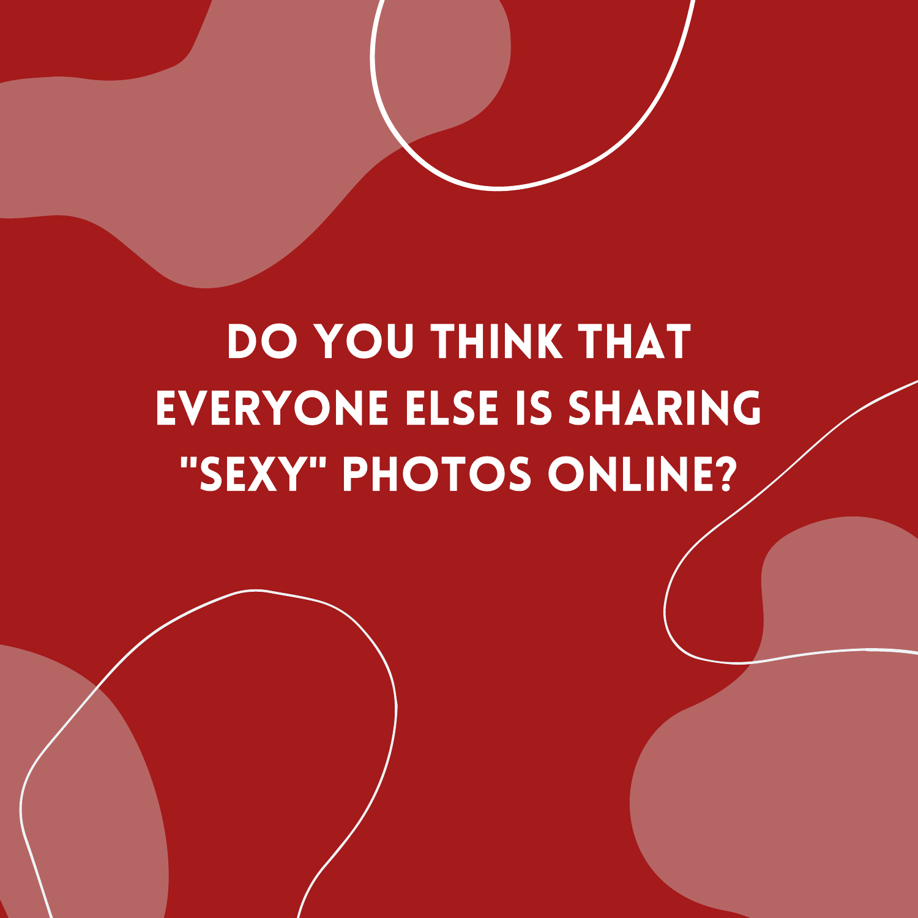# DO YOU THINK THAT EVERYONE ELSE IS SHARING "SEXY" PHOTOS ONLINE?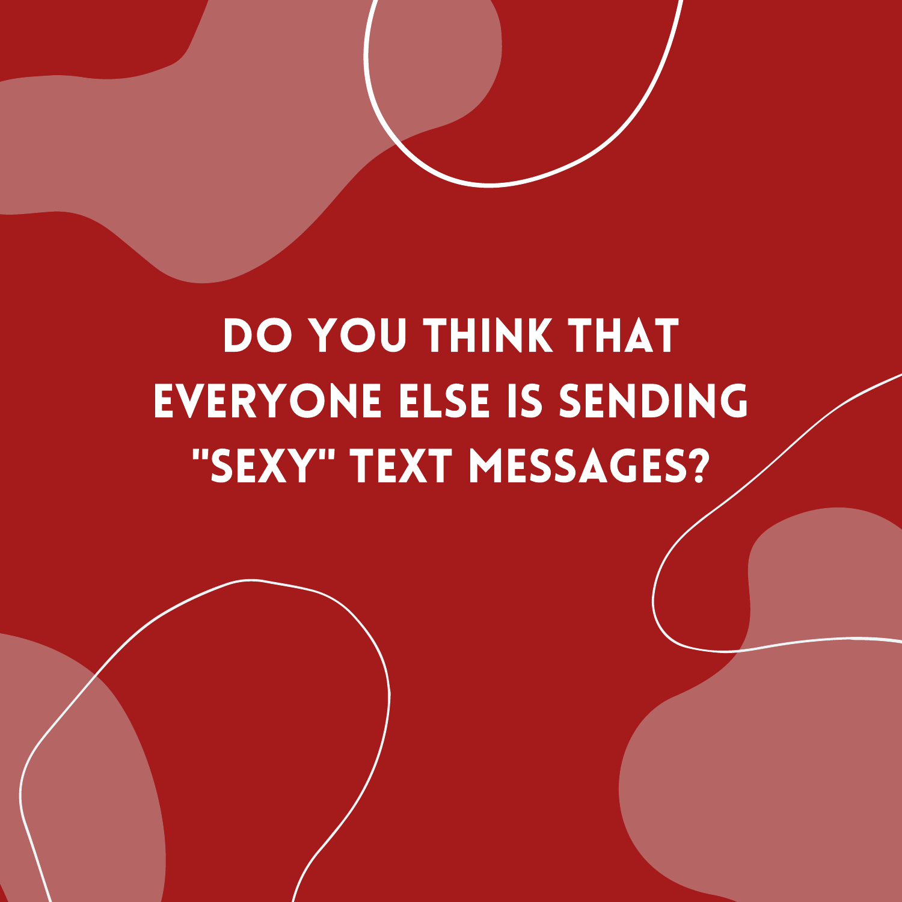# DO YOU THINK THAT EVERYONE ELSE IS SENDING "SEXY" TEXT MESSAGES?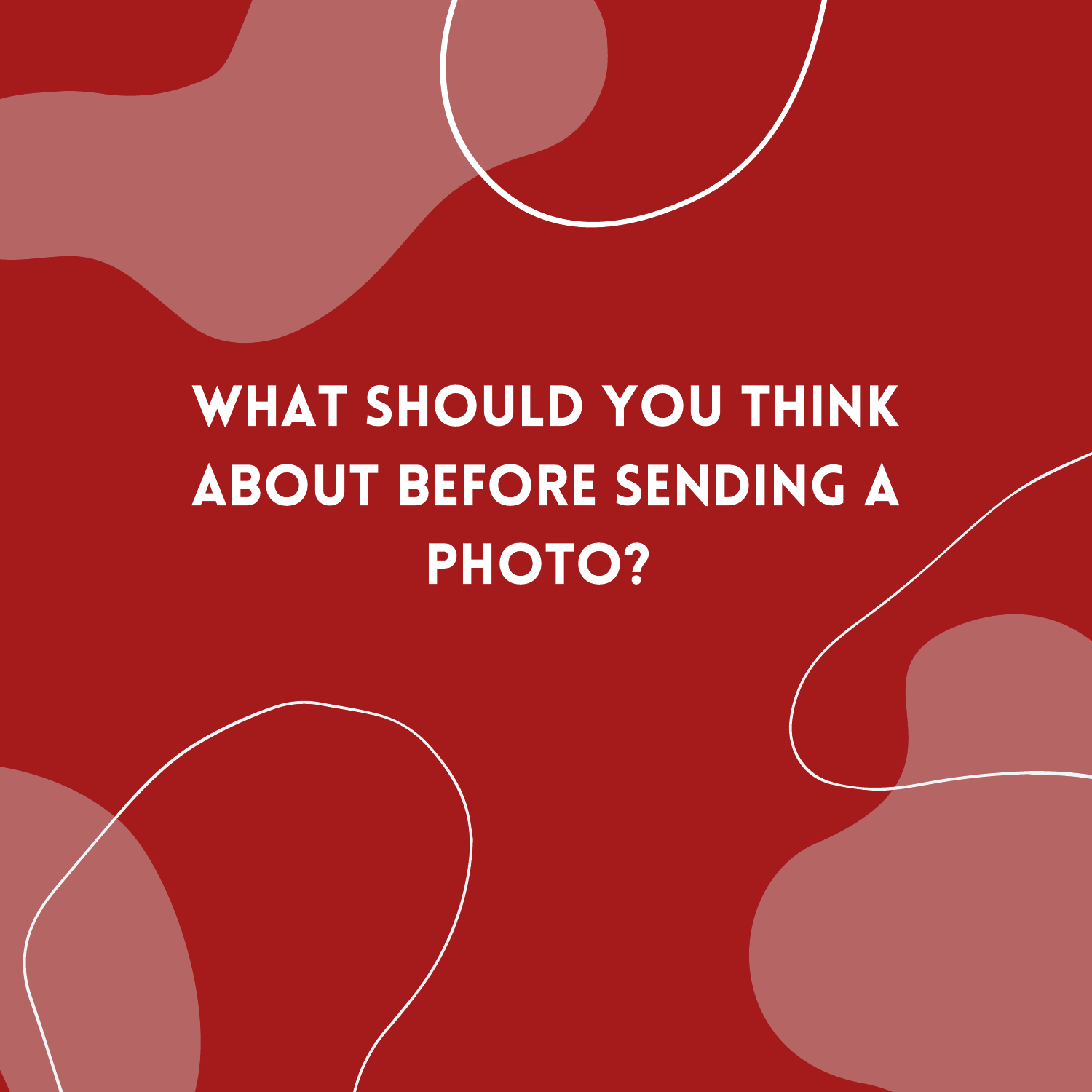# WHAT SHOULD YOU THINK ABOUT BEFORE SENDING A PHOTO?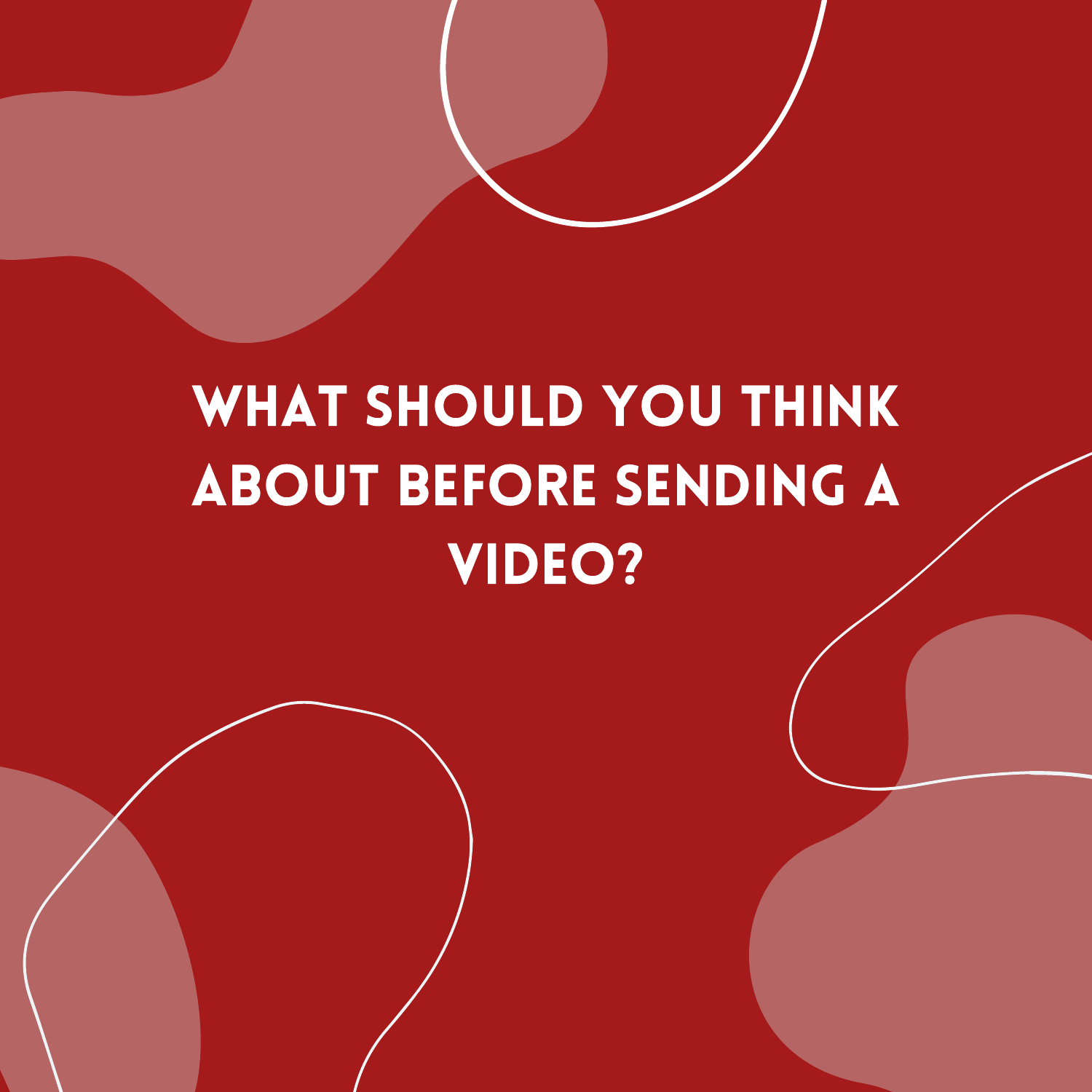# WHAT SHOULD YOU THINK ABOUT BEFORE SENDING A VIDEO?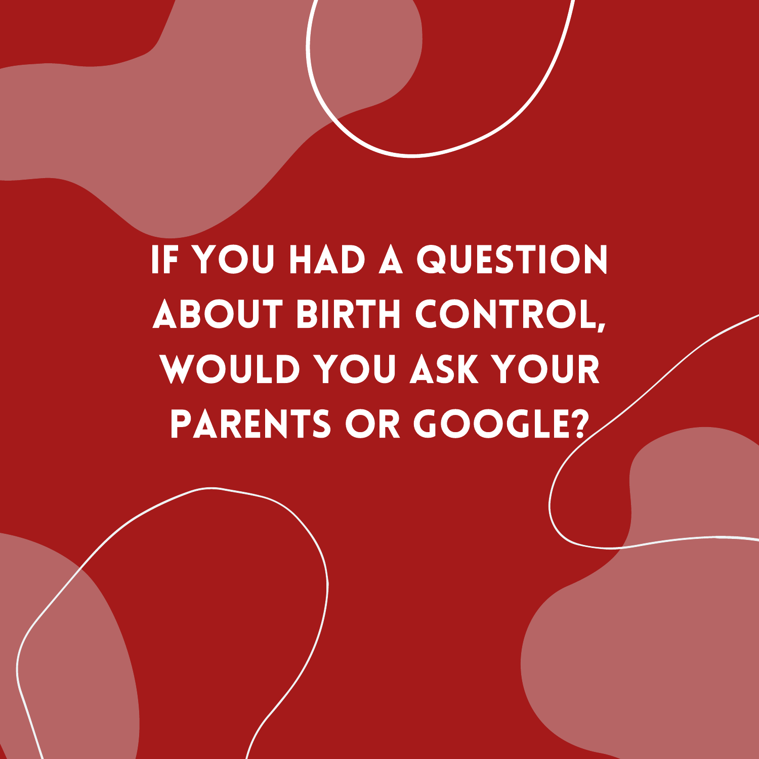# IF YOU HAD A QUESTION ABOUT BIRTH CONTROL, WOULD YOU ASK YOUR PARENTS OR GOOGLE?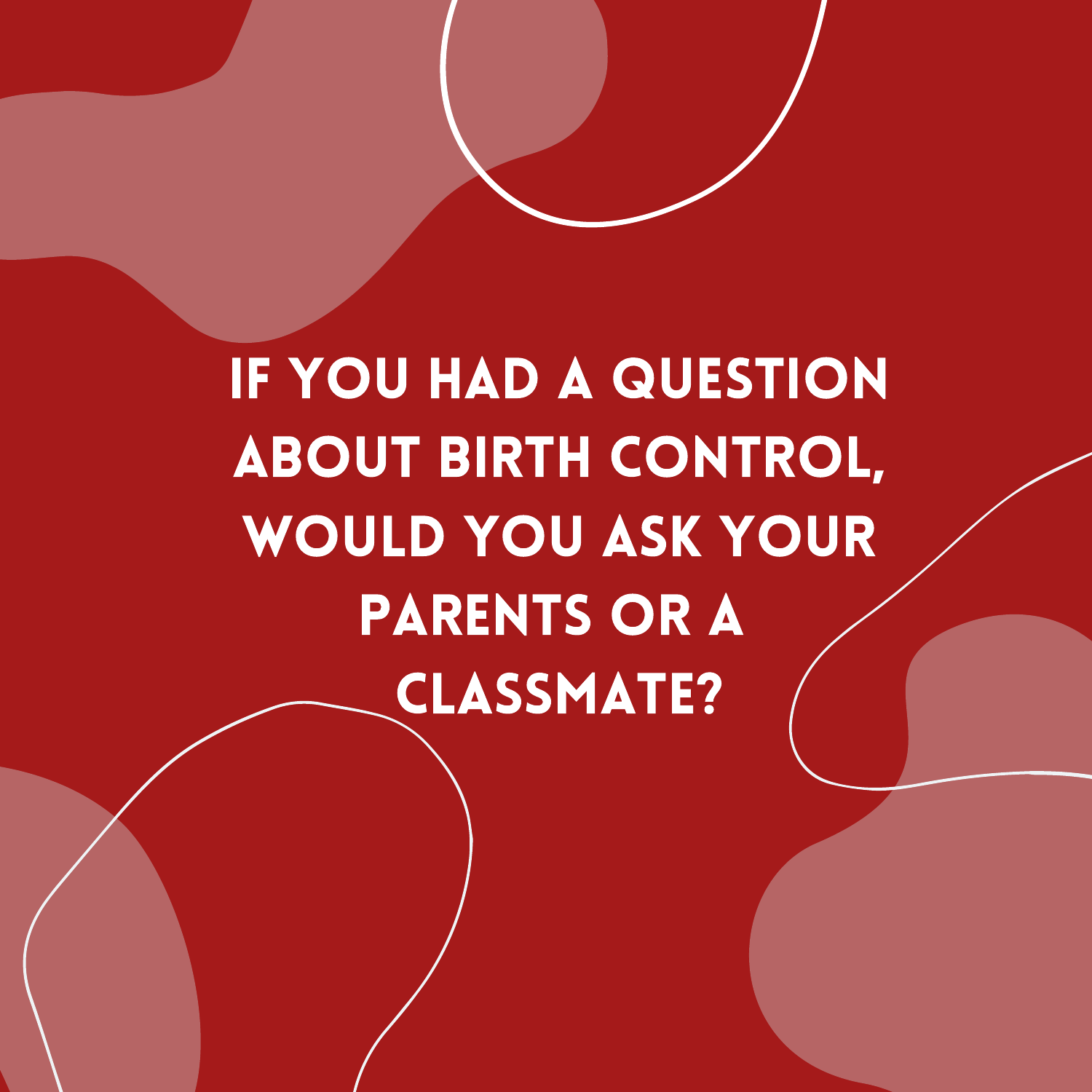IF YOU HAD A QUESTION ABOUT BIRTH CONTROL, WOULD YOU ASK YOUR PARENTS OR A CLASSMATE?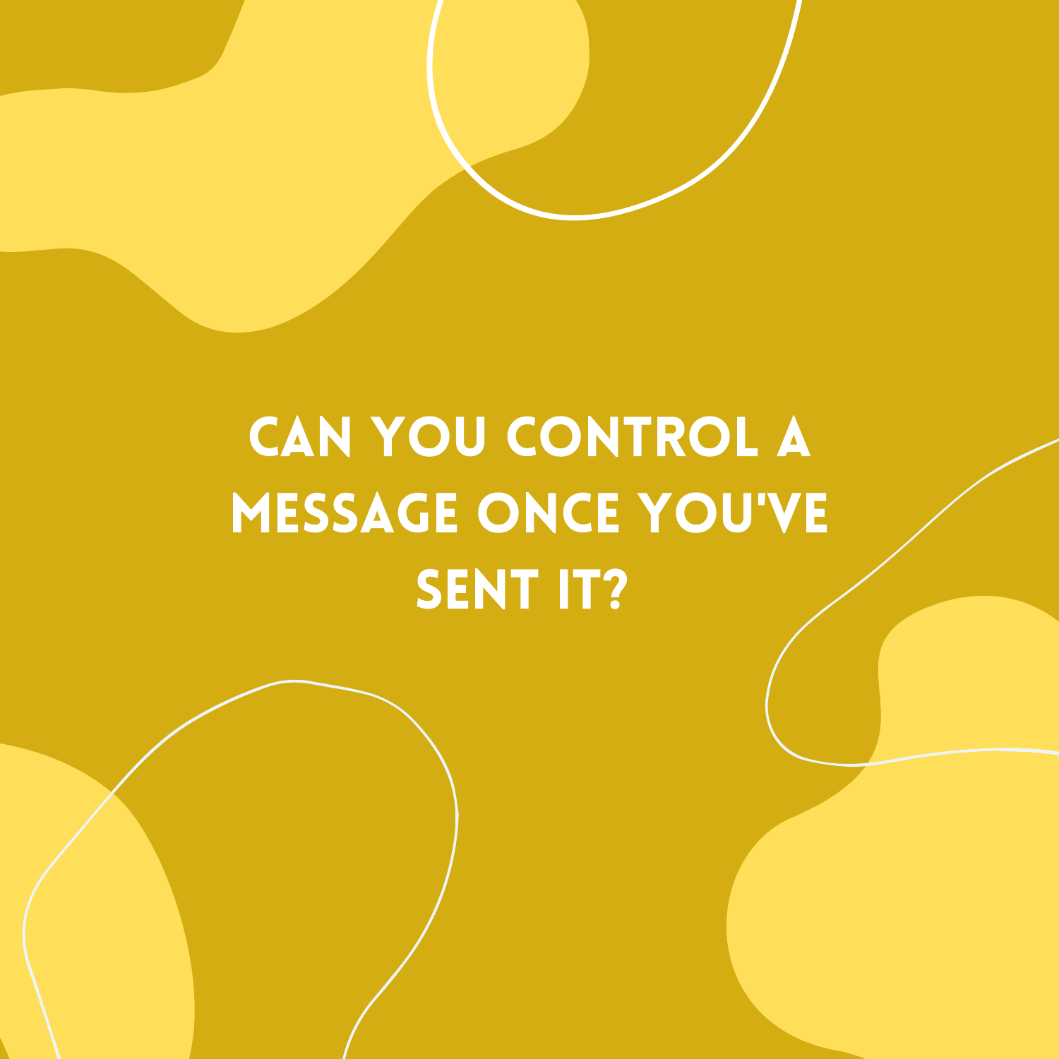# CAN YOU CONTROL A MESSAGE ONCE YOU'VE SENT IT?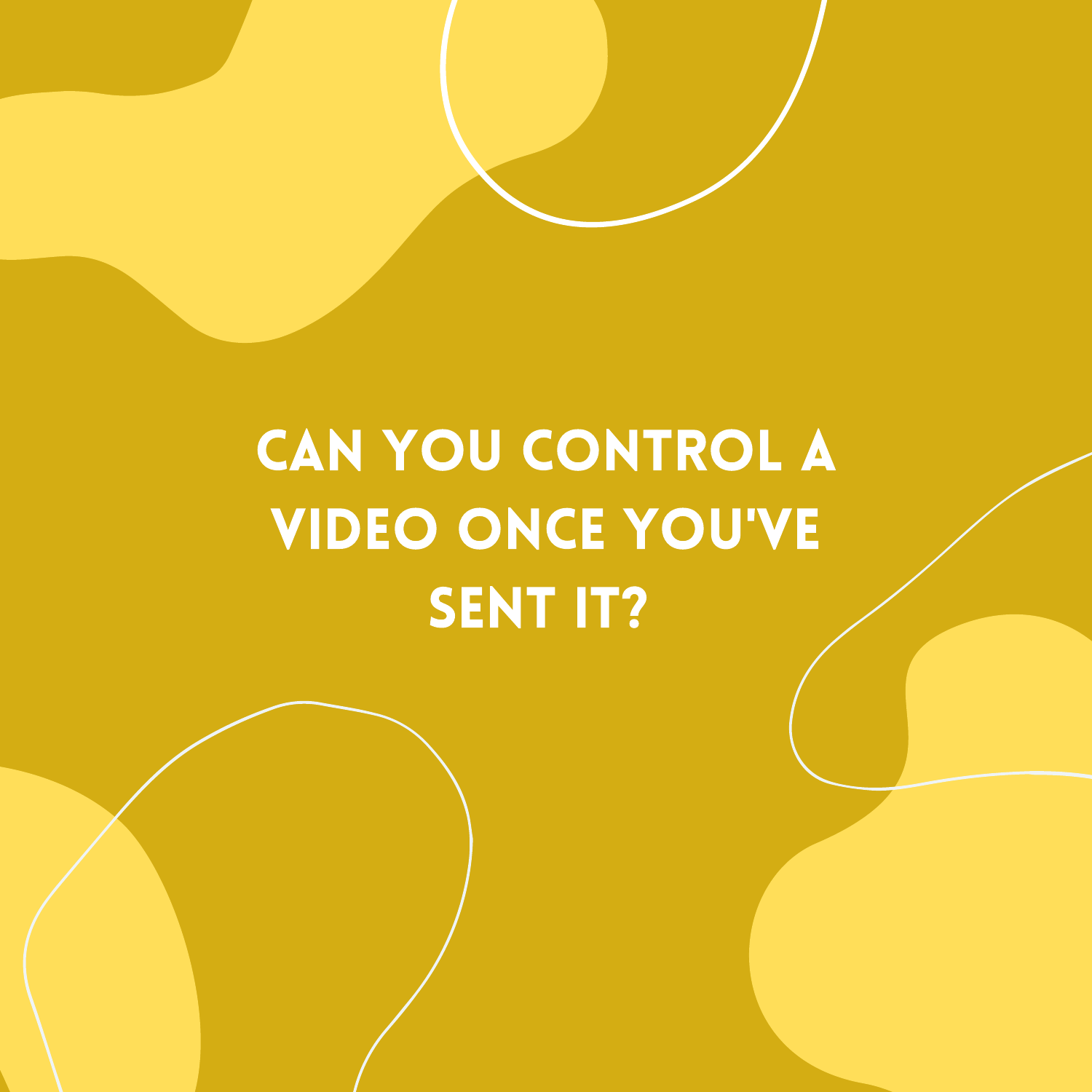# CAN YOU CONTROL A VIDEO ONCE YOU'VE SENT IT?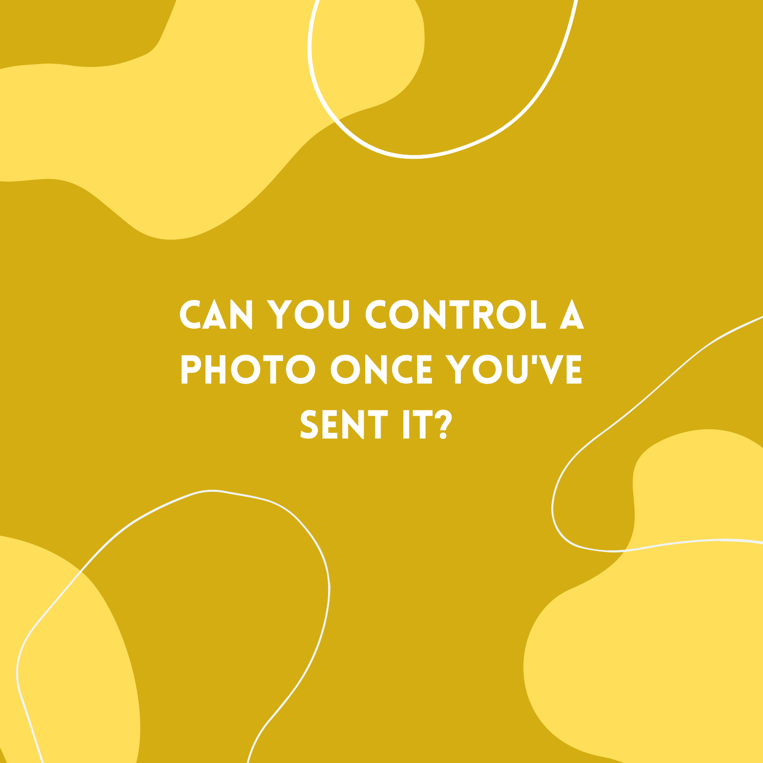# CAN YOU CONTROL A PHOTO ONCE YOU'VE SENT IT?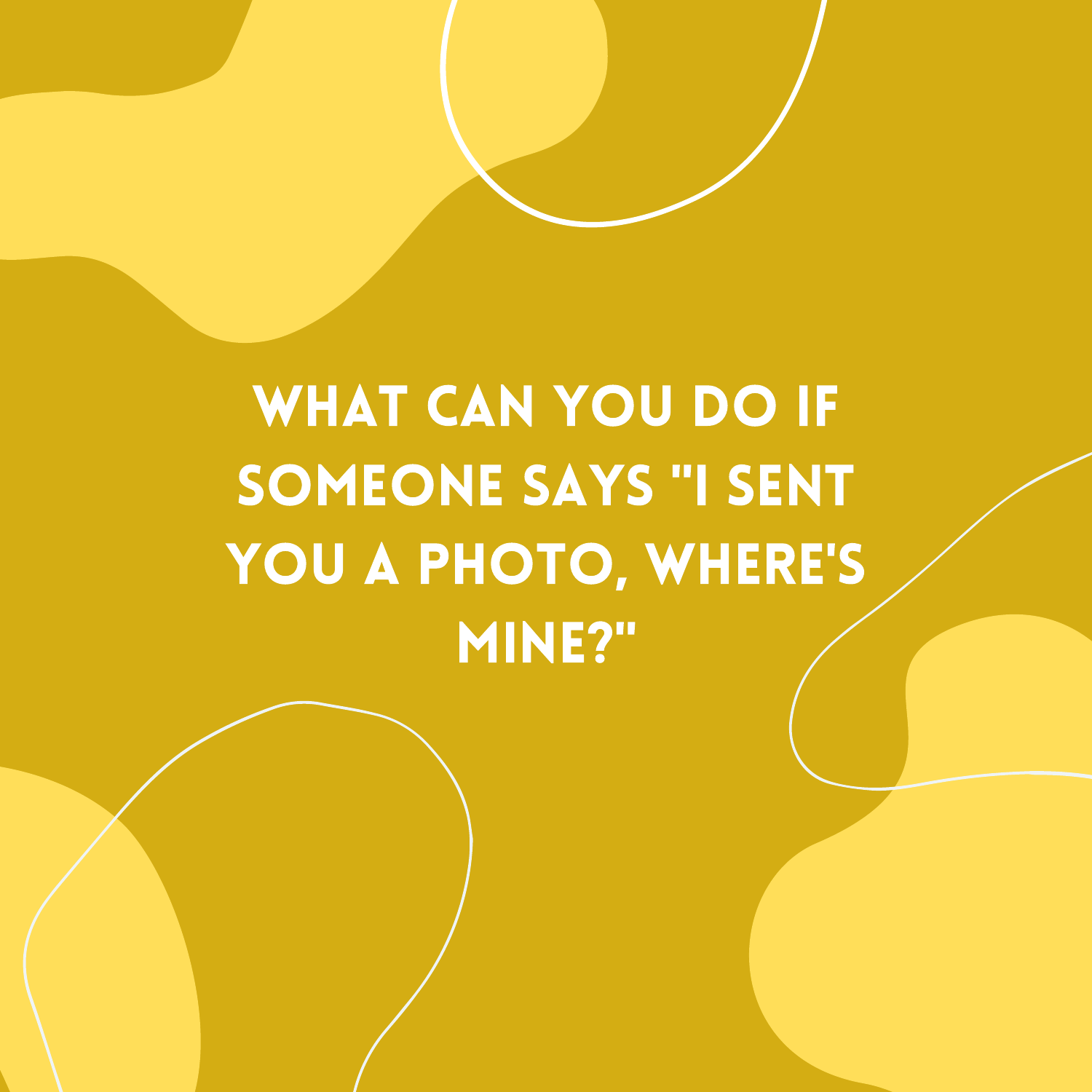WHAT CAN YOU DO IF SOMEONE SAYS "I SENT YOU A PHOTO, WHERE'S MINE?"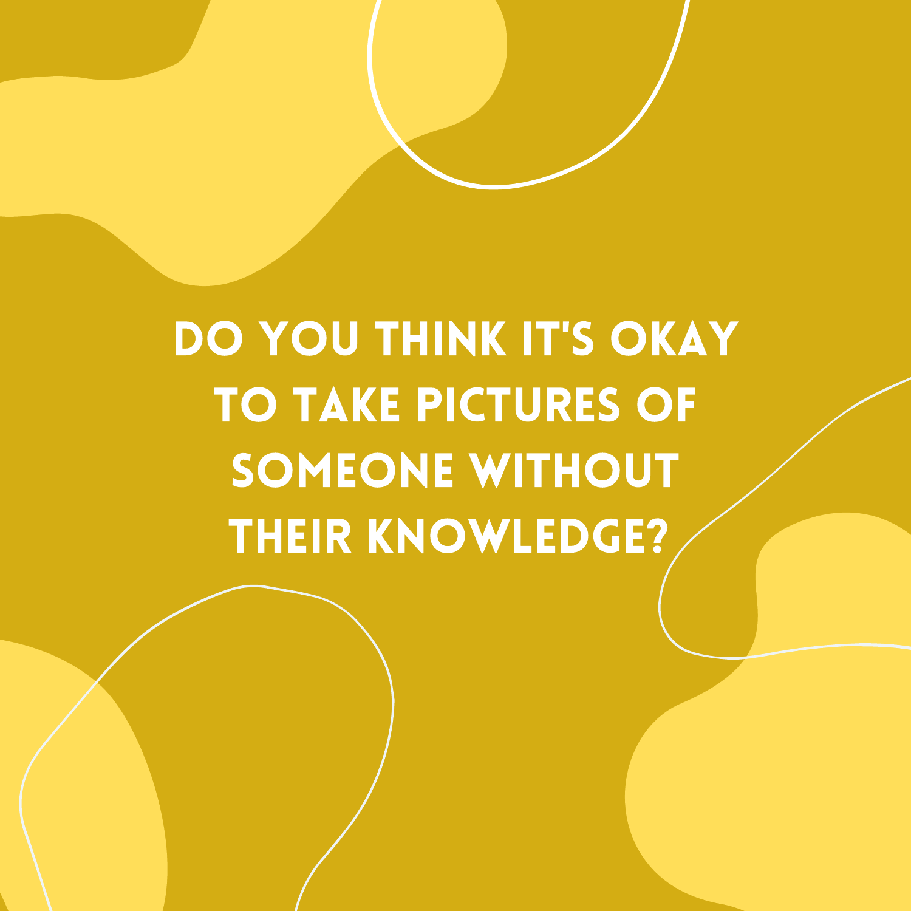# DO YOU THINK IT'S OKAY TO TAKE PICTURES OF SOMEONE WITHOUT THEIR KNOWLEDGE?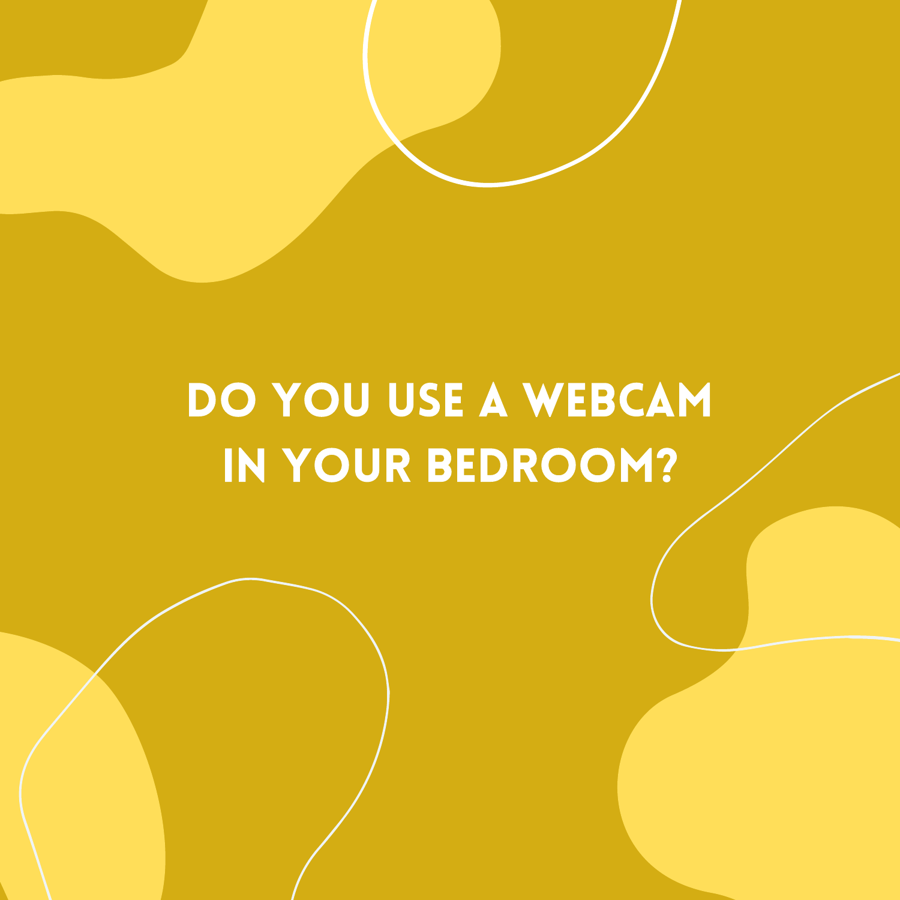# DO YOU USE A WEBCAM IN YOUR BEDROOM?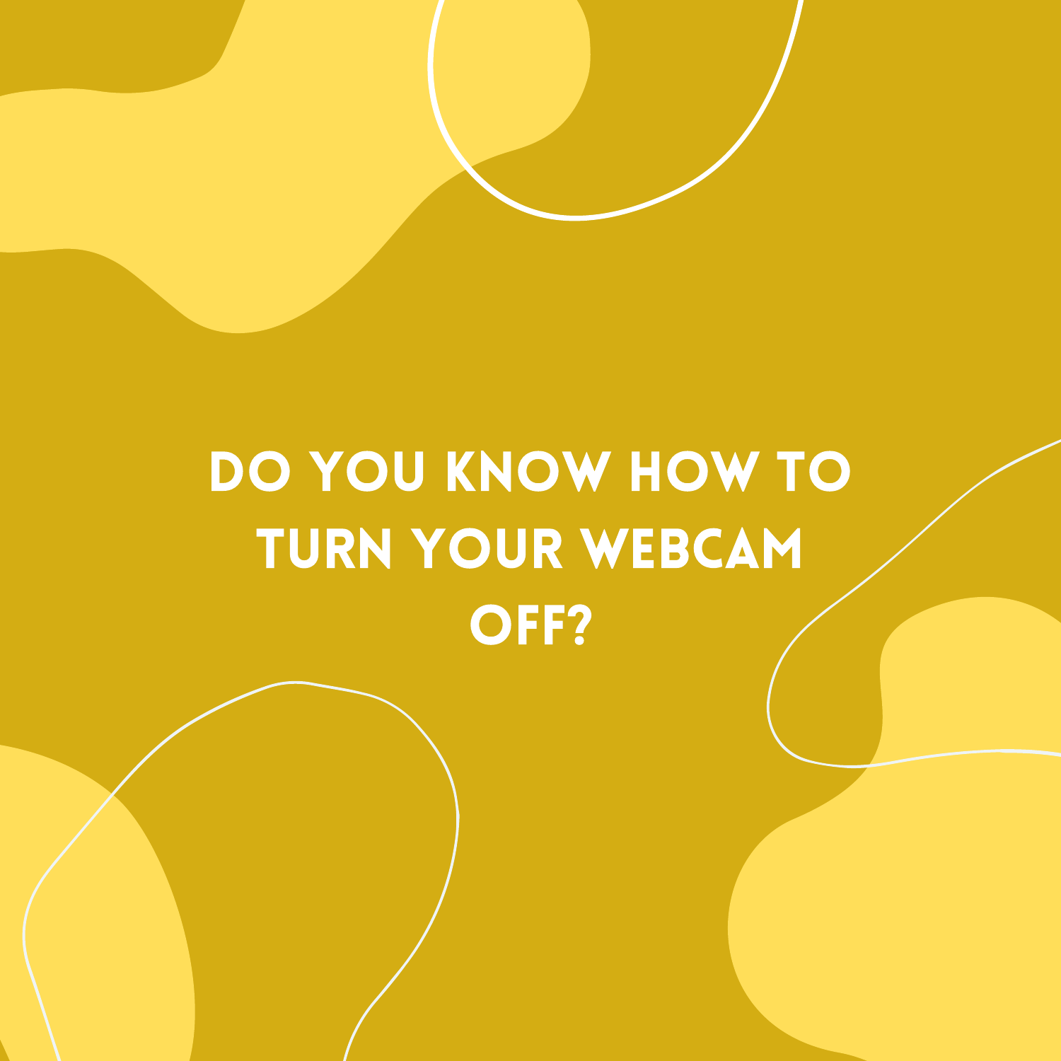# DO YOU KNOW HOW TO TURN YOUR WEBCAM OFF?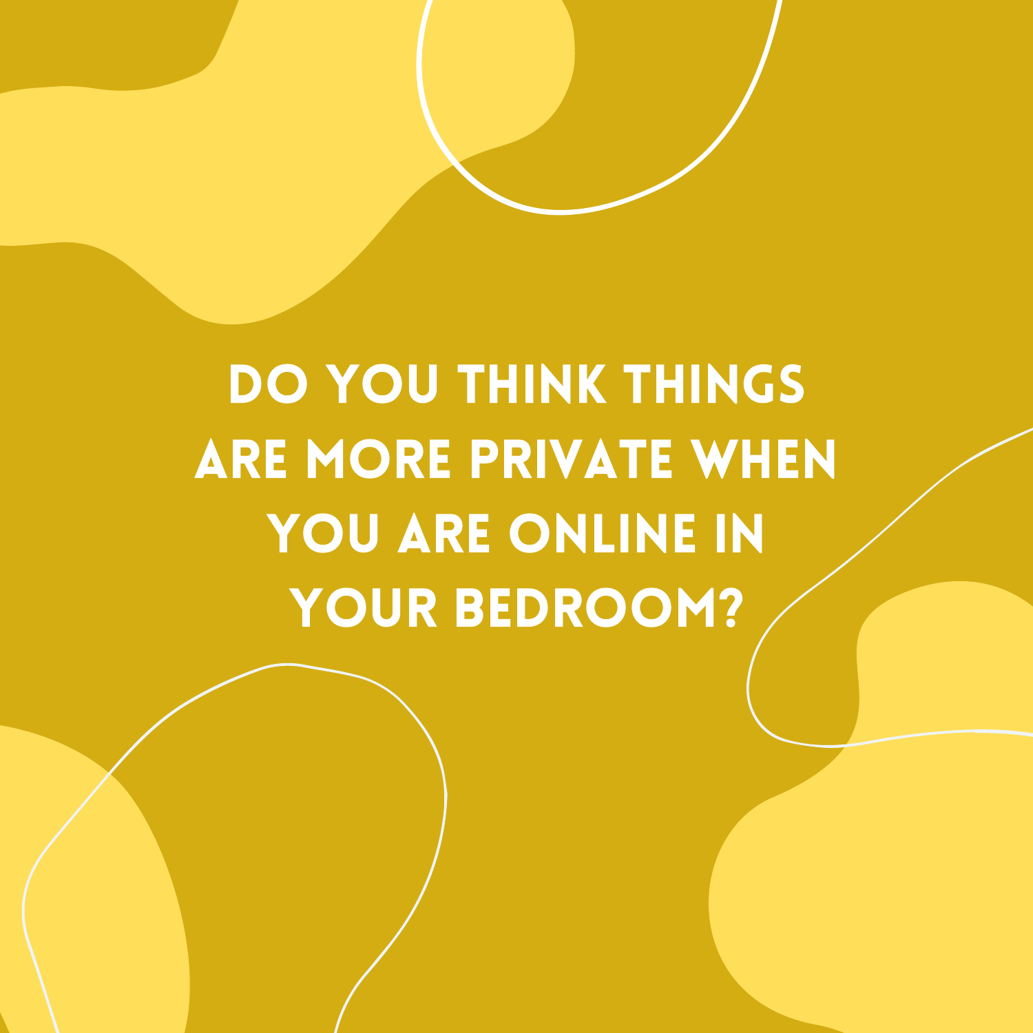# DO YOU THINK THINGS ARE MORE PRIVATE WHEN YOU ARE ONLINE IN YOUR BEDROOM?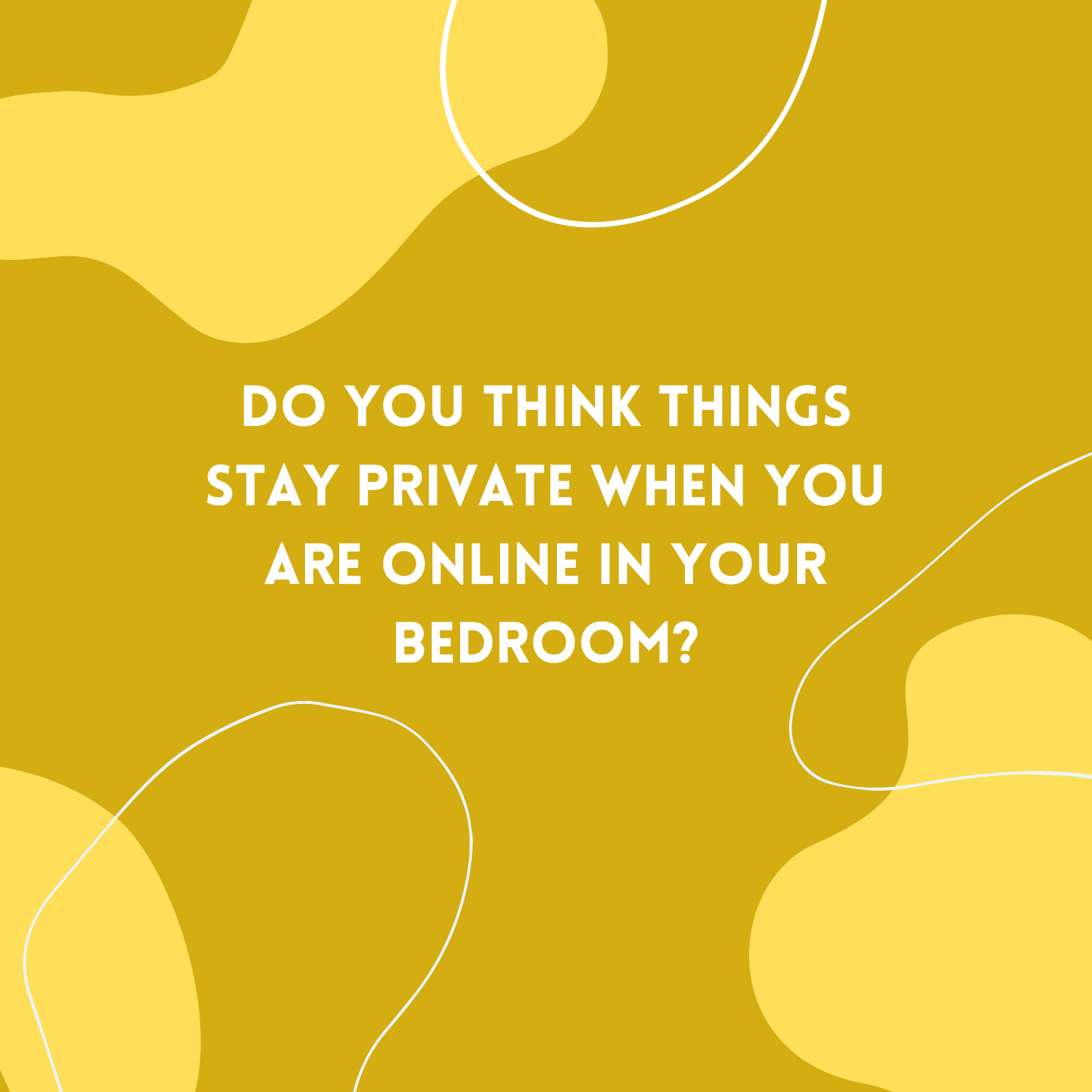# DO YOU THINK THINGS STAY PRIVATE WHEN YOU ARE ONLINE IN YOUR BEDROOM?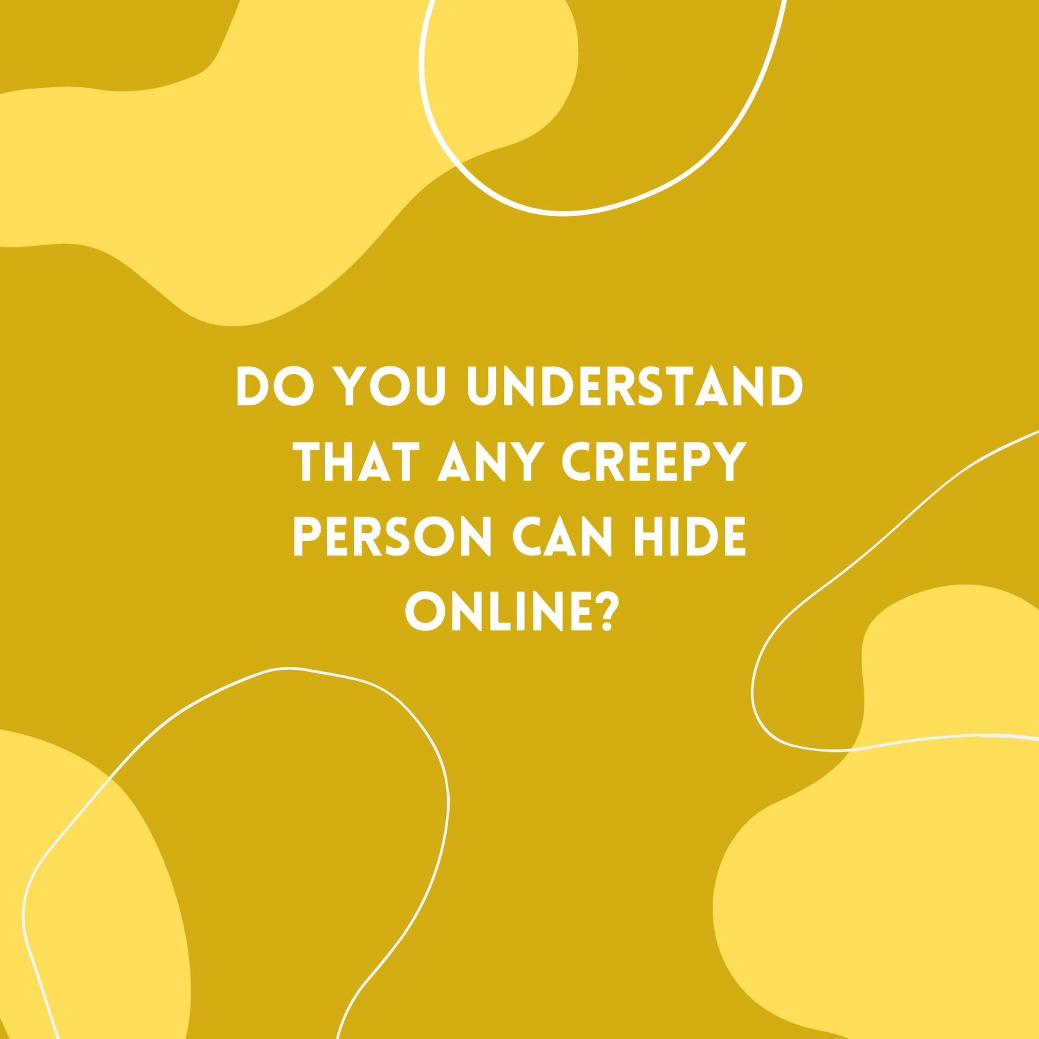# DO YOU UNDERSTAND THAT ANY CREEPY PERSON CAN HIDE ONLINE?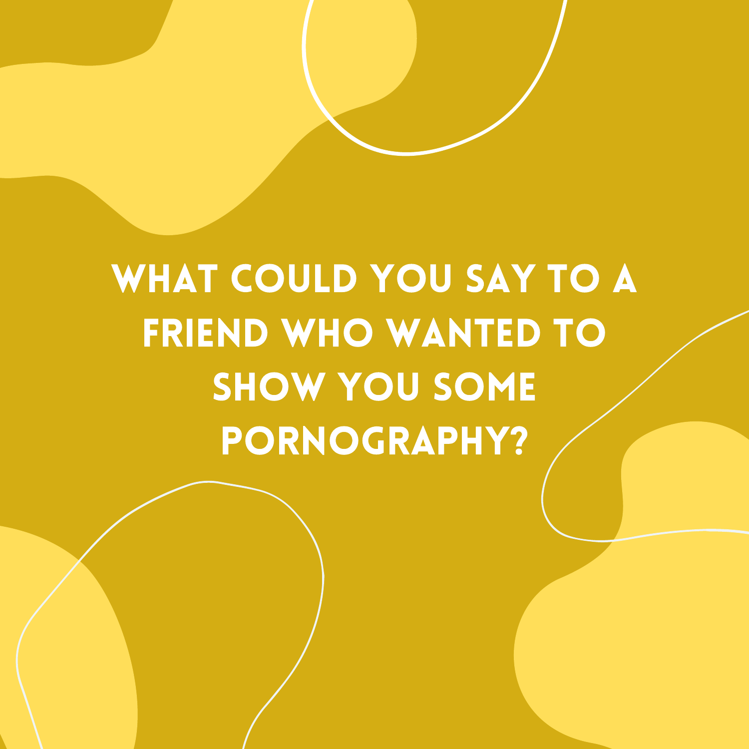# WHAT COULD YOU SAY TO A FRIEND WHO WANTED TO SHOW YOU SOME PORNOGRAPHY?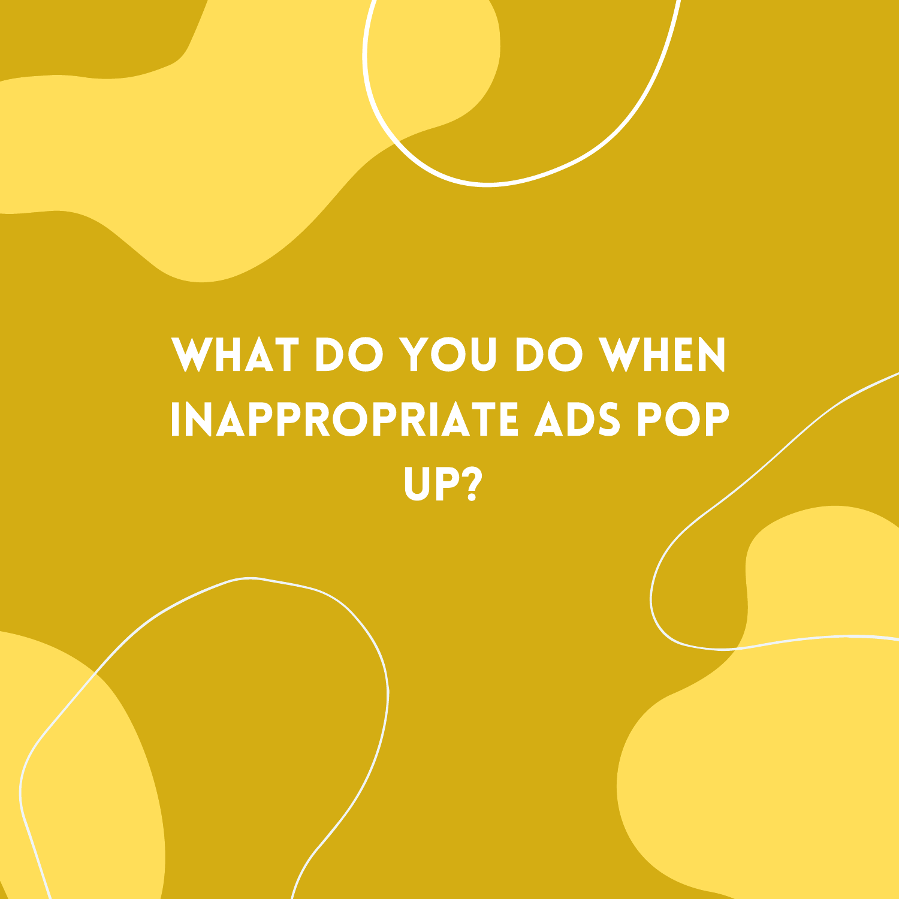# WHAT DO YOU DO WHEN INAPPROPRIATE ADS POP UP?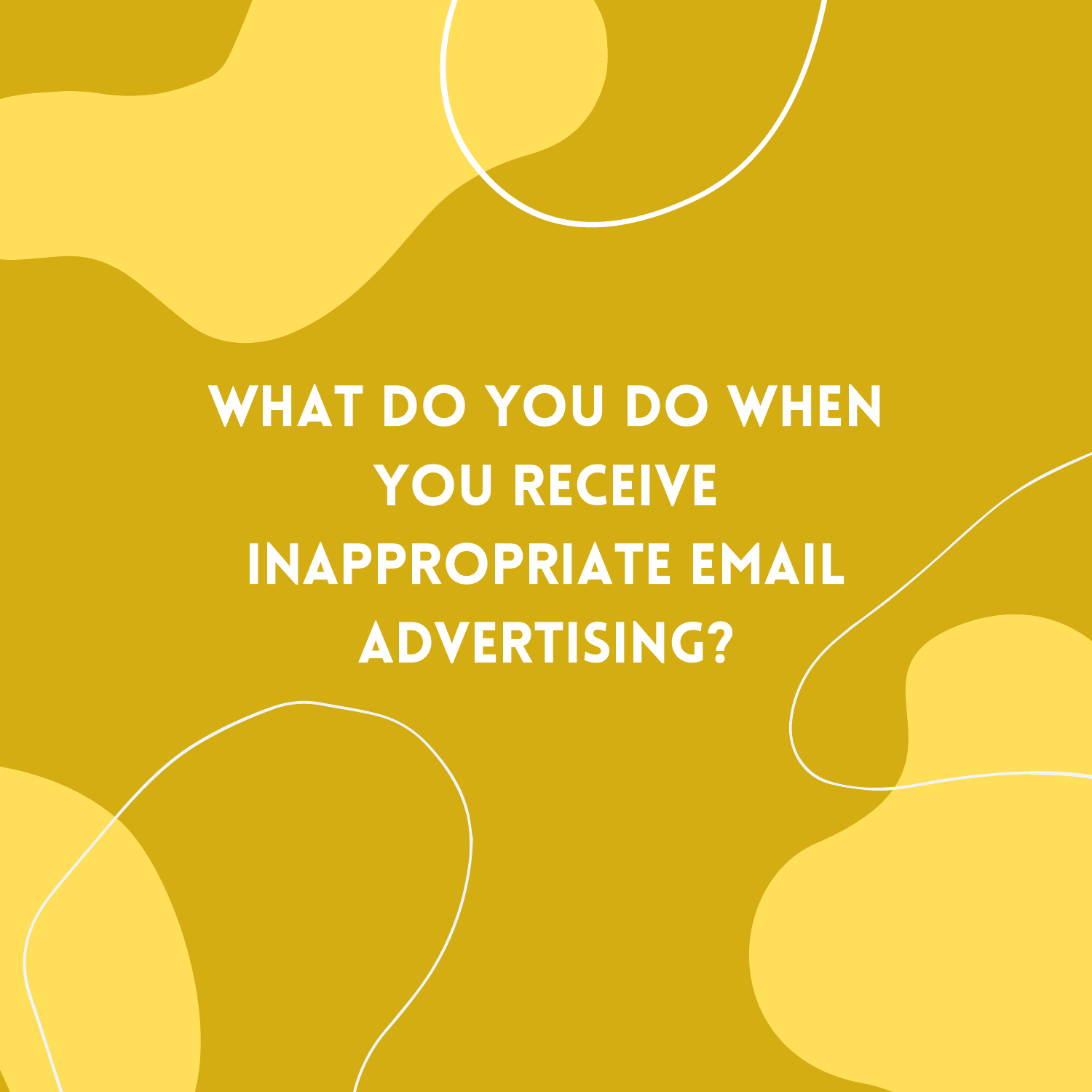# WHAT DO YOU DO WHEN YOU RECEIVE INAPPROPRIATE EMAIL ADVERTISING?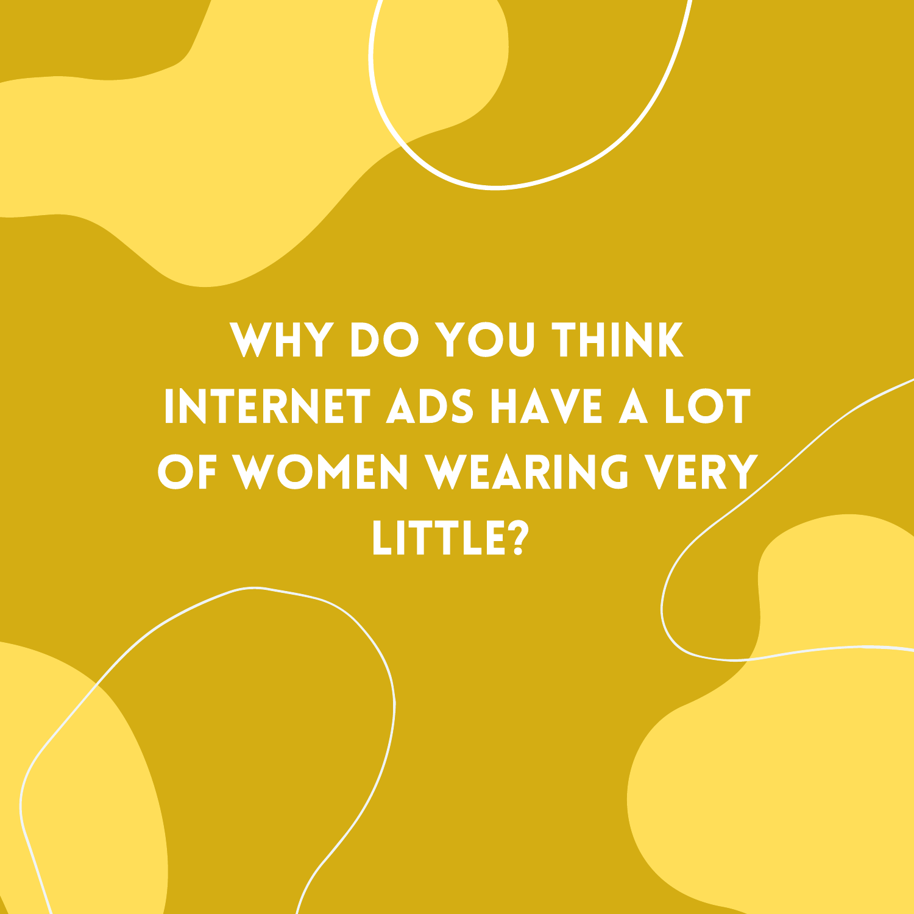# WHY DO YOU THINK INTERNET ADS HAVE A LOT OF WOMEN WEARING VERY LITTLE?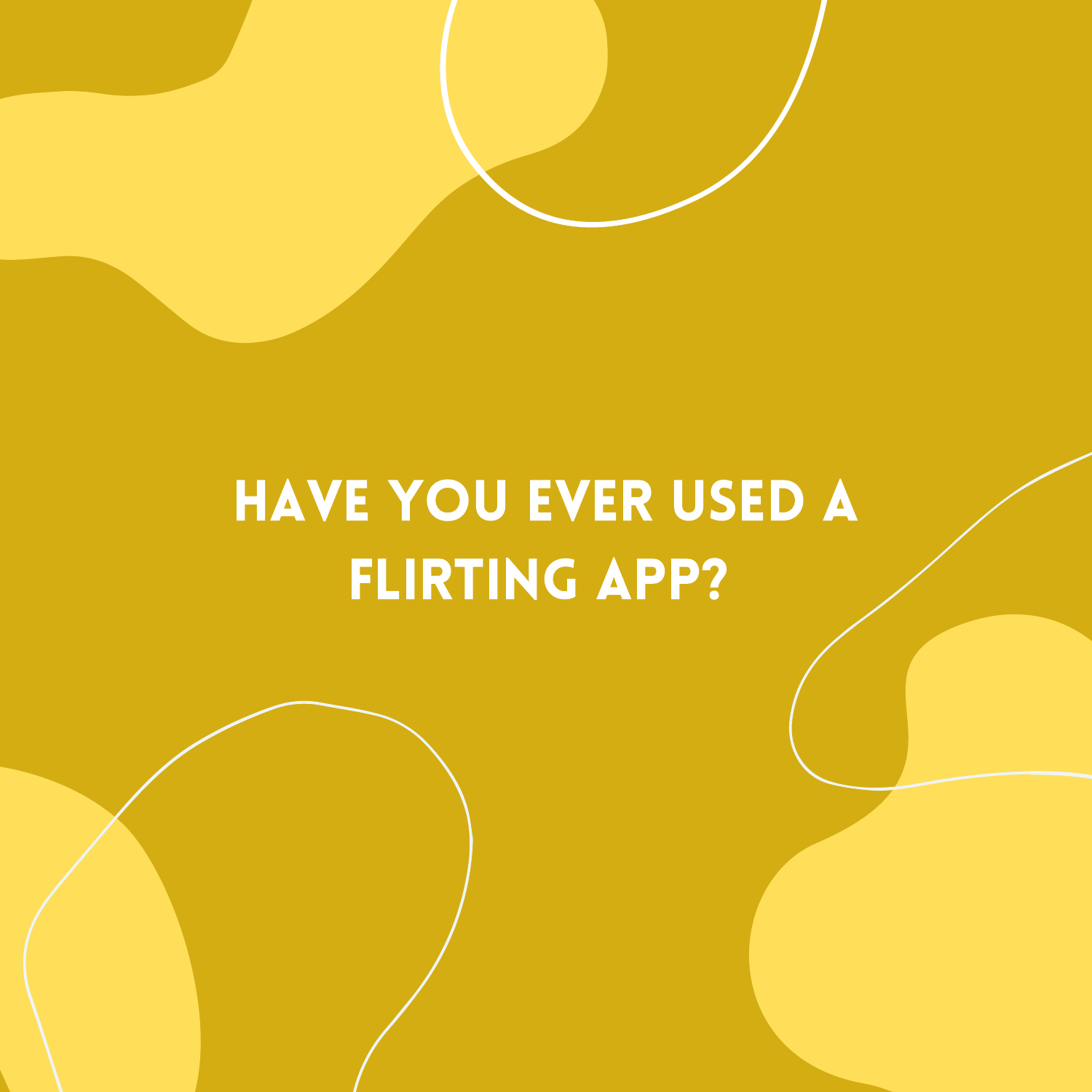# HAVE YOU EVER USED A FLIRTING APP?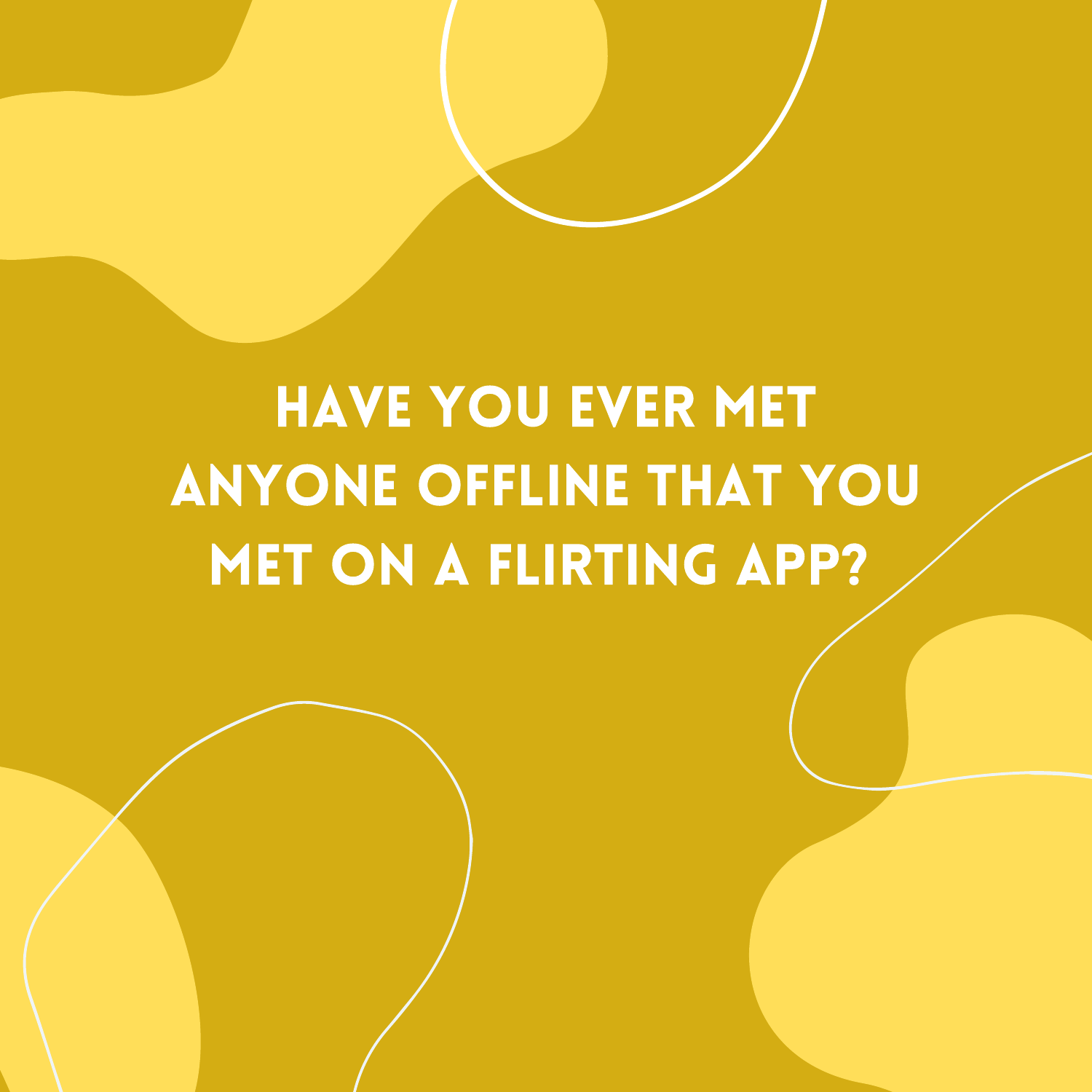# HAVE YOU EVER MET ANYONE OFFLINE THAT YOU MET ON A FLIRTING APP?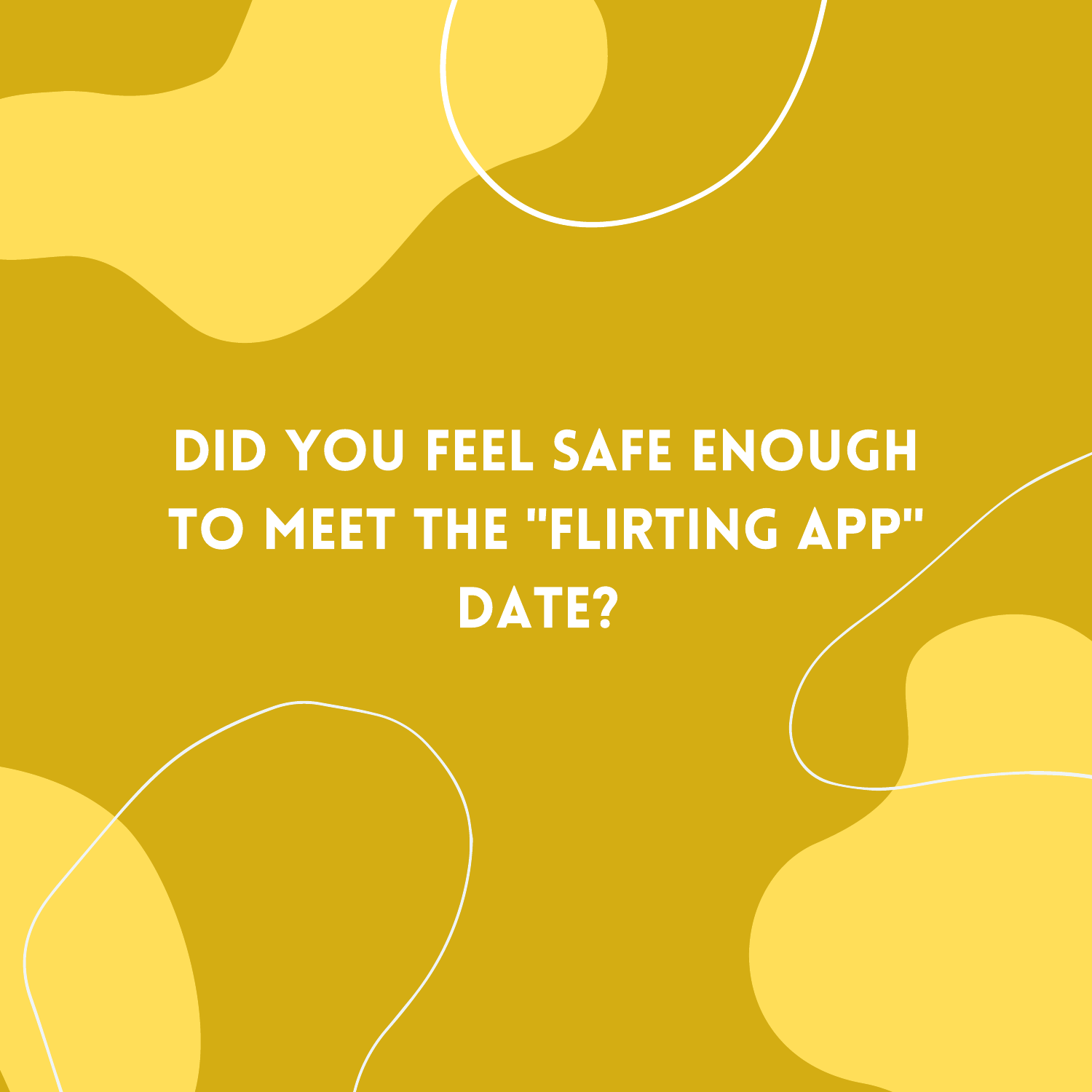# DID YOU FEEL SAFE ENOUGH TO MEET THE "FLIRTING APP" DATE?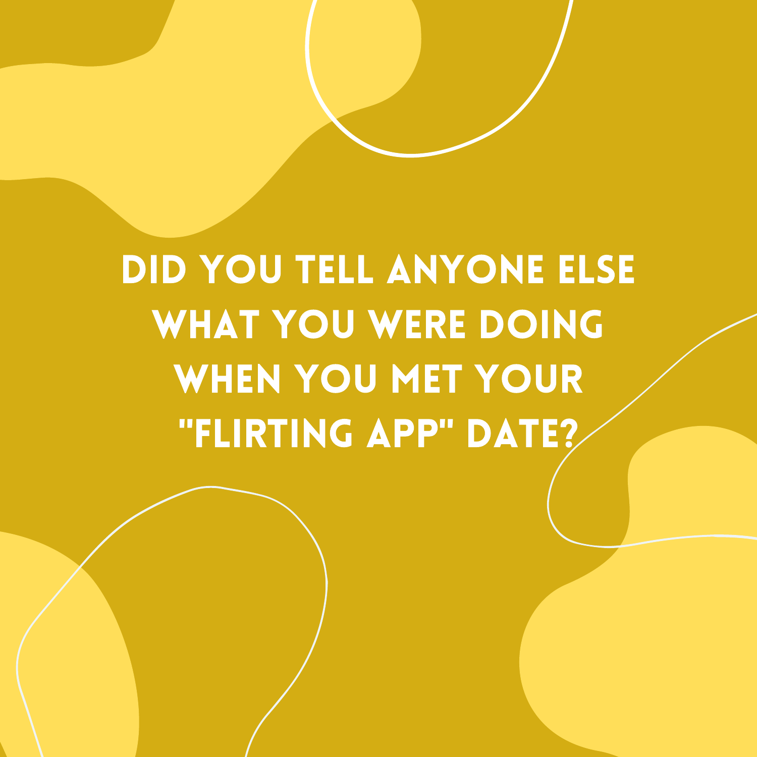DID YOU TELL ANYONE ELSE WHAT YOU WERE DOING WHEN YOU MET YOUR "FLIRTING APP" DATE?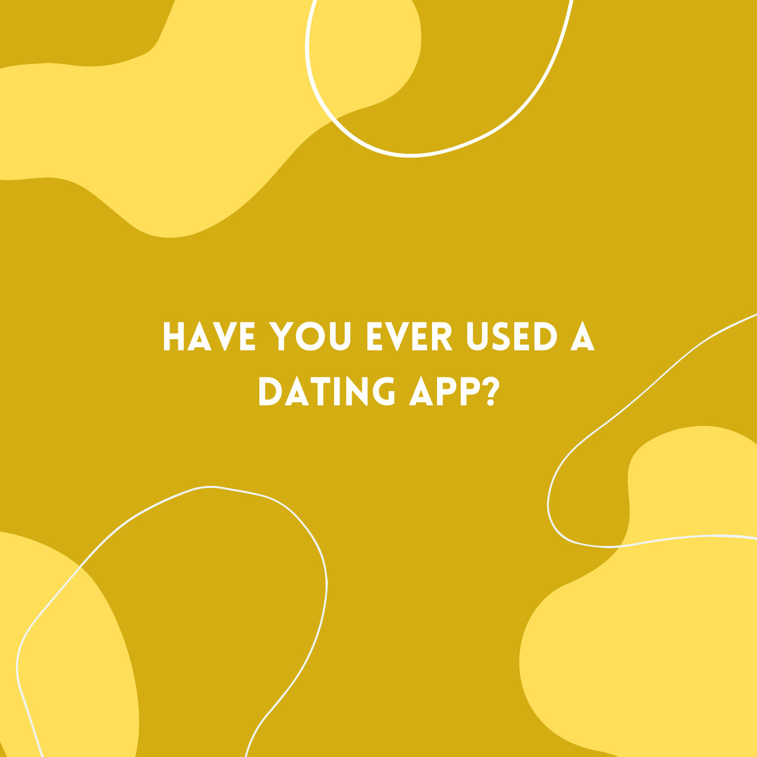# HAVE YOU EVER USED A DATING APP?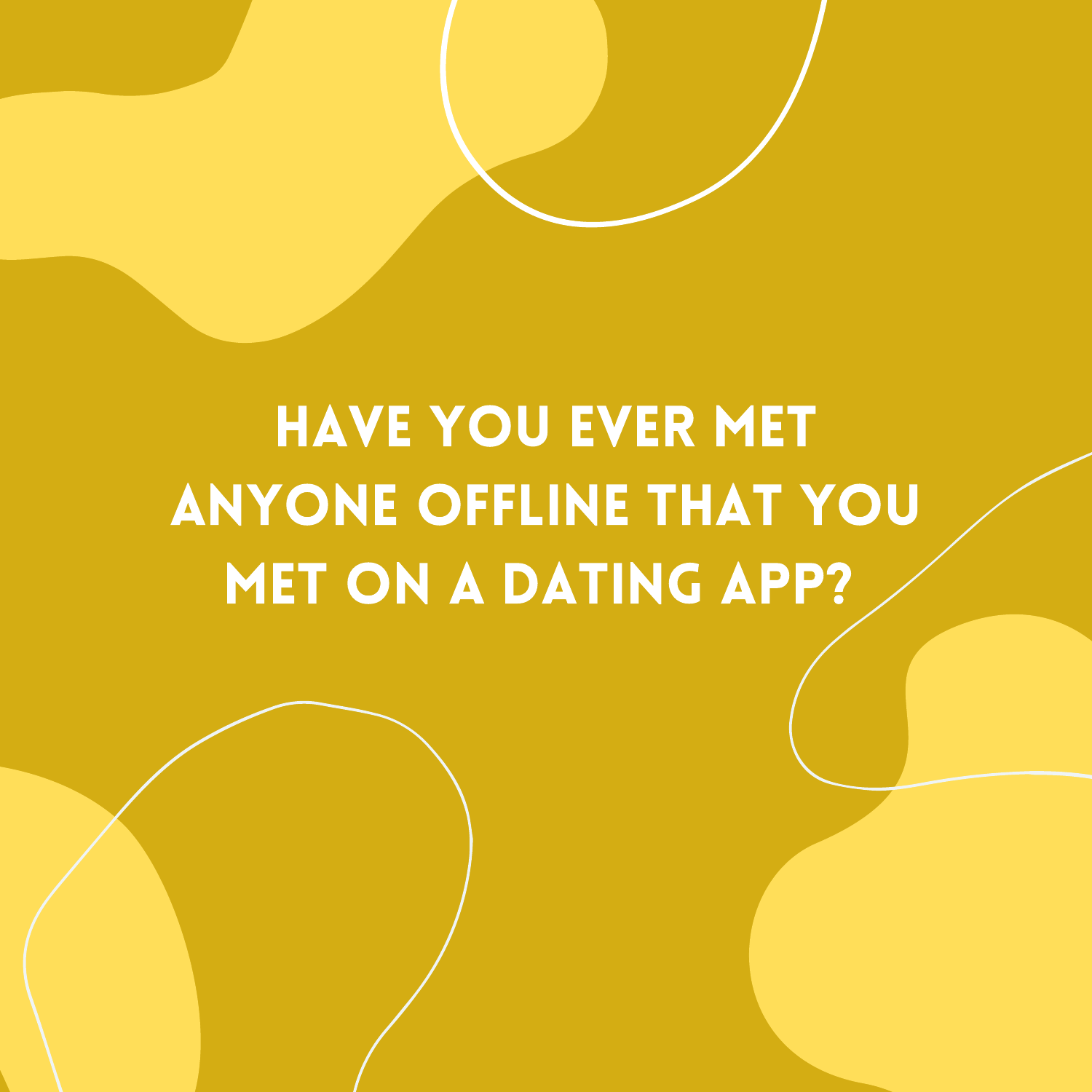HAVE YOU EVER MET ANYONE OFFLINE THAT YOU MET ON A DATING APP?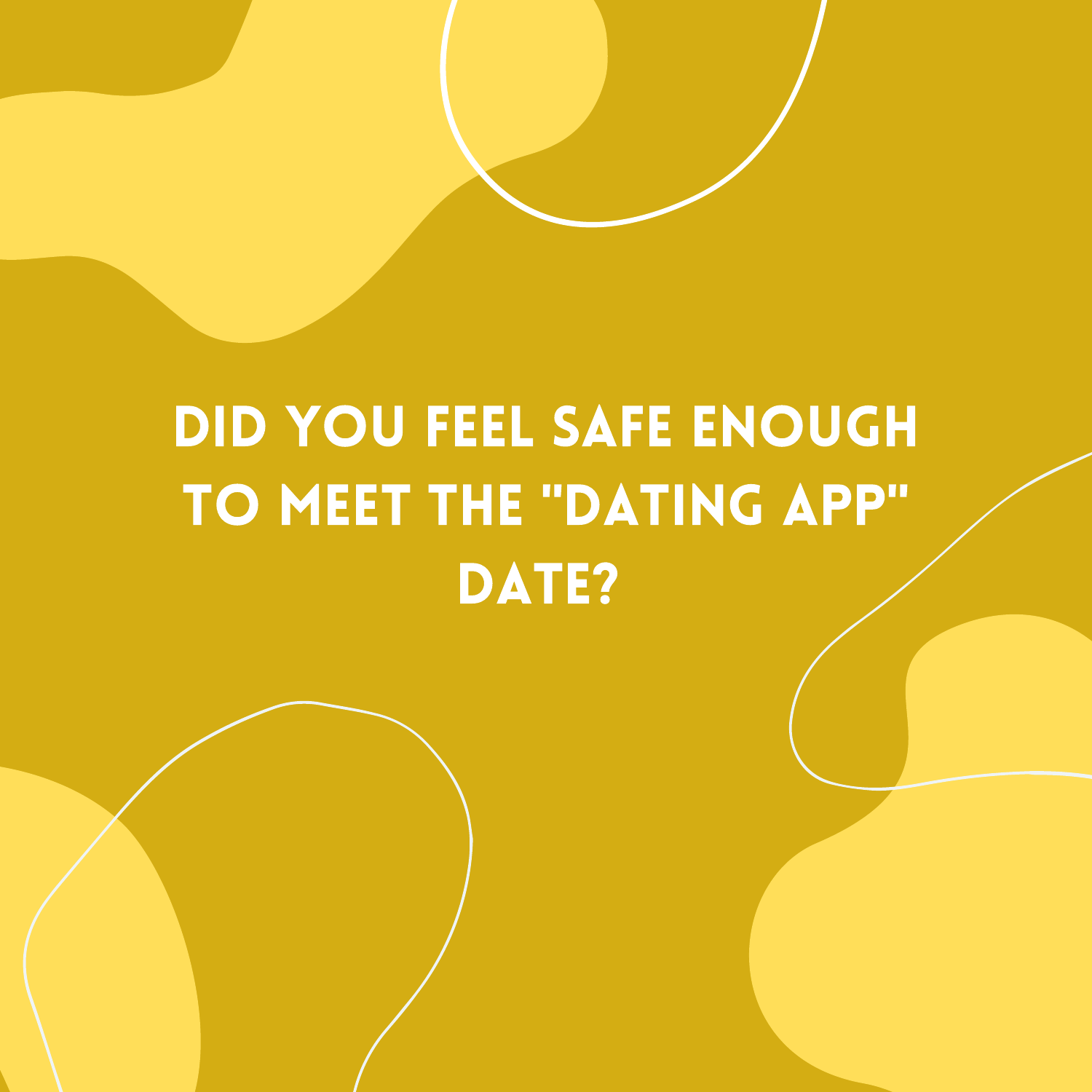# DID YOU FEEL SAFE ENOUGH TO MEET THE "DATING APP" DATE?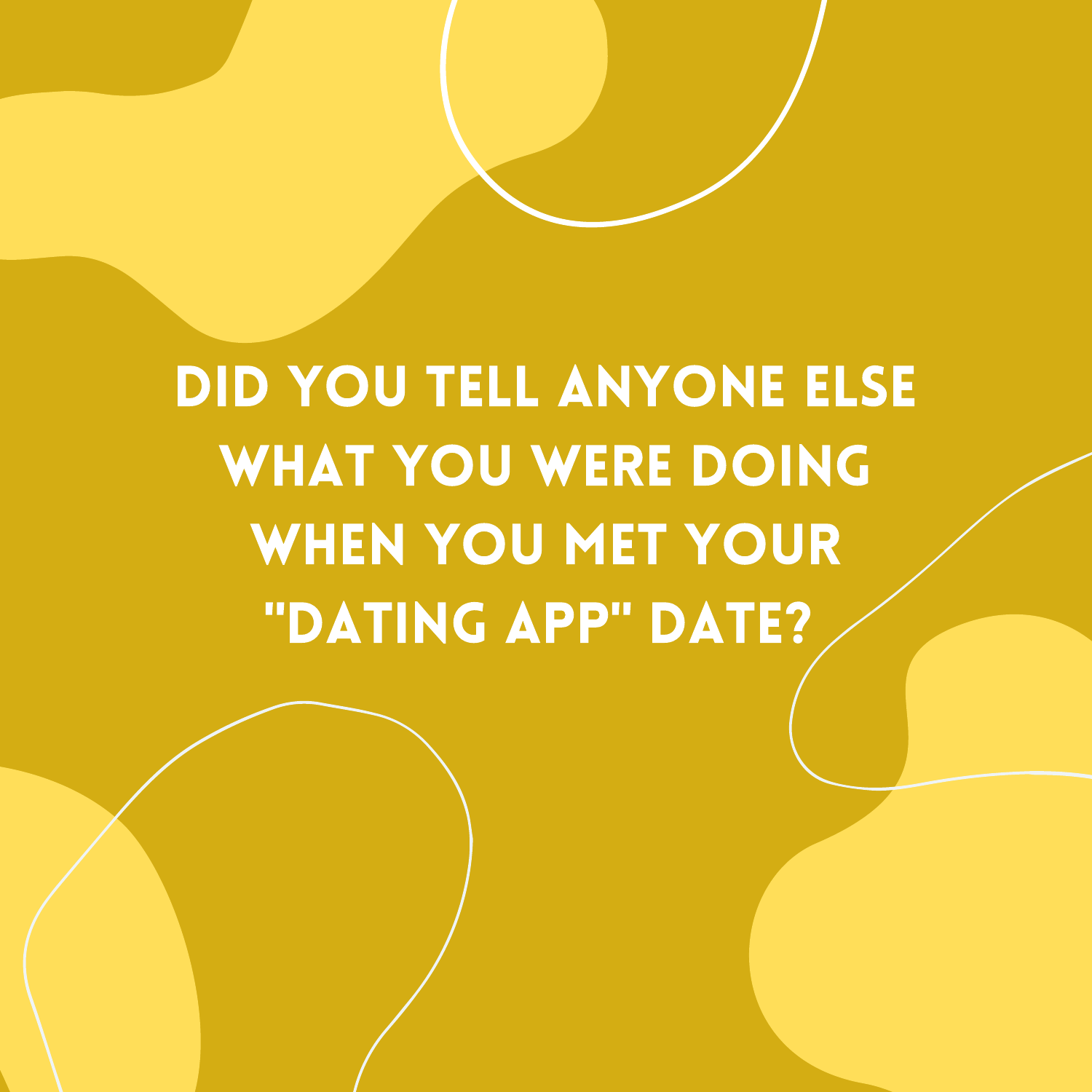DID YOU TELL ANYONE ELSE WHAT YOU WERE DOING WHEN YOU MET YOUR "DATING APP" DATE?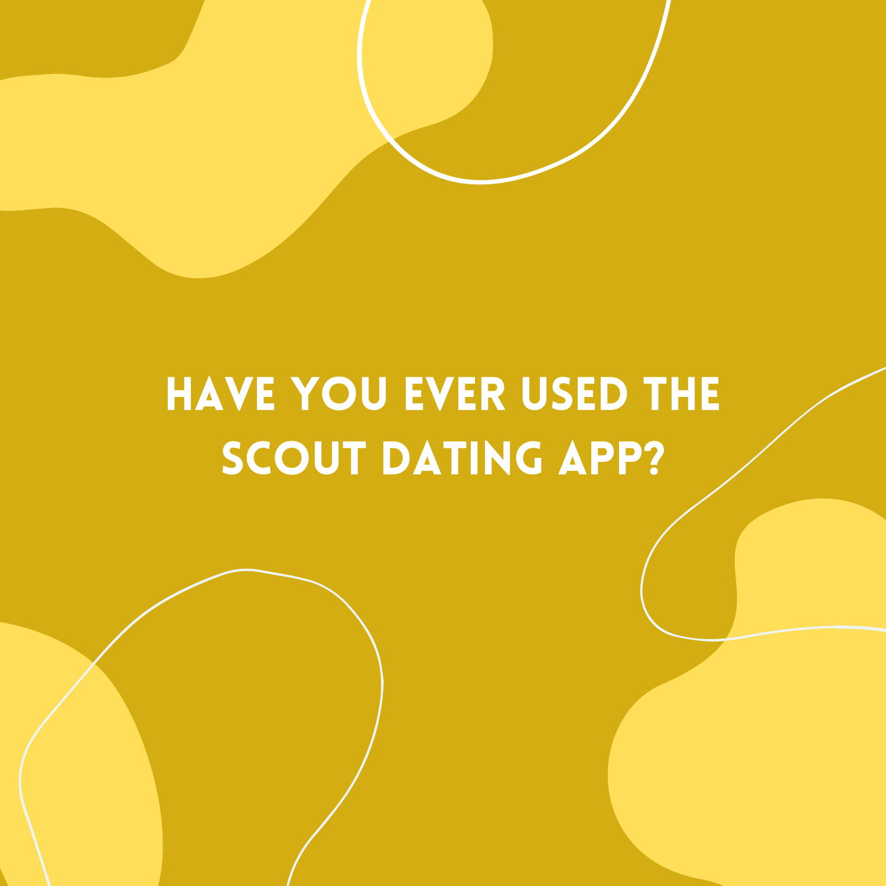# HAVE YOU EVER USED THE SCOUT DATING APP?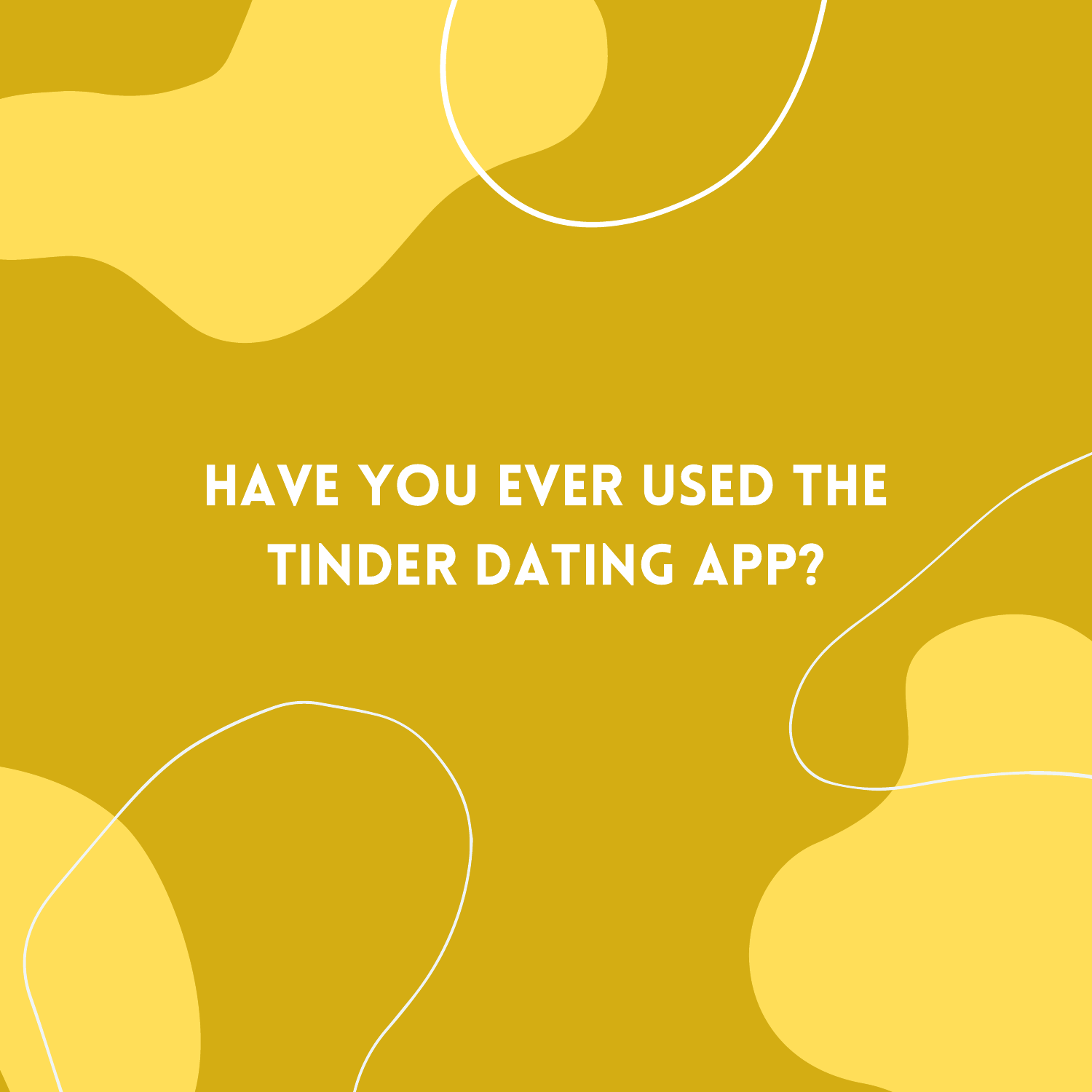# HAVE YOU EVER USED THE TINDER DATING APP?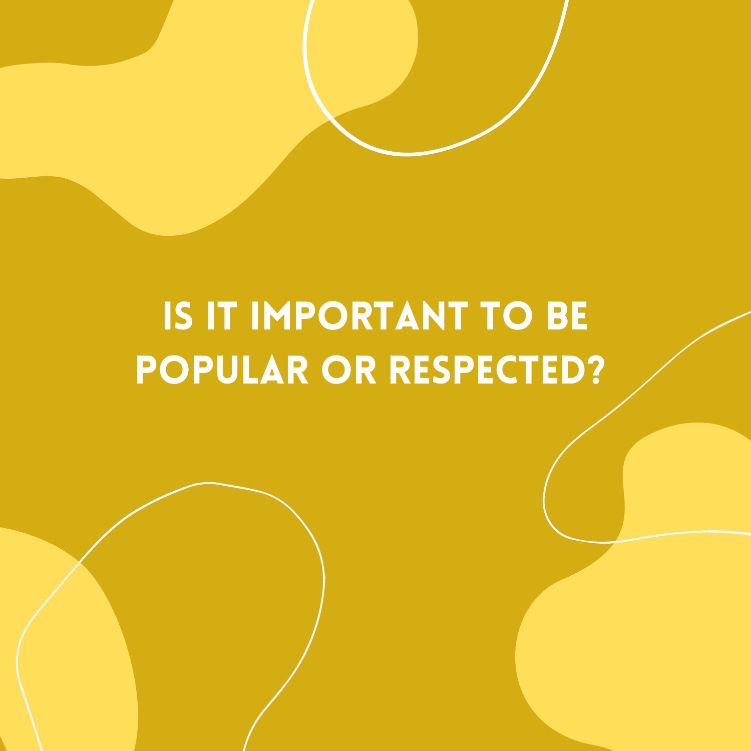# IS IT IMPORTANT TO BE POPULAR OR RESPECTED?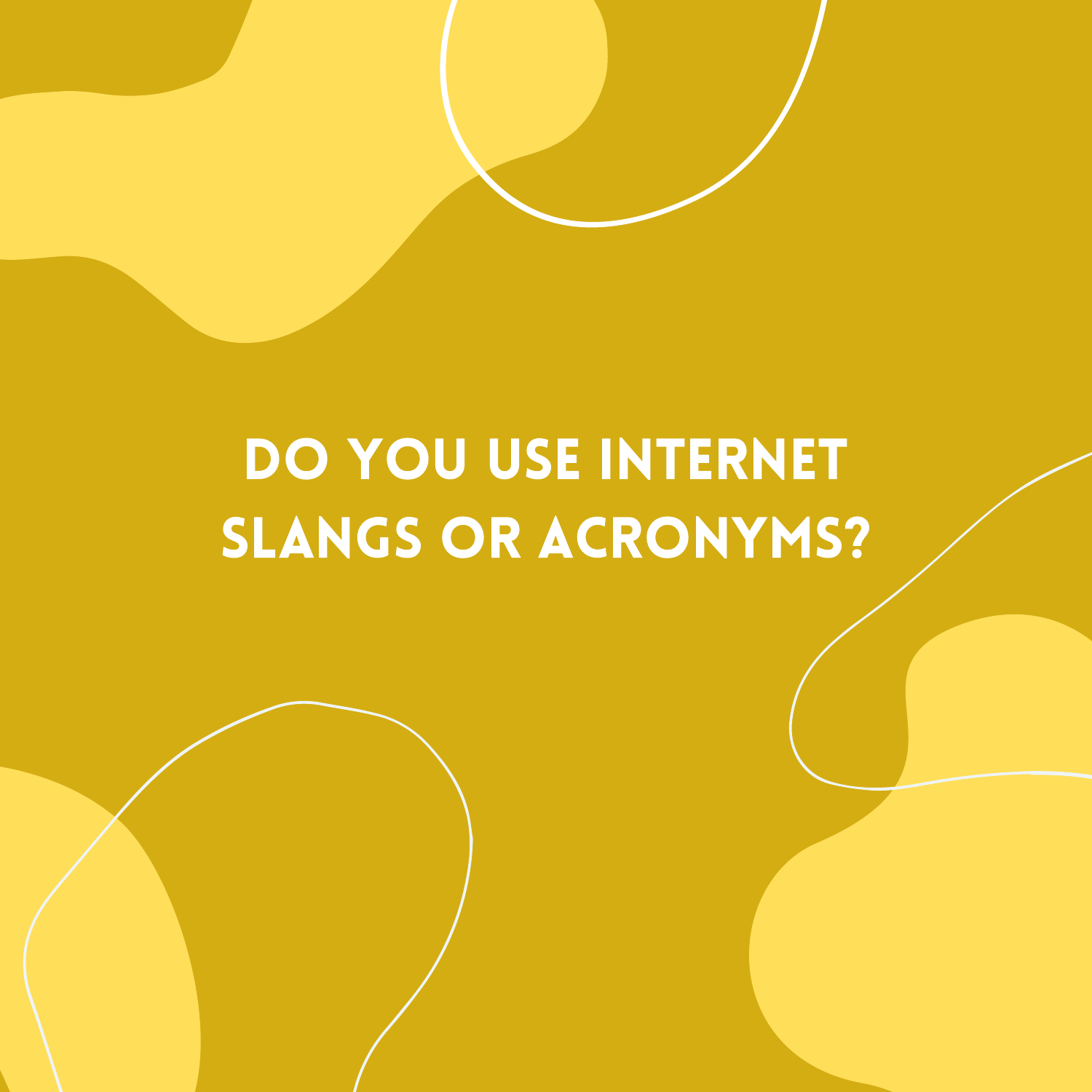# DO YOU USE INTERNET SLANGS OR ACRONYMS?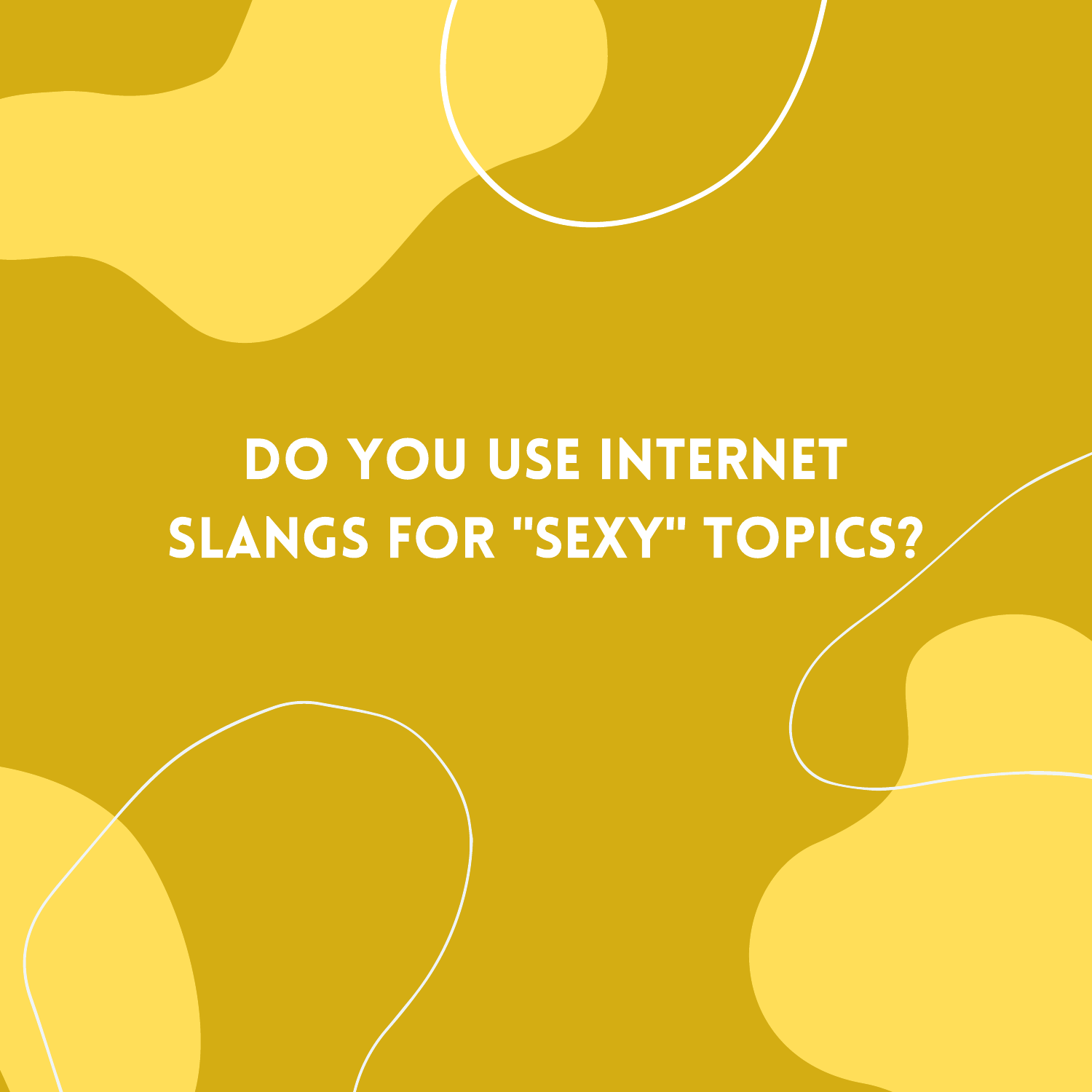# DO YOU USE INTERNET SLANGS FOR "SEXY" TOPICS?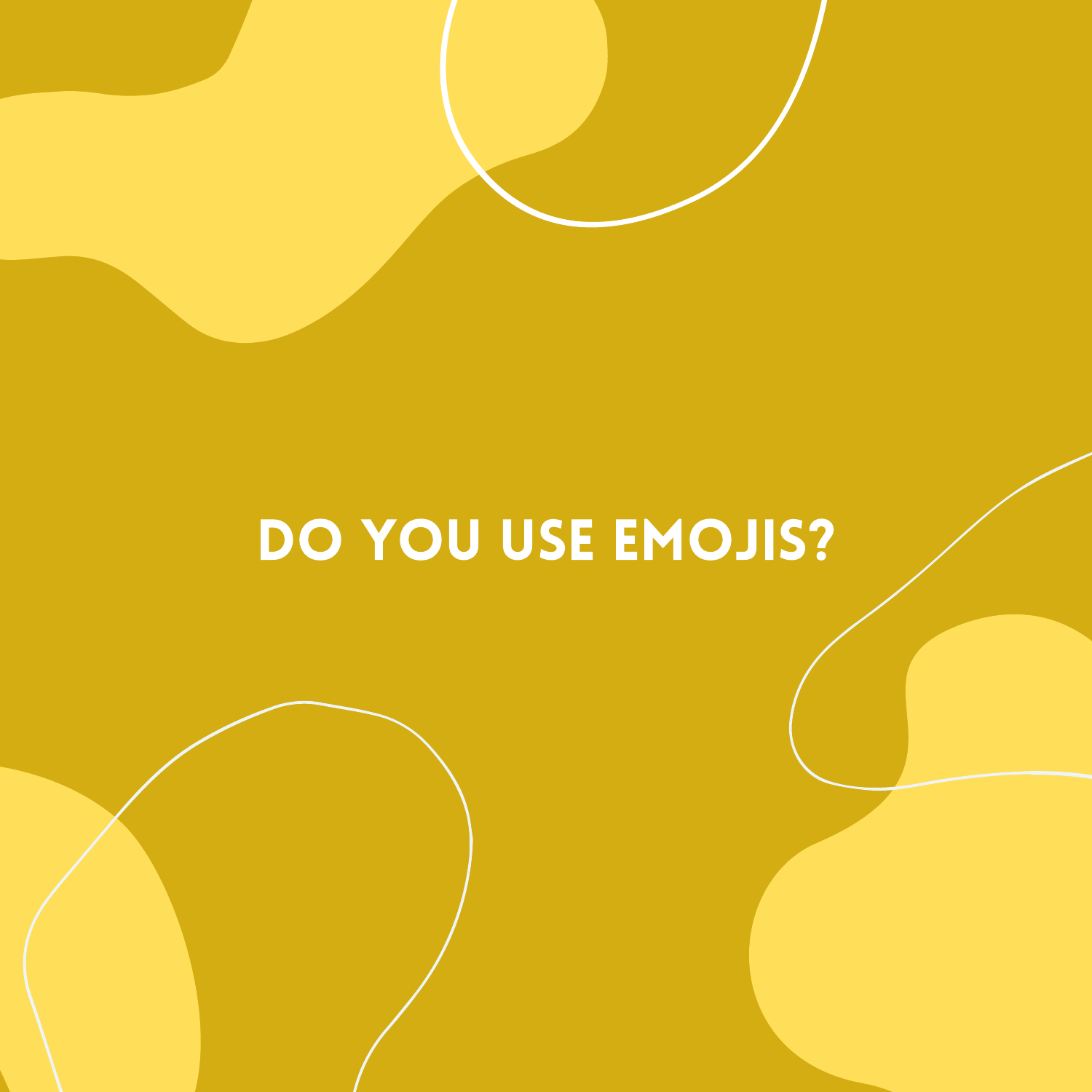# DO YOU USE EMOJIS?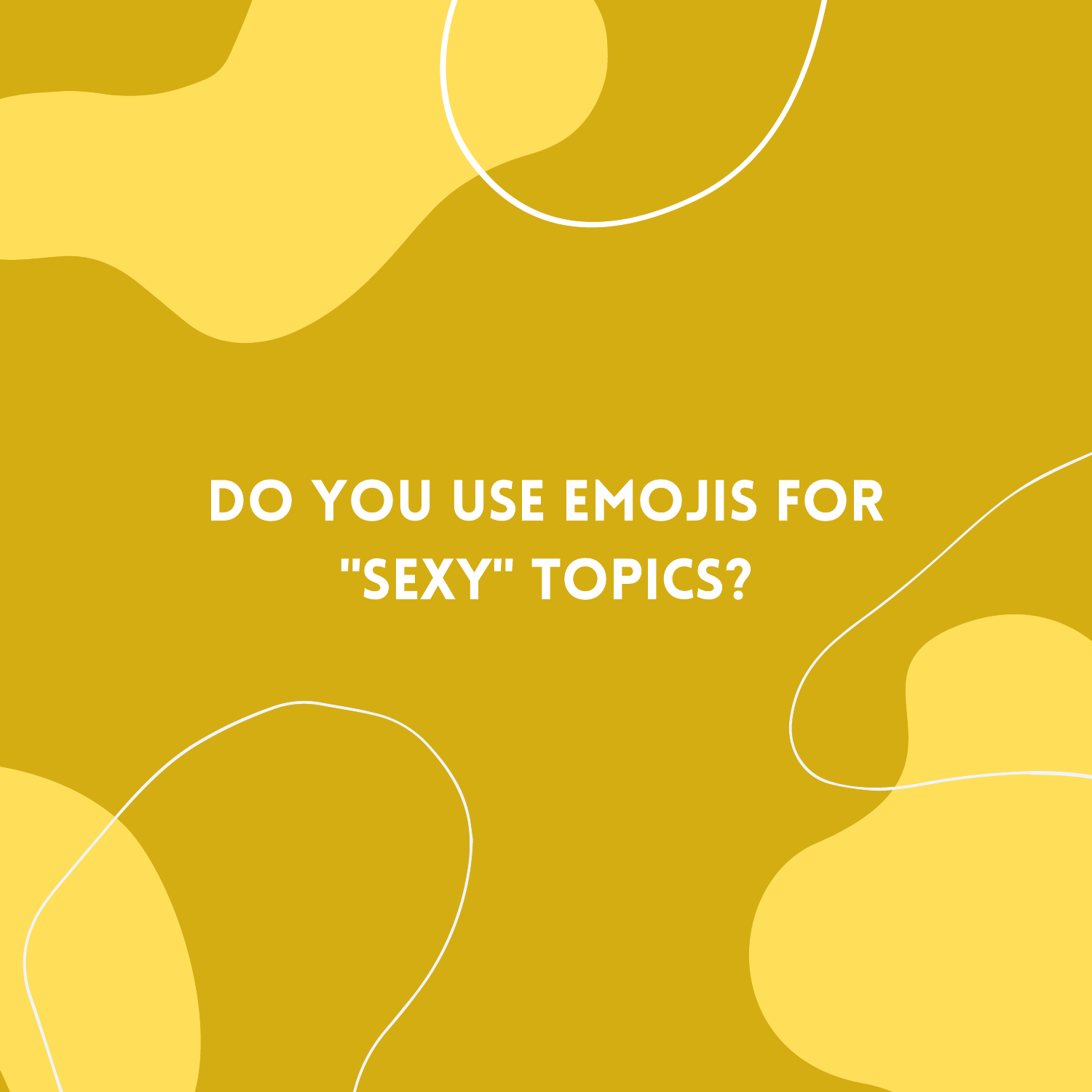# DO YOU USE EMOJIS FOR "SEXY" TOPICS?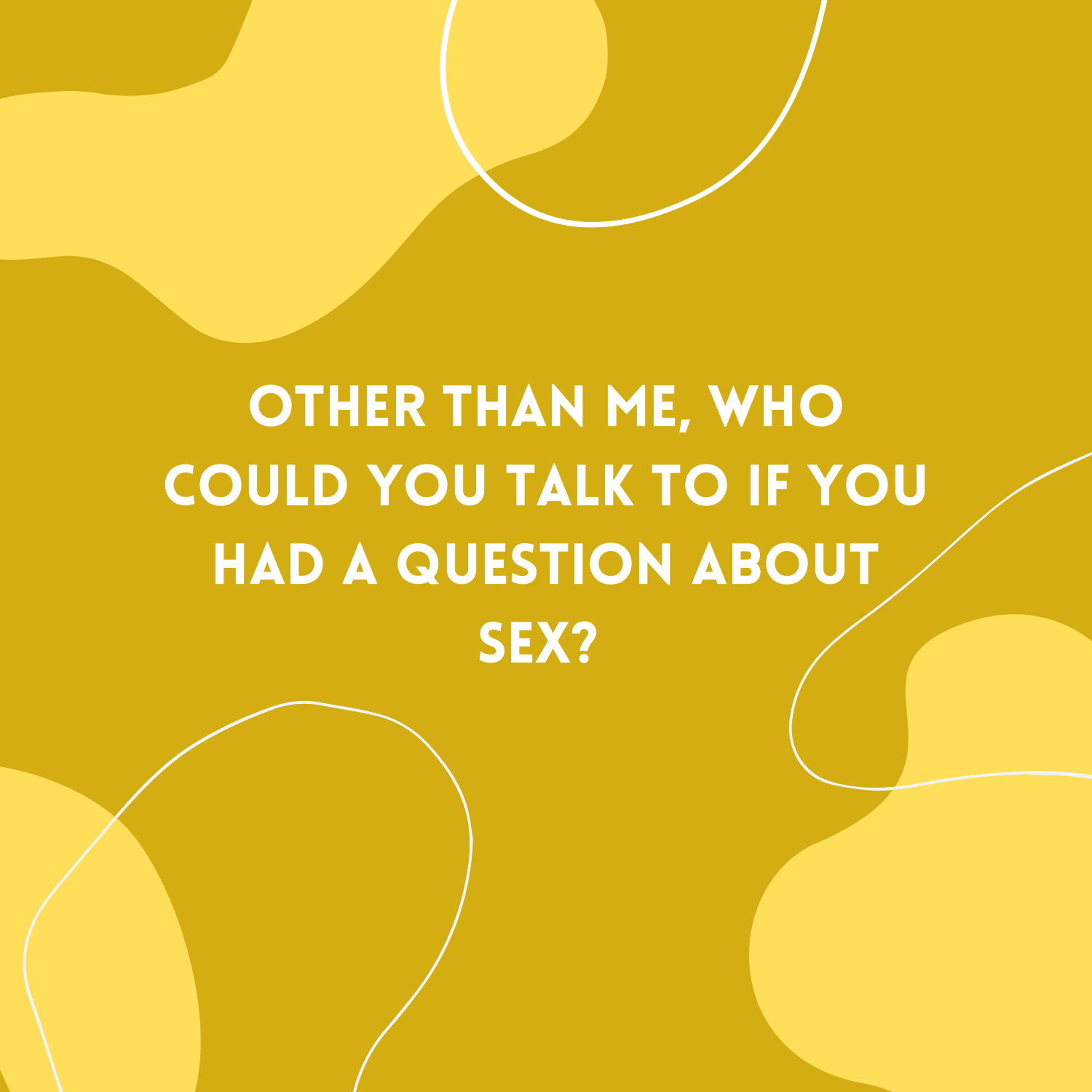# OTHER THAN ME, WHO COULD YOU TALK TO IF YOU HAD A QUESTION ABOUT SEX?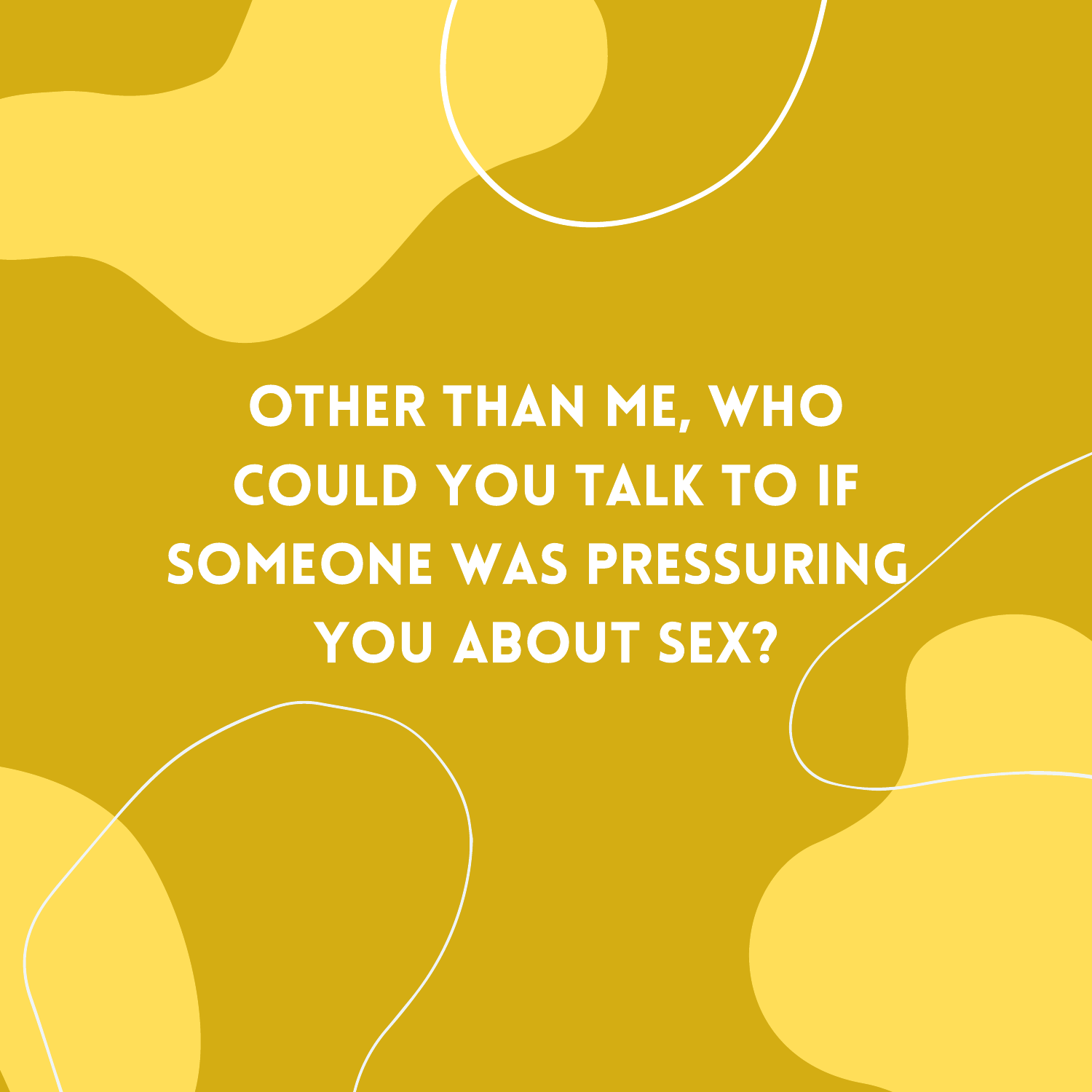# OTHER THAN ME, WHO COULD YOU TALK TO IF SOMEONE WAS PRESSURING YOU ABOUT SEX?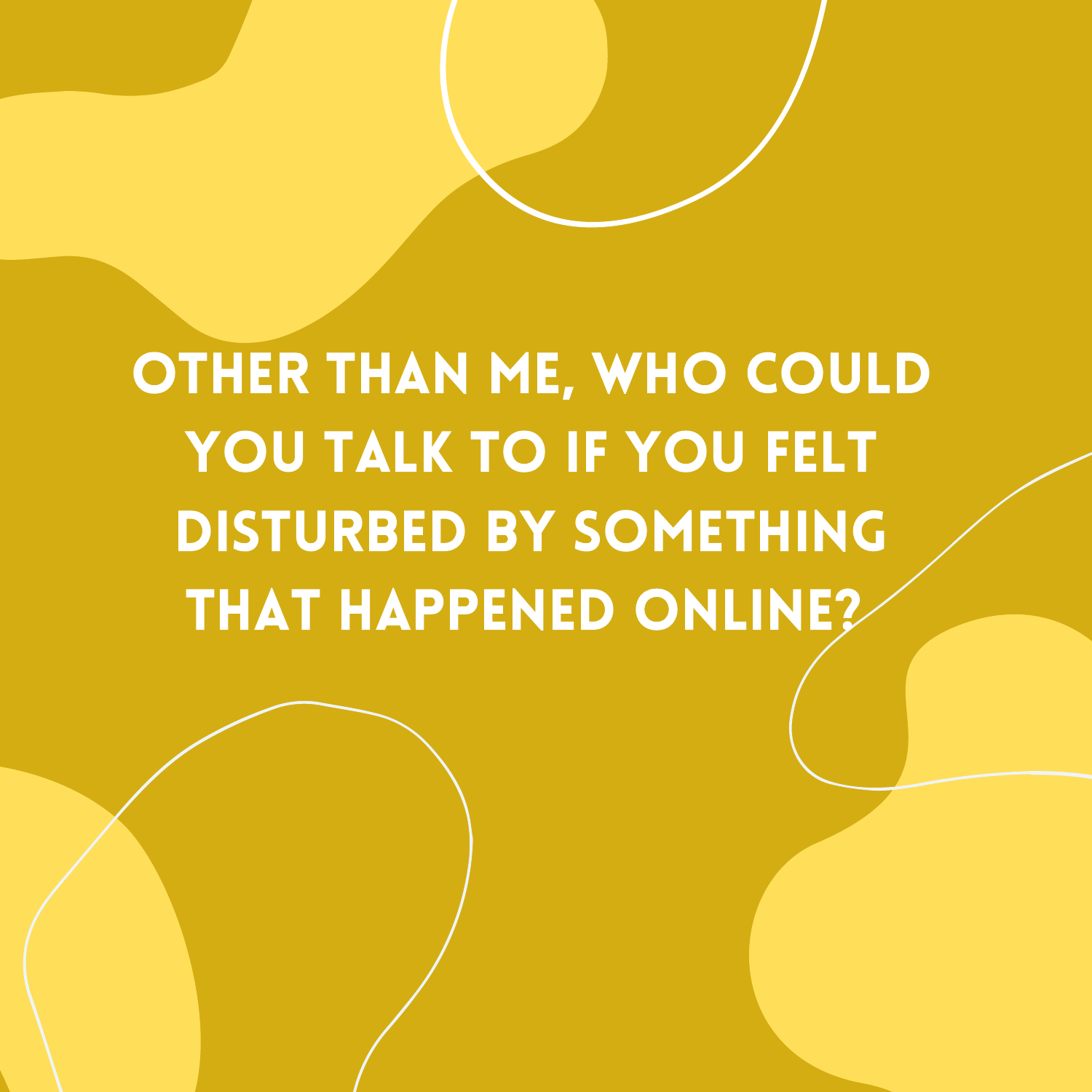OTHER THAN ME, WHO COULD YOU TALK TO IF YOU FELT DISTURBED BY SOMETHING THAT HAPPENED ONLINE?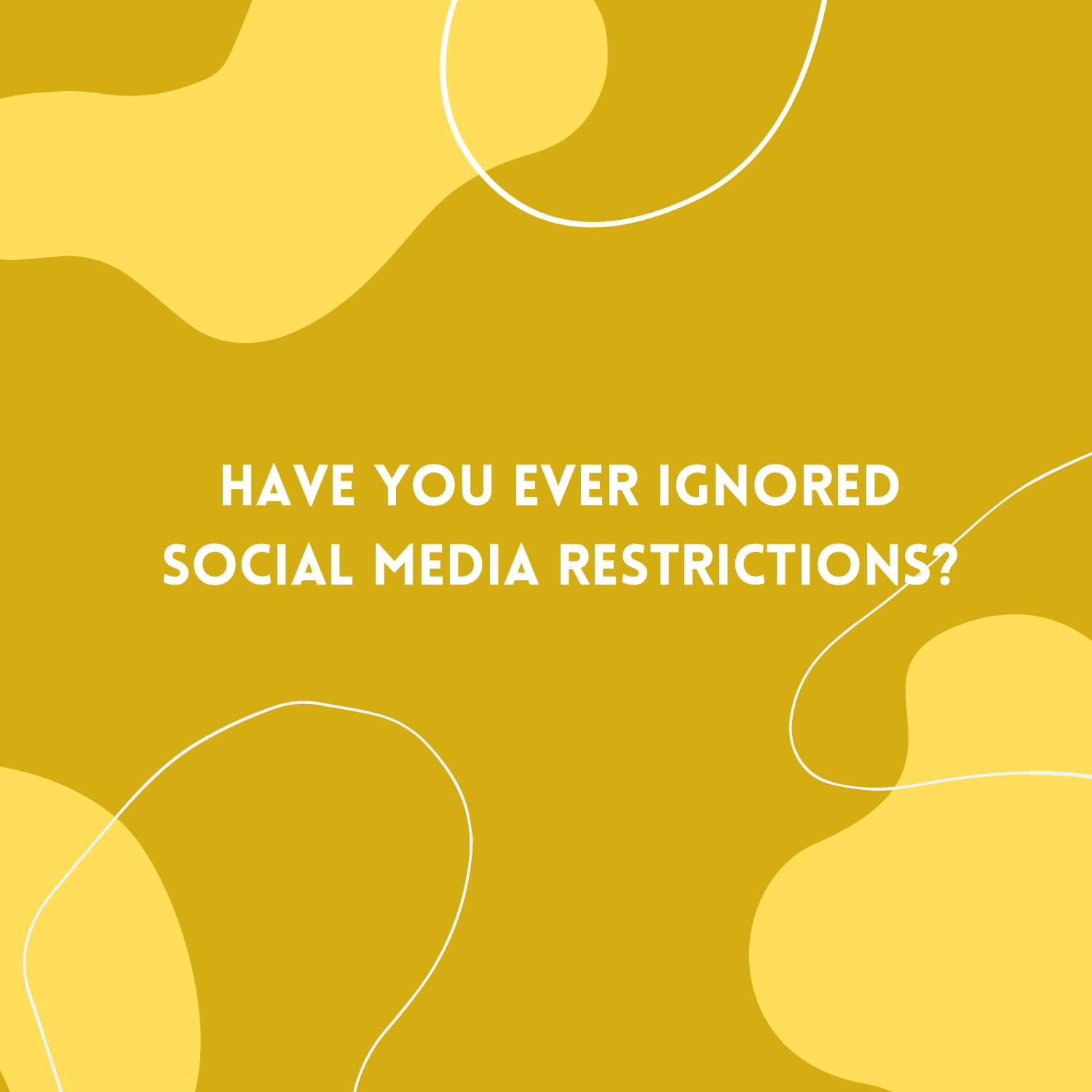# HAVE YOU EVER IGNORED SOCIAL MEDIA RESTRICTIONS?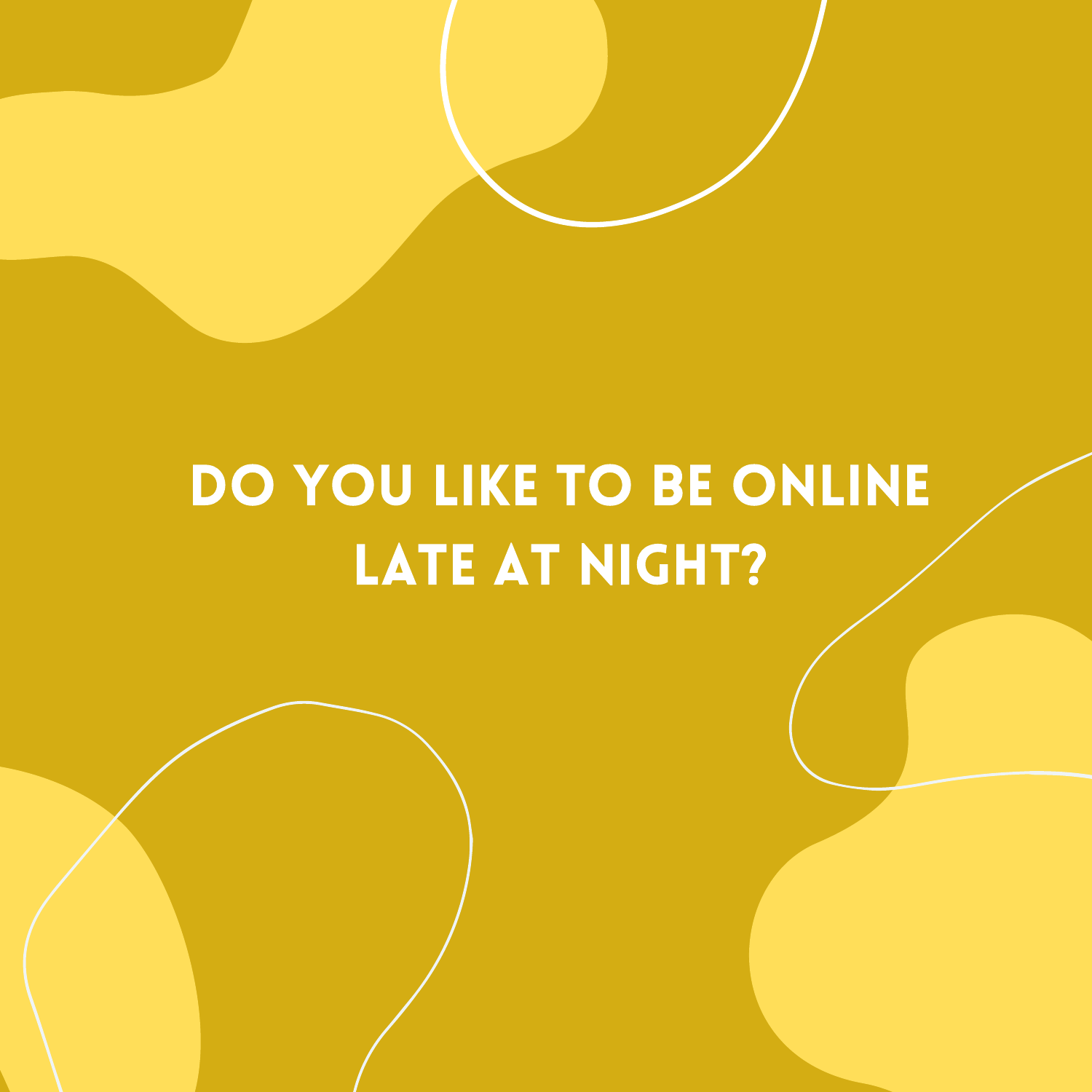# DO YOU LIKE TO BE ONLINE LATE AT NIGHT?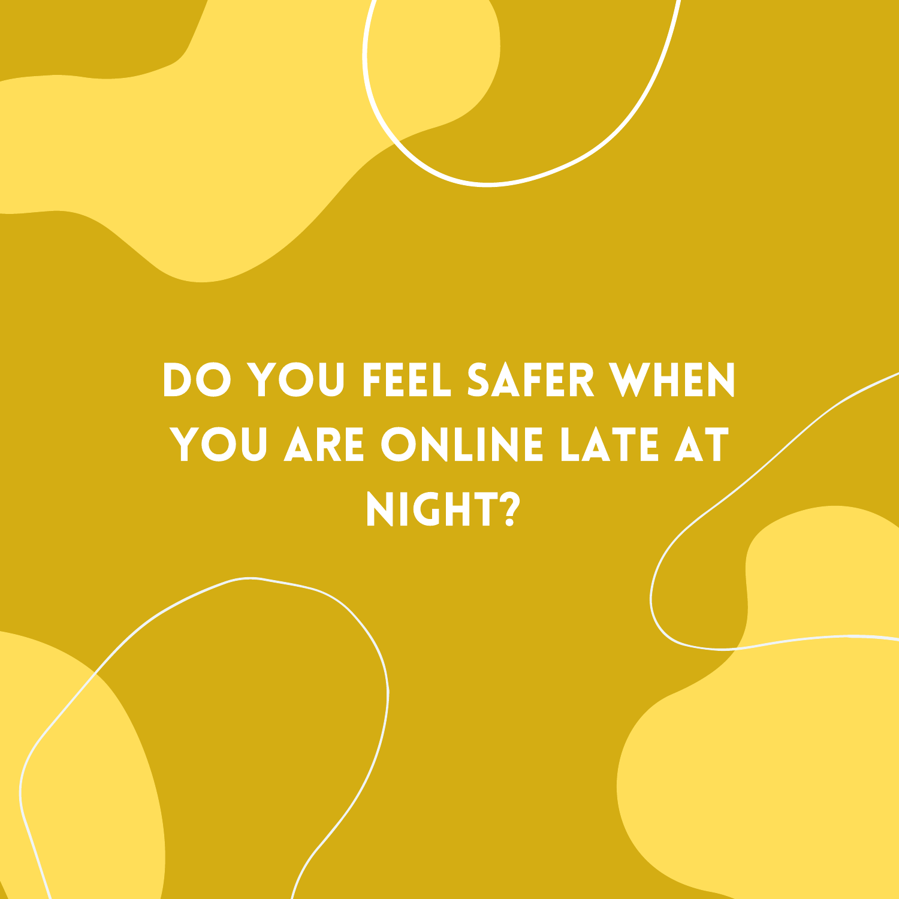# DO YOU FEEL SAFER WHEN YOU ARE ONLINE LATE AT NIGHT?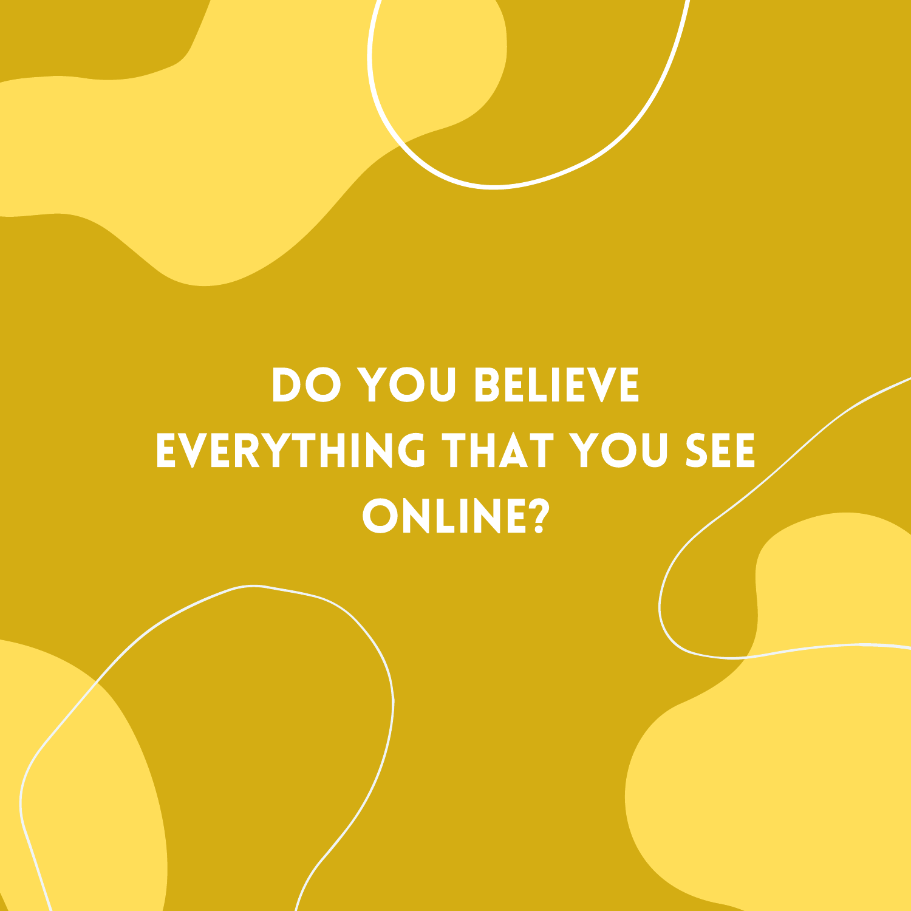# DO YOU BELIEVE EVERYTHING THAT YOU SEE ONLINE?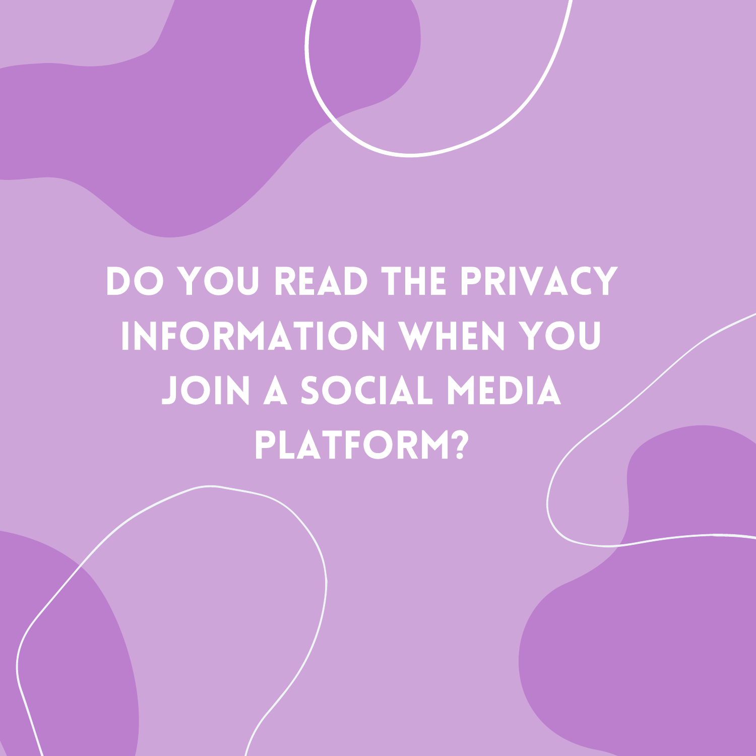# DO YOU READ THE PRIVACY INFORMATION WHEN YOU JOIN A SOCIAL MEDIA PLATFORM?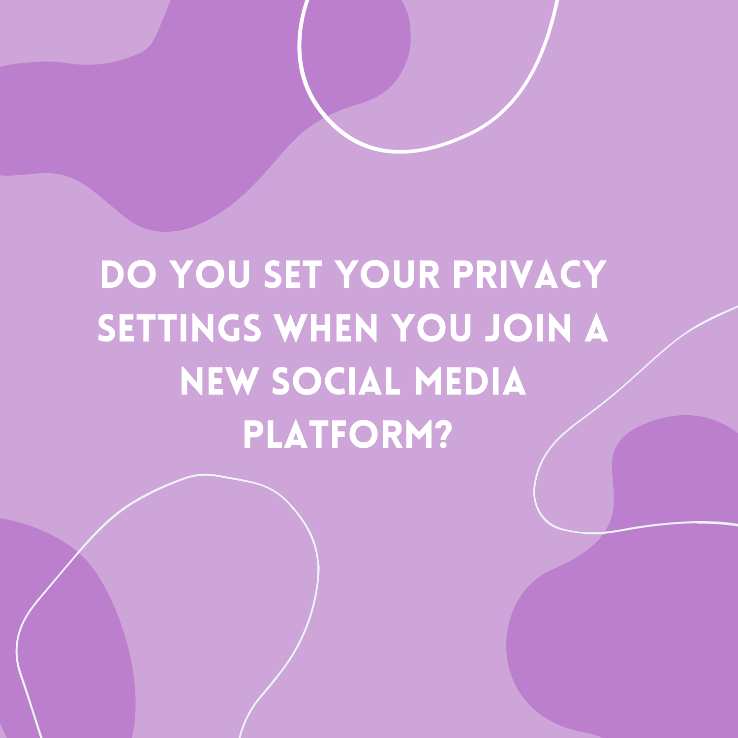# DO YOU SET YOUR PRIVACY SETTINGS WHEN YOU JOIN A NEW SOCIAL MEDIA PLATFORM?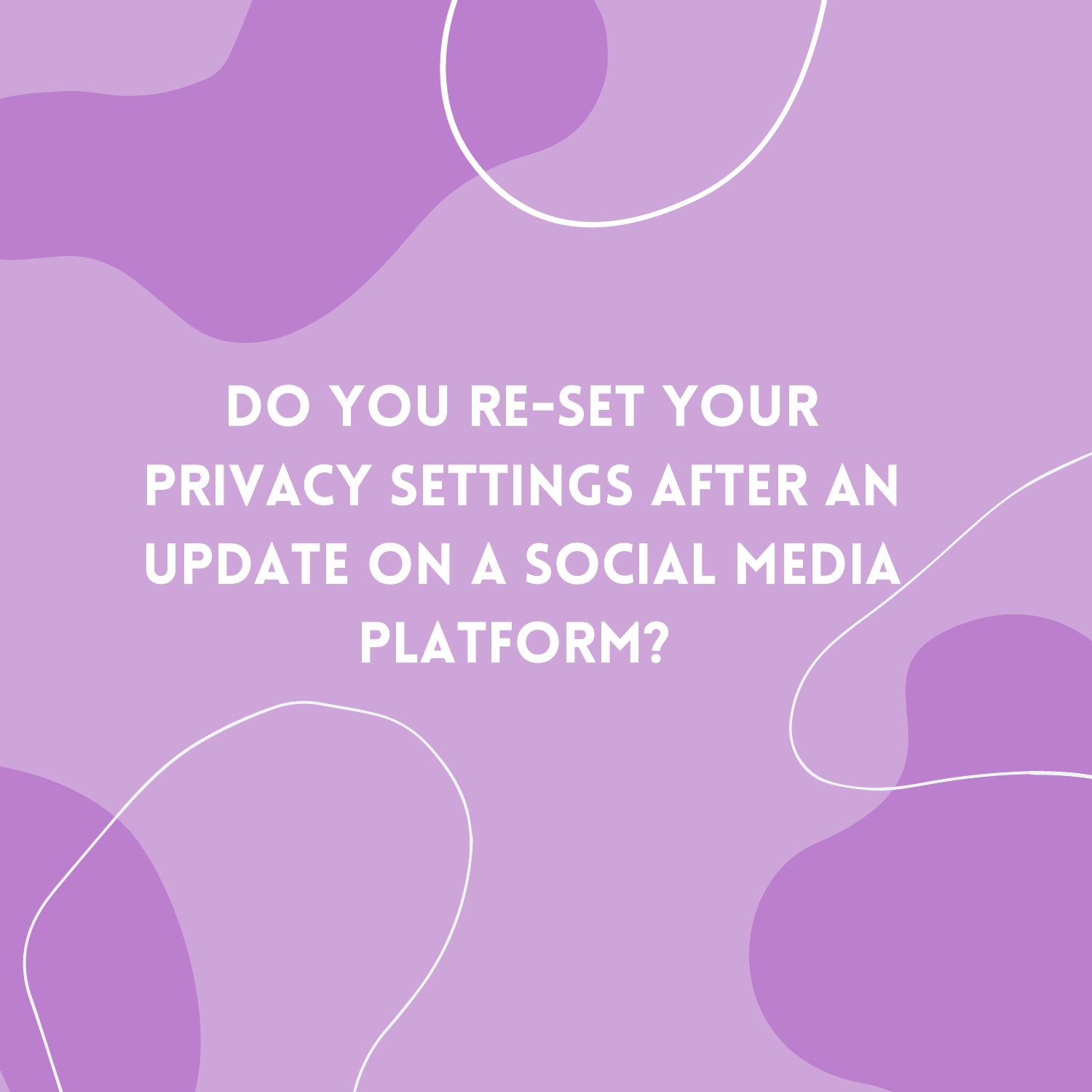# DO YOU RE-SET YOUR PRIVACY SETTINGS AFTER AN UPDATE ON A SOCIAL MEDIA PLATFORM?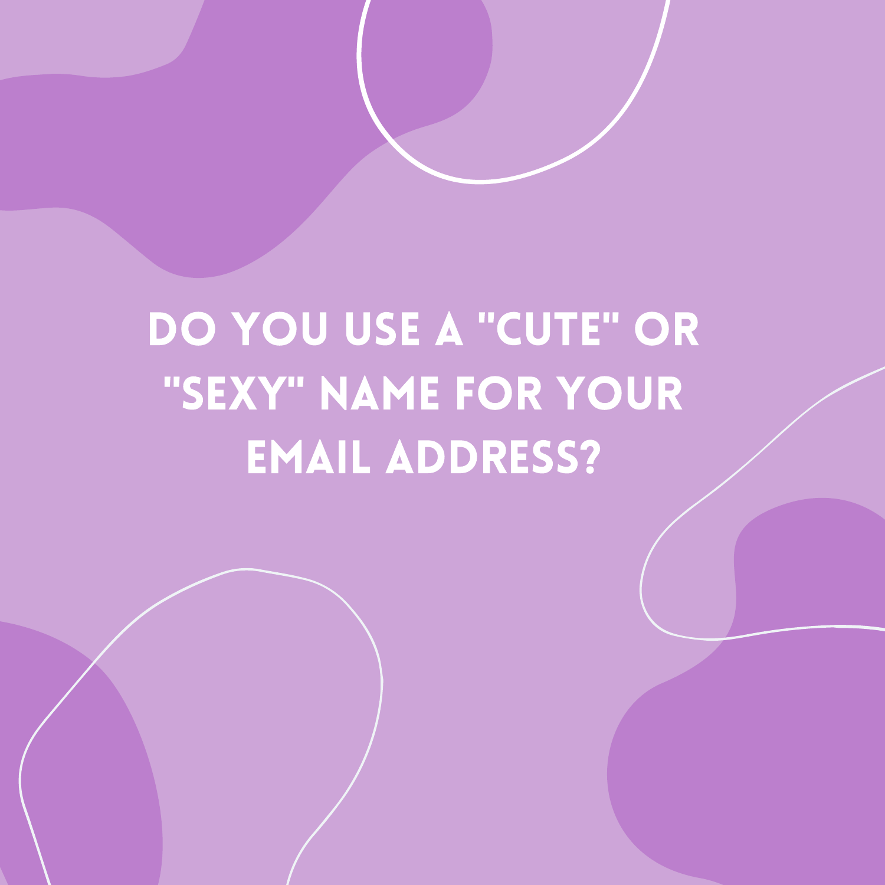# DO YOU USE A "CUTE" OR "SEXY" NAME FOR YOUR EMAIL ADDRESS?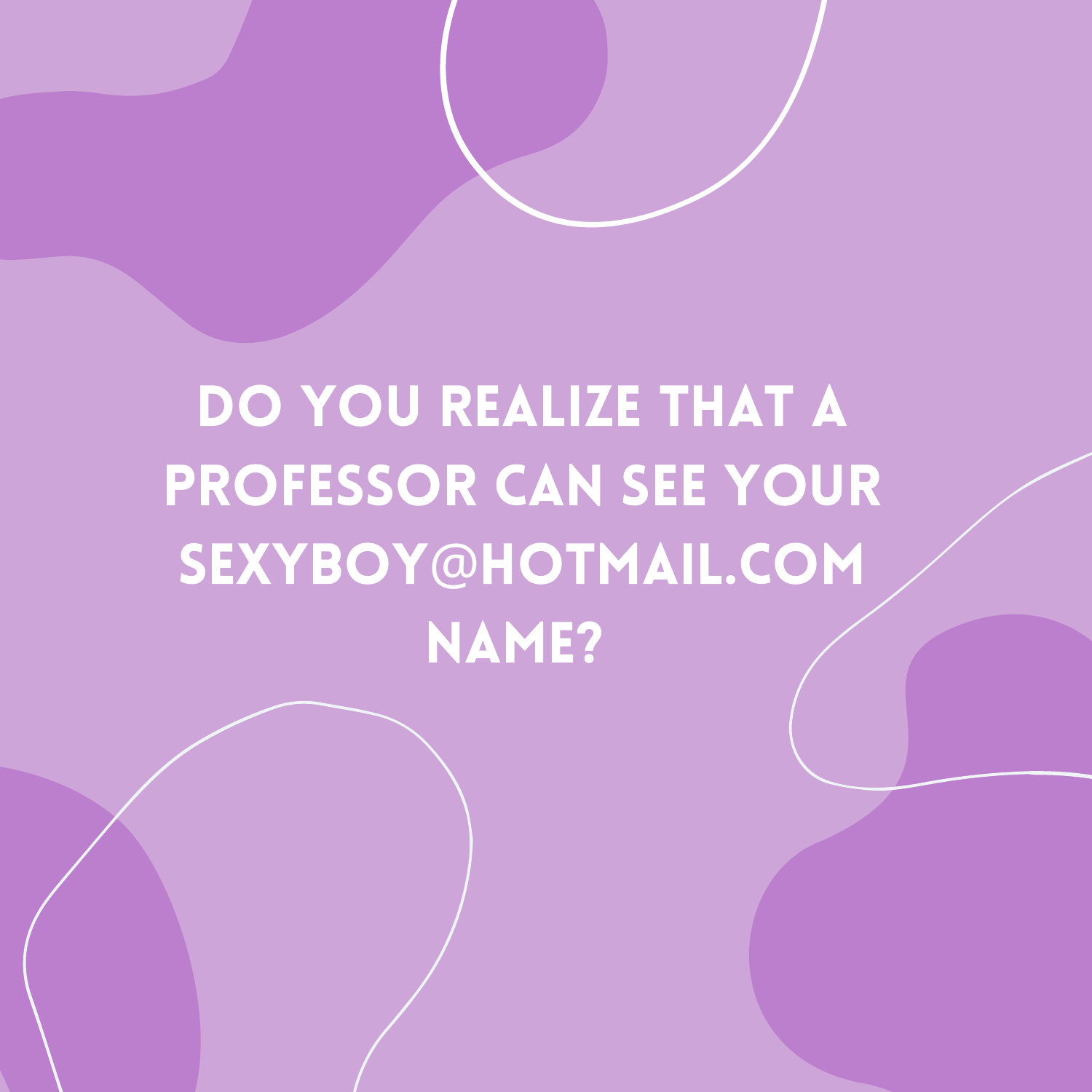# DO YOU REALIZE THAT A PROFESSOR CAN SEE YOUR SEXYBOY@HOTMAIL.COM NAME?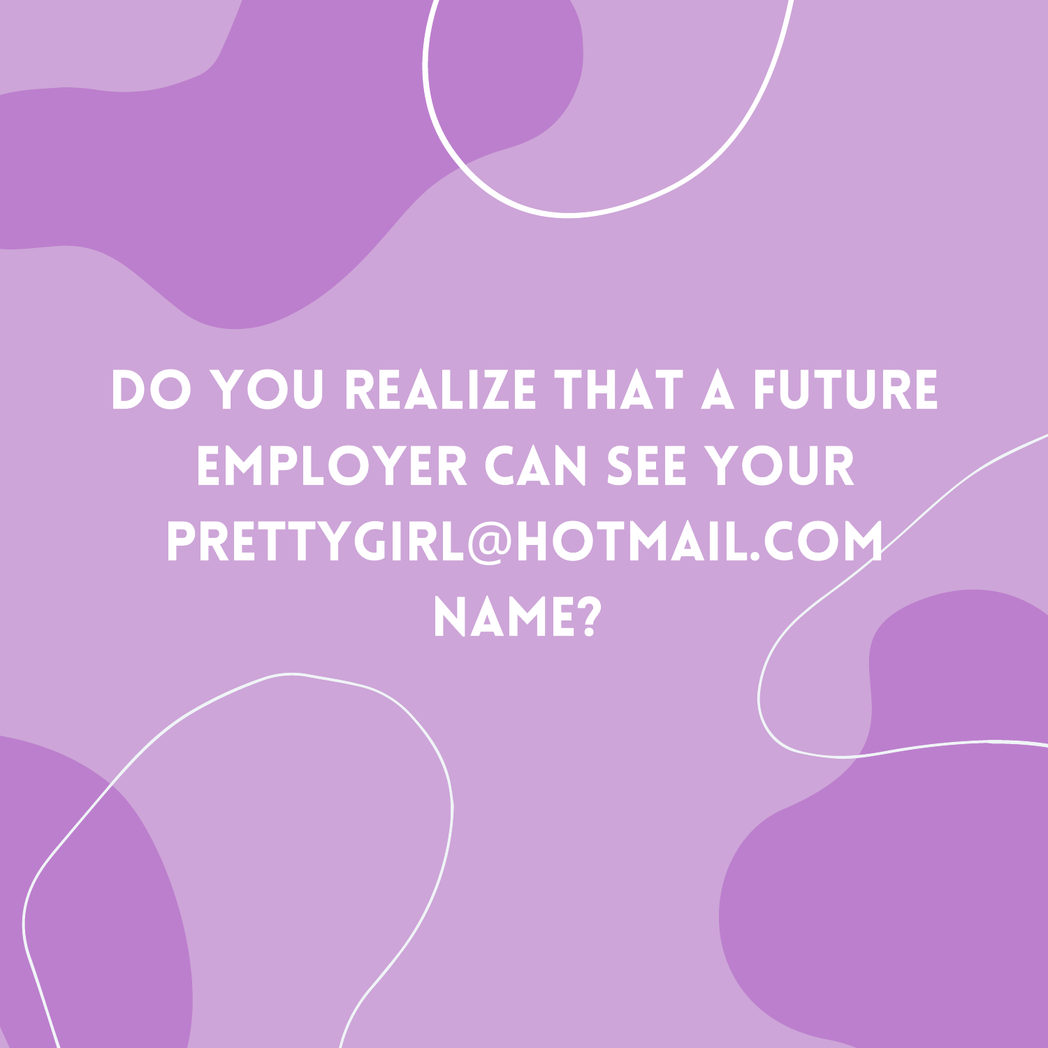# DO YOU REALIZE THAT A FUTURE EMPLOYER CAN SEE YOUR PRETTYGIRL@HOTMAIL.COM NAME?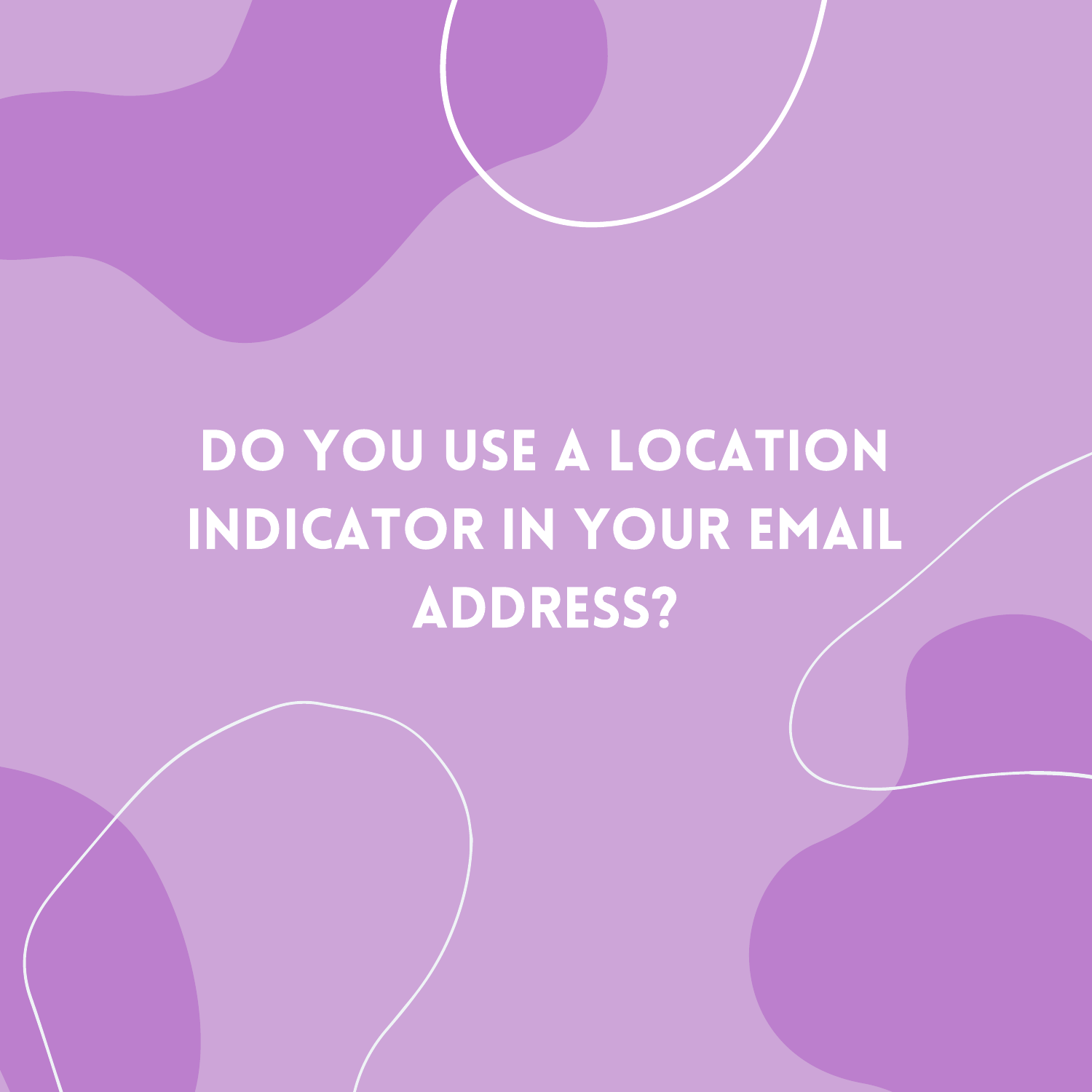# DO YOU USE A LOCATION INDICATOR IN YOUR EMAIL ADDRESS?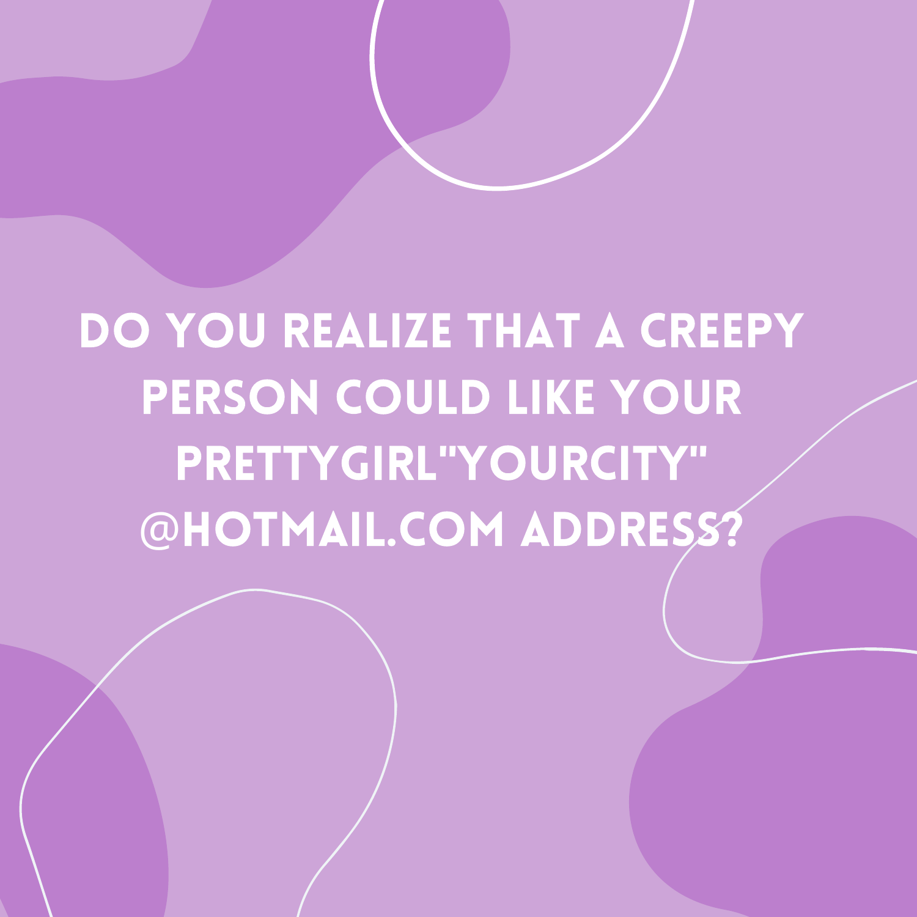DO YOU REALIZE THAT A CREEPY PERSON COULD LIKE YOUR PRETTYGIRL"YOURCITY" @HOTMAIL.COM ADDRESS?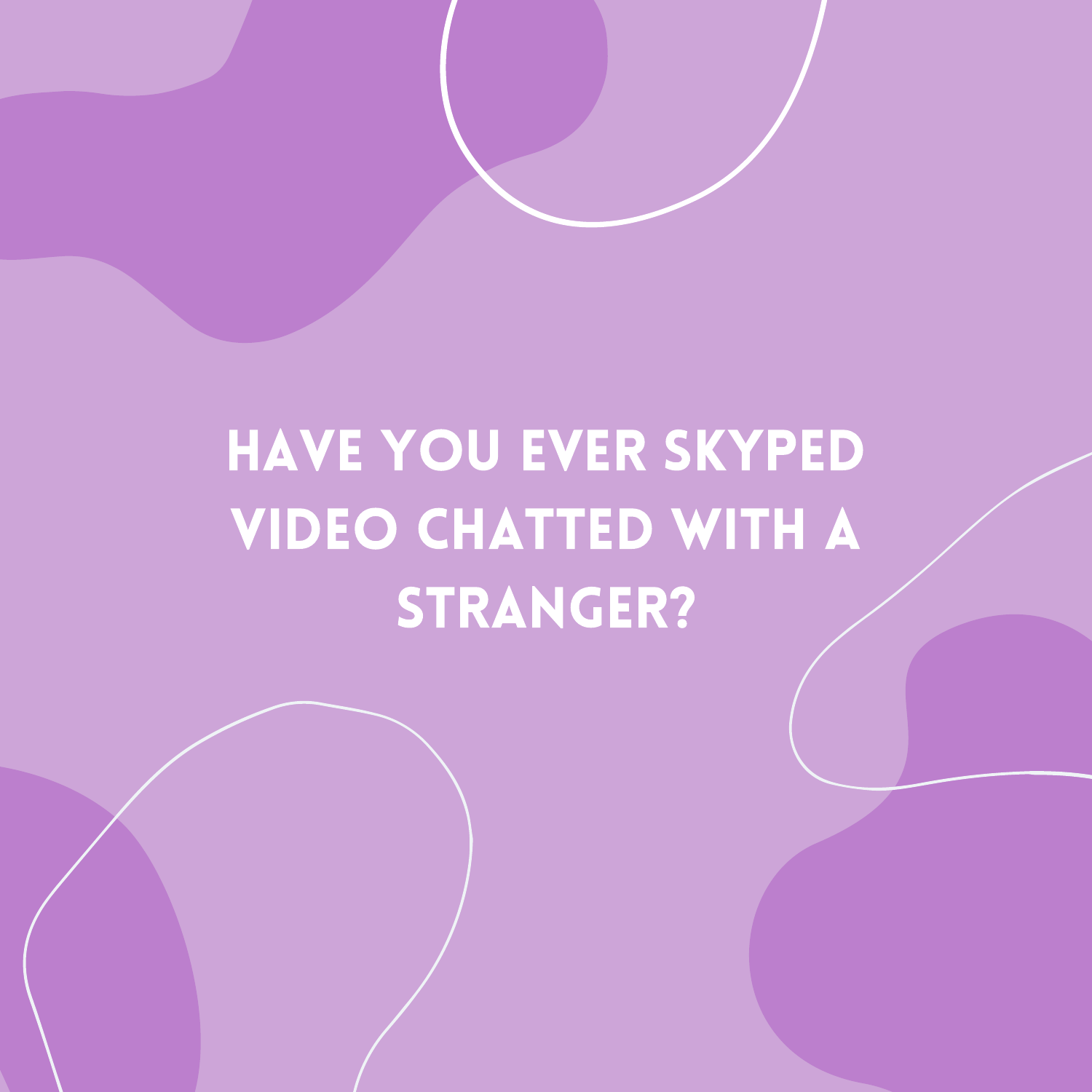# HAVE YOU EVER SKYPED VIDEO CHATTED WITH A STRANGER?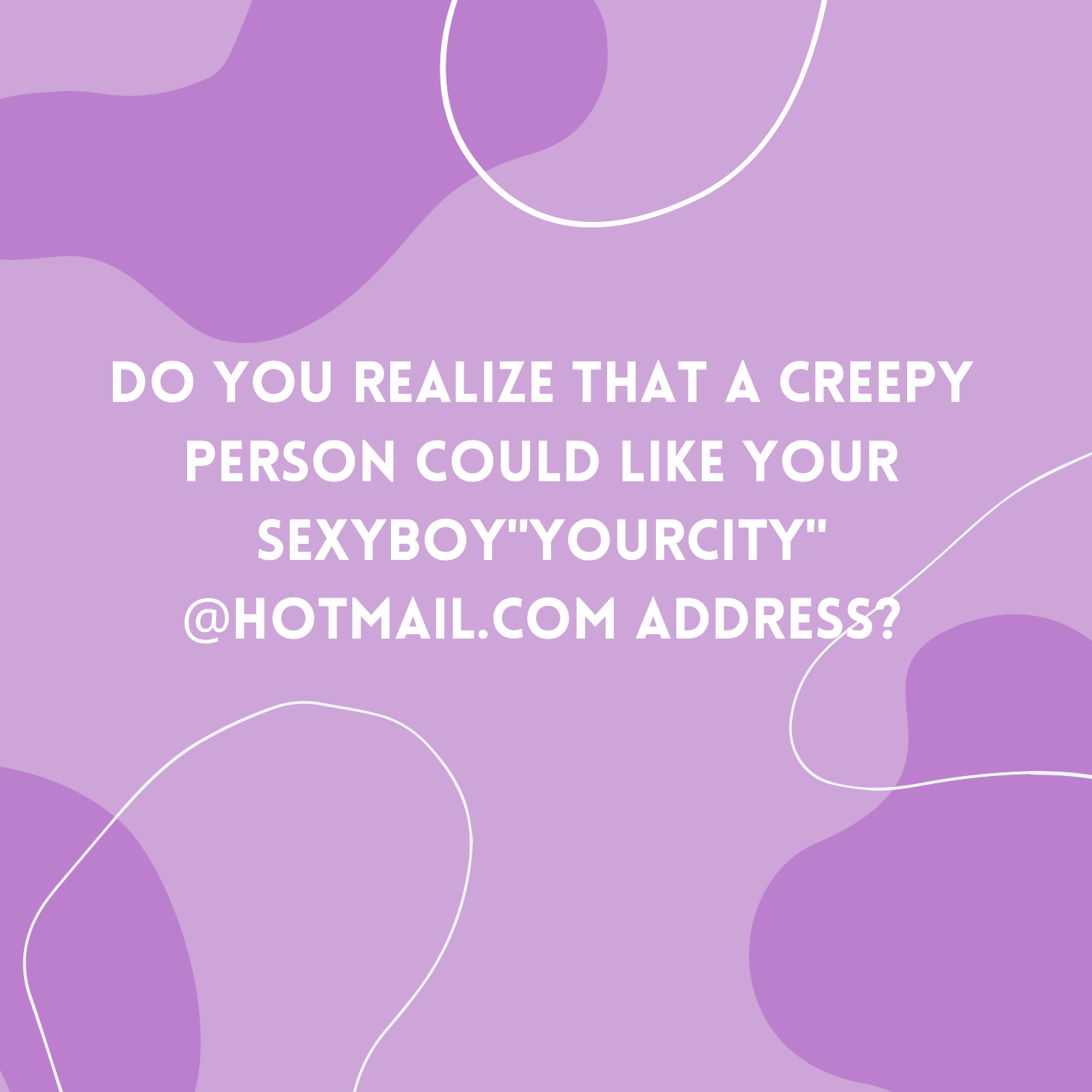DO YOU REALIZE THAT A CREEPY PERSON COULD LIKE YOUR SEXYBOY"YOURCITY" @HOTMAIL.COM ADDRESS?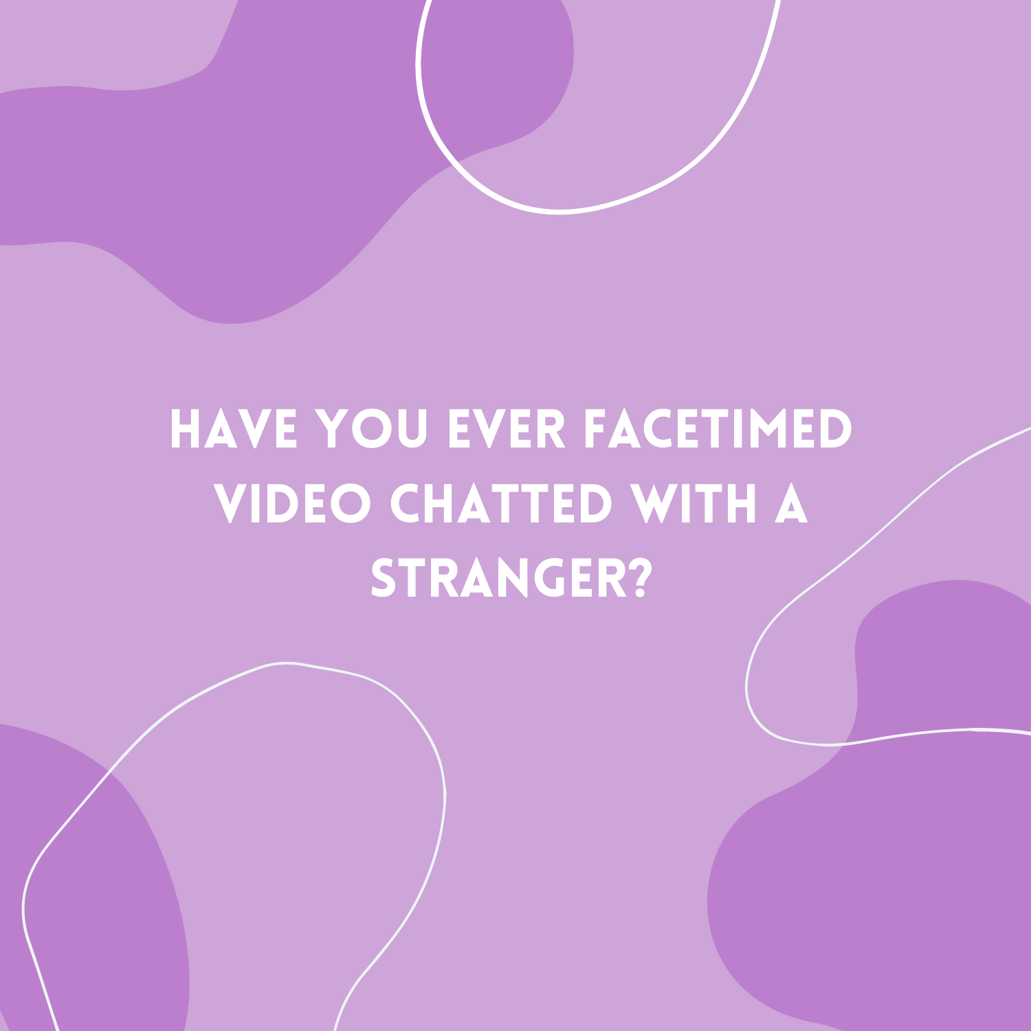# HAVE YOU EVER FACETIMED VIDEO CHATTED WITH A STRANGER?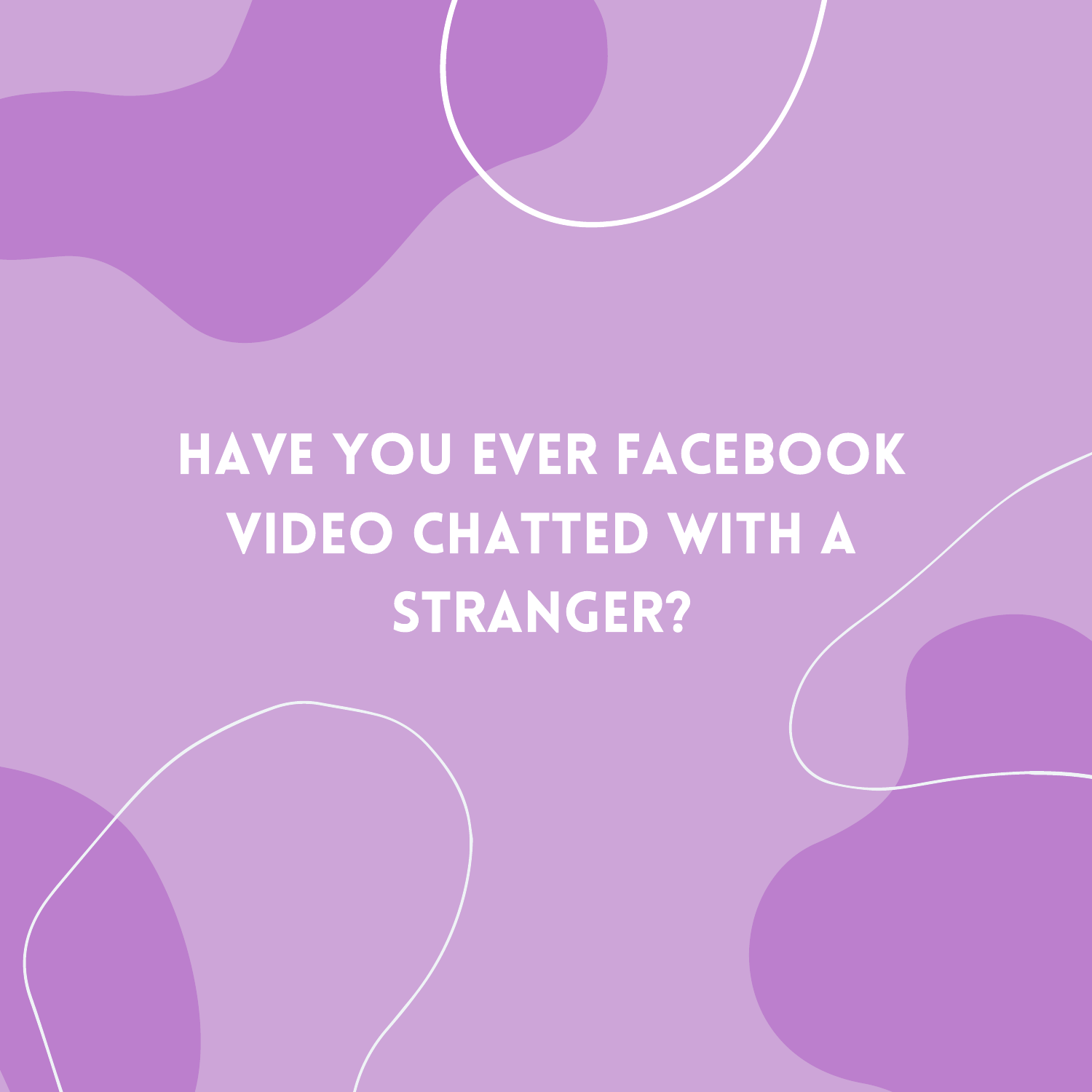# HAVE YOU EVER FACEBOOK VIDEO CHATTED WITH A STRANGER?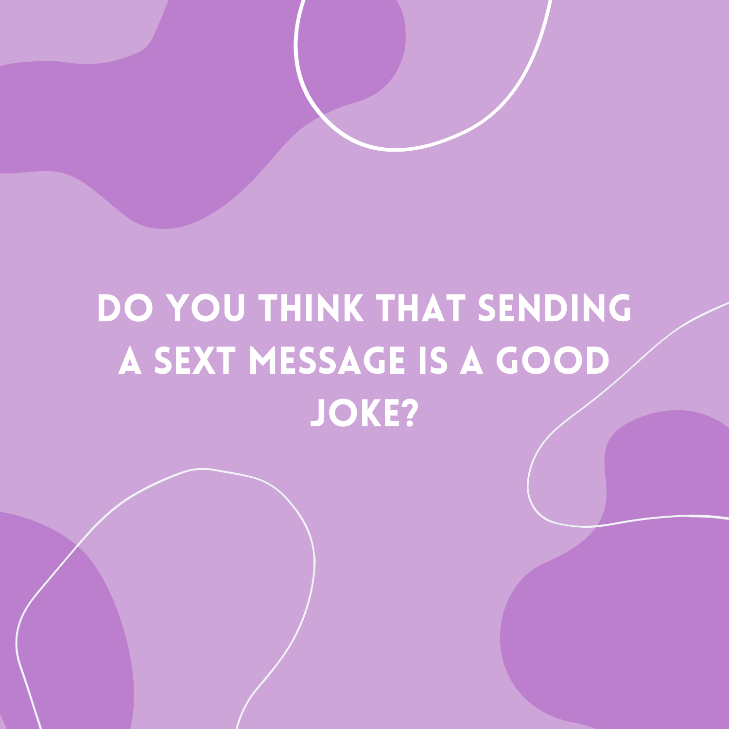# DO YOU THINK THAT SENDING A SEXT MESSAGE IS A GOOD JOKE?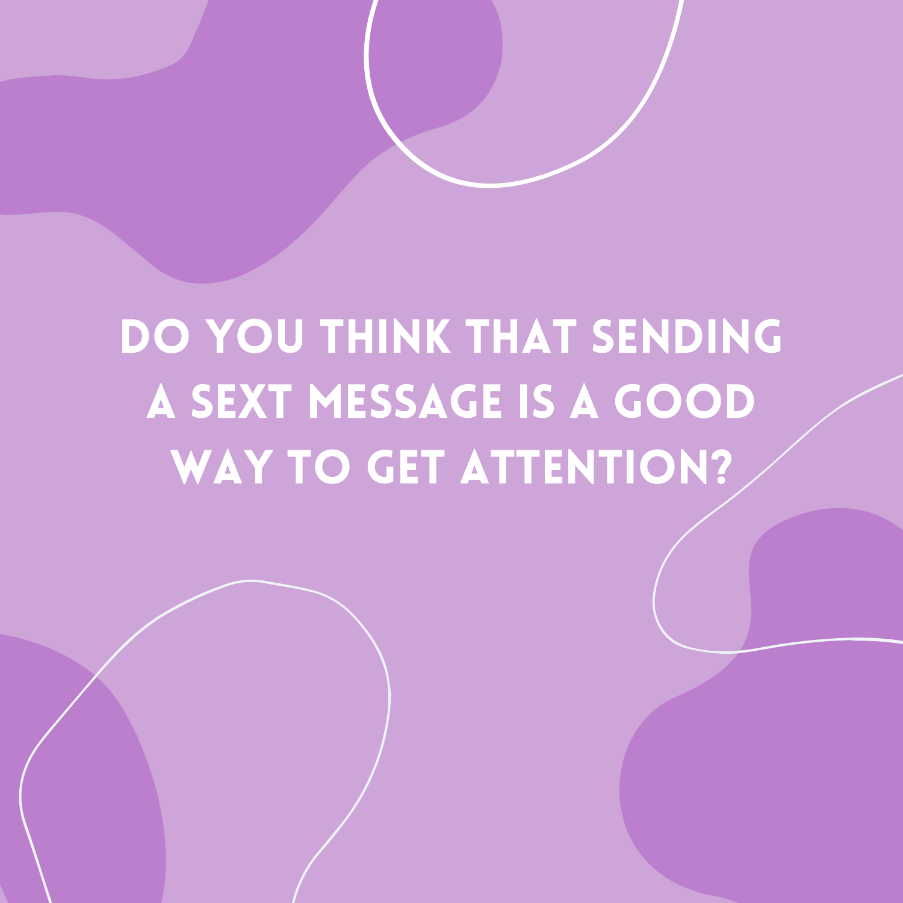# DO YOU THINK THAT SENDING A SEXT MESSAGE IS A GOOD WAY TO GET ATTENTION?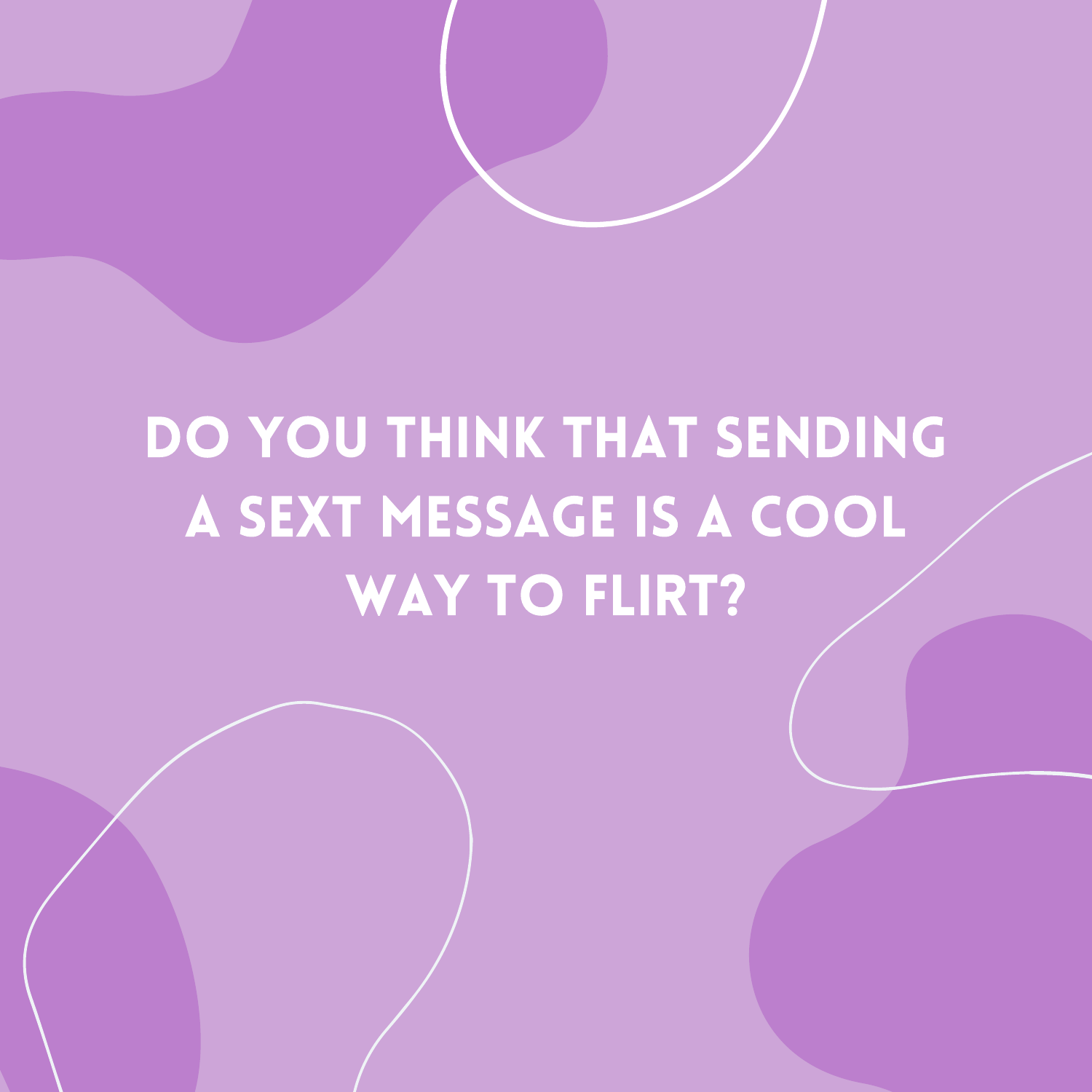# DO YOU THINK THAT SENDING A SEXT MESSAGE IS A COOL WAY TO FLIRT?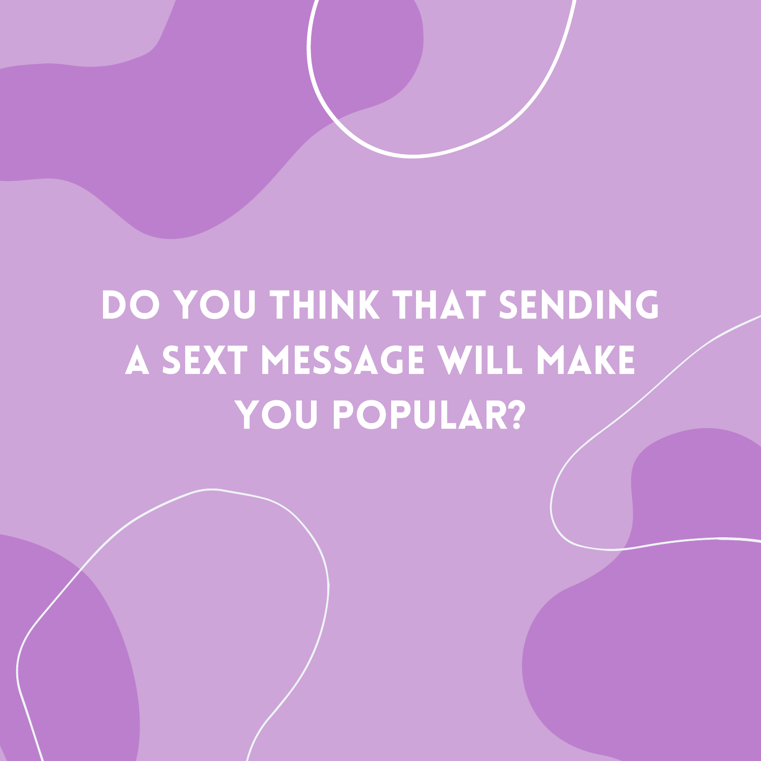# DO YOU THINK THAT SENDING A SEXT MESSAGE WILL MAKE YOU POPULAR?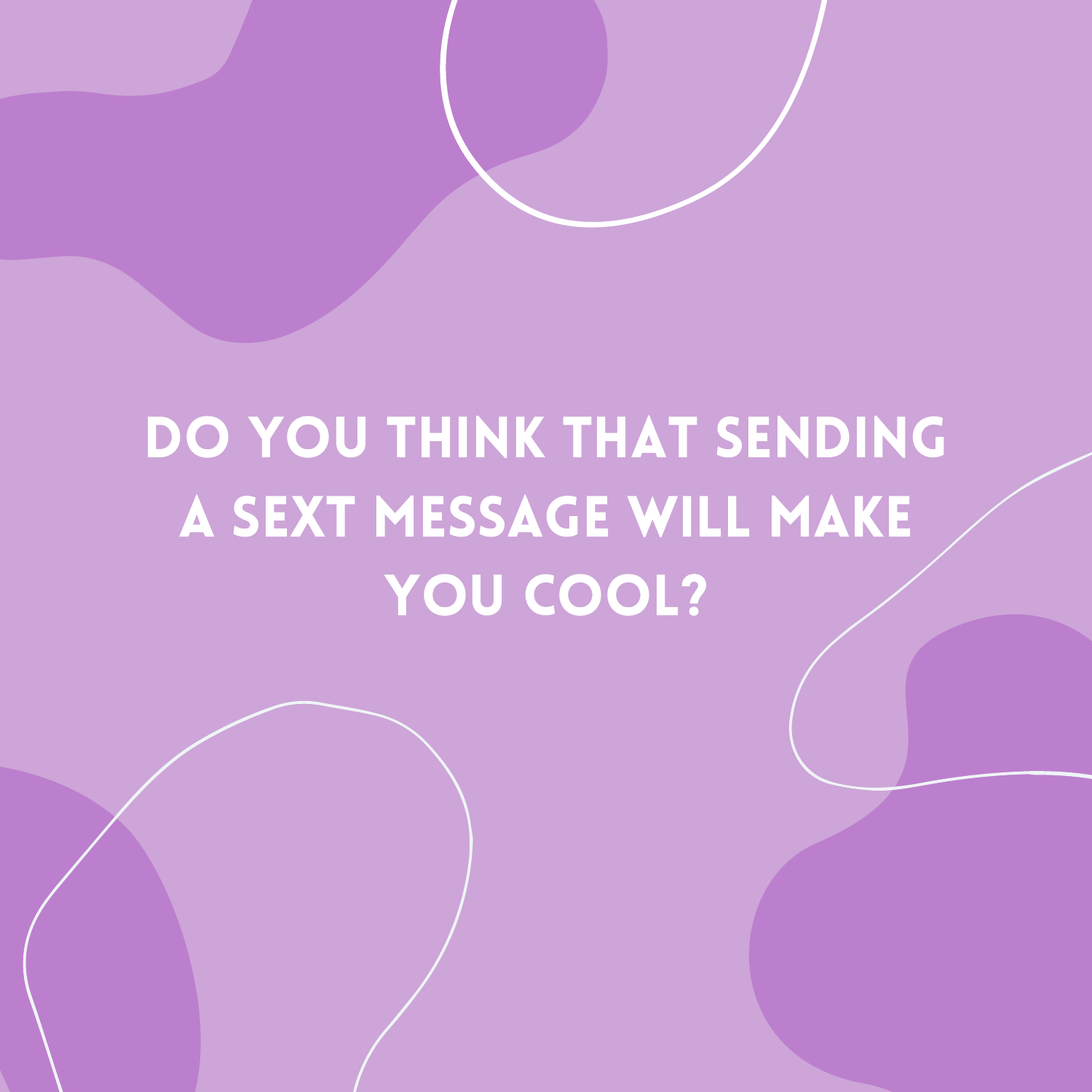# DO YOU THINK THAT SENDING A SEXT MESSAGE WILL MAKE YOU COOL?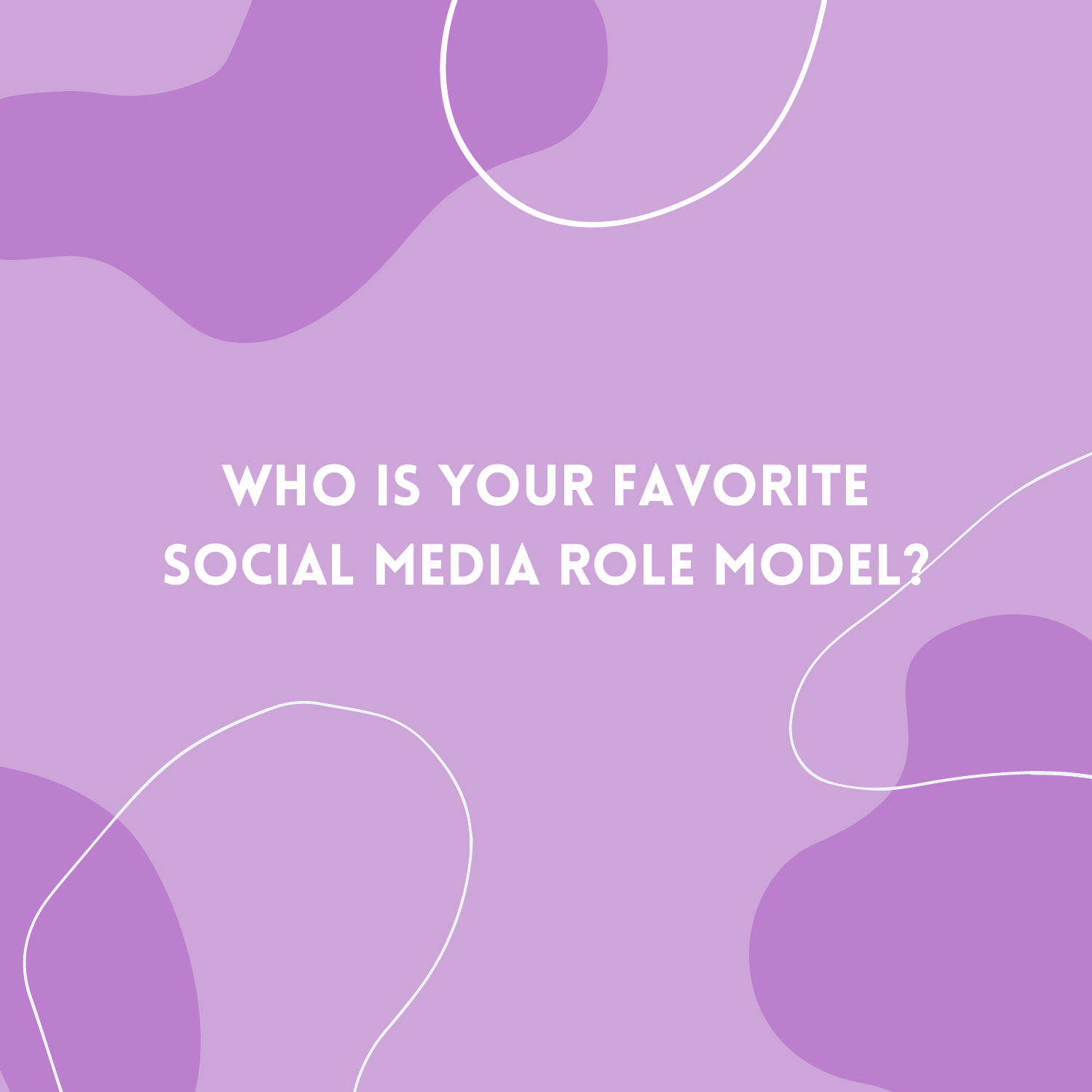# WHO IS YOUR FAVORITE SOCIAL MEDIA ROLE MODEL?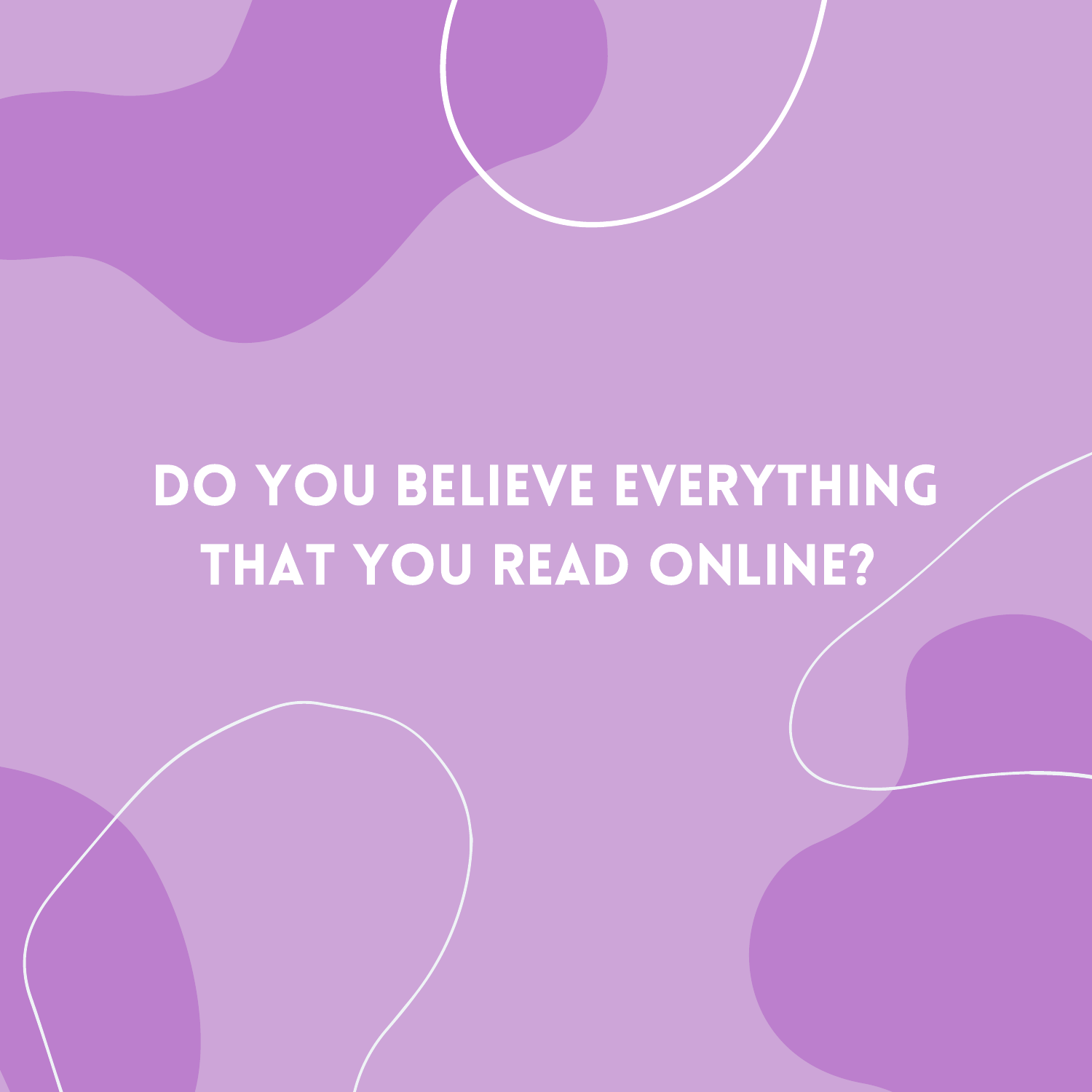# DO YOU BELIEVE EVERYTHING THAT YOU READ ONLINE?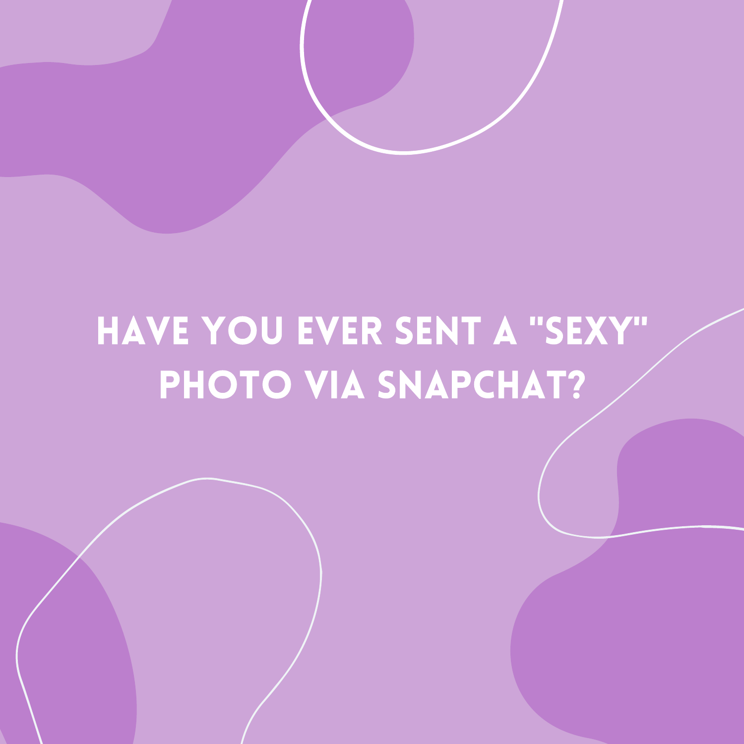# HAVE YOU EVER SENT A "SEXY" PHOTO VIA SNAPCHAT?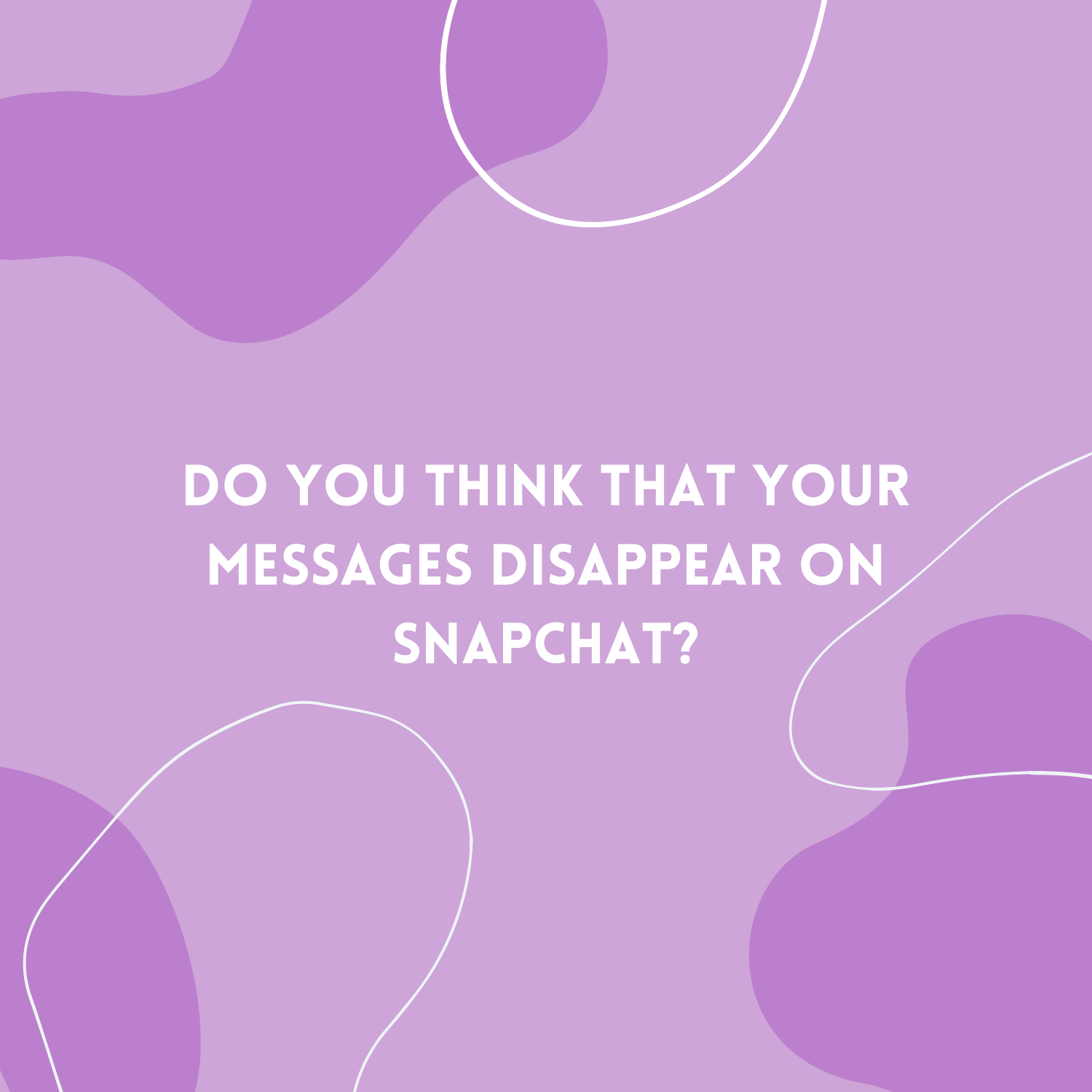# DO YOU THINK THAT YOUR MESSAGES DISAPPEAR ON SNAPCHAT?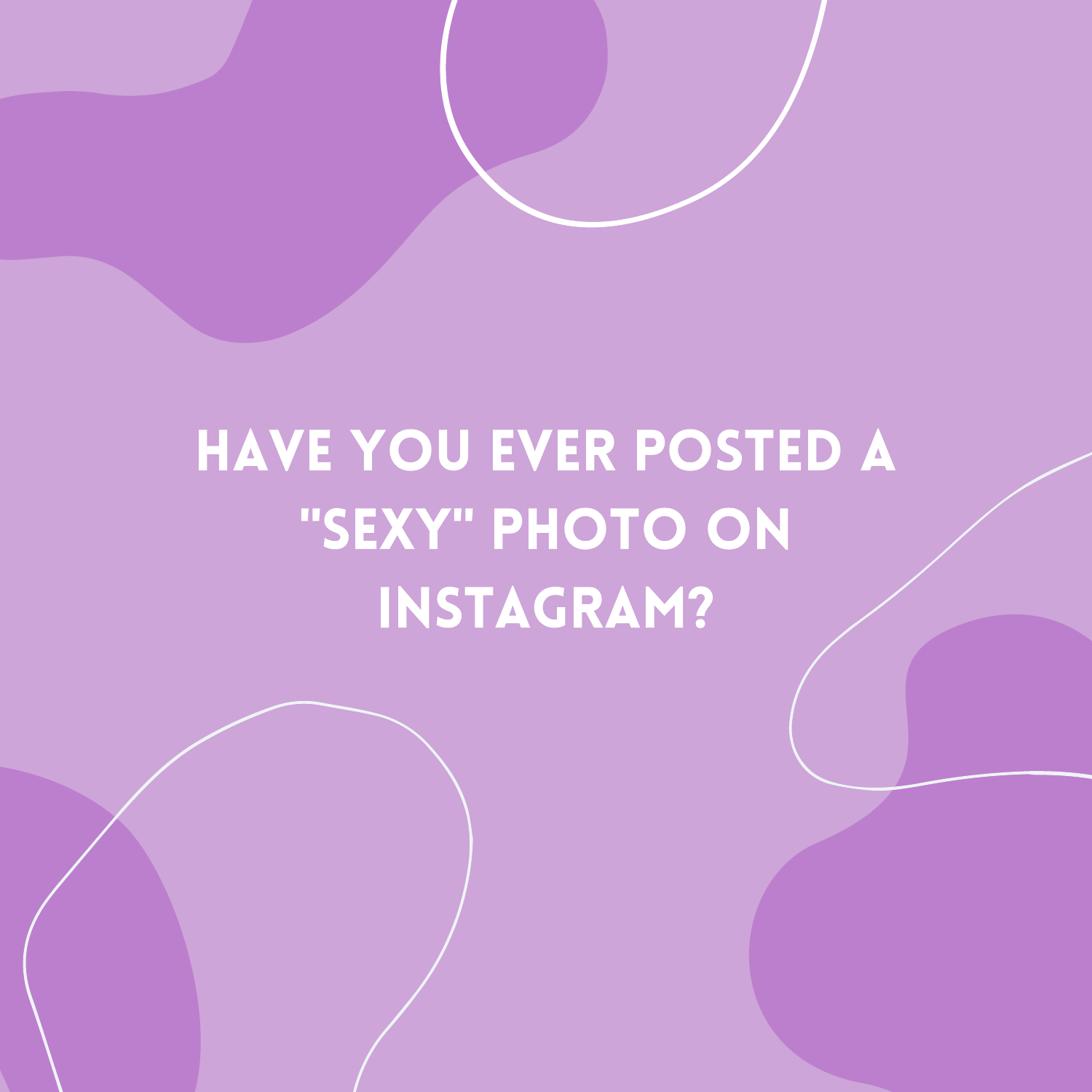# HAVE YOU EVER POSTED A "SEXY" PHOTO ON INSTAGRAM?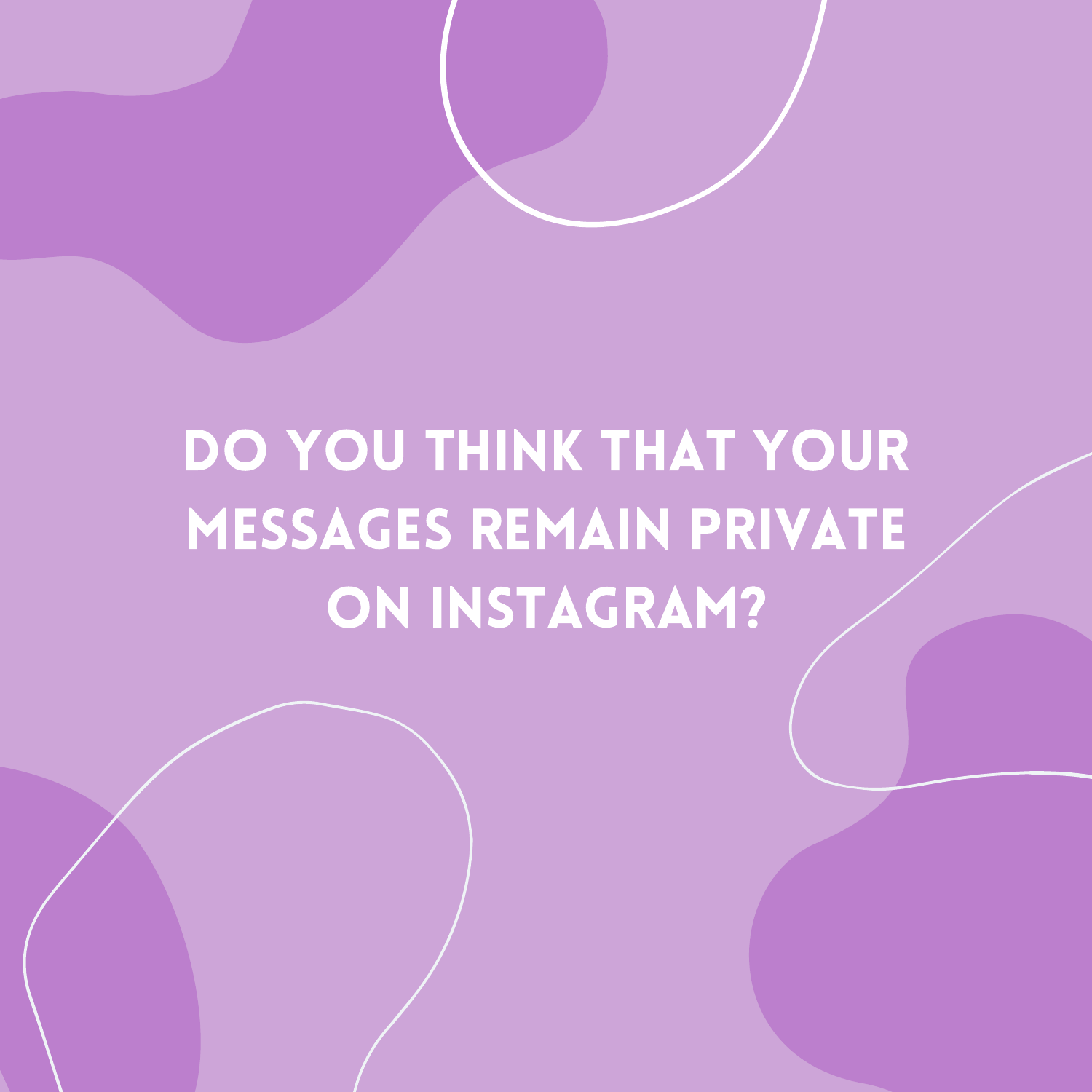# DO YOU THINK THAT YOUR MESSAGES REMAIN PRIVATE ON INSTAGRAM?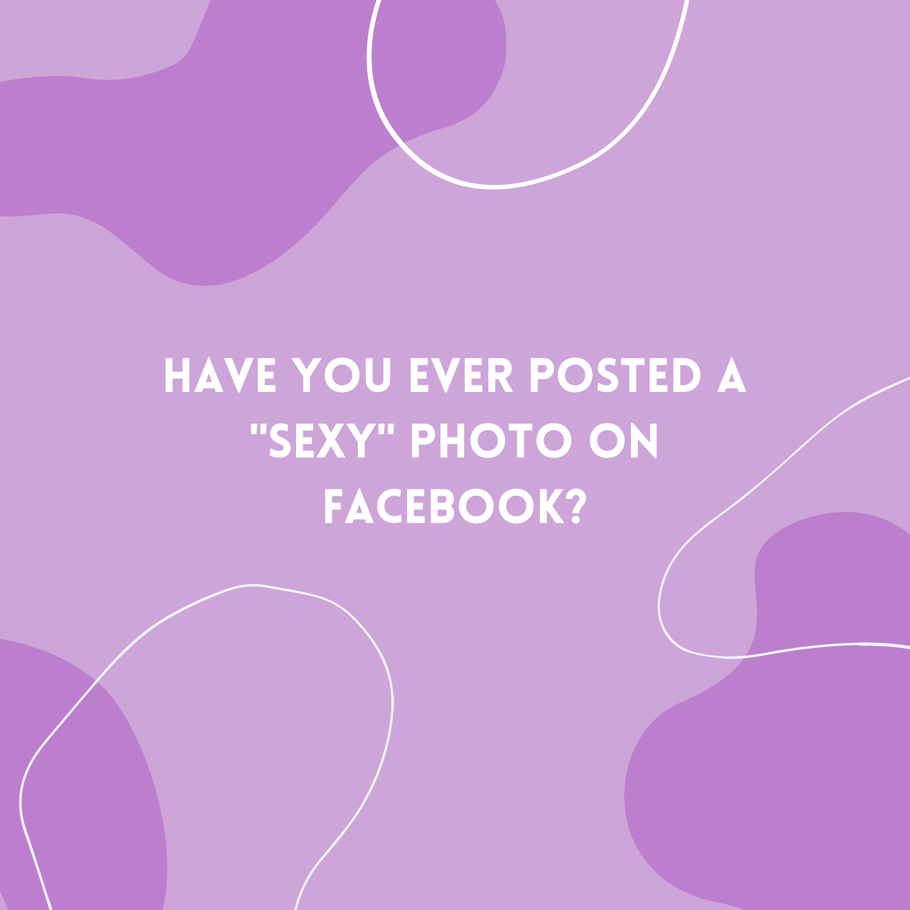# HAVE YOU EVER POSTED A "SEXY" PHOTO ON FACEBOOK?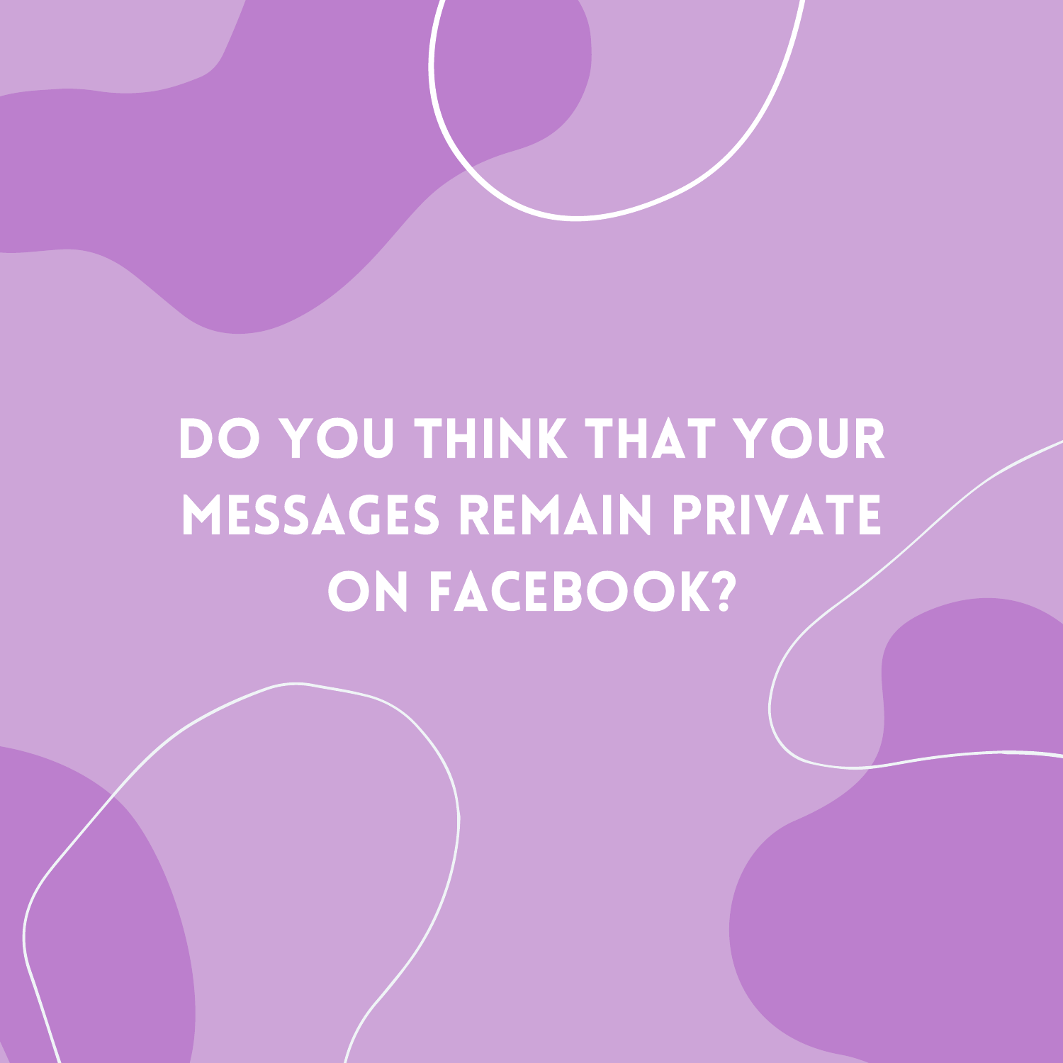# DO YOU THINK THAT YOUR MESSAGES REMAIN PRIVATE ON FACEBOOK?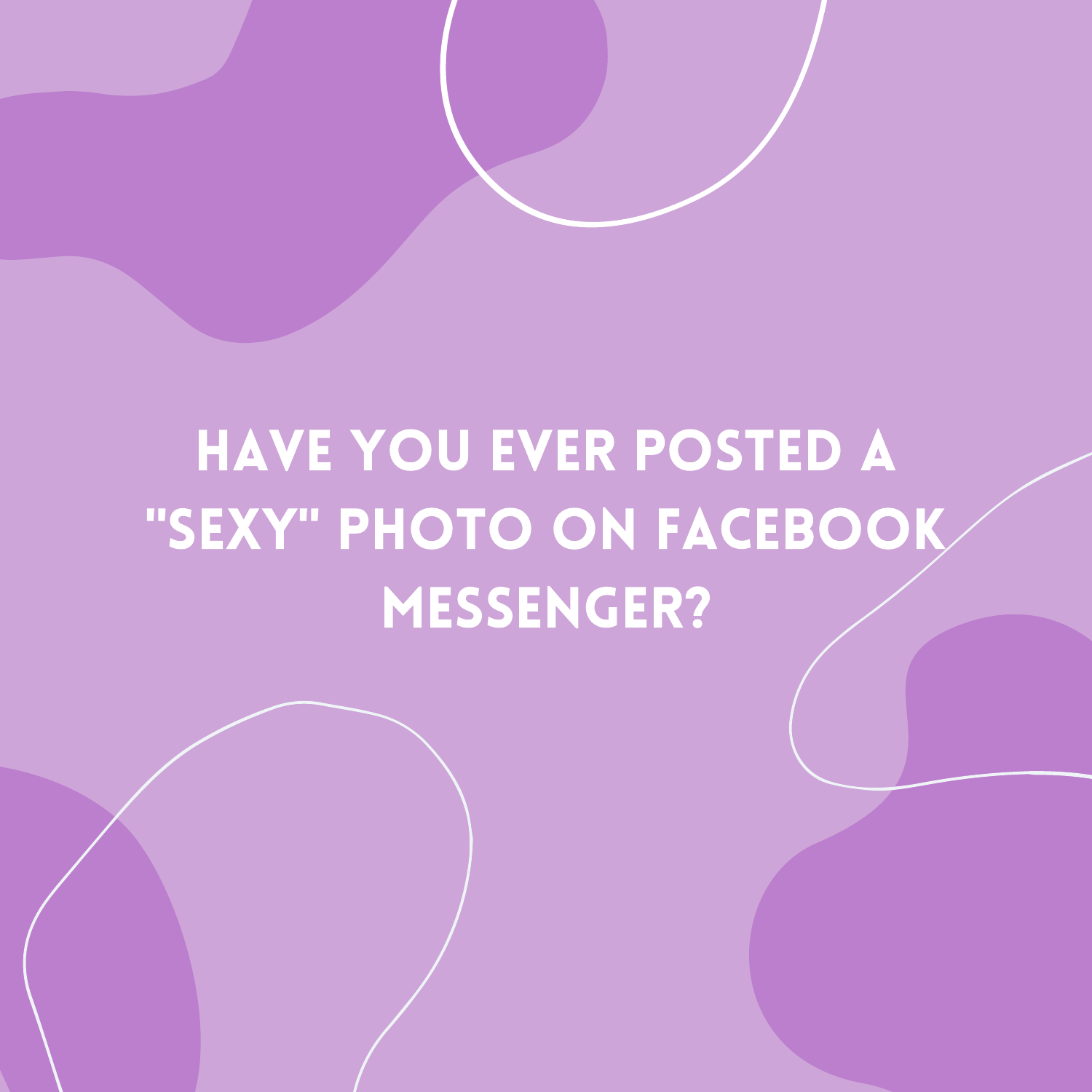# HAVE YOU EVER POSTED A "SEXY" PHOTO ON FACEBOOK MESSENGER?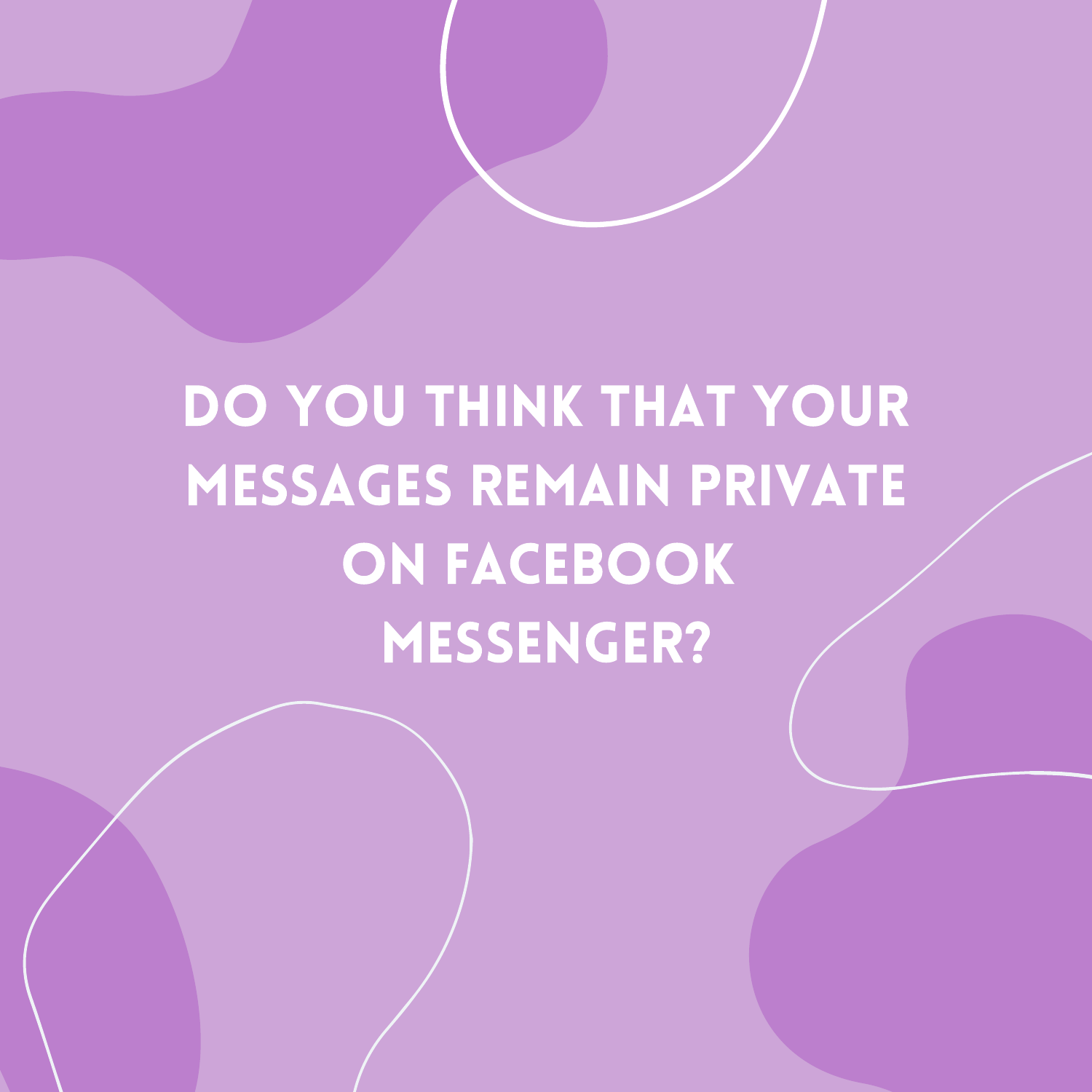# DO YOU THINK THAT YOUR MESSAGES REMAIN PRIVATE ON FACEBOOK MESSENGER?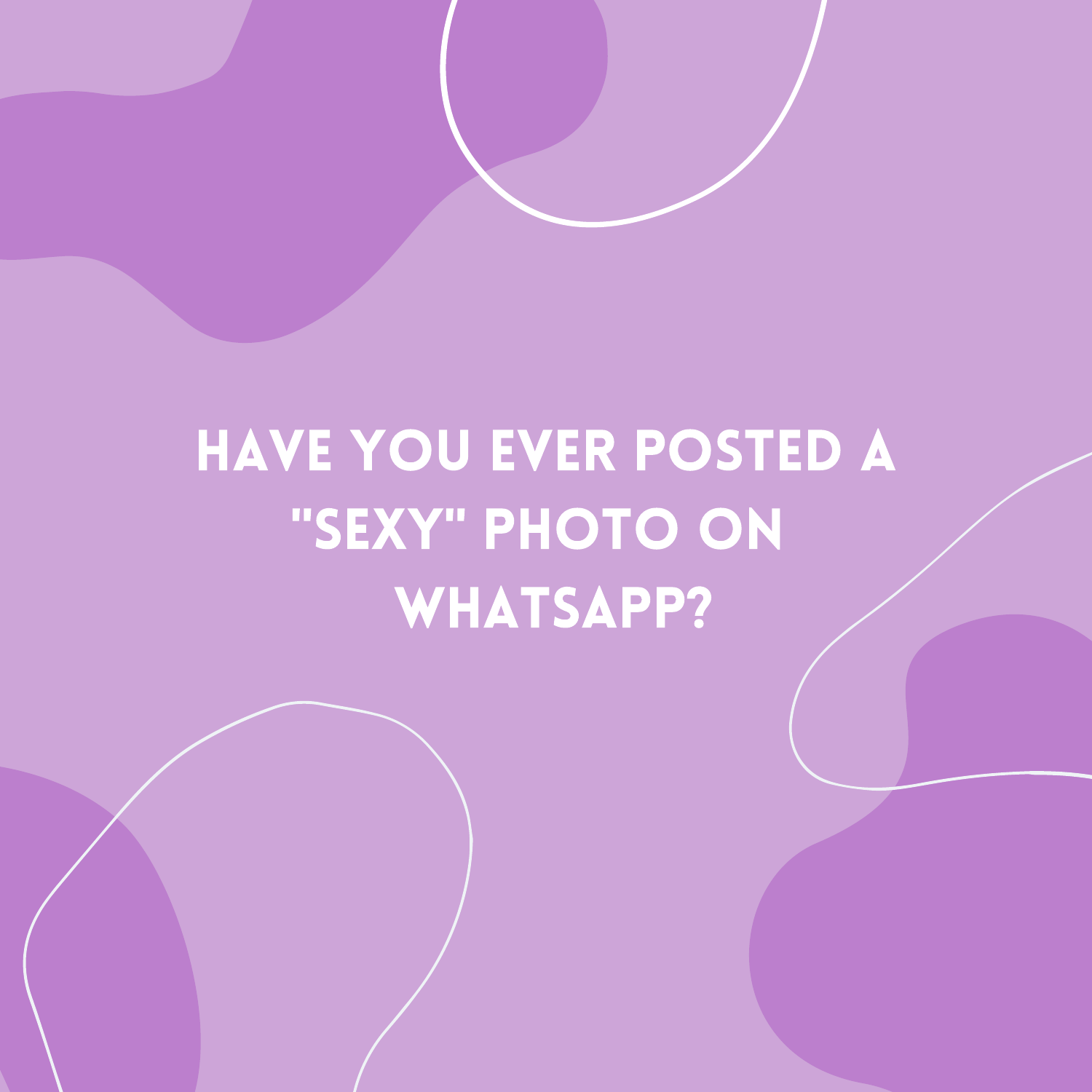# HAVE YOU EVER POSTED A "SEXY" PHOTO ON WHATSAPP?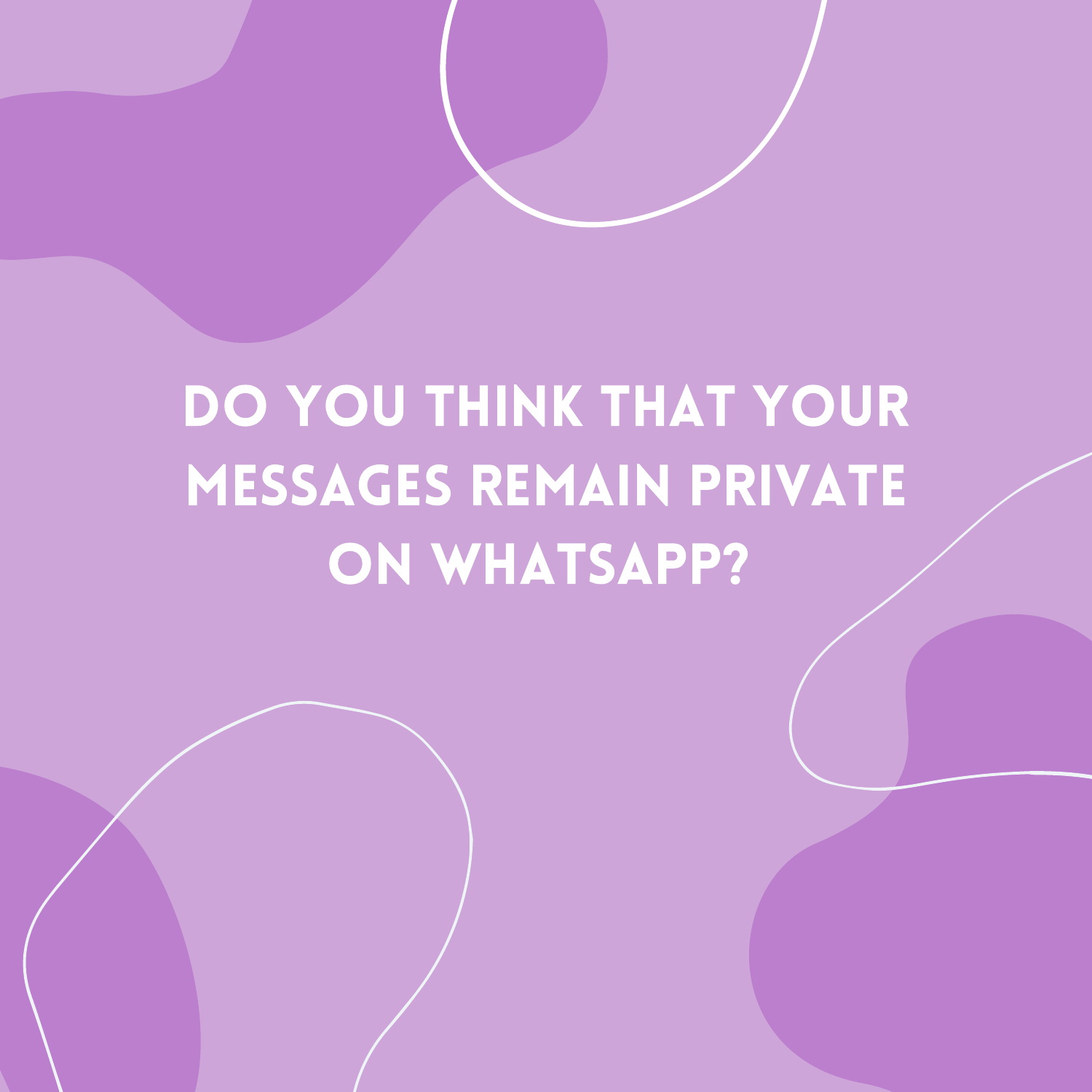# DO YOU THINK THAT YOUR MESSAGES REMAIN PRIVATE ON WHATSAPP?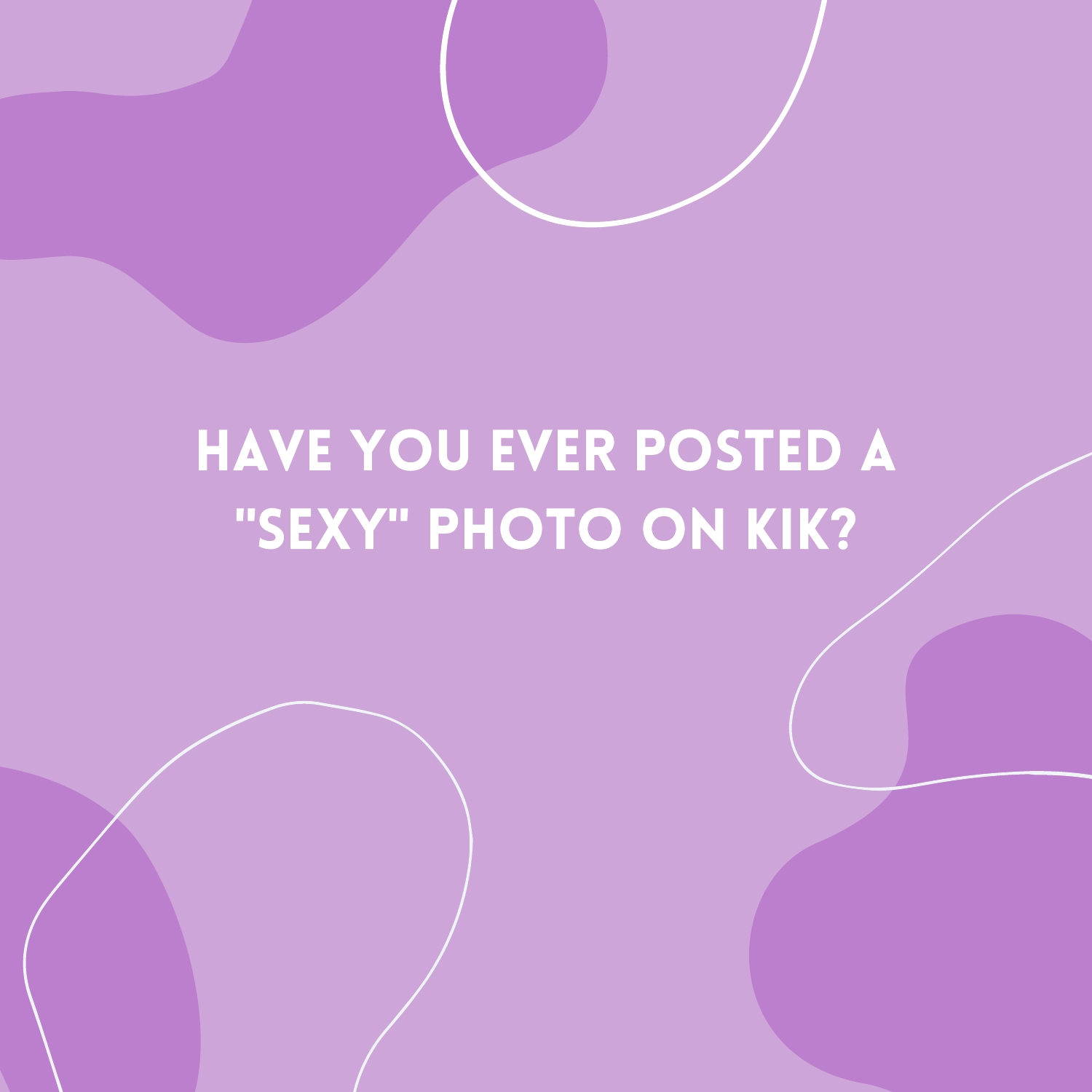# HAVE YOU EVER POSTED A "SEXY" PHOTO ON KIK?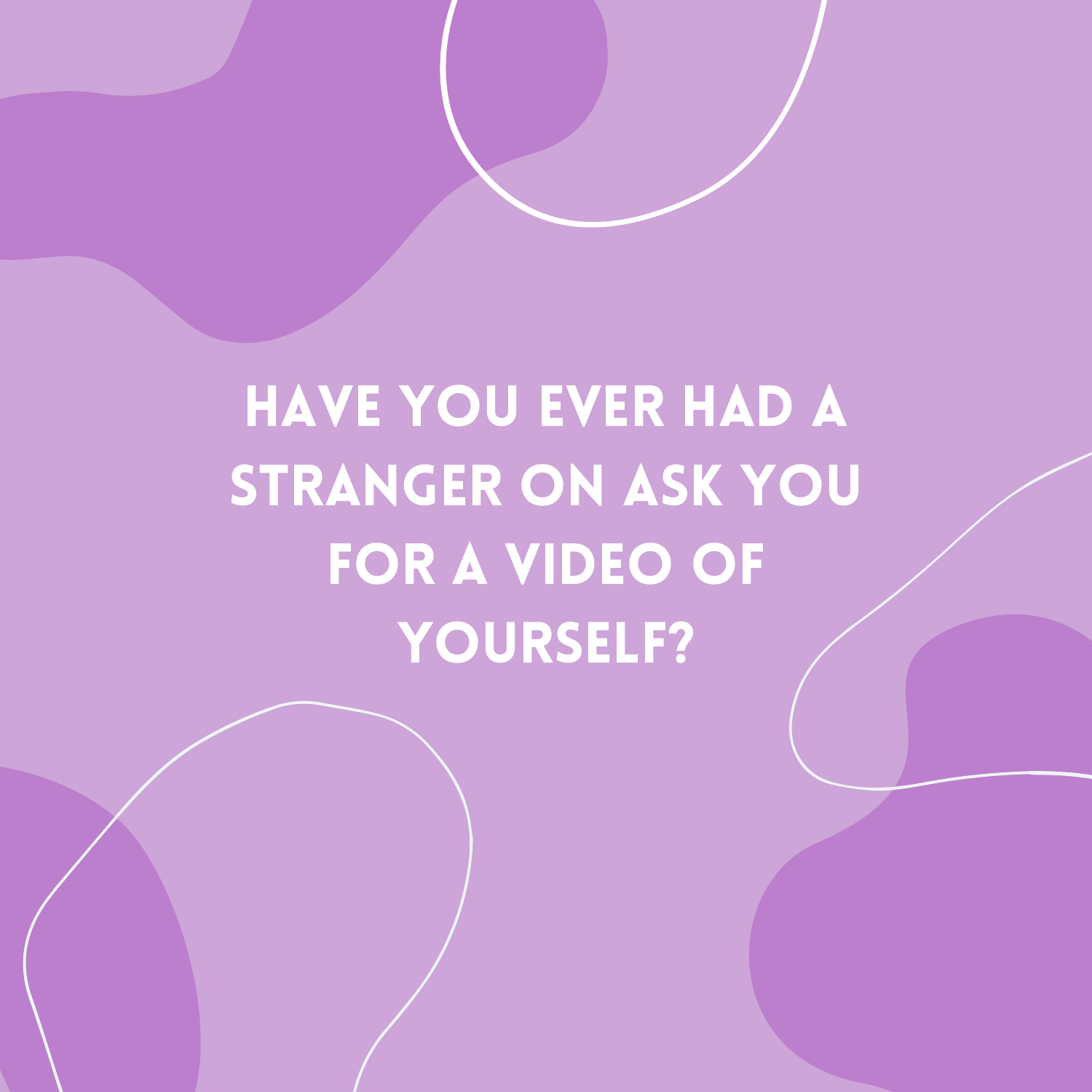# HAVE YOU EVER HAD A STRANGER ON ASK YOU FOR A VIDEO OF YOURSELF?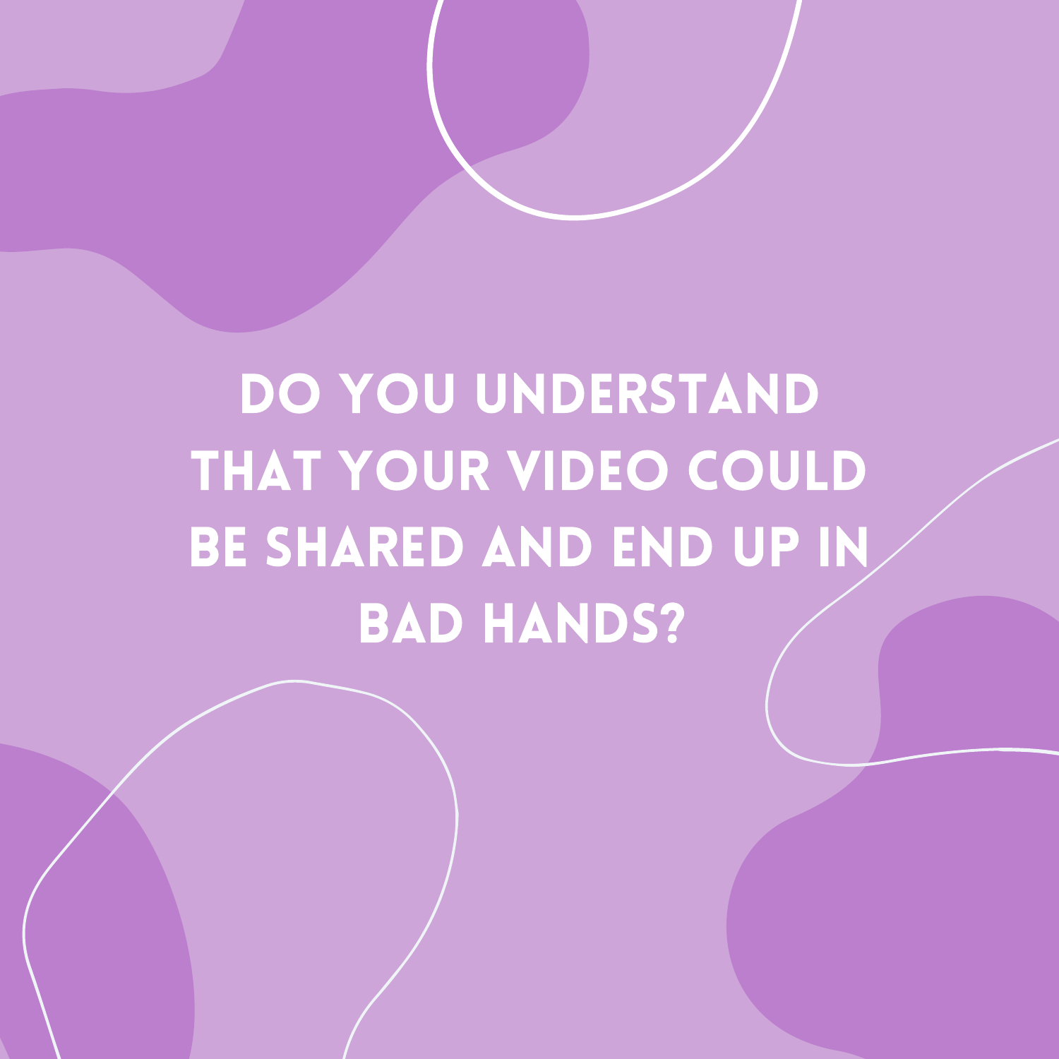DO YOU UNDERSTAND THAT YOUR VIDEO COULD BE SHARED AND END UP IN BAD HANDS?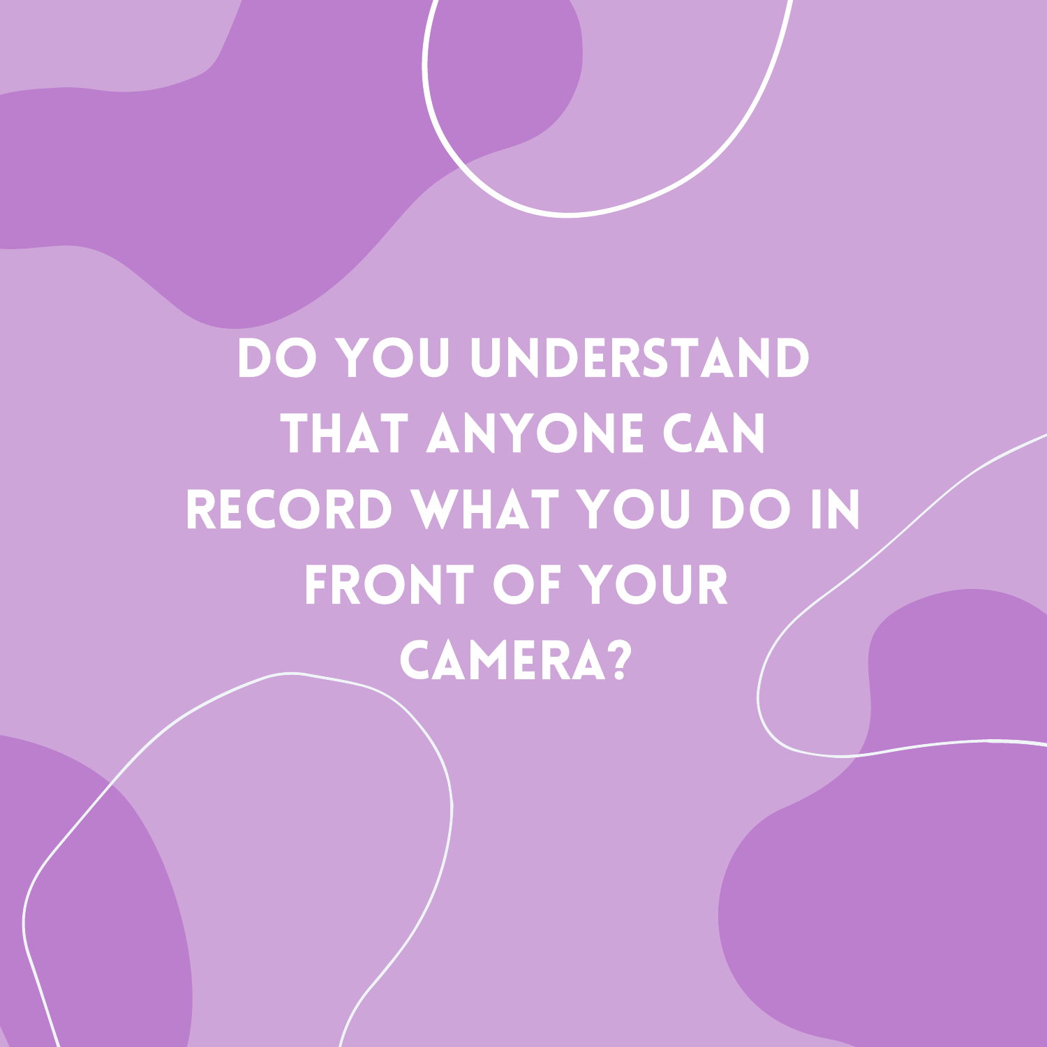# DO YOU UNDERSTAND THAT ANYONE CAN RECORD WHAT YOU DO IN FRONT OF YOUR CAMERA?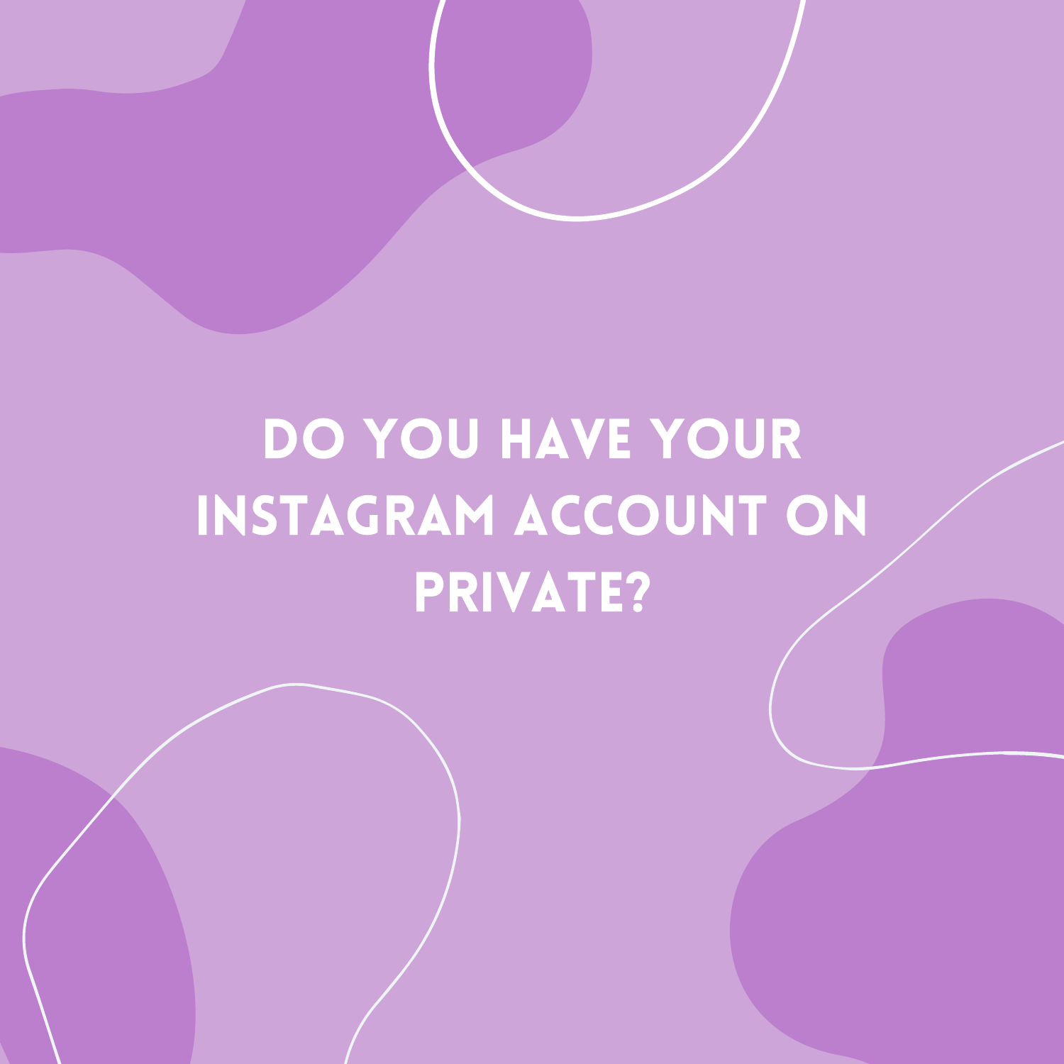# DO YOU HAVE YOUR INSTAGRAM ACCOUNT ON PRIVATE?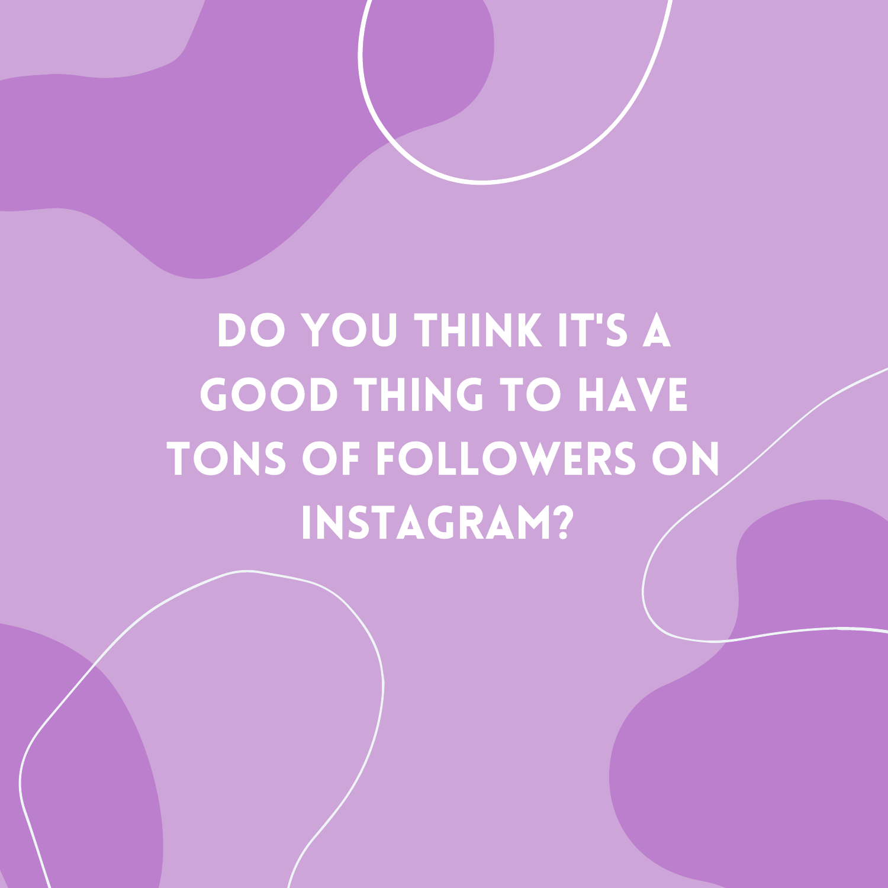DO YOU THINK IT'S A GOOD THING TO HAVE TONS OF FOLLOWERS ON INSTAGRAM?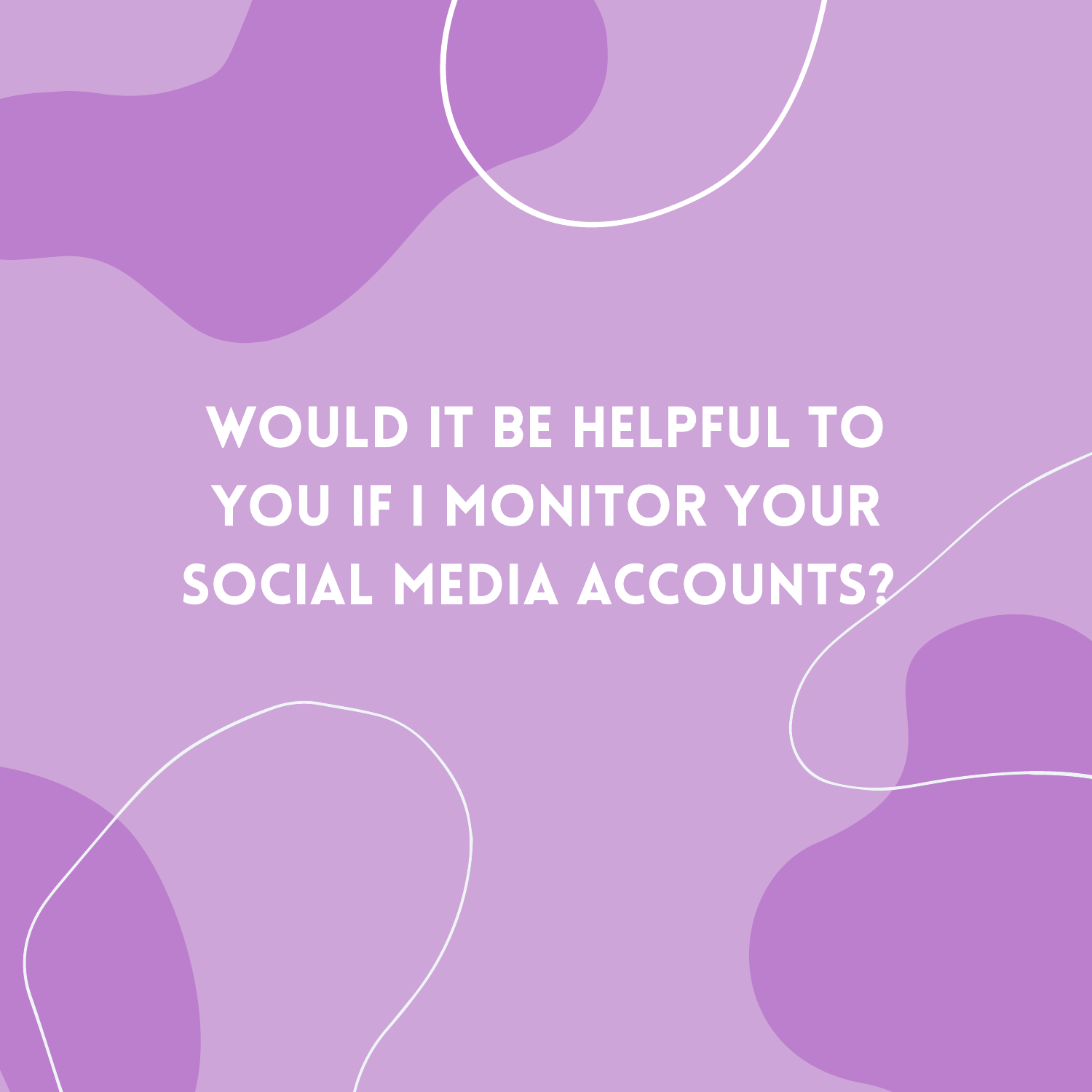WOULD IT BE HELPFUL TO YOU IF I MONITOR YOUR SOCIAL MEDIA ACCOUNTS?